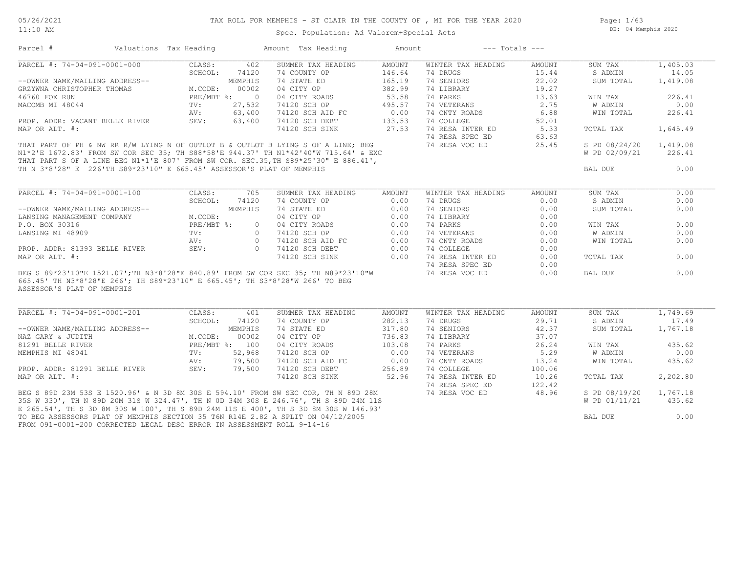# TAX ROLL FOR MEMPHIS - ST CLAIR IN THE COUNTY OF , MI FOR THE YEAR 2020

Spec. Population: Ad Valorem+Special Acts

05/26/2021
11:10 AM

DB: 04 Memphis 2020

| Parcel # | Valuations | Tax Heading | Amount | Tax Heading | Amount | --- Totals --- | |
|---|---|---|---|---|---|---|---|

---

**PARCEL #: 74-04-091-0001-000**

| | | | | | | | |
|---|---|---|---|---|---|---|---|
| CLASS: | 402 | SUMMER TAX HEADING | AMOUNT | WINTER TAX HEADING | AMOUNT | SUM TAX | 1,405.03 |
| SCHOOL: | 74120 | 74 COUNTY OP | 146.64 | 74 DRUGS | 15.44 | S ADMIN | 14.05 |
| | MEMPHIS | 74 STATE ED | 165.19 | 74 SENIORS | 22.02 | SUM TOTAL | 1,419.08 |
| M.CODE: | 00002 | 04 CITY OP | 382.99 | 74 LIBRARY | 19.27 | | |
| PRE/MBT %: | 0 | 04 CITY ROADS | 53.58 | 74 PARKS | 13.63 | WIN TAX | 226.41 |
| TV: | 27,532 | 74120 SCH OP | 495.57 | 74 VETERANS | 2.75 | W ADMIN | 0.00 |
| AV: | 63,400 | 74120 SCH AID FC | 0.00 | 74 CNTY ROADS | 6.88 | WIN TOTAL | 226.41 |
| SEV: | 63,400 | 74120 SCH DEBT | 133.53 | 74 COLLEGE | 52.01 | | |
| | | 74120 SCH SINK | 27.53 | 74 RESA INTER ED | 5.33 | TOTAL TAX | 1,645.49 |
| | | | | 74 RESA SPEC ED | 63.63 | | |
| | | | | 74 RESA VOC ED | 25.45 | S PD 08/24/20 | 1,419.08 |
| | | | | | | W PD 02/09/21 | 226.41 |
| | | | | | | BAL DUE | 0.00 |

--OWNER NAME/MAILING ADDRESS--
GRZYWNA CHRISTOPHER THOMAS
46760 FOX RUN
MACOMB MI 48044

PROP. ADDR: VACANT BELLE RIVER
MAP OR ALT. #:

THAT PART OF PH & NW RR R/W LYING N OF OUTLOT B & OUTLOT B LYING S OF A LINE; BEG N1*2'E 1672.83' FROM SW COR SEC 35; TH S88*58'E 944.37' TH N1*42'40"W 715.64' & EXC THAT PART S OF A LINE BEG N1*1'E 807' FROM SW COR. SEC.35,TH S89*25'30" E 886.41', TH N 3*8'28" E 226'TH S89*23'10" E 665.45' ASSESSOR'S PLAT OF MEMPHIS

---

**PARCEL #: 74-04-091-0001-100**

| | | | | | | | |
|---|---|---|---|---|---|---|---|
| CLASS: | 705 | SUMMER TAX HEADING | AMOUNT | WINTER TAX HEADING | AMOUNT | SUM TAX | 0.00 |
| SCHOOL: | 74120 | 74 COUNTY OP | 0.00 | 74 DRUGS | 0.00 | S ADMIN | 0.00 |
| | MEMPHIS | 74 STATE ED | 0.00 | 74 SENIORS | 0.00 | SUM TOTAL | 0.00 |
| M.CODE: | | 04 CITY OP | 0.00 | 74 LIBRARY | 0.00 | | |
| PRE/MBT %: | 0 | 04 CITY ROADS | 0.00 | 74 PARKS | 0.00 | WIN TAX | 0.00 |
| TV: | 0 | 74120 SCH OP | 0.00 | 74 VETERANS | 0.00 | W ADMIN | 0.00 |
| AV: | 0 | 74120 SCH AID FC | 0.00 | 74 CNTY ROADS | 0.00 | WIN TOTAL | 0.00 |
| SEV: | 0 | 74120 SCH DEBT | 0.00 | 74 COLLEGE | 0.00 | | |
| | | 74120 SCH SINK | 0.00 | 74 RESA INTER ED | 0.00 | TOTAL TAX | 0.00 |
| | | | | 74 RESA SPEC ED | 0.00 | | |
| | | | | 74 RESA VOC ED | 0.00 | BAL DUE | 0.00 |

--OWNER NAME/MAILING ADDRESS--
LANSING MANAGEMENT COMPANY
P.O. BOX 30316
LANSING MI 48909

PROP. ADDR: 81393 BELLE RIVER
MAP OR ALT. #:

BEG S 89*23'10"E 1521.07';TH N3*8'28"E 840.89' FROM SW COR SEC 35; TH N89*23'10"W 665.45' TH N3*8'28"E 266'; TH S89*23'10" E 665.45'; TH S3*8'28"W 266' TO BEG ASSESSOR'S PLAT OF MEMPHIS

---

**PARCEL #: 74-04-091-0001-201**

| | | | | | | | |
|---|---|---|---|---|---|---|---|
| CLASS: | 401 | SUMMER TAX HEADING | AMOUNT | WINTER TAX HEADING | AMOUNT | SUM TAX | 1,749.69 |
| SCHOOL: | 74120 | 74 COUNTY OP | 282.13 | 74 DRUGS | 29.71 | S ADMIN | 17.49 |
| | MEMPHIS | 74 STATE ED | 317.80 | 74 SENIORS | 42.37 | SUM TOTAL | 1,767.18 |
| M.CODE: | 00002 | 04 CITY OP | 736.83 | 74 LIBRARY | 37.07 | | |
| PRE/MBT %: | 100 | 04 CITY ROADS | 103.08 | 74 PARKS | 26.24 | WIN TAX | 435.62 |
| TV: | 52,968 | 74120 SCH OP | 0.00 | 74 VETERANS | 5.29 | W ADMIN | 0.00 |
| AV: | 79,500 | 74120 SCH AID FC | 0.00 | 74 CNTY ROADS | 13.24 | WIN TOTAL | 435.62 |
| SEV: | 79,500 | 74120 SCH DEBT | 256.89 | 74 COLLEGE | 100.06 | | |
| | | 74120 SCH SINK | 52.96 | 74 RESA INTER ED | 10.26 | TOTAL TAX | 2,202.80 |
| | | | | 74 RESA SPEC ED | 122.42 | | |
| | | | | 74 RESA VOC ED | 48.96 | S PD 08/19/20 | 1,767.18 |
| | | | | | | W PD 01/11/21 | 435.62 |
| | | | | | | BAL DUE | 0.00 |

--OWNER NAME/MAILING ADDRESS--
NAZ GARY & JUDITH
81291 BELLE RIVER
MEMPHIS MI 48041

PROP. ADDR: 81291 BELLE RIVER
MAP OR ALT. #:

BEG S 89D 23M 53S E 1520.96' & N 3D 8M 30S E 594.10' FROM SW SEC COR, TH N 89D 28M 35S W 330', TH N 89D 20M 31S W 324.47', TH N 0D 34M 30S E 246.76', TH S 89D 24M 11S E 265.54', TH S 3D 8M 30S W 100', TH S 89D 24M 11S E 400', TH S 3D 8M 30S W 146.93' TO BEG ASSESSORS PLAT OF MEMPHIS SECTION 35 T6N R14E 2.82 A SPLIT ON 04/12/2005 FROM 091-0001-200 CORRECTED LEGAL DESC ERROR IN ASSESSMENT ROLL 9-14-16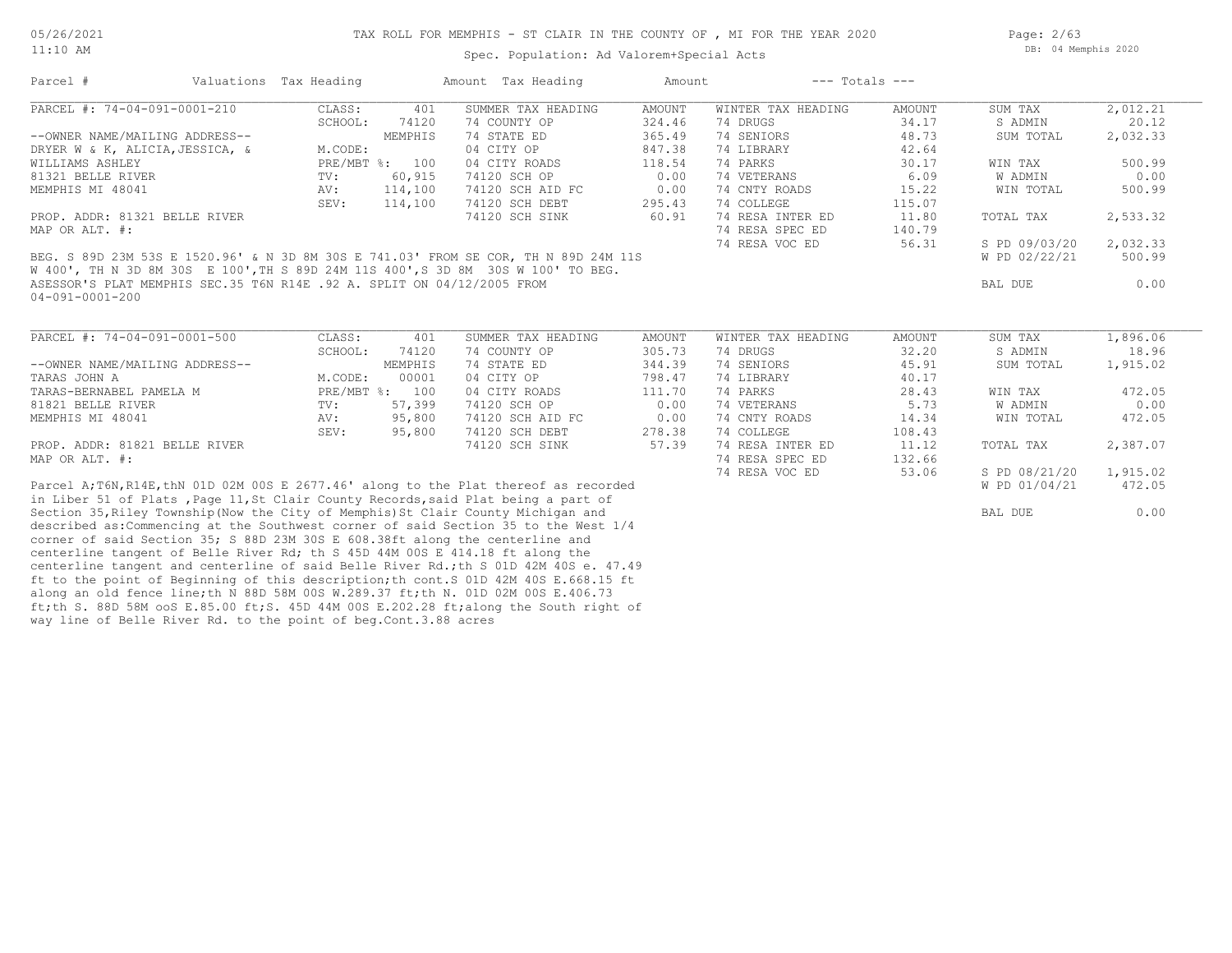05/26/2021
11:10 AM

# TAX ROLL FOR MEMPHIS - ST CLAIR IN THE COUNTY OF , MI FOR THE YEAR 2020

Spec. Population: Ad Valorem+Special Acts

DB: 04 Memphis 2020

| Parcel # | Valuations | Tax Heading | Amount | Tax Heading | Amount | --- Totals --- | | | |
|---|---|---|---|---|---|---|---|---|---|

## PARCEL #: 74-04-091-0001-210

| | | | SUMMER TAX HEADING | AMOUNT | WINTER TAX HEADING | AMOUNT | | |
|---|---|---|---|---|---|---|---|---|
| | CLASS: | 401 | SUMMER TAX HEADING | AMOUNT | WINTER TAX HEADING | AMOUNT | SUM TAX | 2,012.21 |
| | SCHOOL: | 74120 | 74 COUNTY OP | 324.46 | 74 DRUGS | 34.17 | S ADMIN | 20.12 |
| --OWNER NAME/MAILING ADDRESS-- | | MEMPHIS | 74 STATE ED | 365.49 | 74 SENIORS | 48.73 | SUM TOTAL | 2,032.33 |
| DRYER W & K, ALICIA,JESSICA, & | M.CODE: | | 04 CITY OP | 847.38 | 74 LIBRARY | 42.64 | | |
| WILLIAMS ASHLEY | PRE/MBT %: | 100 | 04 CITY ROADS | 118.54 | 74 PARKS | 30.17 | WIN TAX | 500.99 |
| 81321 BELLE RIVER | TV: | 60,915 | 74120 SCH OP | 0.00 | 74 VETERANS | 6.09 | W ADMIN | 0.00 |
| MEMPHIS MI 48041 | AV: | 114,100 | 74120 SCH AID FC | 0.00 | 74 CNTY ROADS | 15.22 | WIN TOTAL | 500.99 |
| | SEV: | 114,100 | 74120 SCH DEBT | 295.43 | 74 COLLEGE | 115.07 | | |
| PROP. ADDR: 81321 BELLE RIVER | | | 74120 SCH SINK | 60.91 | 74 RESA INTER ED | 11.80 | TOTAL TAX | 2,533.32 |
| MAP OR ALT. #: | | | | | 74 RESA SPEC ED | 140.79 | | |
| | | | | | 74 RESA VOC ED | 56.31 | S PD 09/03/20 | 2,032.33 |
| | | | | | | | W PD 02/22/21 | 500.99 |
| | | | | | | | BAL DUE | 0.00 |

BEG. S 89D 23M 53S E 1520.96' & N 3D 8M 30S E 741.03' FROM SE COR, TH N 89D 24M 11S W 400', TH N 3D 8M 30S E 100',TH S 89D 24M 11S 400',S 3D 8M 30S W 100' TO BEG. ASESSOR'S PLAT MEMPHIS SEC.35 T6N R14E .92 A. SPLIT ON 04/12/2005 FROM 04-091-0001-200

## PARCEL #: 74-04-091-0001-500

| | | | SUMMER TAX HEADING | AMOUNT | WINTER TAX HEADING | AMOUNT | | |
|---|---|---|---|---|---|---|---|---|
| | CLASS: | 401 | SUMMER TAX HEADING | AMOUNT | WINTER TAX HEADING | AMOUNT | SUM TAX | 1,896.06 |
| | SCHOOL: | 74120 | 74 COUNTY OP | 305.73 | 74 DRUGS | 32.20 | S ADMIN | 18.96 |
| --OWNER NAME/MAILING ADDRESS-- | | MEMPHIS | 74 STATE ED | 344.39 | 74 SENIORS | 45.91 | SUM TOTAL | 1,915.02 |
| TARAS JOHN A | M.CODE: | 00001 | 04 CITY OP | 798.47 | 74 LIBRARY | 40.17 | | |
| TARAS-BERNABEL PAMELA M | PRE/MBT %: | 100 | 04 CITY ROADS | 111.70 | 74 PARKS | 28.43 | WIN TAX | 472.05 |
| 81821 BELLE RIVER | TV: | 57,399 | 74120 SCH OP | 0.00 | 74 VETERANS | 5.73 | W ADMIN | 0.00 |
| MEMPHIS MI 48041 | AV: | 95,800 | 74120 SCH AID FC | 0.00 | 74 CNTY ROADS | 14.34 | WIN TOTAL | 472.05 |
| | SEV: | 95,800 | 74120 SCH DEBT | 278.38 | 74 COLLEGE | 108.43 | | |
| PROP. ADDR: 81821 BELLE RIVER | | | 74120 SCH SINK | 57.39 | 74 RESA INTER ED | 11.12 | TOTAL TAX | 2,387.07 |
| MAP OR ALT. #: | | | | | 74 RESA SPEC ED | 132.66 | | |
| | | | | | 74 RESA VOC ED | 53.06 | S PD 08/21/20 | 1,915.02 |
| | | | | | | | W PD 01/04/21 | 472.05 |
| | | | | | | | BAL DUE | 0.00 |

Parcel A;T6N,R14E,thN 01D 02M 00S E 2677.46' along to the Plat thereof as recorded in Liber 51 of Plats ,Page 11,St Clair County Records,said Plat being a part of Section 35,Riley Township(Now the City of Memphis)St Clair County Michigan and described as:Commencing at the Southwest corner of said Section 35 to the West 1/4 corner of said Section 35; S 88D 23M 30S E 608.38ft along the centerline and centerline tangent of Belle River Rd; th S 45D 44M 00S E 414.18 ft along the centerline tangent and centerline of said Belle River Rd.;th S 01D 42M 40S e. 47.49 ft to the point of Beginning of this description;th cont.S 01D 42M 40S E.668.15 ft along an old fence line;th N 88D 58M 00S W.289.37 ft;th N. 01D 02M 00S E.406.73 ft;th S. 88D 58M ooS E.85.00 ft;S. 45D 44M 00S E.202.28 ft;along the South right of way line of Belle River Rd. to the point of beg.Cont.3.88 acres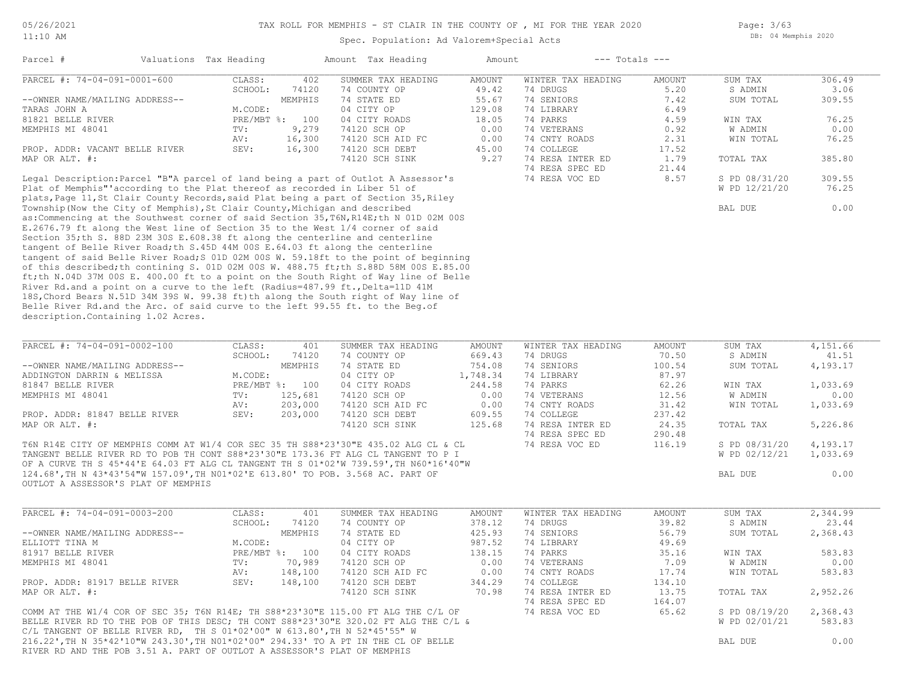# TAX ROLL FOR MEMPHIS - ST CLAIR IN THE COUNTY OF , MI FOR THE YEAR 2020

Spec. Population: Ad Valorem+Special Acts

DB: 04 Memphis 2020

| Parcel # | Valuations | Tax Heading | Amount | Tax Heading | Amount | --- Totals --- | |
|---|---|---|---|---|---|---|---|

## PARCEL #: 74-04-091-0001-600

| | | SUMMER TAX HEADING | AMOUNT | WINTER TAX HEADING | AMOUNT | | |
|---|---|---|---|---|---|---|---|
| CLASS: | 402 | 74 COUNTY OP | 49.42 | 74 DRUGS | 5.20 | SUM TAX | 306.49 |
| SCHOOL: | 74120 | 74 STATE ED | 55.67 | 74 SENIORS | 7.42 | S ADMIN | 3.06 |
| | MEMPHIS | 04 CITY OP | 129.08 | 74 LIBRARY | 6.49 | SUM TOTAL | 309.55 |
| M.CODE: | | 04 CITY ROADS | 18.05 | 74 PARKS | 4.59 | | |
| PRE/MBT %: | 100 | 74120 SCH OP | 0.00 | 74 VETERANS | 0.92 | WIN TAX | 76.25 |
| TV: | 9,279 | 74120 SCH AID FC | 0.00 | 74 CNTY ROADS | 2.31 | W ADMIN | 0.00 |
| AV: | 16,300 | 74120 SCH DEBT | 45.00 | 74 COLLEGE | 17.52 | WIN TOTAL | 76.25 |
| SEV: | 16,300 | 74120 SCH SINK | 9.27 | 74 RESA INTER ED | 1.79 | | |
| | | | | 74 RESA SPEC ED | 21.44 | TOTAL TAX | 385.80 |
| | | | | 74 RESA VOC ED | 8.57 | | |
| | | | | | | S PD 08/31/20 | 309.55 |
| | | | | | | W PD 12/21/20 | 76.25 |
| | | | | | | BAL DUE | 0.00 |

--OWNER NAME/MAILING ADDRESS--
TARAS JOHN A
81821 BELLE RIVER
MEMPHIS MI 48041

PROP. ADDR: VACANT BELLE RIVER
MAP OR ALT. #:

Legal Description:Parcel "B"A parcel of land being a part of Outlot A Assessor's Plat of Memphis"'according to the Plat thereof as recorded in Liber 51 of plats,Page 11,St Clair County Records,said Plat being a part of Section 35,Riley Township(Now the City of Memphis),St Clair County,Michigan and described as:Commencing at the Southwest corner of said Section 35,T6N,R14E;th N 01D 02M 00S E.2676.79 ft along the West line of Section 35 to the West 1/4 corner of said Section 35;th S. 88D 23M 30S E.608.38 ft along the centerline and centerline tangent of Belle River Road;th S.45D 44M 00S E.64.03 ft along the centerline tangent of said Belle River Road;S 01D 02M 00S W. 59.18ft to the point of beginning of this described;th contining S. 01D 02M 00S W. 488.75 ft;th S.88D 58M 00S E.85.00 ft;th N.04D 37M 00S E. 400.00 ft to a point on the South Right of Way line of Belle River Rd.and a point on a curve to the left (Radius=487.99 ft.,Delta=11D 41M 18S,Chord Bears N.51D 34M 39S W. 99.38 ft)th along the South right of Way line of Belle River Rd.and the Arc. of said curve to the left 99.55 ft. to the Beg.of description.Containing 1.02 Acres.

## PARCEL #: 74-04-091-0002-100

| | | SUMMER TAX HEADING | AMOUNT | WINTER TAX HEADING | AMOUNT | | |
|---|---|---|---|---|---|---|---|
| CLASS: | 401 | 74 COUNTY OP | 669.43 | 74 DRUGS | 70.50 | SUM TAX | 4,151.66 |
| SCHOOL: | 74120 | 74 STATE ED | 754.08 | 74 SENIORS | 100.54 | S ADMIN | 41.51 |
| | MEMPHIS | 04 CITY OP | 1,748.34 | 74 LIBRARY | 87.97 | SUM TOTAL | 4,193.17 |
| M.CODE: | | 04 CITY ROADS | 244.58 | 74 PARKS | 62.26 | | |
| PRE/MBT %: | 100 | 74120 SCH OP | 0.00 | 74 VETERANS | 12.56 | WIN TAX | 1,033.69 |
| TV: | 125,681 | 74120 SCH AID FC | 0.00 | 74 CNTY ROADS | 31.42 | W ADMIN | 0.00 |
| AV: | 203,000 | 74120 SCH DEBT | 609.55 | 74 COLLEGE | 237.42 | WIN TOTAL | 1,033.69 |
| SEV: | 203,000 | 74120 SCH SINK | 125.68 | 74 RESA INTER ED | 24.35 | | |
| | | | | 74 RESA SPEC ED | 290.48 | TOTAL TAX | 5,226.86 |
| | | | | 74 RESA VOC ED | 116.19 | | |
| | | | | | | S PD 08/31/20 | 4,193.17 |
| | | | | | | W PD 02/12/21 | 1,033.69 |
| | | | | | | BAL DUE | 0.00 |

--OWNER NAME/MAILING ADDRESS--
ADDINGTON DARRIN & MELISSA
81847 BELLE RIVER
MEMPHIS MI 48041

PROP. ADDR: 81847 BELLE RIVER
MAP OR ALT. #:

T6N R14E CITY OF MEMPHIS COMM AT W1/4 COR SEC 35 TH S88*23'30"E 435.02 ALG CL & CL TANGENT BELLE RIVER RD TO POB TH CONT S88*23'30"E 173.36 FT ALG CL TANGENT TO P I OF A CURVE TH S 45*44'E 64.03 FT ALG CL TANGENT TH S 01*02'W 739.59',TH N60*16'40"W 124.68',TH N 43*43'54"W 157.09',TH N01*02'E 613.80' TO POB. 3.568 AC. PART OF OUTLOT A ASSESSOR'S PLAT OF MEMPHIS

## PARCEL #: 74-04-091-0003-200

| | | SUMMER TAX HEADING | AMOUNT | WINTER TAX HEADING | AMOUNT | | |
|---|---|---|---|---|---|---|---|
| CLASS: | 401 | 74 COUNTY OP | 378.12 | 74 DRUGS | 39.82 | SUM TAX | 2,344.99 |
| SCHOOL: | 74120 | 74 STATE ED | 425.93 | 74 SENIORS | 56.79 | S ADMIN | 23.44 |
| | MEMPHIS | 04 CITY OP | 987.52 | 74 LIBRARY | 49.69 | SUM TOTAL | 2,368.43 |
| M.CODE: | | 04 CITY ROADS | 138.15 | 74 PARKS | 35.16 | | |
| PRE/MBT %: | 100 | 74120 SCH OP | 0.00 | 74 VETERANS | 7.09 | WIN TAX | 583.83 |
| TV: | 70,989 | 74120 SCH AID FC | 0.00 | 74 CNTY ROADS | 17.74 | W ADMIN | 0.00 |
| AV: | 148,100 | 74120 SCH DEBT | 344.29 | 74 COLLEGE | 134.10 | WIN TOTAL | 583.83 |
| SEV: | 148,100 | 74120 SCH SINK | 70.98 | 74 RESA INTER ED | 13.75 | | |
| | | | | 74 RESA SPEC ED | 164.07 | TOTAL TAX | 2,952.26 |
| | | | | 74 RESA VOC ED | 65.62 | | |
| | | | | | | S PD 08/19/20 | 2,368.43 |
| | | | | | | W PD 02/01/21 | 583.83 |
| | | | | | | BAL DUE | 0.00 |

--OWNER NAME/MAILING ADDRESS--
ELLIOTT TINA M
81917 BELLE RIVER
MEMPHIS MI 48041

PROP. ADDR: 81917 BELLE RIVER
MAP OR ALT. #:

COMM AT THE W1/4 COR OF SEC 35; T6N R14E; TH S88*23'30"E 115.00 FT ALG THE C/L OF BELLE RIVER RD TO THE POB OF THIS DESC; TH CONT S88*23'30"E 320.02 FT ALG THE C/L & C/L TANGENT OF BELLE RIVER RD, TH S 01*02'00" W 613.80',TH N 52*45'55" W 216.22',TH N 35*42'10"W 243.30',TH N01*02'00" 294.33' TO A PT IN THE CL OF BELLE RIVER RD AND THE POB 3.51 A. PART OF OUTLOT A ASSESSOR'S PLAT OF MEMPHIS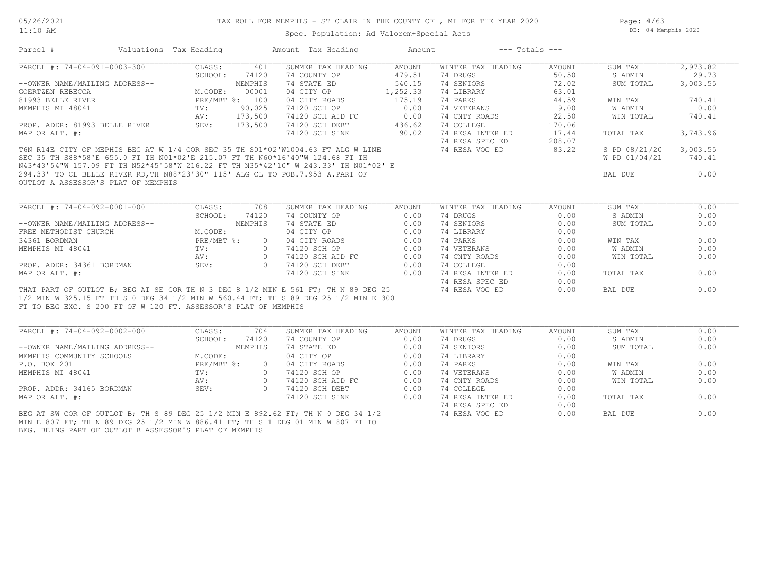# TAX ROLL FOR MEMPHIS - ST CLAIR IN THE COUNTY OF , MI FOR THE YEAR 2020

Spec. Population: Ad Valorem+Special Acts

| Parcel # | Valuations | Tax Heading | Amount | Tax Heading | Amount | --- Totals --- | |
|---|---|---|---|---|---|---|---|
| PARCEL #: 74-04-091-0003-300 | CLASS: 401 | SUMMER TAX HEADING | AMOUNT | WINTER TAX HEADING | AMOUNT | SUM TAX | 2,973.82 |
| | SCHOOL: 74120 | 74 COUNTY OP | 479.51 | 74 DRUGS | 50.50 | S ADMIN | 29.73 |
| --OWNER NAME/MAILING ADDRESS-- | MEMPHIS | 74 STATE ED | 540.15 | 74 SENIORS | 72.02 | SUM TOTAL | 3,003.55 |
| GOERTZEN REBECCA | M.CODE: 00001 | 04 CITY OP | 1,252.33 | 74 LIBRARY | 63.01 | | |
| 81993 BELLE RIVER | PRE/MBT %: 100 | 04 CITY ROADS | 175.19 | 74 PARKS | 44.59 | WIN TAX | 740.41 |
| MEMPHIS MI 48041 | TV: 90,025 | 74120 SCH OP | 0.00 | 74 VETERANS | 9.00 | W ADMIN | 0.00 |
| | AV: 173,500 | 74120 SCH AID FC | 0.00 | 74 CNTY ROADS | 22.50 | WIN TOTAL | 740.41 |
| PROP. ADDR: 81993 BELLE RIVER | SEV: 173,500 | 74120 SCH DEBT | 436.62 | 74 COLLEGE | 170.06 | | |
| MAP OR ALT. #: | | 74120 SCH SINK | 90.02 | 74 RESA INTER ED | 17.44 | TOTAL TAX | 3,743.96 |
| | | | | 74 RESA SPEC ED | 208.07 | | |
| | | | | 74 RESA VOC ED | 83.22 | S PD 08/21/20 | 3,003.55 |
| | | | | | | W PD 01/04/21 | 740.41 |
| | | | | | | BAL DUE | 0.00 |

T6N R14E CITY OF MEPHIS BEG AT W 1/4 COR SEC 35 TH S01*02'W1004.63 FT ALG W LINE SEC 35 TH S88*58'E 655.0 FT TH N01*02'E 215.07 FT TH N60*16'40"W 124.68 FT TH N43*43'54"W 157.09 FT TH N52*45'58"W 216.22 FT TH N35*42'10" W 243.33' TH N01*02' E 294.33' TO CL BELLE RIVER RD,TH N88*23'30" 115' ALG CL TO POB.7.953 A.PART OF OUTLOT A ASSESSOR'S PLAT OF MEMPHIS

| Parcel # | Valuations | Tax Heading | Amount | Tax Heading | Amount | --- Totals --- | |
|---|---|---|---|---|---|---|---|
| PARCEL #: 74-04-092-0001-000 | CLASS: 708 | SUMMER TAX HEADING | AMOUNT | WINTER TAX HEADING | AMOUNT | SUM TAX | 0.00 |
| | SCHOOL: 74120 | 74 COUNTY OP | 0.00 | 74 DRUGS | 0.00 | S ADMIN | 0.00 |
| --OWNER NAME/MAILING ADDRESS-- | MEMPHIS | 74 STATE ED | 0.00 | 74 SENIORS | 0.00 | SUM TOTAL | 0.00 |
| FREE METHODIST CHURCH | M.CODE: | 04 CITY OP | 0.00 | 74 LIBRARY | 0.00 | | |
| 34361 BORDMAN | PRE/MBT %: 0 | 04 CITY ROADS | 0.00 | 74 PARKS | 0.00 | WIN TAX | 0.00 |
| MEMPHIS MI 48041 | TV: 0 | 74120 SCH OP | 0.00 | 74 VETERANS | 0.00 | W ADMIN | 0.00 |
| | AV: 0 | 74120 SCH AID FC | 0.00 | 74 CNTY ROADS | 0.00 | WIN TOTAL | 0.00 |
| PROP. ADDR: 34361 BORDMAN | SEV: 0 | 74120 SCH DEBT | 0.00 | 74 COLLEGE | 0.00 | | |
| MAP OR ALT. #: | | 74120 SCH SINK | 0.00 | 74 RESA INTER ED | 0.00 | TOTAL TAX | 0.00 |
| | | | | 74 RESA SPEC ED | 0.00 | | |
| | | | | 74 RESA VOC ED | 0.00 | BAL DUE | 0.00 |

THAT PART OF OUTLOT B; BEG AT SE COR TH N 3 DEG 8 1/2 MIN E 561 FT; TH N 89 DEG 25 1/2 MIN W 325.15 FT TH S 0 DEG 34 1/2 MIN W 560.44 FT; TH S 89 DEG 25 1/2 MIN E 300 FT TO BEG EXC. S 200 FT OF W 120 FT. ASSESSOR'S PLAT OF MEMPHIS

| Parcel # | Valuations | Tax Heading | Amount | Tax Heading | Amount | --- Totals --- | |
|---|---|---|---|---|---|---|---|
| PARCEL #: 74-04-092-0002-000 | CLASS: 704 | SUMMER TAX HEADING | AMOUNT | WINTER TAX HEADING | AMOUNT | SUM TAX | 0.00 |
| | SCHOOL: 74120 | 74 COUNTY OP | 0.00 | 74 DRUGS | 0.00 | S ADMIN | 0.00 |
| --OWNER NAME/MAILING ADDRESS-- | MEMPHIS | 74 STATE ED | 0.00 | 74 SENIORS | 0.00 | SUM TOTAL | 0.00 |
| MEMPHIS COMMUNITY SCHOOLS | M.CODE: | 04 CITY OP | 0.00 | 74 LIBRARY | 0.00 | | |
| P.O. BOX 201 | PRE/MBT %: 0 | 04 CITY ROADS | 0.00 | 74 PARKS | 0.00 | WIN TAX | 0.00 |
| MEMPHIS MI 48041 | TV: 0 | 74120 SCH OP | 0.00 | 74 VETERANS | 0.00 | W ADMIN | 0.00 |
| | AV: 0 | 74120 SCH AID FC | 0.00 | 74 CNTY ROADS | 0.00 | WIN TOTAL | 0.00 |
| PROP. ADDR: 34165 BORDMAN | SEV: 0 | 74120 SCH DEBT | 0.00 | 74 COLLEGE | 0.00 | | |
| MAP OR ALT. #: | | 74120 SCH SINK | 0.00 | 74 RESA INTER ED | 0.00 | TOTAL TAX | 0.00 |
| | | | | 74 RESA SPEC ED | 0.00 | | |
| | | | | 74 RESA VOC ED | 0.00 | BAL DUE | 0.00 |

BEG AT SW COR OF OUTLOT B; TH S 89 DEG 25 1/2 MIN E 892.62 FT; TH N 0 DEG 34 1/2 MIN E 807 FT; TH N 89 DEG 25 1/2 MIN W 886.41 FT; TH S 1 DEG 01 MIN W 807 FT TO BEG. BEING PART OF OUTLOT B ASSESSOR'S PLAT OF MEMPHIS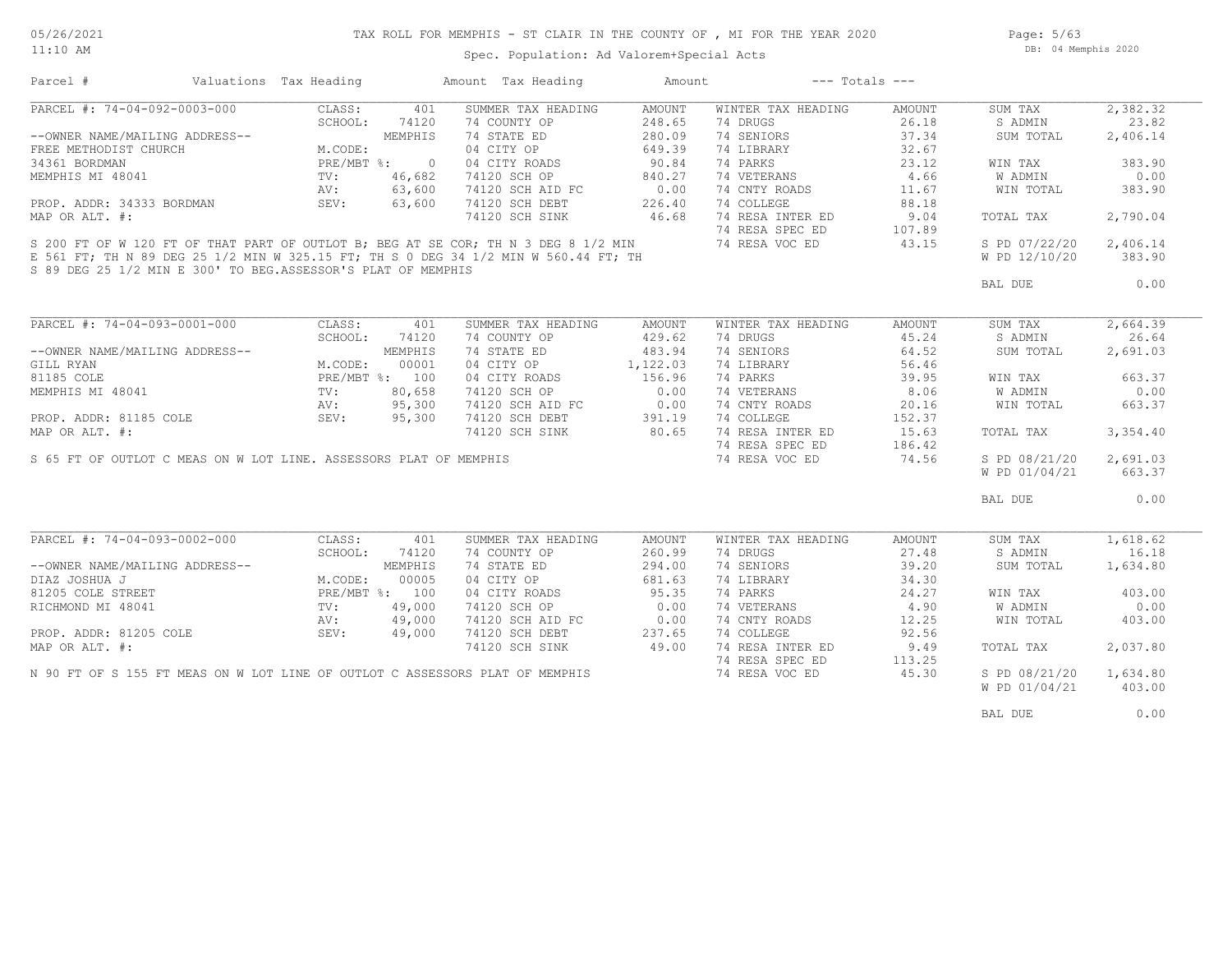# TAX ROLL FOR MEMPHIS - ST CLAIR IN THE COUNTY OF , MI FOR THE YEAR 2020

Spec. Population: Ad Valorem+Special Acts

| Parcel # | Valuations | Tax Heading | Amount | Tax Heading | Amount | --- Totals --- | |
|---|---|---|---|---|---|---|---|

## PARCEL #: 74-04-092-0003-000

| | | SUMMER TAX HEADING | AMOUNT | WINTER TAX HEADING | AMOUNT | | |
|---|---|---|---|---|---|---|---|
| CLASS: | 401 | | | | | SUM TAX | 2,382.32 |
| SCHOOL: | 74120 | 74 STATE ED | 280.09 | 74 DRUGS | 26.18 | S ADMIN | 23.82 |
| | MEMPHIS | 04 CITY OP | 649.39 | 74 SENIORS | 37.34 | SUM TOTAL | 2,406.14 |
| M.CODE: | | 04 CITY ROADS | 90.84 | 74 LIBRARY | 32.67 | | |
| PRE/MBT %: | 0 | 74120 SCH OP | 840.27 | 74 PARKS | 23.12 | WIN TAX | 383.90 |
| TV: | 46,682 | 74120 SCH AID FC | 0.00 | 74 VETERANS | 4.66 | W ADMIN | 0.00 |
| AV: | 63,600 | 74120 SCH DEBT | 226.40 | 74 CNTY ROADS | 11.67 | WIN TOTAL | 383.90 |
| SEV: | 63,600 | 74120 SCH SINK | 46.68 | 74 COLLEGE | 88.18 | | |
| | | 74 COUNTY OP | 248.65 | 74 RESA INTER ED | 9.04 | TOTAL TAX | 2,790.04 |
| | | | | 74 RESA SPEC ED | 107.89 | | |
| | | | | 74 RESA VOC ED | 43.15 | S PD 07/22/20 | 2,406.14 |
| | | | | | | W PD 12/10/20 | 383.90 |
| | | | | | | BAL DUE | 0.00 |

--OWNER NAME/MAILING ADDRESS--
FREE METHODIST CHURCH
34361 BORDMAN
MEMPHIS MI 48041

PROP. ADDR: 34333 BORDMAN
MAP OR ALT. #:

S 200 FT OF W 120 FT OF THAT PART OF OUTLOT B; BEG AT SE COR; TH N 3 DEG 8 1/2 MIN E 561 FT; TH N 89 DEG 25 1/2 MIN W 325.15 FT; TH S 0 DEG 34 1/2 MIN W 560.44 FT; TH S 89 DEG 25 1/2 MIN E 300' TO BEG.ASSESSOR'S PLAT OF MEMPHIS

## PARCEL #: 74-04-093-0001-000

| | | SUMMER TAX HEADING | AMOUNT | WINTER TAX HEADING | AMOUNT | | |
|---|---|---|---|---|---|---|---|
| CLASS: | 401 | | | | | SUM TAX | 2,664.39 |
| SCHOOL: | 74120 | 74 COUNTY OP | 429.62 | 74 DRUGS | 45.24 | S ADMIN | 26.64 |
| | MEMPHIS | 74 STATE ED | 483.94 | 74 SENIORS | 64.52 | SUM TOTAL | 2,691.03 |
| M.CODE: | 00001 | 04 CITY OP | 1,122.03 | 74 LIBRARY | 56.46 | | |
| PRE/MBT %: | 100 | 04 CITY ROADS | 156.96 | 74 PARKS | 39.95 | WIN TAX | 663.37 |
| TV: | 80,658 | 74120 SCH OP | 0.00 | 74 VETERANS | 8.06 | W ADMIN | 0.00 |
| AV: | 95,300 | 74120 SCH AID FC | 0.00 | 74 CNTY ROADS | 20.16 | WIN TOTAL | 663.37 |
| SEV: | 95,300 | 74120 SCH DEBT | 391.19 | 74 COLLEGE | 152.37 | | |
| | | 74120 SCH SINK | 80.65 | 74 RESA INTER ED | 15.63 | TOTAL TAX | 3,354.40 |
| | | | | 74 RESA SPEC ED | 186.42 | | |
| | | | | 74 RESA VOC ED | 74.56 | S PD 08/21/20 | 2,691.03 |
| | | | | | | W PD 01/04/21 | 663.37 |
| | | | | | | BAL DUE | 0.00 |

--OWNER NAME/MAILING ADDRESS--
GILL RYAN
81185 COLE
MEMPHIS MI 48041

PROP. ADDR: 81185 COLE
MAP OR ALT. #:

S 65 FT OF OUTLOT C MEAS ON W LOT LINE. ASSESSORS PLAT OF MEMPHIS

## PARCEL #: 74-04-093-0002-000

| | | SUMMER TAX HEADING | AMOUNT | WINTER TAX HEADING | AMOUNT | | |
|---|---|---|---|---|---|---|---|
| CLASS: | 401 | | | | | SUM TAX | 1,618.62 |
| SCHOOL: | 74120 | 74 COUNTY OP | 260.99 | 74 DRUGS | 27.48 | S ADMIN | 16.18 |
| | MEMPHIS | 74 STATE ED | 294.00 | 74 SENIORS | 39.20 | SUM TOTAL | 1,634.80 |
| M.CODE: | 00005 | 04 CITY OP | 681.63 | 74 LIBRARY | 34.30 | | |
| PRE/MBT %: | 100 | 04 CITY ROADS | 95.35 | 74 PARKS | 24.27 | WIN TAX | 403.00 |
| TV: | 49,000 | 74120 SCH OP | 0.00 | 74 VETERANS | 4.90 | W ADMIN | 0.00 |
| AV: | 49,000 | 74120 SCH AID FC | 0.00 | 74 CNTY ROADS | 12.25 | WIN TOTAL | 403.00 |
| SEV: | 49,000 | 74120 SCH DEBT | 237.65 | 74 COLLEGE | 92.56 | | |
| | | 74120 SCH SINK | 49.00 | 74 RESA INTER ED | 9.49 | TOTAL TAX | 2,037.80 |
| | | | | 74 RESA SPEC ED | 113.25 | | |
| | | | | 74 RESA VOC ED | 45.30 | S PD 08/21/20 | 1,634.80 |
| | | | | | | W PD 01/04/21 | 403.00 |
| | | | | | | BAL DUE | 0.00 |

--OWNER NAME/MAILING ADDRESS--
DIAZ JOSHUA J
81205 COLE STREET
RICHMOND MI 48041

PROP. ADDR: 81205 COLE
MAP OR ALT. #:

N 90 FT OF S 155 FT MEAS ON W LOT LINE OF OUTLOT C ASSESSORS PLAT OF MEMPHIS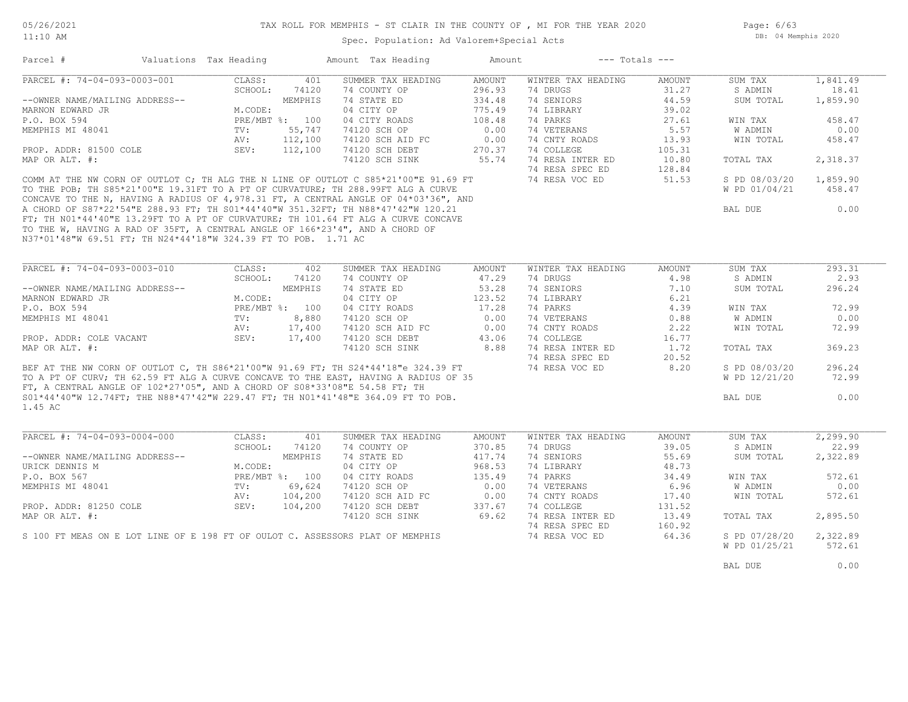# TAX ROLL FOR MEMPHIS - ST CLAIR IN THE COUNTY OF , MI FOR THE YEAR 2020

Spec. Population: Ad Valorem+Special Acts

| Parcel # | Valuations | Tax Heading | Amount | Tax Heading | Amount | --- Totals --- | |
|---|---|---|---|---|---|---|---|

## PARCEL #: 74-04-093-0003-001

| | | | | | | | |
|---|---|---|---|---|---|---|---|
| --OWNER NAME/MAILING ADDRESS-- | CLASS: 401 | SUMMER TAX HEADING | AMOUNT | WINTER TAX HEADING | AMOUNT | SUM TAX | 1,841.49 |
| MARNON EDWARD JR | SCHOOL: 74120 | 74 COUNTY OP | 296.93 | 74 DRUGS | 31.27 | S ADMIN | 18.41 |
| P.O. BOX 594 | MEMPHIS | 74 STATE ED | 334.48 | 74 SENIORS | 44.59 | SUM TOTAL | 1,859.90 |
| MEMPHIS MI 48041 | M.CODE: | 04 CITY OP | 775.49 | 74 LIBRARY | 39.02 | | |
| | PRE/MBT %: 100 | 04 CITY ROADS | 108.48 | 74 PARKS | 27.61 | WIN TAX | 458.47 |
| | TV: 55,747 | 74120 SCH OP | 0.00 | 74 VETERANS | 5.57 | W ADMIN | 0.00 |
| | AV: 112,100 | 74120 SCH AID FC | 0.00 | 74 CNTY ROADS | 13.93 | WIN TOTAL | 458.47 |
| PROP. ADDR: 81500 COLE | SEV: 112,100 | 74120 SCH DEBT | 270.37 | 74 COLLEGE | 105.31 | | |
| MAP OR ALT. #: | | 74120 SCH SINK | 55.74 | 74 RESA INTER ED | 10.80 | TOTAL TAX | 2,318.37 |
| | | | | 74 RESA SPEC ED | 128.84 | | |
| | | | | 74 RESA VOC ED | 51.53 | S PD 08/03/20 | 1,859.90 |
| | | | | | | W PD 01/04/21 | 458.47 |
| | | | | | | BAL DUE | 0.00 |

COMM AT THE NW CORN OF OUTLOT C; TH ALG THE N LINE OF OUTLOT C S85*21'00"E 91.69 FT TO THE POB; TH S85*21'00"E 19.31FT TO A PT OF CURVATURE; TH 288.99FT ALG A CURVE CONCAVE TO THE N, HAVING A RADIUS OF 4,978.31 FT, A CENTRAL ANGLE OF 04*03'36", AND A CHORD OF S87*22'54"E 288.93 FT; TH S01*44'40"W 351.32FT; TH N88*47'42"W 120.21 FT; TH N01*44'40"E 13.29FT TO A PT OF CURVATURE; TH 101.64 FT ALG A CURVE CONCAVE TO THE W, HAVING A RAD OF 35FT, A CENTRAL ANGLE OF 166*23'4", AND A CHORD OF N37*01'48"W 69.51 FT; TH N24*44'18"W 324.39 FT TO POB. 1.71 AC

## PARCEL #: 74-04-093-0003-010

| | | | | | | | |
|---|---|---|---|---|---|---|---|
| --OWNER NAME/MAILING ADDRESS-- | CLASS: 402 | SUMMER TAX HEADING | AMOUNT | WINTER TAX HEADING | AMOUNT | SUM TAX | 293.31 |
| MARNON EDWARD JR | SCHOOL: 74120 | 74 COUNTY OP | 47.29 | 74 DRUGS | 4.98 | S ADMIN | 2.93 |
| P.O. BOX 594 | MEMPHIS | 74 STATE ED | 53.28 | 74 SENIORS | 7.10 | SUM TOTAL | 296.24 |
| MEMPHIS MI 48041 | M.CODE: | 04 CITY OP | 123.52 | 74 LIBRARY | 6.21 | | |
| | PRE/MBT %: 100 | 04 CITY ROADS | 17.28 | 74 PARKS | 4.39 | WIN TAX | 72.99 |
| | TV: 8,880 | 74120 SCH OP | 0.00 | 74 VETERANS | 0.88 | W ADMIN | 0.00 |
| | AV: 17,400 | 74120 SCH AID FC | 0.00 | 74 CNTY ROADS | 2.22 | WIN TOTAL | 72.99 |
| PROP. ADDR: COLE VACANT | SEV: 17,400 | 74120 SCH DEBT | 43.06 | 74 COLLEGE | 16.77 | | |
| MAP OR ALT. #: | | 74120 SCH SINK | 8.88 | 74 RESA INTER ED | 1.72 | TOTAL TAX | 369.23 |
| | | | | 74 RESA SPEC ED | 20.52 | | |
| | | | | 74 RESA VOC ED | 8.20 | S PD 08/03/20 | 296.24 |
| | | | | | | W PD 12/21/20 | 72.99 |
| | | | | | | BAL DUE | 0.00 |

BEF AT THE NW CORN OF OUTLOT C, TH S86*21'00"W 91.69 FT; TH S24*44'18"e 324.39 FT TO A PT OF CURV; TH 62.59 FT ALG A CURVE CONCAVE TO THE EAST, HAVING A RADIUS OF 35 FT, A CENTRAL ANGLE OF 102*27'05", AND A CHORD OF S08*33'08"E 54.58 FT; TH S01*44'40"W 12.74FT; THE N88*47'42"W 229.47 FT; TH N01*41'48"E 364.09 FT TO POB. 1.45 AC

## PARCEL #: 74-04-093-0004-000

| | | | | | | | |
|---|---|---|---|---|---|---|---|
| --OWNER NAME/MAILING ADDRESS-- | CLASS: 401 | SUMMER TAX HEADING | AMOUNT | WINTER TAX HEADING | AMOUNT | SUM TAX | 2,299.90 |
| URICK DENNIS M | SCHOOL: 74120 | 74 COUNTY OP | 370.85 | 74 DRUGS | 39.05 | S ADMIN | 22.99 |
| P.O. BOX 567 | MEMPHIS | 74 STATE ED | 417.74 | 74 SENIORS | 55.69 | SUM TOTAL | 2,322.89 |
| MEMPHIS MI 48041 | M.CODE: | 04 CITY OP | 968.53 | 74 LIBRARY | 48.73 | | |
| | PRE/MBT %: 100 | 04 CITY ROADS | 135.49 | 74 PARKS | 34.49 | WIN TAX | 572.61 |
| | TV: 69,624 | 74120 SCH OP | 0.00 | 74 VETERANS | 6.96 | W ADMIN | 0.00 |
| | AV: 104,200 | 74120 SCH AID FC | 0.00 | 74 CNTY ROADS | 17.40 | WIN TOTAL | 572.61 |
| PROP. ADDR: 81250 COLE | SEV: 104,200 | 74120 SCH DEBT | 337.67 | 74 COLLEGE | 131.52 | | |
| MAP OR ALT. #: | | 74120 SCH SINK | 69.62 | 74 RESA INTER ED | 13.49 | TOTAL TAX | 2,895.50 |
| | | | | 74 RESA SPEC ED | 160.92 | | |
| | | | | 74 RESA VOC ED | 64.36 | S PD 07/28/20 | 2,322.89 |
| | | | | | | W PD 01/25/21 | 572.61 |
| | | | | | | BAL DUE | 0.00 |

S 100 FT MEAS ON E LOT LINE OF E 198 FT OF OULOT C. ASSESSORS PLAT OF MEMPHIS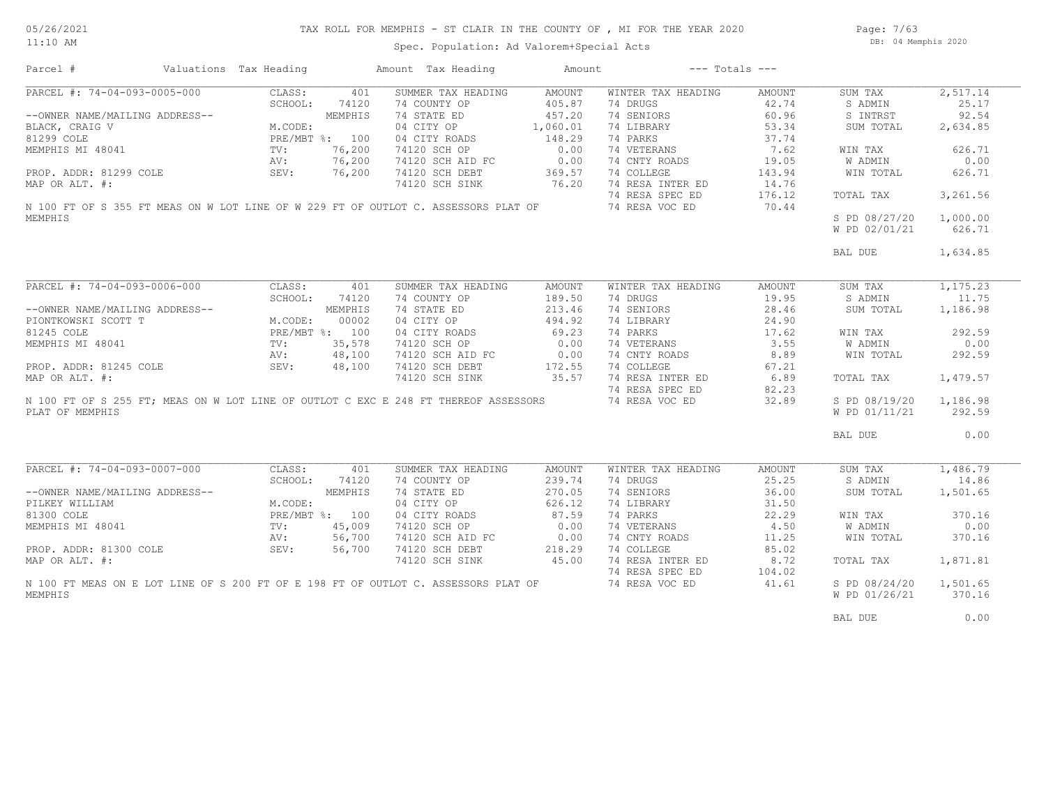# TAX ROLL FOR MEMPHIS - ST CLAIR IN THE COUNTY OF , MI FOR THE YEAR 2020

Spec. Population: Ad Valorem+Special Acts

DB: 04 Memphis 2020

05/26/2021
11:10 AM

| Parcel # | Valuations | Tax Heading | Amount | Tax Heading | Amount | --- Totals --- | |
|---|---|---|---|---|---|---|---|

## PARCEL #: 74-04-093-0005-000

--OWNER NAME/MAILING ADDRESS--
BLACK, CRAIG V
81299 COLE
MEMPHIS MI 48041

PROP. ADDR: 81299 COLE
MAP OR ALT. #:

| Valuations | | Summer Tax Heading | Amount | Winter Tax Heading | Amount | Totals | |
|---|---|---|---|---|---|---|---|
| CLASS: | 401 | SUMMER TAX HEADING | AMOUNT | WINTER TAX HEADING | AMOUNT | SUM TAX | 2,517.14 |
| SCHOOL: | 74120 | 74 COUNTY OP | 405.87 | 74 DRUGS | 42.74 | S ADMIN | 25.17 |
| | MEMPHIS | 74 STATE ED | 457.20 | 74 SENIORS | 60.96 | S INTRST | 92.54 |
| M.CODE: | | 04 CITY OP | 1,060.01 | 74 LIBRARY | 53.34 | SUM TOTAL | 2,634.85 |
| PRE/MBT %: | 100 | 04 CITY ROADS | 148.29 | 74 PARKS | 37.74 | | |
| TV: | 76,200 | 74120 SCH OP | 0.00 | 74 VETERANS | 7.62 | WIN TAX | 626.71 |
| AV: | 76,200 | 74120 SCH AID FC | 0.00 | 74 CNTY ROADS | 19.05 | W ADMIN | 0.00 |
| SEV: | 76,200 | 74120 SCH DEBT | 369.57 | 74 COLLEGE | 143.94 | WIN TOTAL | 626.71 |
| | | 74120 SCH SINK | 76.20 | 74 RESA INTER ED | 14.76 | | |
| | | | | 74 RESA SPEC ED | 176.12 | TOTAL TAX | 3,261.56 |
| | | | | 74 RESA VOC ED | 70.44 | | |
| | | | | | | S PD 08/27/20 | 1,000.00 |
| | | | | | | W PD 02/01/21 | 626.71 |
| | | | | | | BAL DUE | 1,634.85 |

N 100 FT OF S 355 FT MEAS ON W LOT LINE OF W 229 FT OF OUTLOT C. ASSESSORS PLAT OF MEMPHIS

## PARCEL #: 74-04-093-0006-000

--OWNER NAME/MAILING ADDRESS--
PIONTKOWSKI SCOTT T
81245 COLE
MEMPHIS MI 48041

PROP. ADDR: 81245 COLE
MAP OR ALT. #:

| Valuations | | Summer Tax Heading | Amount | Winter Tax Heading | Amount | Totals | |
|---|---|---|---|---|---|---|---|
| CLASS: | 401 | SUMMER TAX HEADING | AMOUNT | WINTER TAX HEADING | AMOUNT | SUM TAX | 1,175.23 |
| SCHOOL: | 74120 | 74 COUNTY OP | 189.50 | 74 DRUGS | 19.95 | S ADMIN | 11.75 |
| | MEMPHIS | 74 STATE ED | 213.46 | 74 SENIORS | 28.46 | SUM TOTAL | 1,186.98 |
| M.CODE: | 00002 | 04 CITY OP | 494.92 | 74 LIBRARY | 24.90 | | |
| PRE/MBT %: | 100 | 04 CITY ROADS | 69.23 | 74 PARKS | 17.62 | WIN TAX | 292.59 |
| TV: | 35,578 | 74120 SCH OP | 0.00 | 74 VETERANS | 3.55 | W ADMIN | 0.00 |
| AV: | 48,100 | 74120 SCH AID FC | 0.00 | 74 CNTY ROADS | 8.89 | WIN TOTAL | 292.59 |
| SEV: | 48,100 | 74120 SCH DEBT | 172.55 | 74 COLLEGE | 67.21 | | |
| | | 74120 SCH SINK | 35.57 | 74 RESA INTER ED | 6.89 | TOTAL TAX | 1,479.57 |
| | | | | 74 RESA SPEC ED | 82.23 | | |
| | | | | 74 RESA VOC ED | 32.89 | S PD 08/19/20 | 1,186.98 |
| | | | | | | W PD 01/11/21 | 292.59 |
| | | | | | | BAL DUE | 0.00 |

N 100 FT OF S 255 FT; MEAS ON W LOT LINE OF OUTLOT C EXC E 248 FT THEREOF ASSESSORS PLAT OF MEMPHIS

## PARCEL #: 74-04-093-0007-000

--OWNER NAME/MAILING ADDRESS--
PILKEY WILLIAM
81300 COLE
MEMPHIS MI 48041

PROP. ADDR: 81300 COLE
MAP OR ALT. #:

| Valuations | | Summer Tax Heading | Amount | Winter Tax Heading | Amount | Totals | |
|---|---|---|---|---|---|---|---|
| CLASS: | 401 | SUMMER TAX HEADING | AMOUNT | WINTER TAX HEADING | AMOUNT | SUM TAX | 1,486.79 |
| SCHOOL: | 74120 | 74 COUNTY OP | 239.74 | 74 DRUGS | 25.25 | S ADMIN | 14.86 |
| | MEMPHIS | 74 STATE ED | 270.05 | 74 SENIORS | 36.00 | SUM TOTAL | 1,501.65 |
| M.CODE: | | 04 CITY OP | 626.12 | 74 LIBRARY | 31.50 | | |
| PRE/MBT %: | 100 | 04 CITY ROADS | 87.59 | 74 PARKS | 22.29 | WIN TAX | 370.16 |
| TV: | 45,009 | 74120 SCH OP | 0.00 | 74 VETERANS | 4.50 | W ADMIN | 0.00 |
| AV: | 56,700 | 74120 SCH AID FC | 0.00 | 74 CNTY ROADS | 11.25 | WIN TOTAL | 370.16 |
| SEV: | 56,700 | 74120 SCH DEBT | 218.29 | 74 COLLEGE | 85.02 | | |
| | | 74120 SCH SINK | 45.00 | 74 RESA INTER ED | 8.72 | TOTAL TAX | 1,871.81 |
| | | | | 74 RESA SPEC ED | 104.02 | | |
| | | | | 74 RESA VOC ED | 41.61 | S PD 08/24/20 | 1,501.65 |
| | | | | | | W PD 01/26/21 | 370.16 |
| | | | | | | BAL DUE | 0.00 |

N 100 FT MEAS ON E LOT LINE OF S 200 FT OF E 198 FT OF OUTLOT C. ASSESSORS PLAT OF MEMPHIS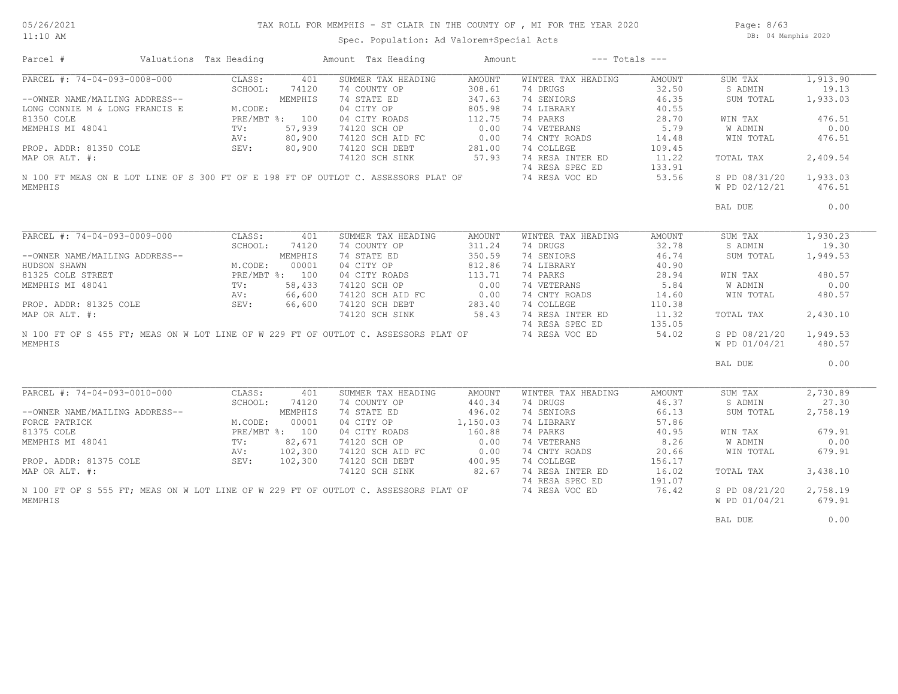# TAX ROLL FOR MEMPHIS - ST CLAIR IN THE COUNTY OF , MI FOR THE YEAR 2020

05/26/2021
11:10 AM

Spec. Population: Ad Valorem+Special Acts

DB: 04 Memphis 2020

| Parcel # | Valuations | Tax Heading | Amount | Tax Heading | Amount | --- Totals --- | |
|---|---|---|---|---|---|---|---|

## PARCEL #: 74-04-093-0008-000

| Field | Value | Summer Tax Heading | Amount | Winter Tax Heading | Amount | Totals | Amount |
|---|---|---|---|---|---|---|---|
| CLASS: | 401 | SUMMER TAX HEADING | AMOUNT | WINTER TAX HEADING | AMOUNT | SUM TAX | 1,913.90 |
| SCHOOL: | 74120 | 74 STATE ED | 308.61 | 74 DRUGS | 32.50 | S ADMIN | 19.13 |
| | MEMPHIS | 74 STATE ED | 347.63 | 74 SENIORS | 46.35 | SUM TOTAL | 1,933.03 |
| M.CODE: | | 04 CITY OP | 805.98 | 74 LIBRARY | 40.55 | | |
| PRE/MBT %: | 100 | 04 CITY ROADS | 112.75 | 74 PARKS | 28.70 | WIN TAX | 476.51 |
| TV: | 57,939 | 74120 SCH OP | 0.00 | 74 VETERANS | 5.79 | W ADMIN | 0.00 |
| AV: | 80,900 | 74120 SCH AID FC | 0.00 | 74 CNTY ROADS | 14.48 | WIN TOTAL | 476.51 |
| SEV: | 80,900 | 74120 SCH DEBT | 281.00 | 74 COLLEGE | 109.45 | | |
| | | 74120 SCH SINK | 57.93 | 74 RESA INTER ED | 11.22 | TOTAL TAX | 2,409.54 |
| | | | | 74 RESA SPEC ED | 133.91 | | |
| | | | | 74 RESA VOC ED | 53.56 | S PD 08/31/20 | 1,933.03 |
| | | | | | | W PD 02/12/21 | 476.51 |
| | | | | | | BAL DUE | 0.00 |

--OWNER NAME/MAILING ADDRESS--
LONG CONNIE M & LONG FRANCIS E
81350 COLE
MEMPHIS MI 48041

PROP. ADDR: 81350 COLE
MAP OR ALT. #:

N 100 FT MEAS ON E LOT LINE OF S 300 FT OF E 198 FT OF OUTLOT C. ASSESSORS PLAT OF MEMPHIS

## PARCEL #: 74-04-093-0009-000

| Field | Value | Summer Tax Heading | Amount | Winter Tax Heading | Amount | Totals | Amount |
|---|---|---|---|---|---|---|---|
| CLASS: | 401 | SUMMER TAX HEADING | AMOUNT | WINTER TAX HEADING | AMOUNT | SUM TAX | 1,930.23 |
| SCHOOL: | 74120 | 74 COUNTY OP | 311.24 | 74 DRUGS | 32.78 | S ADMIN | 19.30 |
| | MEMPHIS | 74 STATE ED | 350.59 | 74 SENIORS | 46.74 | SUM TOTAL | 1,949.53 |
| M.CODE: | 00001 | 04 CITY OP | 812.86 | 74 LIBRARY | 40.90 | | |
| PRE/MBT %: | 100 | 04 CITY ROADS | 113.71 | 74 PARKS | 28.94 | WIN TAX | 480.57 |
| TV: | 58,433 | 74120 SCH OP | 0.00 | 74 VETERANS | 5.84 | W ADMIN | 0.00 |
| AV: | 66,600 | 74120 SCH AID FC | 0.00 | 74 CNTY ROADS | 14.60 | WIN TOTAL | 480.57 |
| SEV: | 66,600 | 74120 SCH DEBT | 283.40 | 74 COLLEGE | 110.38 | | |
| | | 74120 SCH SINK | 58.43 | 74 RESA INTER ED | 11.32 | TOTAL TAX | 2,430.10 |
| | | | | 74 RESA SPEC ED | 135.05 | | |
| | | | | 74 RESA VOC ED | 54.02 | S PD 08/21/20 | 1,949.53 |
| | | | | | | W PD 01/04/21 | 480.57 |
| | | | | | | BAL DUE | 0.00 |

--OWNER NAME/MAILING ADDRESS--
HUDSON SHAWN
81325 COLE STREET
MEMPHIS MI 48041

PROP. ADDR: 81325 COLE
MAP OR ALT. #:

N 100 FT OF S 455 FT; MEAS ON W LOT LINE OF W 229 FT OF OUTLOT C. ASSESSORS PLAT OF MEMPHIS

## PARCEL #: 74-04-093-0010-000

| Field | Value | Summer Tax Heading | Amount | Winter Tax Heading | Amount | Totals | Amount |
|---|---|---|---|---|---|---|---|
| CLASS: | 401 | SUMMER TAX HEADING | AMOUNT | WINTER TAX HEADING | AMOUNT | SUM TAX | 2,730.89 |
| SCHOOL: | 74120 | 74 COUNTY OP | 440.34 | 74 DRUGS | 46.37 | S ADMIN | 27.30 |
| | MEMPHIS | 74 STATE ED | 496.02 | 74 SENIORS | 66.13 | SUM TOTAL | 2,758.19 |
| M.CODE: | 00001 | 04 CITY OP | 1,150.03 | 74 LIBRARY | 57.86 | | |
| PRE/MBT %: | 100 | 04 CITY ROADS | 160.88 | 74 PARKS | 40.95 | WIN TAX | 679.91 |
| TV: | 82,671 | 74120 SCH OP | 0.00 | 74 VETERANS | 8.26 | W ADMIN | 0.00 |
| AV: | 102,300 | 74120 SCH AID FC | 0.00 | 74 CNTY ROADS | 20.66 | WIN TOTAL | 679.91 |
| SEV: | 102,300 | 74120 SCH DEBT | 400.95 | 74 COLLEGE | 156.17 | | |
| | | 74120 SCH SINK | 82.67 | 74 RESA INTER ED | 16.02 | TOTAL TAX | 3,438.10 |
| | | | | 74 RESA SPEC ED | 191.07 | | |
| | | | | 74 RESA VOC ED | 76.42 | S PD 08/21/20 | 2,758.19 |
| | | | | | | W PD 01/04/21 | 679.91 |
| | | | | | | BAL DUE | 0.00 |

--OWNER NAME/MAILING ADDRESS--
FORCE PATRICK
81375 COLE
MEMPHIS MI 48041

PROP. ADDR: 81375 COLE
MAP OR ALT. #:

N 100 FT OF S 555 FT; MEAS ON W LOT LINE OF W 229 FT OF OUTLOT C. ASSESSORS PLAT OF MEMPHIS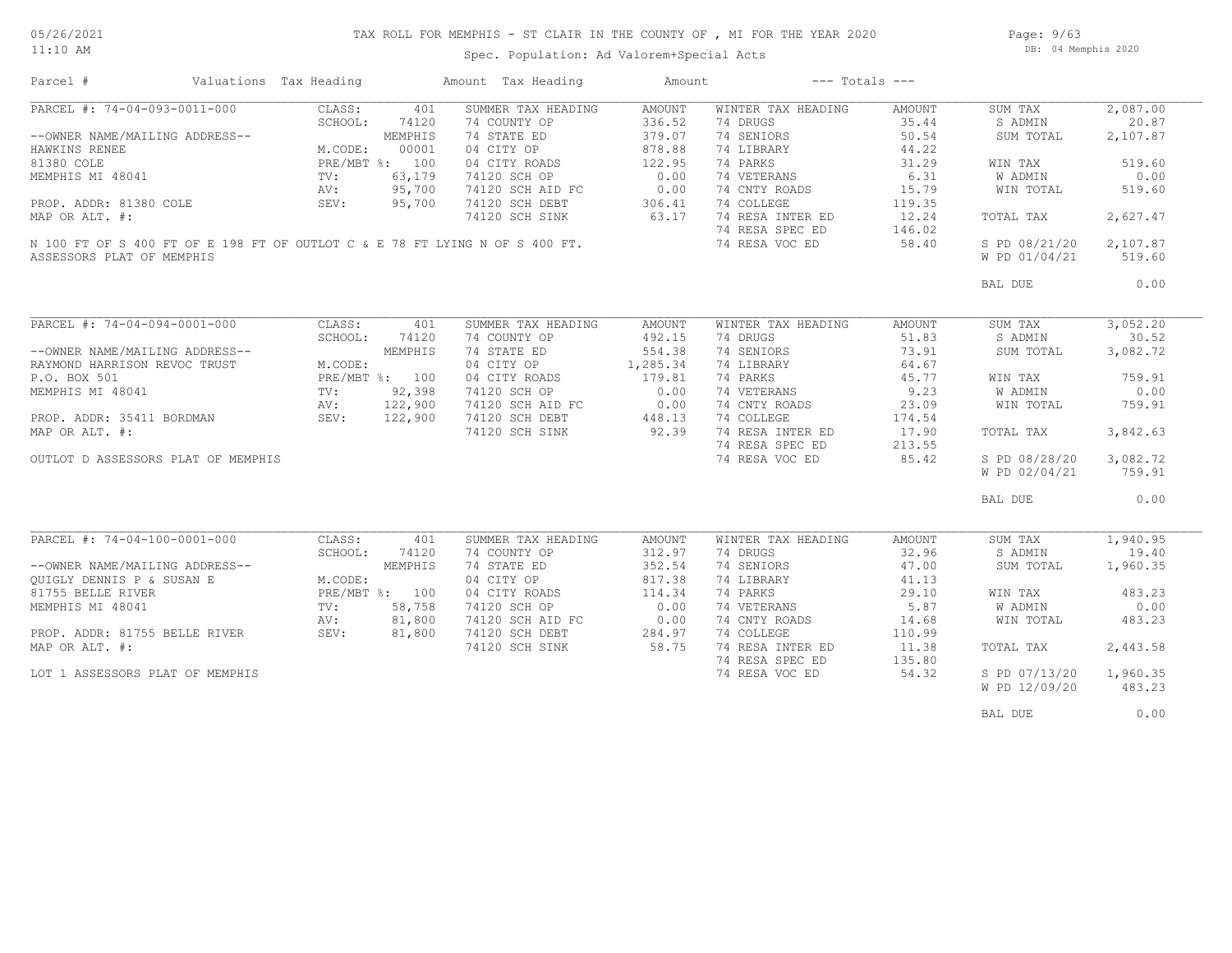# TAX ROLL FOR MEMPHIS - ST CLAIR IN THE COUNTY OF , MI FOR THE YEAR 2020

Spec. Population: Ad Valorem+Special Acts

| Parcel # | Valuations | Tax Heading | Amount | Tax Heading | Amount | --- Totals --- | |
|---|---|---|---|---|---|---|---|
| PARCEL #: 74-04-093-0011-000 | CLASS: 401 | SUMMER TAX HEADING | AMOUNT | WINTER TAX HEADING | AMOUNT | SUM TAX | 2,087.00 |
| | SCHOOL: 74120 | 74 COUNTY OP | 336.52 | 74 DRUGS | 35.44 | S ADMIN | 20.87 |
| --OWNER NAME/MAILING ADDRESS-- | MEMPHIS | 74 STATE ED | 379.07 | 74 SENIORS | 50.54 | SUM TOTAL | 2,107.87 |
| HAWKINS RENEE | M.CODE: 00001 | 04 CITY OP | 878.88 | 74 LIBRARY | 44.22 | | |
| 81380 COLE | PRE/MBT %: 100 | 04 CITY ROADS | 122.95 | 74 PARKS | 31.29 | WIN TAX | 519.60 |
| MEMPHIS MI 48041 | TV: 63,179 | 74120 SCH OP | 0.00 | 74 VETERANS | 6.31 | W ADMIN | 0.00 |
| | AV: 95,700 | 74120 SCH AID FC | 0.00 | 74 CNTY ROADS | 15.79 | WIN TOTAL | 519.60 |
| PROP. ADDR: 81380 COLE | SEV: 95,700 | 74120 SCH DEBT | 306.41 | 74 COLLEGE | 119.35 | | |
| MAP OR ALT. #: | | 74120 SCH SINK | 63.17 | 74 RESA INTER ED | 12.24 | TOTAL TAX | 2,627.47 |
| | | | | 74 RESA SPEC ED | 146.02 | | |
| N 100 FT OF S 400 FT OF E 198 FT OF OUTLOT C & E 78 FT LYING N OF S 400 FT. | | | | 74 RESA VOC ED | 58.40 | S PD 08/21/20 | 2,107.87 |
| ASSESSORS PLAT OF MEMPHIS | | | | | | W PD 01/04/21 | 519.60 |
| | | | | | | BAL DUE | 0.00 |
| PARCEL #: 74-04-094-0001-000 | CLASS: 401 | SUMMER TAX HEADING | AMOUNT | WINTER TAX HEADING | AMOUNT | SUM TAX | 3,052.20 |
| | SCHOOL: 74120 | 74 COUNTY OP | 492.15 | 74 DRUGS | 51.83 | S ADMIN | 30.52 |
| --OWNER NAME/MAILING ADDRESS-- | MEMPHIS | 74 STATE ED | 554.38 | 74 SENIORS | 73.91 | SUM TOTAL | 3,082.72 |
| RAYMOND HARRISON REVOC TRUST | M.CODE: | 04 CITY OP | 1,285.34 | 74 LIBRARY | 64.67 | | |
| P.O. BOX 501 | PRE/MBT %: 100 | 04 CITY ROADS | 179.81 | 74 PARKS | 45.77 | WIN TAX | 759.91 |
| MEMPHIS MI 48041 | TV: 92,398 | 74120 SCH OP | 0.00 | 74 VETERANS | 9.23 | W ADMIN | 0.00 |
| | AV: 122,900 | 74120 SCH AID FC | 0.00 | 74 CNTY ROADS | 23.09 | WIN TOTAL | 759.91 |
| PROP. ADDR: 35411 BORDMAN | SEV: 122,900 | 74120 SCH DEBT | 448.13 | 74 COLLEGE | 174.54 | | |
| MAP OR ALT. #: | | 74120 SCH SINK | 92.39 | 74 RESA INTER ED | 17.90 | TOTAL TAX | 3,842.63 |
| | | | | 74 RESA SPEC ED | 213.55 | | |
| OUTLOT D ASSESSORS PLAT OF MEMPHIS | | | | 74 RESA VOC ED | 85.42 | S PD 08/28/20 | 3,082.72 |
| | | | | | | W PD 02/04/21 | 759.91 |
| | | | | | | BAL DUE | 0.00 |
| PARCEL #: 74-04-100-0001-000 | CLASS: 401 | SUMMER TAX HEADING | AMOUNT | WINTER TAX HEADING | AMOUNT | SUM TAX | 1,940.95 |
| | SCHOOL: 74120 | 74 COUNTY OP | 312.97 | 74 DRUGS | 32.96 | S ADMIN | 19.40 |
| --OWNER NAME/MAILING ADDRESS-- | MEMPHIS | 74 STATE ED | 352.54 | 74 SENIORS | 47.00 | SUM TOTAL | 1,960.35 |
| QUIGLY DENNIS P & SUSAN E | M.CODE: | 04 CITY OP | 817.38 | 74 LIBRARY | 41.13 | | |
| 81755 BELLE RIVER | PRE/MBT %: 100 | 04 CITY ROADS | 114.34 | 74 PARKS | 29.10 | WIN TAX | 483.23 |
| MEMPHIS MI 48041 | TV: 58,758 | 74120 SCH OP | 0.00 | 74 VETERANS | 5.87 | W ADMIN | 0.00 |
| | AV: 81,800 | 74120 SCH AID FC | 0.00 | 74 CNTY ROADS | 14.68 | WIN TOTAL | 483.23 |
| PROP. ADDR: 81755 BELLE RIVER | SEV: 81,800 | 74120 SCH DEBT | 284.97 | 74 COLLEGE | 110.99 | | |
| MAP OR ALT. #: | | 74120 SCH SINK | 58.75 | 74 RESA INTER ED | 11.38 | TOTAL TAX | 2,443.58 |
| | | | | 74 RESA SPEC ED | 135.80 | | |
| LOT 1 ASSESSORS PLAT OF MEMPHIS | | | | 74 RESA VOC ED | 54.32 | S PD 07/13/20 | 1,960.35 |
| | | | | | | W PD 12/09/20 | 483.23 |
| | | | | | | BAL DUE | 0.00 |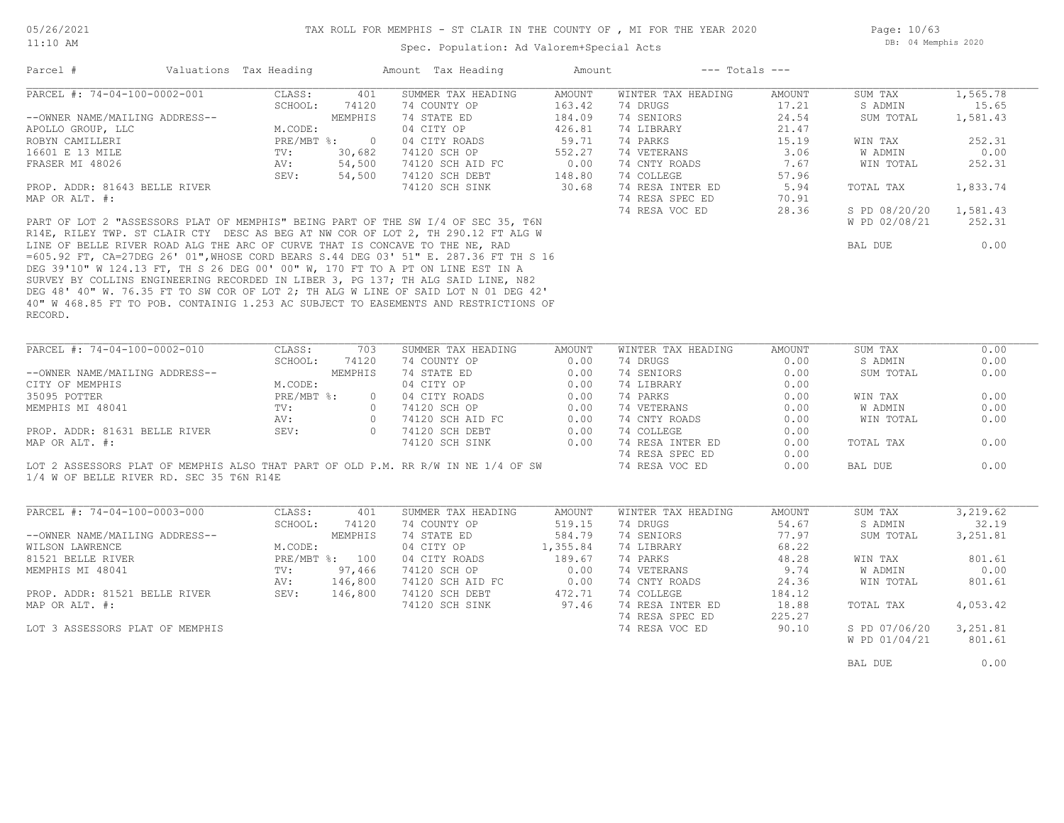TAX ROLL FOR MEMPHIS - ST CLAIR IN THE COUNTY OF , MI FOR THE YEAR 2020

Spec. Population: Ad Valorem+Special Acts

| Parcel # | Valuations | Tax Heading | Amount | Tax Heading | Amount | --- Totals --- | |
|---|---|---|---|---|---|---|---|

## PARCEL #: 74-04-100-0002-001

| | | | | | | | |
|---|---|---|---|---|---|---|---|
| CLASS: | 401 | SUMMER TAX HEADING | AMOUNT | WINTER TAX HEADING | AMOUNT | SUM TAX | 1,565.78 |
| SCHOOL: | 74120 | 74 COUNTY OP | 163.42 | 74 DRUGS | 17.21 | S ADMIN | 15.65 |
| | MEMPHIS | 74 STATE ED | 184.09 | 74 SENIORS | 24.54 | SUM TOTAL | 1,581.43 |
| M.CODE: | | 04 CITY OP | 426.81 | 74 LIBRARY | 21.47 | | |
| PRE/MBT %: | 0 | 04 CITY ROADS | 59.71 | 74 PARKS | 15.19 | WIN TAX | 252.31 |
| TV: | 30,682 | 74120 SCH OP | 552.27 | 74 VETERANS | 3.06 | W ADMIN | 0.00 |
| AV: | 54,500 | 74120 SCH AID FC | 0.00 | 74 CNTY ROADS | 7.67 | WIN TOTAL | 252.31 |
| SEV: | 54,500 | 74120 SCH DEBT | 148.80 | 74 COLLEGE | 57.96 | | |
| | | 74120 SCH SINK | 30.68 | 74 RESA INTER ED | 5.94 | TOTAL TAX | 1,833.74 |
| | | | | 74 RESA SPEC ED | 70.91 | | |
| | | | | 74 RESA VOC ED | 28.36 | S PD 08/20/20 | 1,581.43 |
| | | | | | | W PD 02/08/21 | 252.31 |
| | | | | | | BAL DUE | 0.00 |

--OWNER NAME/MAILING ADDRESS--
APOLLO GROUP, LLC
ROBYN CAMILLERI
16601 E 13 MILE
FRASER MI 48026

PROP. ADDR: 81643 BELLE RIVER
MAP OR ALT. #:

PART OF LOT 2 "ASSESSORS PLAT OF MEMPHIS" BEING PART OF THE SW I/4 OF SEC 35, T6N R14E, RILEY TWP. ST CLAIR CTY DESC AS BEG AT NW COR OF LOT 2, TH 290.12 FT ALG W LINE OF BELLE RIVER ROAD ALG THE ARC OF CURVE THAT IS CONCAVE TO THE NE, RAD =605.92 FT, CA=27DEG 26' 01",WHOSE CORD BEARS S.44 DEG 03' 51" E. 287.36 FT TH S 16 DEG 39'10" W 124.13 FT, TH S 26 DEG 00' 00" W, 170 FT TO A PT ON LINE EST IN A SURVEY BY COLLINS ENGINEERING RECORDED IN LIBER 3, PG 137; TH ALG SAID LINE, N82 DEG 48' 40" W. 76.35 FT TO SW COR OF LOT 2; TH ALG W LINE OF SAID LOT N 01 DEG 42' 40" W 468.85 FT TO POB. CONTAINIG 1.253 AC SUBJECT TO EASEMENTS AND RESTRICTIONS OF RECORD.

## PARCEL #: 74-04-100-0002-010

| | | | | | | | |
|---|---|---|---|---|---|---|---|
| CLASS: | 703 | SUMMER TAX HEADING | AMOUNT | WINTER TAX HEADING | AMOUNT | SUM TAX | 0.00 |
| SCHOOL: | 74120 | 74 COUNTY OP | 0.00 | 74 DRUGS | 0.00 | S ADMIN | 0.00 |
| | MEMPHIS | 74 STATE ED | 0.00 | 74 SENIORS | 0.00 | SUM TOTAL | 0.00 |
| M.CODE: | | 04 CITY OP | 0.00 | 74 LIBRARY | 0.00 | | |
| PRE/MBT %: | 0 | 04 CITY ROADS | 0.00 | 74 PARKS | 0.00 | WIN TAX | 0.00 |
| TV: | 0 | 74120 SCH OP | 0.00 | 74 VETERANS | 0.00 | W ADMIN | 0.00 |
| AV: | 0 | 74120 SCH AID FC | 0.00 | 74 CNTY ROADS | 0.00 | WIN TOTAL | 0.00 |
| SEV: | 0 | 74120 SCH DEBT | 0.00 | 74 COLLEGE | 0.00 | | |
| | | 74120 SCH SINK | 0.00 | 74 RESA INTER ED | 0.00 | TOTAL TAX | 0.00 |
| | | | | 74 RESA SPEC ED | 0.00 | | |
| | | | | 74 RESA VOC ED | 0.00 | BAL DUE | 0.00 |

--OWNER NAME/MAILING ADDRESS--
CITY OF MEMPHIS
35095 POTTER
MEMPHIS MI 48041

PROP. ADDR: 81631 BELLE RIVER
MAP OR ALT. #:

LOT 2 ASSESSORS PLAT OF MEMPHIS ALSO THAT PART OF OLD P.M. RR R/W IN NE 1/4 OF SW 1/4 W OF BELLE RIVER RD. SEC 35 T6N R14E

## PARCEL #: 74-04-100-0003-000

| | | | | | | | |
|---|---|---|---|---|---|---|---|
| CLASS: | 401 | SUMMER TAX HEADING | AMOUNT | WINTER TAX HEADING | AMOUNT | SUM TAX | 3,219.62 |
| SCHOOL: | 74120 | 74 COUNTY OP | 519.15 | 74 DRUGS | 54.67 | S ADMIN | 32.19 |
| | MEMPHIS | 74 STATE ED | 584.79 | 74 SENIORS | 77.97 | SUM TOTAL | 3,251.81 |
| M.CODE: | | 04 CITY OP | 1,355.84 | 74 LIBRARY | 68.22 | | |
| PRE/MBT %: | 100 | 04 CITY ROADS | 189.67 | 74 PARKS | 48.28 | WIN TAX | 801.61 |
| TV: | 97,466 | 74120 SCH OP | 0.00 | 74 VETERANS | 9.74 | W ADMIN | 0.00 |
| AV: | 146,800 | 74120 SCH AID FC | 0.00 | 74 CNTY ROADS | 24.36 | WIN TOTAL | 801.61 |
| SEV: | 146,800 | 74120 SCH DEBT | 472.71 | 74 COLLEGE | 184.12 | | |
| | | 74120 SCH SINK | 97.46 | 74 RESA INTER ED | 18.88 | TOTAL TAX | 4,053.42 |
| | | | | 74 RESA SPEC ED | 225.27 | | |
| | | | | 74 RESA VOC ED | 90.10 | S PD 07/06/20 | 3,251.81 |
| | | | | | | W PD 01/04/21 | 801.61 |
| | | | | | | BAL DUE | 0.00 |

--OWNER NAME/MAILING ADDRESS--
WILSON LAWRENCE
81521 BELLE RIVER
MEMPHIS MI 48041

PROP. ADDR: 81521 BELLE RIVER
MAP OR ALT. #:

LOT 3 ASSESSORS PLAT OF MEMPHIS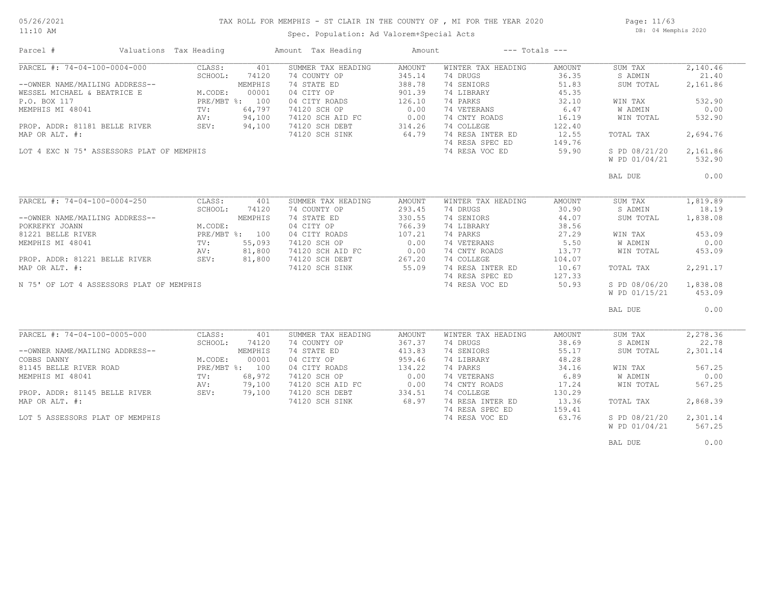# TAX ROLL FOR MEMPHIS - ST CLAIR IN THE COUNTY OF , MI FOR THE YEAR 2020

Spec. Population: Ad Valorem+Special Acts

| Parcel # | Valuations | Tax Heading | Amount | Tax Heading | Amount | --- Totals --- | |
|---|---|---|---|---|---|---|---|
| PARCEL #: 74-04-100-0004-000 | CLASS: 401 | SUMMER TAX HEADING | AMOUNT | WINTER TAX HEADING | AMOUNT | SUM TAX | 2,140.46 |
| | SCHOOL: 74120 | 74 COUNTY OP | 345.14 | 74 DRUGS | 36.35 | S ADMIN | 21.40 |
| --OWNER NAME/MAILING ADDRESS-- | MEMPHIS | 74 STATE ED | 388.78 | 74 SENIORS | 51.83 | SUM TOTAL | 2,161.86 |
| WESSEL MICHAEL & BEATRICE E | M.CODE: 00001 | 04 CITY OP | 901.39 | 74 LIBRARY | 45.35 | | |
| P.O. BOX 117 | PRE/MBT %: 100 | 04 CITY ROADS | 126.10 | 74 PARKS | 32.10 | WIN TAX | 532.90 |
| MEMPHIS MI 48041 | TV: 64,797 | 74120 SCH OP | 0.00 | 74 VETERANS | 6.47 | W ADMIN | 0.00 |
| | AV: 94,100 | 74120 SCH AID FC | 0.00 | 74 CNTY ROADS | 16.19 | WIN TOTAL | 532.90 |
| PROP. ADDR: 81181 BELLE RIVER | SEV: 94,100 | 74120 SCH DEBT | 314.26 | 74 COLLEGE | 122.40 | | |
| MAP OR ALT. #: | | 74120 SCH SINK | 64.79 | 74 RESA INTER ED | 12.55 | TOTAL TAX | 2,694.76 |
| | | | | 74 RESA SPEC ED | 149.76 | | |
| LOT 4 EXC N 75' ASSESSORS PLAT OF MEMPHIS | | | | 74 RESA VOC ED | 59.90 | S PD 08/21/20 | 2,161.86 |
| | | | | | | W PD 01/04/21 | 532.90 |
| | | | | | | BAL DUE | 0.00 |
| PARCEL #: 74-04-100-0004-250 | CLASS: 401 | SUMMER TAX HEADING | AMOUNT | WINTER TAX HEADING | AMOUNT | SUM TAX | 1,819.89 |
| | SCHOOL: 74120 | 74 COUNTY OP | 293.45 | 74 DRUGS | 30.90 | S ADMIN | 18.19 |
| --OWNER NAME/MAILING ADDRESS-- | MEMPHIS | 74 STATE ED | 330.55 | 74 SENIORS | 44.07 | SUM TOTAL | 1,838.08 |
| POKREFKY JOANN | M.CODE: | 04 CITY OP | 766.39 | 74 LIBRARY | 38.56 | | |
| 81221 BELLE RIVER | PRE/MBT %: 100 | 04 CITY ROADS | 107.21 | 74 PARKS | 27.29 | WIN TAX | 453.09 |
| MEMPHIS MI 48041 | TV: 55,093 | 74120 SCH OP | 0.00 | 74 VETERANS | 5.50 | W ADMIN | 0.00 |
| | AV: 81,800 | 74120 SCH AID FC | 0.00 | 74 CNTY ROADS | 13.77 | WIN TOTAL | 453.09 |
| PROP. ADDR: 81221 BELLE RIVER | SEV: 81,800 | 74120 SCH DEBT | 267.20 | 74 COLLEGE | 104.07 | | |
| MAP OR ALT. #: | | 74120 SCH SINK | 55.09 | 74 RESA INTER ED | 10.67 | TOTAL TAX | 2,291.17 |
| | | | | 74 RESA SPEC ED | 127.33 | | |
| N 75' OF LOT 4 ASSESSORS PLAT OF MEMPHIS | | | | 74 RESA VOC ED | 50.93 | S PD 08/06/20 | 1,838.08 |
| | | | | | | W PD 01/15/21 | 453.09 |
| | | | | | | BAL DUE | 0.00 |
| PARCEL #: 74-04-100-0005-000 | CLASS: 401 | SUMMER TAX HEADING | AMOUNT | WINTER TAX HEADING | AMOUNT | SUM TAX | 2,278.36 |
| | SCHOOL: 74120 | 74 COUNTY OP | 367.37 | 74 DRUGS | 38.69 | S ADMIN | 22.78 |
| --OWNER NAME/MAILING ADDRESS-- | MEMPHIS | 74 STATE ED | 413.83 | 74 SENIORS | 55.17 | SUM TOTAL | 2,301.14 |
| COBBS DANNY | M.CODE: 00001 | 04 CITY OP | 959.46 | 74 LIBRARY | 48.28 | | |
| 81145 BELLE RIVER ROAD | PRE/MBT %: 100 | 04 CITY ROADS | 134.22 | 74 PARKS | 34.16 | WIN TAX | 567.25 |
| MEMPHIS MI 48041 | TV: 68,972 | 74120 SCH OP | 0.00 | 74 VETERANS | 6.89 | W ADMIN | 0.00 |
| | AV: 79,100 | 74120 SCH AID FC | 0.00 | 74 CNTY ROADS | 17.24 | WIN TOTAL | 567.25 |
| PROP. ADDR: 81145 BELLE RIVER | SEV: 79,100 | 74120 SCH DEBT | 334.51 | 74 COLLEGE | 130.29 | | |
| MAP OR ALT. #: | | 74120 SCH SINK | 68.97 | 74 RESA INTER ED | 13.36 | TOTAL TAX | 2,868.39 |
| | | | | 74 RESA SPEC ED | 159.41 | | |
| LOT 5 ASSESSORS PLAT OF MEMPHIS | | | | 74 RESA VOC ED | 63.76 | S PD 08/21/20 | 2,301.14 |
| | | | | | | W PD 01/04/21 | 567.25 |
| | | | | | | BAL DUE | 0.00 |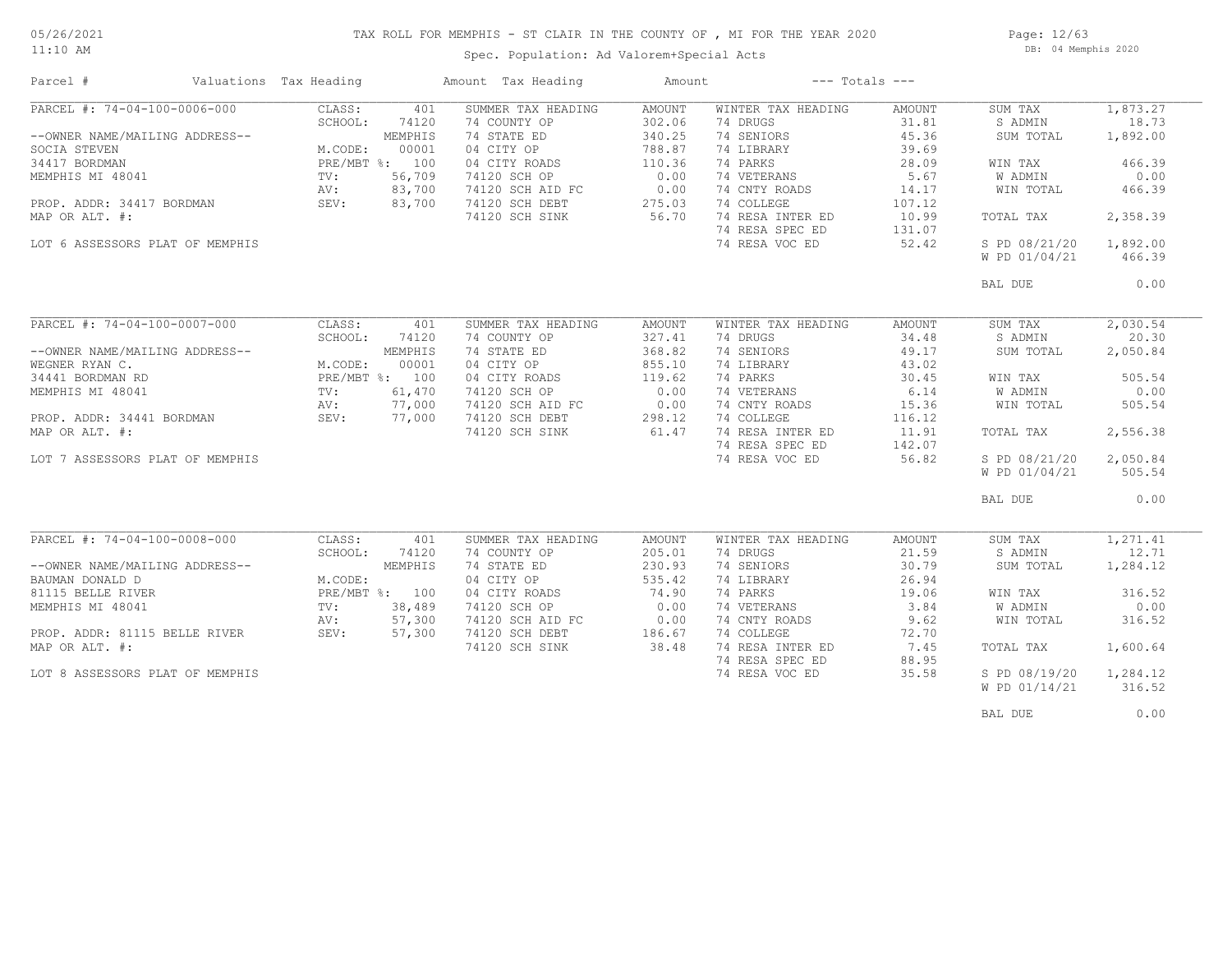TAX ROLL FOR MEMPHIS - ST CLAIR IN THE COUNTY OF , MI FOR THE YEAR 2020

Spec. Population: Ad Valorem+Special Acts

05/26/2021
11:10 AM

DB: 04 Memphis 2020

| Parcel # | Valuations | Tax Heading | Amount | Tax Heading | Amount | --- Totals --- | |
|---|---|---|---|---|---|---|---|
| PARCEL #: 74-04-100-0006-000 | CLASS: 401 | SUMMER TAX HEADING | AMOUNT | WINTER TAX HEADING | AMOUNT | SUM TAX | 1,873.27 |
| | SCHOOL: 74120 | 74 COUNTY OP | 302.06 | 74 DRUGS | 31.81 | S ADMIN | 18.73 |
| --OWNER NAME/MAILING ADDRESS-- | MEMPHIS | 74 STATE ED | 340.25 | 74 SENIORS | 45.36 | SUM TOTAL | 1,892.00 |
| SOCIA STEVEN | M.CODE: 00001 | 04 CITY OP | 788.87 | 74 LIBRARY | 39.69 | | |
| 34417 BORDMAN | PRE/MBT %: 100 | 04 CITY ROADS | 110.36 | 74 PARKS | 28.09 | WIN TAX | 466.39 |
| MEMPHIS MI 48041 | TV: 56,709 | 74120 SCH OP | 0.00 | 74 VETERANS | 5.67 | W ADMIN | 0.00 |
| | AV: 83,700 | 74120 SCH AID FC | 0.00 | 74 CNTY ROADS | 14.17 | WIN TOTAL | 466.39 |
| PROP. ADDR: 34417 BORDMAN | SEV: 83,700 | 74120 SCH DEBT | 275.03 | 74 COLLEGE | 107.12 | | |
| MAP OR ALT. #: | | 74120 SCH SINK | 56.70 | 74 RESA INTER ED | 10.99 | TOTAL TAX | 2,358.39 |
| | | | | 74 RESA SPEC ED | 131.07 | | |
| LOT 6 ASSESSORS PLAT OF MEMPHIS | | | | 74 RESA VOC ED | 52.42 | S PD 08/21/20 | 1,892.00 |
| | | | | | | W PD 01/04/21 | 466.39 |
| | | | | | | BAL DUE | 0.00 |
| PARCEL #: 74-04-100-0007-000 | CLASS: 401 | SUMMER TAX HEADING | AMOUNT | WINTER TAX HEADING | AMOUNT | SUM TAX | 2,030.54 |
| | SCHOOL: 74120 | 74 COUNTY OP | 327.41 | 74 DRUGS | 34.48 | S ADMIN | 20.30 |
| --OWNER NAME/MAILING ADDRESS-- | MEMPHIS | 74 STATE ED | 368.82 | 74 SENIORS | 49.17 | SUM TOTAL | 2,050.84 |
| WEGNER RYAN C. | M.CODE: 00001 | 04 CITY OP | 855.10 | 74 LIBRARY | 43.02 | | |
| 34441 BORDMAN RD | PRE/MBT %: 100 | 04 CITY ROADS | 119.62 | 74 PARKS | 30.45 | WIN TAX | 505.54 |
| MEMPHIS MI 48041 | TV: 61,470 | 74120 SCH OP | 0.00 | 74 VETERANS | 6.14 | W ADMIN | 0.00 |
| | AV: 77,000 | 74120 SCH AID FC | 0.00 | 74 CNTY ROADS | 15.36 | WIN TOTAL | 505.54 |
| PROP. ADDR: 34441 BORDMAN | SEV: 77,000 | 74120 SCH DEBT | 298.12 | 74 COLLEGE | 116.12 | | |
| MAP OR ALT. #: | | 74120 SCH SINK | 61.47 | 74 RESA INTER ED | 11.91 | TOTAL TAX | 2,556.38 |
| | | | | 74 RESA SPEC ED | 142.07 | | |
| LOT 7 ASSESSORS PLAT OF MEMPHIS | | | | 74 RESA VOC ED | 56.82 | S PD 08/21/20 | 2,050.84 |
| | | | | | | W PD 01/04/21 | 505.54 |
| | | | | | | BAL DUE | 0.00 |
| PARCEL #: 74-04-100-0008-000 | CLASS: 401 | SUMMER TAX HEADING | AMOUNT | WINTER TAX HEADING | AMOUNT | SUM TAX | 1,271.41 |
| | SCHOOL: 74120 | 74 COUNTY OP | 205.01 | 74 DRUGS | 21.59 | S ADMIN | 12.71 |
| --OWNER NAME/MAILING ADDRESS-- | MEMPHIS | 74 STATE ED | 230.93 | 74 SENIORS | 30.79 | SUM TOTAL | 1,284.12 |
| BAUMAN DONALD D | M.CODE: | 04 CITY OP | 535.42 | 74 LIBRARY | 26.94 | | |
| 81115 BELLE RIVER | PRE/MBT %: 100 | 04 CITY ROADS | 74.90 | 74 PARKS | 19.06 | WIN TAX | 316.52 |
| MEMPHIS MI 48041 | TV: 38,489 | 74120 SCH OP | 0.00 | 74 VETERANS | 3.84 | W ADMIN | 0.00 |
| | AV: 57,300 | 74120 SCH AID FC | 0.00 | 74 CNTY ROADS | 9.62 | WIN TOTAL | 316.52 |
| PROP. ADDR: 81115 BELLE RIVER | SEV: 57,300 | 74120 SCH DEBT | 186.67 | 74 COLLEGE | 72.70 | | |
| MAP OR ALT. #: | | 74120 SCH SINK | 38.48 | 74 RESA INTER ED | 7.45 | TOTAL TAX | 1,600.64 |
| | | | | 74 RESA SPEC ED | 88.95 | | |
| LOT 8 ASSESSORS PLAT OF MEMPHIS | | | | 74 RESA VOC ED | 35.58 | S PD 08/19/20 | 1,284.12 |
| | | | | | | W PD 01/14/21 | 316.52 |
| | | | | | | BAL DUE | 0.00 |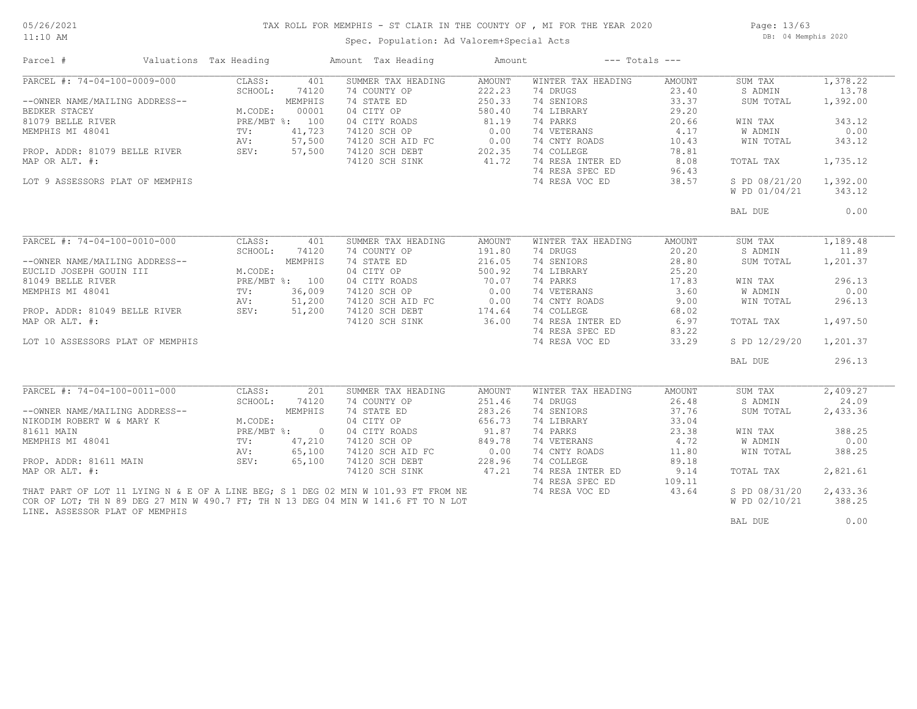# TAX ROLL FOR MEMPHIS - ST CLAIR IN THE COUNTY OF , MI FOR THE YEAR 2020

Spec. Population: Ad Valorem+Special Acts

DB: 04 Memphis 2020

| Parcel # | Valuations | Tax Heading | Amount | Tax Heading | Amount | --- Totals --- | |
|---|---|---|---|---|---|---|---|
| PARCEL #: 74-04-100-0009-000 | CLASS: 401 | SUMMER TAX HEADING | AMOUNT | WINTER TAX HEADING | AMOUNT | SUM TAX | 1,378.22 |
| | SCHOOL: 74120 | 74 COUNTY OP | 222.23 | 74 DRUGS | 23.40 | S ADMIN | 13.78 |
| --OWNER NAME/MAILING ADDRESS-- | MEMPHIS | 74 STATE ED | 250.33 | 74 SENIORS | 33.37 | SUM TOTAL | 1,392.00 |
| BEDKER STACEY | M.CODE: 00001 | 04 CITY OP | 580.40 | 74 LIBRARY | 29.20 | | |
| 81079 BELLE RIVER | PRE/MBT %: 100 | 04 CITY ROADS | 81.19 | 74 PARKS | 20.66 | WIN TAX | 343.12 |
| MEMPHIS MI 48041 | TV: 41,723 | 74120 SCH OP | 0.00 | 74 VETERANS | 4.17 | W ADMIN | 0.00 |
| | AV: 57,500 | 74120 SCH AID FC | 0.00 | 74 CNTY ROADS | 10.43 | WIN TOTAL | 343.12 |
| PROP. ADDR: 81079 BELLE RIVER | SEV: 57,500 | 74120 SCH DEBT | 202.35 | 74 COLLEGE | 78.81 | | |
| MAP OR ALT. #: | | 74120 SCH SINK | 41.72 | 74 RESA INTER ED | 8.08 | TOTAL TAX | 1,735.12 |
| | | | | 74 RESA SPEC ED | 96.43 | | |
| LOT 9 ASSESSORS PLAT OF MEMPHIS | | | | 74 RESA VOC ED | 38.57 | S PD 08/21/20 | 1,392.00 |
| | | | | | | W PD 01/04/21 | 343.12 |
| | | | | | | BAL DUE | 0.00 |
| PARCEL #: 74-04-100-0010-000 | CLASS: 401 | SUMMER TAX HEADING | AMOUNT | WINTER TAX HEADING | AMOUNT | SUM TAX | 1,189.48 |
| | SCHOOL: 74120 | 74 COUNTY OP | 191.80 | 74 DRUGS | 20.20 | S ADMIN | 11.89 |
| --OWNER NAME/MAILING ADDRESS-- | MEMPHIS | 74 STATE ED | 216.05 | 74 SENIORS | 28.80 | SUM TOTAL | 1,201.37 |
| EUCLID JOSEPH GOUIN III | M.CODE: | 04 CITY OP | 500.92 | 74 LIBRARY | 25.20 | | |
| 81049 BELLE RIVER | PRE/MBT %: 100 | 04 CITY ROADS | 70.07 | 74 PARKS | 17.83 | WIN TAX | 296.13 |
| MEMPHIS MI 48041 | TV: 36,009 | 74120 SCH OP | 0.00 | 74 VETERANS | 3.60 | W ADMIN | 0.00 |
| | AV: 51,200 | 74120 SCH AID FC | 0.00 | 74 CNTY ROADS | 9.00 | WIN TOTAL | 296.13 |
| PROP. ADDR: 81049 BELLE RIVER | SEV: 51,200 | 74120 SCH DEBT | 174.64 | 74 COLLEGE | 68.02 | | |
| MAP OR ALT. #: | | 74120 SCH SINK | 36.00 | 74 RESA INTER ED | 6.97 | TOTAL TAX | 1,497.50 |
| | | | | 74 RESA SPEC ED | 83.22 | | |
| LOT 10 ASSESSORS PLAT OF MEMPHIS | | | | 74 RESA VOC ED | 33.29 | S PD 12/29/20 | 1,201.37 |
| | | | | | | BAL DUE | 296.13 |
| PARCEL #: 74-04-100-0011-000 | CLASS: 201 | SUMMER TAX HEADING | AMOUNT | WINTER TAX HEADING | AMOUNT | SUM TAX | 2,409.27 |
| | SCHOOL: 74120 | 74 COUNTY OP | 251.46 | 74 DRUGS | 26.48 | S ADMIN | 24.09 |
| --OWNER NAME/MAILING ADDRESS-- | MEMPHIS | 74 STATE ED | 283.26 | 74 SENIORS | 37.76 | SUM TOTAL | 2,433.36 |
| NIKODIM ROBERT W & MARY K | M.CODE: | 04 CITY OP | 656.73 | 74 LIBRARY | 33.04 | | |
| 81611 MAIN | PRE/MBT %: 0 | 04 CITY ROADS | 91.87 | 74 PARKS | 23.38 | WIN TAX | 388.25 |
| MEMPHIS MI 48041 | TV: 47,210 | 74120 SCH OP | 849.78 | 74 VETERANS | 4.72 | W ADMIN | 0.00 |
| | AV: 65,100 | 74120 SCH AID FC | 0.00 | 74 CNTY ROADS | 11.80 | WIN TOTAL | 388.25 |
| PROP. ADDR: 81611 MAIN | SEV: 65,100 | 74120 SCH DEBT | 228.96 | 74 COLLEGE | 89.18 | | |
| MAP OR ALT. #: | | 74120 SCH SINK | 47.21 | 74 RESA INTER ED | 9.14 | TOTAL TAX | 2,821.61 |
| | | | | 74 RESA SPEC ED | 109.11 | | |
| THAT PART OF LOT 11 LYING N & E OF A LINE BEG; S 1 DEG 02 MIN W 101.93 FT FROM NE COR OF LOT; TH N 89 DEG 27 MIN W 490.7 FT; TH N 13 DEG 04 MIN W 141.6 FT TO N LOT LINE. ASSESSOR PLAT OF MEMPHIS | | | | 74 RESA VOC ED | 43.64 | S PD 08/31/20 | 2,433.36 |
| | | | | | | W PD 02/10/21 | 388.25 |
| | | | | | | BAL DUE | 0.00 |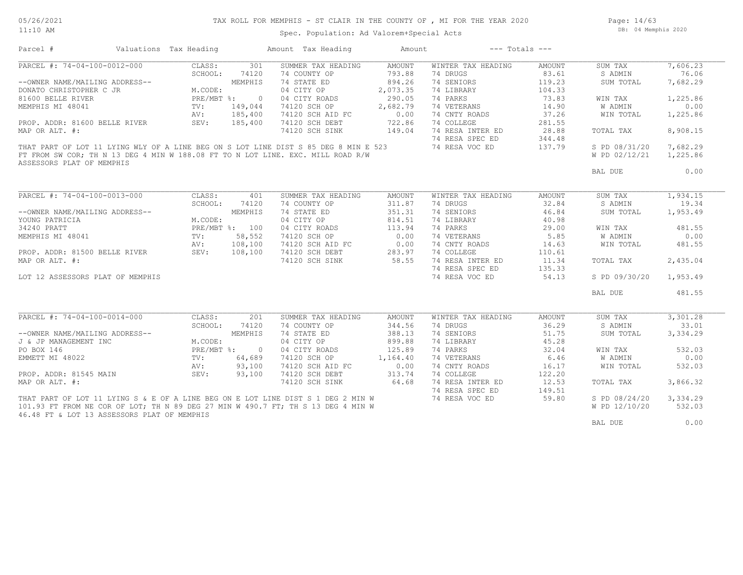# TAX ROLL FOR MEMPHIS - ST CLAIR IN THE COUNTY OF , MI FOR THE YEAR 2020

Spec. Population: Ad Valorem+Special Acts

DB: 04 Memphis 2020

| Parcel # | Valuations | Tax Heading | Amount | Tax Heading | Amount | --- Totals --- | | | |
|---|---|---|---|---|---|---|---|---|---|
| PARCEL #: 74-04-100-0012-000 | CLASS: | 301 | SUMMER TAX HEADING | AMOUNT | WINTER TAX HEADING | AMOUNT | SUM TAX | 7,606.23 | |
| | SCHOOL: | 74120 | 74 COUNTY OP | 793.88 | 74 DRUGS | 83.61 | S ADMIN | 76.06 | |
| --OWNER NAME/MAILING ADDRESS-- | | MEMPHIS | 74 STATE ED | 894.26 | 74 SENIORS | 119.23 | SUM TOTAL | 7,682.29 | |
| DONATO CHRISTOPHER C JR | M.CODE: | | 04 CITY OP | 2,073.35 | 74 LIBRARY | 104.33 | | | |
| 81600 BELLE RIVER | PRE/MBT %: | 0 | 04 CITY ROADS | 290.05 | 74 PARKS | 73.83 | WIN TAX | 1,225.86 | |
| MEMPHIS MI 48041 | TV: | 149,044 | 74120 SCH OP | 2,682.79 | 74 VETERANS | 14.90 | W ADMIN | 0.00 | |
| | AV: | 185,400 | 74120 SCH AID FC | 0.00 | 74 CNTY ROADS | 37.26 | WIN TOTAL | 1,225.86 | |
| PROP. ADDR: 81600 BELLE RIVER | SEV: | 185,400 | 74120 SCH DEBT | 722.86 | 74 COLLEGE | 281.55 | | | |
| MAP OR ALT. #: | | | 74120 SCH SINK | 149.04 | 74 RESA INTER ED | 28.88 | TOTAL TAX | 8,908.15 | |
| | | | | | 74 RESA SPEC ED | 344.48 | | | |
| THAT PART OF LOT 11 LYING WLY OF A LINE BEG ON S LOT LINE DIST S 85 DEG 8 MIN E 523 | | | | | 74 RESA VOC ED | 137.79 | S PD 08/31/20 | 7,682.29 | |
| FT FROM SW COR; TH N 13 DEG 4 MIN W 188.08 FT TO N LOT LINE. EXC. MILL ROAD R/W | | | | | | | W PD 02/12/21 | 1,225.86 | |
| ASSESSORS PLAT OF MEMPHIS | | | | | | | | | |
| | | | | | | | BAL DUE | 0.00 | |

| Parcel # | Valuations | Tax Heading | Amount | Tax Heading | Amount | --- Totals --- | | | |
|---|---|---|---|---|---|---|---|---|---|
| PARCEL #: 74-04-100-0013-000 | CLASS: | 401 | SUMMER TAX HEADING | AMOUNT | WINTER TAX HEADING | AMOUNT | SUM TAX | 1,934.15 | |
| | SCHOOL: | 74120 | 74 COUNTY OP | 311.87 | 74 DRUGS | 32.84 | S ADMIN | 19.34 | |
| --OWNER NAME/MAILING ADDRESS-- | | MEMPHIS | 74 STATE ED | 351.31 | 74 SENIORS | 46.84 | SUM TOTAL | 1,953.49 | |
| YOUNG PATRICIA | M.CODE: | | 04 CITY OP | 814.51 | 74 LIBRARY | 40.98 | | | |
| 34240 PRATT | PRE/MBT %: | 100 | 04 CITY ROADS | 113.94 | 74 PARKS | 29.00 | WIN TAX | 481.55 | |
| MEMPHIS MI 48041 | TV: | 58,552 | 74120 SCH OP | 0.00 | 74 VETERANS | 5.85 | W ADMIN | 0.00 | |
| | AV: | 108,100 | 74120 SCH AID FC | 0.00 | 74 CNTY ROADS | 14.63 | WIN TOTAL | 481.55 | |
| PROP. ADDR: 81500 BELLE RIVER | SEV: | 108,100 | 74120 SCH DEBT | 283.97 | 74 COLLEGE | 110.61 | | | |
| MAP OR ALT. #: | | | 74120 SCH SINK | 58.55 | 74 RESA INTER ED | 11.34 | TOTAL TAX | 2,435.04 | |
| | | | | | 74 RESA SPEC ED | 135.33 | | | |
| LOT 12 ASSESSORS PLAT OF MEMPHIS | | | | | 74 RESA VOC ED | 54.13 | S PD 09/30/20 | 1,953.49 | |
| | | | | | | | BAL DUE | 481.55 | |

| Parcel # | Valuations | Tax Heading | Amount | Tax Heading | Amount | --- Totals --- | | | |
|---|---|---|---|---|---|---|---|---|---|
| PARCEL #: 74-04-100-0014-000 | CLASS: | 201 | SUMMER TAX HEADING | AMOUNT | WINTER TAX HEADING | AMOUNT | SUM TAX | 3,301.28 | |
| | SCHOOL: | 74120 | 74 COUNTY OP | 344.56 | 74 DRUGS | 36.29 | S ADMIN | 33.01 | |
| --OWNER NAME/MAILING ADDRESS-- | | MEMPHIS | 74 STATE ED | 388.13 | 74 SENIORS | 51.75 | SUM TOTAL | 3,334.29 | |
| J & JP MANAGEMENT INC | M.CODE: | | 04 CITY OP | 899.88 | 74 LIBRARY | 45.28 | | | |
| PO BOX 146 | PRE/MBT %: | 0 | 04 CITY ROADS | 125.89 | 74 PARKS | 32.04 | WIN TAX | 532.03 | |
| EMMETT MI 48022 | TV: | 64,689 | 74120 SCH OP | 1,164.40 | 74 VETERANS | 6.46 | W ADMIN | 0.00 | |
| | AV: | 93,100 | 74120 SCH AID FC | 0.00 | 74 CNTY ROADS | 16.17 | WIN TOTAL | 532.03 | |
| PROP. ADDR: 81545 MAIN | SEV: | 93,100 | 74120 SCH DEBT | 313.74 | 74 COLLEGE | 122.20 | | | |
| MAP OR ALT. #: | | | 74120 SCH SINK | 64.68 | 74 RESA INTER ED | 12.53 | TOTAL TAX | 3,866.32 | |
| | | | | | 74 RESA SPEC ED | 149.51 | | | |
| THAT PART OF LOT 11 LYING S & E OF A LINE BEG ON E LOT LINE DIST S 1 DEG 2 MIN W | | | | | 74 RESA VOC ED | 59.80 | S PD 08/24/20 | 3,334.29 | |
| 101.93 FT FROM NE COR OF LOT; TH N 89 DEG 27 MIN W 490.7 FT; TH S 13 DEG 4 MIN W | | | | | | | W PD 12/10/20 | 532.03 | |
| 46.48 FT & LOT 13 ASSESSORS PLAT OF MEMPHIS | | | | | | | | | |
| | | | | | | | BAL DUE | 0.00 | |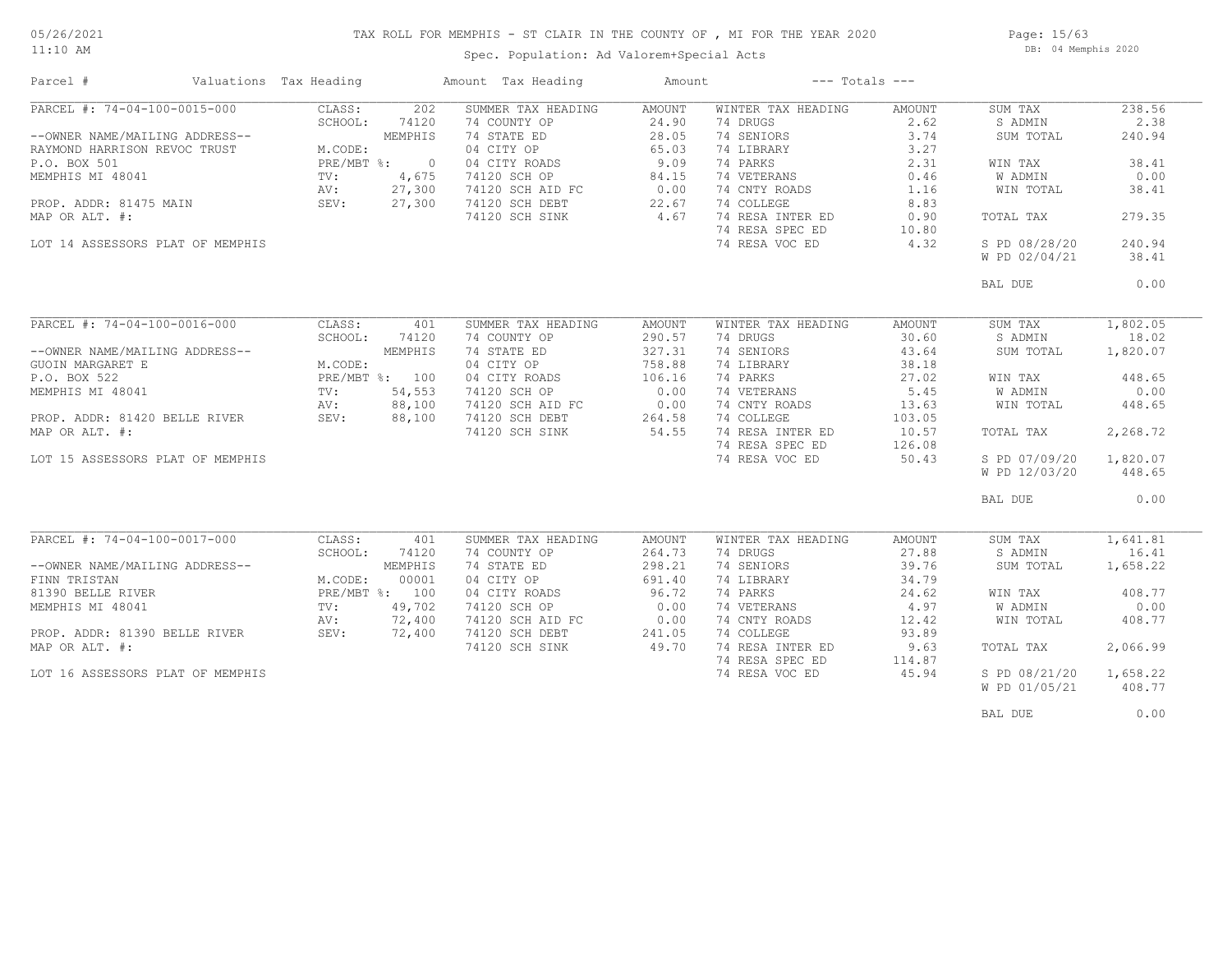# TAX ROLL FOR MEMPHIS - ST CLAIR IN THE COUNTY OF , MI FOR THE YEAR 2020

Spec. Population: Ad Valorem+Special Acts

| Parcel # | Valuations | Tax Heading | Amount | Tax Heading | Amount | --- Totals --- | |
|---|---|---|---|---|---|---|---|
| PARCEL #: 74-04-100-0015-000 | CLASS: 202 | SUMMER TAX HEADING | AMOUNT | WINTER TAX HEADING | AMOUNT | SUM TAX | 238.56 |
| | SCHOOL: 74120 | 74 COUNTY OP | 24.90 | 74 DRUGS | 2.62 | S ADMIN | 2.38 |
| --OWNER NAME/MAILING ADDRESS-- | MEMPHIS | 74 STATE ED | 28.05 | 74 SENIORS | 3.74 | SUM TOTAL | 240.94 |
| RAYMOND HARRISON REVOC TRUST | M.CODE: | 04 CITY OP | 65.03 | 74 LIBRARY | 3.27 | | |
| P.O. BOX 501 | PRE/MBT %: 0 | 04 CITY ROADS | 9.09 | 74 PARKS | 2.31 | WIN TAX | 38.41 |
| MEMPHIS MI 48041 | TV: 4,675 | 74120 SCH OP | 84.15 | 74 VETERANS | 0.46 | W ADMIN | 0.00 |
| | AV: 27,300 | 74120 SCH AID FC | 0.00 | 74 CNTY ROADS | 1.16 | WIN TOTAL | 38.41 |
| PROP. ADDR: 81475 MAIN | SEV: 27,300 | 74120 SCH DEBT | 22.67 | 74 COLLEGE | 8.83 | | |
| MAP OR ALT. #: | | 74120 SCH SINK | 4.67 | 74 RESA INTER ED | 0.90 | TOTAL TAX | 279.35 |
| | | | | 74 RESA SPEC ED | 10.80 | | |
| LOT 14 ASSESSORS PLAT OF MEMPHIS | | | | 74 RESA VOC ED | 4.32 | S PD 08/28/20 | 240.94 |
| | | | | | | W PD 02/04/21 | 38.41 |
| | | | | | | BAL DUE | 0.00 |
| PARCEL #: 74-04-100-0016-000 | CLASS: 401 | SUMMER TAX HEADING | AMOUNT | WINTER TAX HEADING | AMOUNT | SUM TAX | 1,802.05 |
| | SCHOOL: 74120 | 74 COUNTY OP | 290.57 | 74 DRUGS | 30.60 | S ADMIN | 18.02 |
| --OWNER NAME/MAILING ADDRESS-- | MEMPHIS | 74 STATE ED | 327.31 | 74 SENIORS | 43.64 | SUM TOTAL | 1,820.07 |
| GUOIN MARGARET E | M.CODE: | 04 CITY OP | 758.88 | 74 LIBRARY | 38.18 | | |
| P.O. BOX 522 | PRE/MBT %: 100 | 04 CITY ROADS | 106.16 | 74 PARKS | 27.02 | WIN TAX | 448.65 |
| MEMPHIS MI 48041 | TV: 54,553 | 74120 SCH OP | 0.00 | 74 VETERANS | 5.45 | W ADMIN | 0.00 |
| | AV: 88,100 | 74120 SCH AID FC | 0.00 | 74 CNTY ROADS | 13.63 | WIN TOTAL | 448.65 |
| PROP. ADDR: 81420 BELLE RIVER | SEV: 88,100 | 74120 SCH DEBT | 264.58 | 74 COLLEGE | 103.05 | | |
| MAP OR ALT. #: | | 74120 SCH SINK | 54.55 | 74 RESA INTER ED | 10.57 | TOTAL TAX | 2,268.72 |
| | | | | 74 RESA SPEC ED | 126.08 | | |
| LOT 15 ASSESSORS PLAT OF MEMPHIS | | | | 74 RESA VOC ED | 50.43 | S PD 07/09/20 | 1,820.07 |
| | | | | | | W PD 12/03/20 | 448.65 |
| | | | | | | BAL DUE | 0.00 |
| PARCEL #: 74-04-100-0017-000 | CLASS: 401 | SUMMER TAX HEADING | AMOUNT | WINTER TAX HEADING | AMOUNT | SUM TAX | 1,641.81 |
| | SCHOOL: 74120 | 74 COUNTY OP | 264.73 | 74 DRUGS | 27.88 | S ADMIN | 16.41 |
| --OWNER NAME/MAILING ADDRESS-- | MEMPHIS | 74 STATE ED | 298.21 | 74 SENIORS | 39.76 | SUM TOTAL | 1,658.22 |
| FINN TRISTAN | M.CODE: 00001 | 04 CITY OP | 691.40 | 74 LIBRARY | 34.79 | | |
| 81390 BELLE RIVER | PRE/MBT %: 100 | 04 CITY ROADS | 96.72 | 74 PARKS | 24.62 | WIN TAX | 408.77 |
| MEMPHIS MI 48041 | TV: 49,702 | 74120 SCH OP | 0.00 | 74 VETERANS | 4.97 | W ADMIN | 0.00 |
| | AV: 72,400 | 74120 SCH AID FC | 0.00 | 74 CNTY ROADS | 12.42 | WIN TOTAL | 408.77 |
| PROP. ADDR: 81390 BELLE RIVER | SEV: 72,400 | 74120 SCH DEBT | 241.05 | 74 COLLEGE | 93.89 | | |
| MAP OR ALT. #: | | 74120 SCH SINK | 49.70 | 74 RESA INTER ED | 9.63 | TOTAL TAX | 2,066.99 |
| | | | | 74 RESA SPEC ED | 114.87 | | |
| LOT 16 ASSESSORS PLAT OF MEMPHIS | | | | 74 RESA VOC ED | 45.94 | S PD 08/21/20 | 1,658.22 |
| | | | | | | W PD 01/05/21 | 408.77 |
| | | | | | | BAL DUE | 0.00 |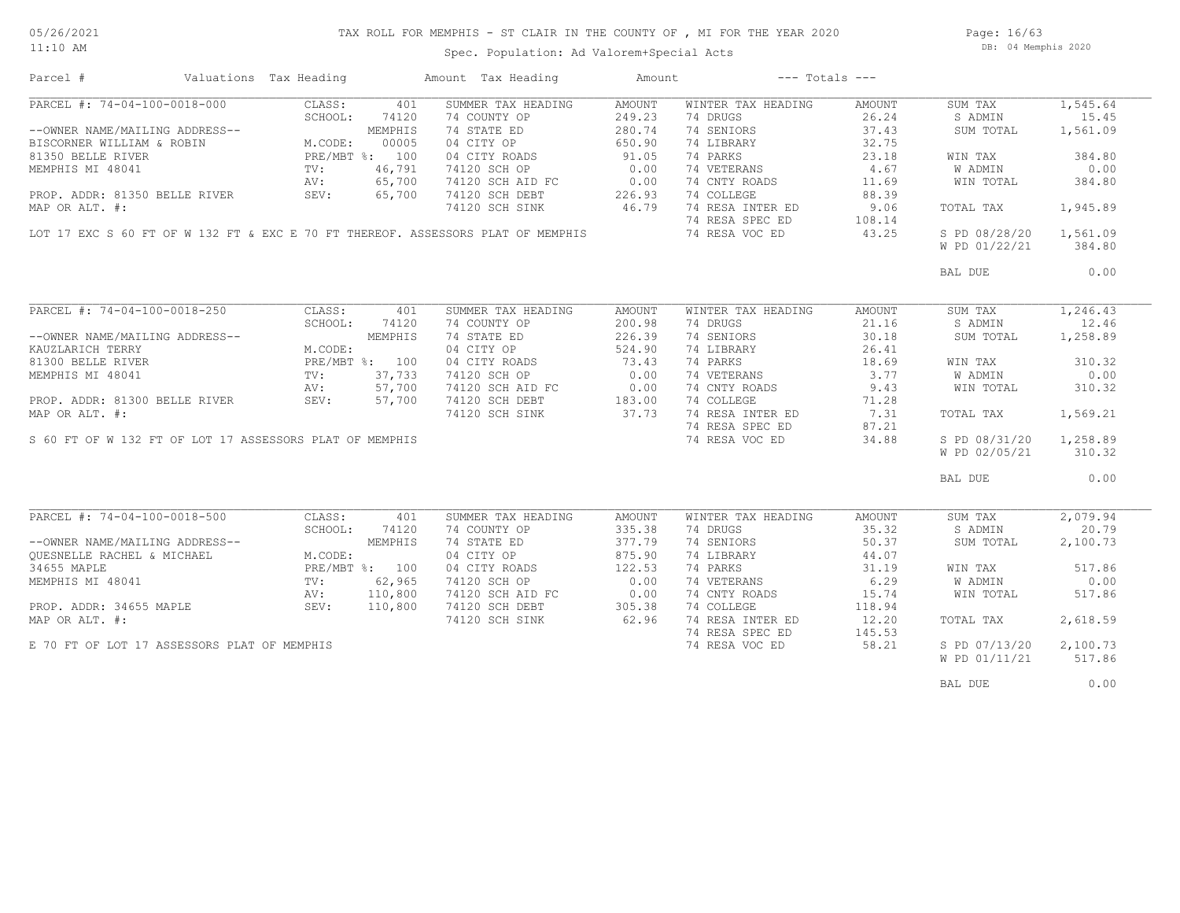# TAX ROLL FOR MEMPHIS - ST CLAIR IN THE COUNTY OF , MI FOR THE YEAR 2020

Spec. Population: Ad Valorem+Special Acts

05/26/2021 11:10 AM — DB: 04 Memphis 2020

| Parcel # | Valuations | Tax Heading | Amount | Tax Heading | Amount | --- Totals --- | |
|---|---|---|---|---|---|---|---|
| PARCEL #: 74-04-100-0018-000 | CLASS: 401 | SUMMER TAX HEADING | AMOUNT | WINTER TAX HEADING | AMOUNT | SUM TAX | 1,545.64 |
| | SCHOOL: 74120 | 74 COUNTY OP | 249.23 | 74 DRUGS | 26.24 | S ADMIN | 15.45 |
| --OWNER NAME/MAILING ADDRESS-- | MEMPHIS | 74 STATE ED | 280.74 | 74 SENIORS | 37.43 | SUM TOTAL | 1,561.09 |
| BISCORNER WILLIAM & ROBIN | M.CODE: 00005 | 04 CITY OP | 650.90 | 74 LIBRARY | 32.75 | | |
| 81350 BELLE RIVER | PRE/MBT %: 100 | 04 CITY ROADS | 91.05 | 74 PARKS | 23.18 | WIN TAX | 384.80 |
| MEMPHIS MI 48041 | TV: 46,791 | 74120 SCH OP | 0.00 | 74 VETERANS | 4.67 | W ADMIN | 0.00 |
| | AV: 65,700 | 74120 SCH AID FC | 0.00 | 74 CNTY ROADS | 11.69 | WIN TOTAL | 384.80 |
| PROP. ADDR: 81350 BELLE RIVER | SEV: 65,700 | 74120 SCH DEBT | 226.93 | 74 COLLEGE | 88.39 | | |
| MAP OR ALT. #: | | 74120 SCH SINK | 46.79 | 74 RESA INTER ED | 9.06 | TOTAL TAX | 1,945.89 |
| | | | | 74 RESA SPEC ED | 108.14 | | |
| LOT 17 EXC S 60 FT OF W 132 FT & EXC E 70 FT THEREOF. ASSESSORS PLAT OF MEMPHIS | | | | 74 RESA VOC ED | 43.25 | S PD 08/28/20 | 1,561.09 |
| | | | | | | W PD 01/22/21 | 384.80 |
| | | | | | | BAL DUE | 0.00 |

| Parcel # | Valuations | Tax Heading | Amount | Tax Heading | Amount | --- Totals --- | |
|---|---|---|---|---|---|---|---|
| PARCEL #: 74-04-100-0018-250 | CLASS: 401 | SUMMER TAX HEADING | AMOUNT | WINTER TAX HEADING | AMOUNT | SUM TAX | 1,246.43 |
| | SCHOOL: 74120 | 74 COUNTY OP | 200.98 | 74 DRUGS | 21.16 | S ADMIN | 12.46 |
| --OWNER NAME/MAILING ADDRESS-- | MEMPHIS | 74 STATE ED | 226.39 | 74 SENIORS | 30.18 | SUM TOTAL | 1,258.89 |
| KAUZLARICH TERRY | M.CODE: | 04 CITY OP | 524.90 | 74 LIBRARY | 26.41 | | |
| 81300 BELLE RIVER | PRE/MBT %: 100 | 04 CITY ROADS | 73.43 | 74 PARKS | 18.69 | WIN TAX | 310.32 |
| MEMPHIS MI 48041 | TV: 37,733 | 74120 SCH OP | 0.00 | 74 VETERANS | 3.77 | W ADMIN | 0.00 |
| | AV: 57,700 | 74120 SCH AID FC | 0.00 | 74 CNTY ROADS | 9.43 | WIN TOTAL | 310.32 |
| PROP. ADDR: 81300 BELLE RIVER | SEV: 57,700 | 74120 SCH DEBT | 183.00 | 74 COLLEGE | 71.28 | | |
| MAP OR ALT. #: | | 74120 SCH SINK | 37.73 | 74 RESA INTER ED | 7.31 | TOTAL TAX | 1,569.21 |
| | | | | 74 RESA SPEC ED | 87.21 | | |
| S 60 FT OF W 132 FT OF LOT 17 ASSESSORS PLAT OF MEMPHIS | | | | 74 RESA VOC ED | 34.88 | S PD 08/31/20 | 1,258.89 |
| | | | | | | W PD 02/05/21 | 310.32 |
| | | | | | | BAL DUE | 0.00 |

| Parcel # | Valuations | Tax Heading | Amount | Tax Heading | Amount | --- Totals --- | |
|---|---|---|---|---|---|---|---|
| PARCEL #: 74-04-100-0018-500 | CLASS: 401 | SUMMER TAX HEADING | AMOUNT | WINTER TAX HEADING | AMOUNT | SUM TAX | 2,079.94 |
| | SCHOOL: 74120 | 74 COUNTY OP | 335.38 | 74 DRUGS | 35.32 | S ADMIN | 20.79 |
| --OWNER NAME/MAILING ADDRESS-- | MEMPHIS | 74 STATE ED | 377.79 | 74 SENIORS | 50.37 | SUM TOTAL | 2,100.73 |
| QUESNELLE RACHEL & MICHAEL | M.CODE: | 04 CITY OP | 875.90 | 74 LIBRARY | 44.07 | | |
| 34655 MAPLE | PRE/MBT %: 100 | 04 CITY ROADS | 122.53 | 74 PARKS | 31.19 | WIN TAX | 517.86 |
| MEMPHIS MI 48041 | TV: 62,965 | 74120 SCH OP | 0.00 | 74 VETERANS | 6.29 | W ADMIN | 0.00 |
| | AV: 110,800 | 74120 SCH AID FC | 0.00 | 74 CNTY ROADS | 15.74 | WIN TOTAL | 517.86 |
| PROP. ADDR: 34655 MAPLE | SEV: 110,800 | 74120 SCH DEBT | 305.38 | 74 COLLEGE | 118.94 | | |
| MAP OR ALT. #: | | 74120 SCH SINK | 62.96 | 74 RESA INTER ED | 12.20 | TOTAL TAX | 2,618.59 |
| | | | | 74 RESA SPEC ED | 145.53 | | |
| E 70 FT OF LOT 17 ASSESSORS PLAT OF MEMPHIS | | | | 74 RESA VOC ED | 58.21 | S PD 07/13/20 | 2,100.73 |
| | | | | | | W PD 01/11/21 | 517.86 |
| | | | | | | BAL DUE | 0.00 |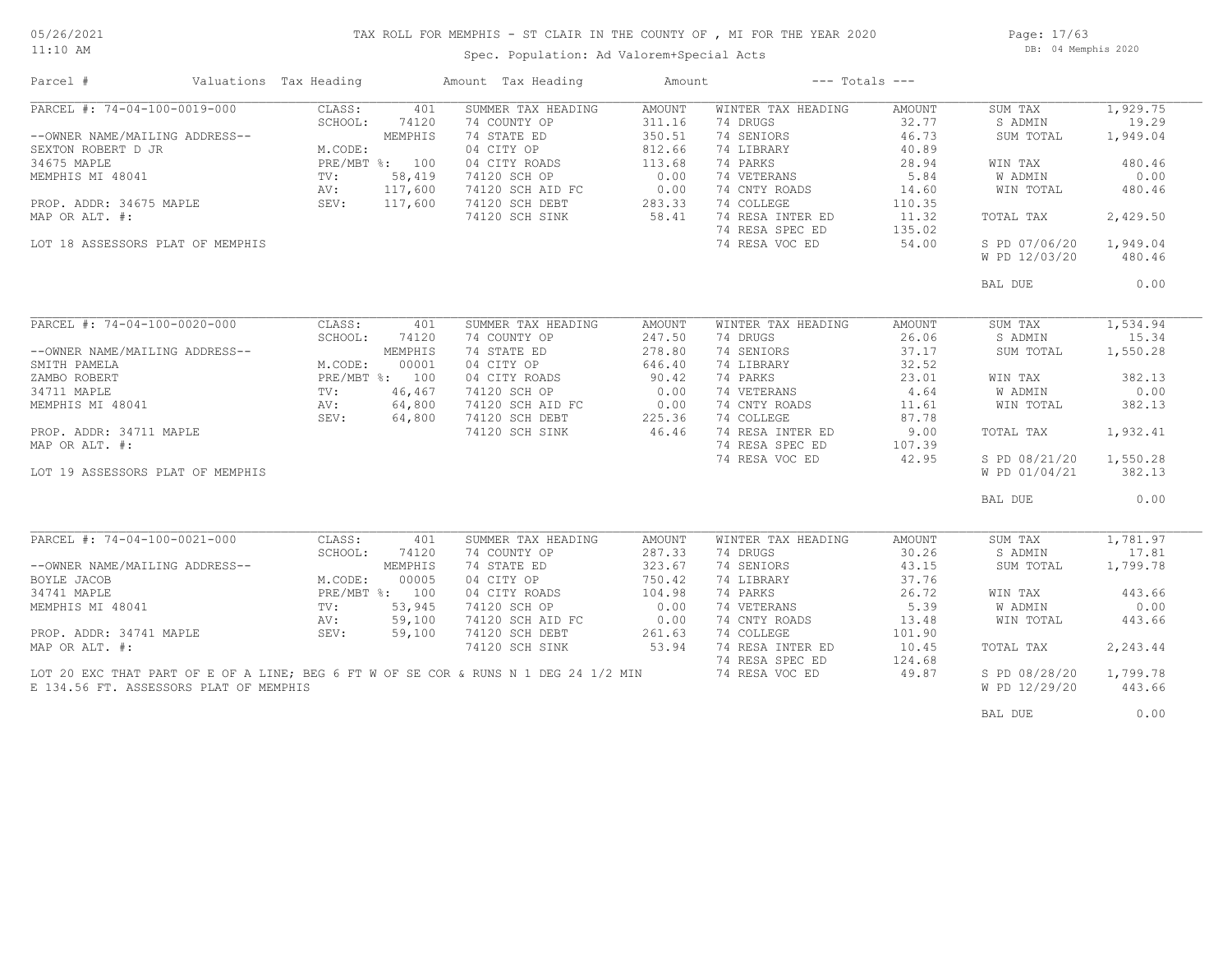# TAX ROLL FOR MEMPHIS - ST CLAIR IN THE COUNTY OF , MI FOR THE YEAR 2020

Spec. Population: Ad Valorem+Special Acts

DB: 04 Memphis 2020

05/26/2021
11:10 AM

| Parcel # | Valuations | Tax Heading | Amount | Tax Heading | Amount | --- Totals --- | |
|---|---|---|---|---|---|---|---|

## PARCEL #: 74-04-100-0019-000

--OWNER NAME/MAILING ADDRESS--
SEXTON ROBERT D JR
34675 MAPLE
MEMPHIS MI 48041

PROP. ADDR: 34675 MAPLE
MAP OR ALT. #:

LOT 18 ASSESSORS PLAT OF MEMPHIS

| Valuations | | Summer Tax Heading | Amount | Winter Tax Heading | Amount | Totals | |
|---|---|---|---|---|---|---|---|
| CLASS: | 401 | 74 COUNTY OP | 311.16 | 74 DRUGS | 32.77 | SUM TAX | 1,929.75 |
| SCHOOL: | 74120 | 74 STATE ED | 350.51 | 74 SENIORS | 46.73 | S ADMIN | 19.29 |
| | MEMPHIS | 04 CITY OP | 812.66 | 74 LIBRARY | 40.89 | SUM TOTAL | 1,949.04 |
| M.CODE: | | 04 CITY ROADS | 113.68 | 74 PARKS | 28.94 | WIN TAX | 480.46 |
| PRE/MBT %: | 100 | 74120 SCH OP | 0.00 | 74 VETERANS | 5.84 | W ADMIN | 0.00 |
| TV: | 58,419 | 74120 SCH AID FC | 0.00 | 74 CNTY ROADS | 14.60 | WIN TOTAL | 480.46 |
| AV: | 117,600 | 74120 SCH DEBT | 283.33 | 74 COLLEGE | 110.35 | TOTAL TAX | 2,429.50 |
| SEV: | 117,600 | 74120 SCH SINK | 58.41 | 74 RESA INTER ED | 11.32 | S PD 07/06/20 | 1,949.04 |
| | | | | 74 RESA SPEC ED | 135.02 | W PD 12/03/20 | 480.46 |
| | | | | 74 RESA VOC ED | 54.00 | BAL DUE | 0.00 |

## PARCEL #: 74-04-100-0020-000

--OWNER NAME/MAILING ADDRESS--
SMITH PAMELA
ZAMBO ROBERT
34711 MAPLE
MEMPHIS MI 48041

PROP. ADDR: 34711 MAPLE
MAP OR ALT. #:

LOT 19 ASSESSORS PLAT OF MEMPHIS

| Valuations | | Summer Tax Heading | Amount | Winter Tax Heading | Amount | Totals | |
|---|---|---|---|---|---|---|---|
| CLASS: | 401 | 74 COUNTY OP | 247.50 | 74 DRUGS | 26.06 | SUM TAX | 1,534.94 |
| SCHOOL: | 74120 | 74 STATE ED | 278.80 | 74 SENIORS | 37.17 | S ADMIN | 15.34 |
| | MEMPHIS | 04 CITY OP | 646.40 | 74 LIBRARY | 32.52 | SUM TOTAL | 1,550.28 |
| M.CODE: | 00001 | 04 CITY ROADS | 90.42 | 74 PARKS | 23.01 | WIN TAX | 382.13 |
| PRE/MBT %: | 100 | 74120 SCH OP | 0.00 | 74 VETERANS | 4.64 | W ADMIN | 0.00 |
| TV: | 46,467 | 74120 SCH AID FC | 0.00 | 74 CNTY ROADS | 11.61 | WIN TOTAL | 382.13 |
| AV: | 64,800 | 74120 SCH DEBT | 225.36 | 74 COLLEGE | 87.78 | TOTAL TAX | 1,932.41 |
| SEV: | 64,800 | 74120 SCH SINK | 46.46 | 74 RESA INTER ED | 9.00 | S PD 08/21/20 | 1,550.28 |
| | | | | 74 RESA SPEC ED | 107.39 | W PD 01/04/21 | 382.13 |
| | | | | 74 RESA VOC ED | 42.95 | BAL DUE | 0.00 |

## PARCEL #: 74-04-100-0021-000

--OWNER NAME/MAILING ADDRESS--
BOYLE JACOB
34741 MAPLE
MEMPHIS MI 48041

PROP. ADDR: 34741 MAPLE
MAP OR ALT. #:

LOT 20 EXC THAT PART OF E OF A LINE; BEG 6 FT W OF SE COR & RUNS N 1 DEG 24 1/2 MIN E 134.56 FT. ASSESSORS PLAT OF MEMPHIS

| Valuations | | Summer Tax Heading | Amount | Winter Tax Heading | Amount | Totals | |
|---|---|---|---|---|---|---|---|
| CLASS: | 401 | 74 COUNTY OP | 287.33 | 74 DRUGS | 30.26 | SUM TAX | 1,781.97 |
| SCHOOL: | 74120 | 74 STATE ED | 323.67 | 74 SENIORS | 43.15 | S ADMIN | 17.81 |
| | MEMPHIS | 04 CITY OP | 750.42 | 74 LIBRARY | 37.76 | SUM TOTAL | 1,799.78 |
| M.CODE: | 00005 | 04 CITY ROADS | 104.98 | 74 PARKS | 26.72 | WIN TAX | 443.66 |
| PRE/MBT %: | 100 | 74120 SCH OP | 0.00 | 74 VETERANS | 5.39 | W ADMIN | 0.00 |
| TV: | 53,945 | 74120 SCH AID FC | 0.00 | 74 CNTY ROADS | 13.48 | WIN TOTAL | 443.66 |
| AV: | 59,100 | 74120 SCH DEBT | 261.63 | 74 COLLEGE | 101.90 | TOTAL TAX | 2,243.44 |
| SEV: | 59,100 | 74120 SCH SINK | 53.94 | 74 RESA INTER ED | 10.45 | S PD 08/28/20 | 1,799.78 |
| | | | | 74 RESA SPEC ED | 124.68 | W PD 12/29/20 | 443.66 |
| | | | | 74 RESA VOC ED | 49.87 | BAL DUE | 0.00 |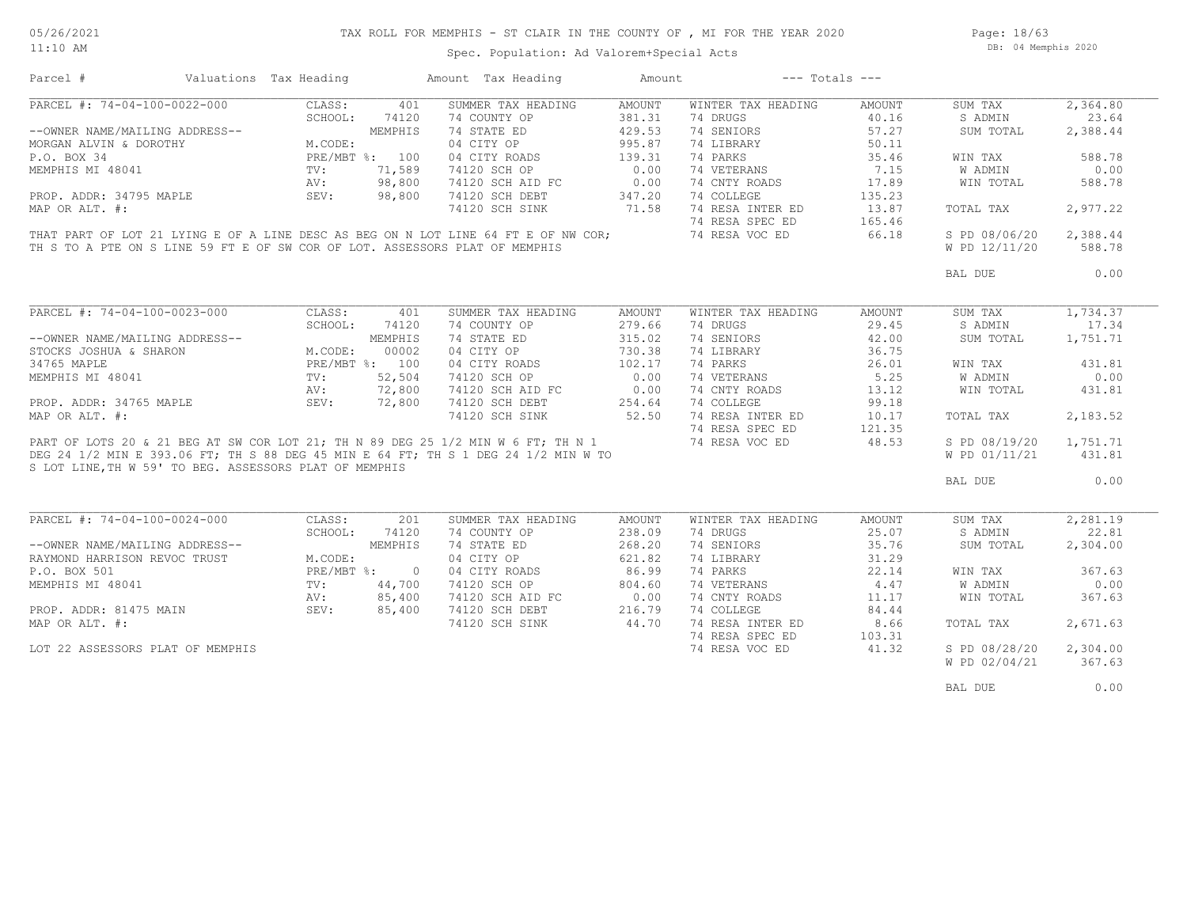# TAX ROLL FOR MEMPHIS - ST CLAIR IN THE COUNTY OF , MI FOR THE YEAR 2020

05/26/2021
11:10 AM

Spec. Population: Ad Valorem+Special Acts

DB: 04 Memphis 2020

| Parcel # | Valuations | Tax Heading | Amount | Tax Heading | Amount | --- Totals --- | |
|---|---|---|---|---|---|---|---|

## PARCEL #: 74-04-100-0022-000

| | | | SUMMER TAX HEADING | AMOUNT | WINTER TAX HEADING | AMOUNT | | |
|---|---|---|---|---|---|---|---|---|
| PARCEL #: 74-04-100-0022-000 | CLASS: | 401 | SUMMER TAX HEADING | AMOUNT | WINTER TAX HEADING | AMOUNT | SUM TAX | 2,364.80 |
| | SCHOOL: | 74120 | 74 COUNTY OP | 381.31 | 74 DRUGS | 40.16 | S ADMIN | 23.64 |
| --OWNER NAME/MAILING ADDRESS-- | | MEMPHIS | 74 STATE ED | 429.53 | 74 SENIORS | 57.27 | SUM TOTAL | 2,388.44 |
| MORGAN ALVIN & DOROTHY | M.CODE: | | 04 CITY OP | 995.87 | 74 LIBRARY | 50.11 | | |
| P.O. BOX 34 | PRE/MBT %: | 100 | 04 CITY ROADS | 139.31 | 74 PARKS | 35.46 | WIN TAX | 588.78 |
| MEMPHIS MI 48041 | TV: | 71,589 | 74120 SCH OP | 0.00 | 74 VETERANS | 7.15 | W ADMIN | 0.00 |
| | AV: | 98,800 | 74120 SCH AID FC | 0.00 | 74 CNTY ROADS | 17.89 | WIN TOTAL | 588.78 |
| PROP. ADDR: 34795 MAPLE | SEV: | 98,800 | 74120 SCH DEBT | 347.20 | 74 COLLEGE | 135.23 | | |
| MAP OR ALT. #: | | | 74120 SCH SINK | 71.58 | 74 RESA INTER ED | 13.87 | TOTAL TAX | 2,977.22 |
| | | | | | 74 RESA SPEC ED | 165.46 | | |
| | | | | | 74 RESA VOC ED | 66.18 | S PD 08/06/20 | 2,388.44 |
| | | | | | | | W PD 12/11/20 | 588.78 |
| | | | | | | | BAL DUE | 0.00 |

THAT PART OF LOT 21 LYING E OF A LINE DESC AS BEG ON N LOT LINE 64 FT E OF NW COR; TH S TO A PTE ON S LINE 59 FT E OF SW COR OF LOT. ASSESSORS PLAT OF MEMPHIS

## PARCEL #: 74-04-100-0023-000

| | | | SUMMER TAX HEADING | AMOUNT | WINTER TAX HEADING | AMOUNT | | |
|---|---|---|---|---|---|---|---|---|
| PARCEL #: 74-04-100-0023-000 | CLASS: | 401 | SUMMER TAX HEADING | AMOUNT | WINTER TAX HEADING | AMOUNT | SUM TAX | 1,734.37 |
| | SCHOOL: | 74120 | 74 COUNTY OP | 279.66 | 74 DRUGS | 29.45 | S ADMIN | 17.34 |
| --OWNER NAME/MAILING ADDRESS-- | | MEMPHIS | 74 STATE ED | 315.02 | 74 SENIORS | 42.00 | SUM TOTAL | 1,751.71 |
| STOCKS JOSHUA & SHARON | M.CODE: | 00002 | 04 CITY OP | 730.38 | 74 LIBRARY | 36.75 | | |
| 34765 MAPLE | PRE/MBT %: | 100 | 04 CITY ROADS | 102.17 | 74 PARKS | 26.01 | WIN TAX | 431.81 |
| MEMPHIS MI 48041 | TV: | 52,504 | 74120 SCH OP | 0.00 | 74 VETERANS | 5.25 | W ADMIN | 0.00 |
| | AV: | 72,800 | 74120 SCH AID FC | 0.00 | 74 CNTY ROADS | 13.12 | WIN TOTAL | 431.81 |
| PROP. ADDR: 34765 MAPLE | SEV: | 72,800 | 74120 SCH DEBT | 254.64 | 74 COLLEGE | 99.18 | | |
| MAP OR ALT. #: | | | 74120 SCH SINK | 52.50 | 74 RESA INTER ED | 10.17 | TOTAL TAX | 2,183.52 |
| | | | | | 74 RESA SPEC ED | 121.35 | | |
| | | | | | 74 RESA VOC ED | 48.53 | S PD 08/19/20 | 1,751.71 |
| | | | | | | | W PD 01/11/21 | 431.81 |
| | | | | | | | BAL DUE | 0.00 |

PART OF LOTS 20 & 21 BEG AT SW COR LOT 21; TH N 89 DEG 25 1/2 MIN W 6 FT; TH N 1 DEG 24 1/2 MIN E 393.06 FT; TH S 88 DEG 45 MIN E 64 FT; TH S 1 DEG 24 1/2 MIN W TO S LOT LINE,TH W 59' TO BEG. ASSESSORS PLAT OF MEMPHIS

## PARCEL #: 74-04-100-0024-000

| | | | SUMMER TAX HEADING | AMOUNT | WINTER TAX HEADING | AMOUNT | | |
|---|---|---|---|---|---|---|---|---|
| PARCEL #: 74-04-100-0024-000 | CLASS: | 201 | SUMMER TAX HEADING | AMOUNT | WINTER TAX HEADING | AMOUNT | SUM TAX | 2,281.19 |
| | SCHOOL: | 74120 | 74 COUNTY OP | 238.09 | 74 DRUGS | 25.07 | S ADMIN | 22.81 |
| --OWNER NAME/MAILING ADDRESS-- | | MEMPHIS | 74 STATE ED | 268.20 | 74 SENIORS | 35.76 | SUM TOTAL | 2,304.00 |
| RAYMOND HARRISON REVOC TRUST | M.CODE: | | 04 CITY OP | 621.82 | 74 LIBRARY | 31.29 | | |
| P.O. BOX 501 | PRE/MBT %: | 0 | 04 CITY ROADS | 86.99 | 74 PARKS | 22.14 | WIN TAX | 367.63 |
| MEMPHIS MI 48041 | TV: | 44,700 | 74120 SCH OP | 804.60 | 74 VETERANS | 4.47 | W ADMIN | 0.00 |
| | AV: | 85,400 | 74120 SCH AID FC | 0.00 | 74 CNTY ROADS | 11.17 | WIN TOTAL | 367.63 |
| PROP. ADDR: 81475 MAIN | SEV: | 85,400 | 74120 SCH DEBT | 216.79 | 74 COLLEGE | 84.44 | | |
| MAP OR ALT. #: | | | 74120 SCH SINK | 44.70 | 74 RESA INTER ED | 8.66 | TOTAL TAX | 2,671.63 |
| | | | | | 74 RESA SPEC ED | 103.31 | | |
| | | | | | 74 RESA VOC ED | 41.32 | S PD 08/28/20 | 2,304.00 |
| | | | | | | | W PD 02/04/21 | 367.63 |
| | | | | | | | BAL DUE | 0.00 |

LOT 22 ASSESSORS PLAT OF MEMPHIS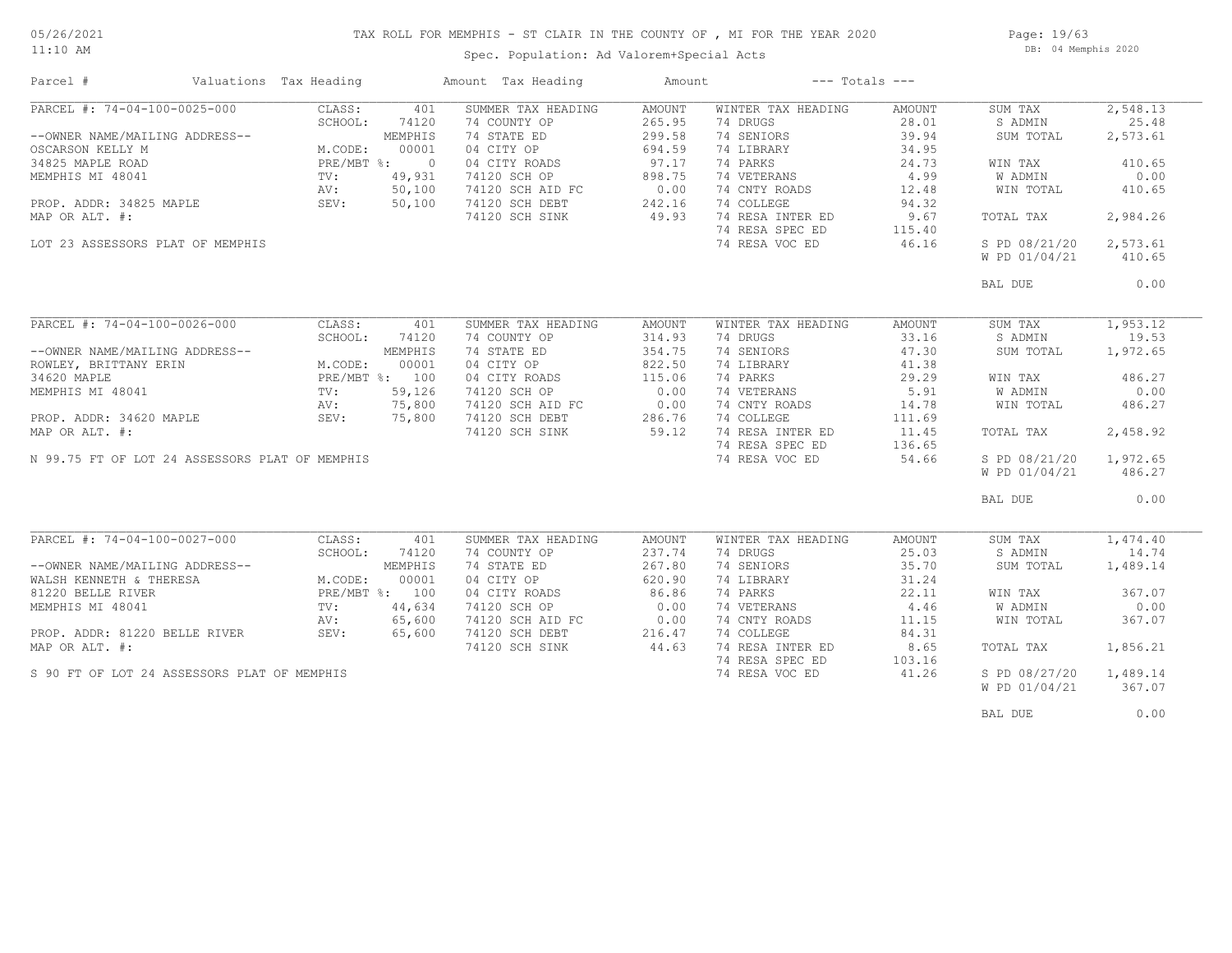# TAX ROLL FOR MEMPHIS - ST CLAIR IN THE COUNTY OF , MI FOR THE YEAR 2020

Spec. Population: Ad Valorem+Special Acts

05/26/2021
11:10 AM

DB: 04 Memphis 2020

| Parcel # | Valuations | Tax Heading | Amount | Tax Heading | Amount | --- Totals --- | |
|---|---|---|---|---|---|---|---|
| PARCEL #: 74-04-100-0025-000 | CLASS: 401 | SUMMER TAX HEADING | AMOUNT | WINTER TAX HEADING | AMOUNT | SUM TAX | 2,548.13 |
| | SCHOOL: 74120 | 74 COUNTY OP | 265.95 | 74 DRUGS | 28.01 | S ADMIN | 25.48 |
| --OWNER NAME/MAILING ADDRESS-- | MEMPHIS | 74 STATE ED | 299.58 | 74 SENIORS | 39.94 | SUM TOTAL | 2,573.61 |
| OSCARSON KELLY M | M.CODE: 00001 | 04 CITY OP | 694.59 | 74 LIBRARY | 34.95 | | |
| 34825 MAPLE ROAD | PRE/MBT %: 0 | 04 CITY ROADS | 97.17 | 74 PARKS | 24.73 | WIN TAX | 410.65 |
| MEMPHIS MI 48041 | TV: 49,931 | 74120 SCH OP | 898.75 | 74 VETERANS | 4.99 | W ADMIN | 0.00 |
| | AV: 50,100 | 74120 SCH AID FC | 0.00 | 74 CNTY ROADS | 12.48 | WIN TOTAL | 410.65 |
| PROP. ADDR: 34825 MAPLE | SEV: 50,100 | 74120 SCH DEBT | 242.16 | 74 COLLEGE | 94.32 | | |
| MAP OR ALT. #: | | 74120 SCH SINK | 49.93 | 74 RESA INTER ED | 9.67 | TOTAL TAX | 2,984.26 |
| | | | | 74 RESA SPEC ED | 115.40 | | |
| LOT 23 ASSESSORS PLAT OF MEMPHIS | | | | 74 RESA VOC ED | 46.16 | S PD 08/21/20 | 2,573.61 |
| | | | | | | W PD 01/04/21 | 410.65 |
| | | | | | | BAL DUE | 0.00 |
| PARCEL #: 74-04-100-0026-000 | CLASS: 401 | SUMMER TAX HEADING | AMOUNT | WINTER TAX HEADING | AMOUNT | SUM TAX | 1,953.12 |
| | SCHOOL: 74120 | 74 COUNTY OP | 314.93 | 74 DRUGS | 33.16 | S ADMIN | 19.53 |
| --OWNER NAME/MAILING ADDRESS-- | MEMPHIS | 74 STATE ED | 354.75 | 74 SENIORS | 47.30 | SUM TOTAL | 1,972.65 |
| ROWLEY, BRITTANY ERIN | M.CODE: 00001 | 04 CITY OP | 822.50 | 74 LIBRARY | 41.38 | | |
| 34620 MAPLE | PRE/MBT %: 100 | 04 CITY ROADS | 115.06 | 74 PARKS | 29.29 | WIN TAX | 486.27 |
| MEMPHIS MI 48041 | TV: 59,126 | 74120 SCH OP | 0.00 | 74 VETERANS | 5.91 | W ADMIN | 0.00 |
| | AV: 75,800 | 74120 SCH AID FC | 0.00 | 74 CNTY ROADS | 14.78 | WIN TOTAL | 486.27 |
| PROP. ADDR: 34620 MAPLE | SEV: 75,800 | 74120 SCH DEBT | 286.76 | 74 COLLEGE | 111.69 | | |
| MAP OR ALT. #: | | 74120 SCH SINK | 59.12 | 74 RESA INTER ED | 11.45 | TOTAL TAX | 2,458.92 |
| | | | | 74 RESA SPEC ED | 136.65 | | |
| N 99.75 FT OF LOT 24 ASSESSORS PLAT OF MEMPHIS | | | | 74 RESA VOC ED | 54.66 | S PD 08/21/20 | 1,972.65 |
| | | | | | | W PD 01/04/21 | 486.27 |
| | | | | | | BAL DUE | 0.00 |
| PARCEL #: 74-04-100-0027-000 | CLASS: 401 | SUMMER TAX HEADING | AMOUNT | WINTER TAX HEADING | AMOUNT | SUM TAX | 1,474.40 |
| | SCHOOL: 74120 | 74 COUNTY OP | 237.74 | 74 DRUGS | 25.03 | S ADMIN | 14.74 |
| --OWNER NAME/MAILING ADDRESS-- | MEMPHIS | 74 STATE ED | 267.80 | 74 SENIORS | 35.70 | SUM TOTAL | 1,489.14 |
| WALSH KENNETH & THERESA | M.CODE: 00001 | 04 CITY OP | 620.90 | 74 LIBRARY | 31.24 | | |
| 81220 BELLE RIVER | PRE/MBT %: 100 | 04 CITY ROADS | 86.86 | 74 PARKS | 22.11 | WIN TAX | 367.07 |
| MEMPHIS MI 48041 | TV: 44,634 | 74120 SCH OP | 0.00 | 74 VETERANS | 4.46 | W ADMIN | 0.00 |
| | AV: 65,600 | 74120 SCH AID FC | 0.00 | 74 CNTY ROADS | 11.15 | WIN TOTAL | 367.07 |
| PROP. ADDR: 81220 BELLE RIVER | SEV: 65,600 | 74120 SCH DEBT | 216.47 | 74 COLLEGE | 84.31 | | |
| MAP OR ALT. #: | | 74120 SCH SINK | 44.63 | 74 RESA INTER ED | 8.65 | TOTAL TAX | 1,856.21 |
| | | | | 74 RESA SPEC ED | 103.16 | | |
| S 90 FT OF LOT 24 ASSESSORS PLAT OF MEMPHIS | | | | 74 RESA VOC ED | 41.26 | S PD 08/27/20 | 1,489.14 |
| | | | | | | W PD 01/04/21 | 367.07 |
| | | | | | | BAL DUE | 0.00 |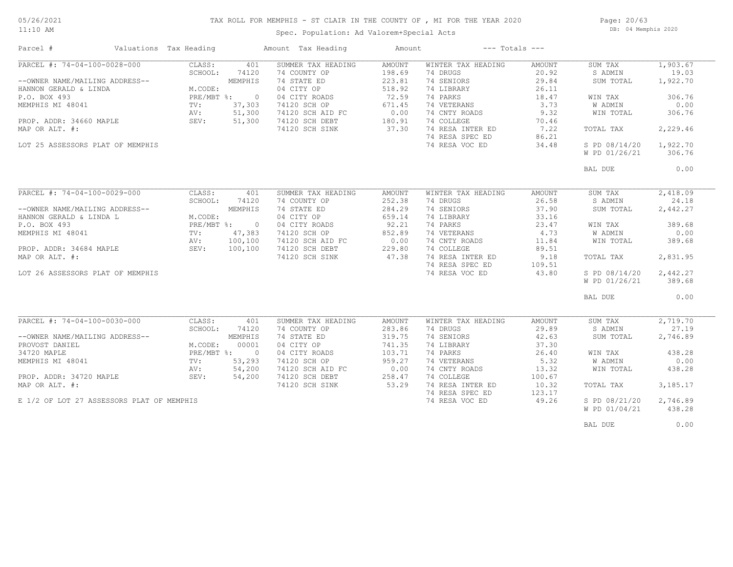# TAX ROLL FOR MEMPHIS - ST CLAIR IN THE COUNTY OF , MI FOR THE YEAR 2020

Spec. Population: Ad Valorem+Special Acts

DB: 04 Memphis 2020

05/26/2021
11:10 AM

| Parcel # | Valuations | Tax Heading | Amount | Tax Heading | Amount | --- Totals --- | |
|---|---|---|---|---|---|---|---|
| PARCEL #: 74-04-100-0028-000 | CLASS: 401 | SUMMER TAX HEADING | AMOUNT | WINTER TAX HEADING | AMOUNT | SUM TAX | 1,903.67 |
| | SCHOOL: 74120 | 74 COUNTY OP | 198.69 | 74 DRUGS | 20.92 | S ADMIN | 19.03 |
| --OWNER NAME/MAILING ADDRESS-- | MEMPHIS | 74 STATE ED | 223.81 | 74 SENIORS | 29.84 | SUM TOTAL | 1,922.70 |
| HANNON GERALD & LINDA | M.CODE: | 04 CITY OP | 518.92 | 74 LIBRARY | 26.11 | | |
| P.O. BOX 493 | PRE/MBT %: 0 | 04 CITY ROADS | 72.59 | 74 PARKS | 18.47 | WIN TAX | 306.76 |
| MEMPHIS MI 48041 | TV: 37,303 | 74120 SCH OP | 671.45 | 74 VETERANS | 3.73 | W ADMIN | 0.00 |
| | AV: 51,300 | 74120 SCH AID FC | 0.00 | 74 CNTY ROADS | 9.32 | WIN TOTAL | 306.76 |
| PROP. ADDR: 34660 MAPLE | SEV: 51,300 | 74120 SCH DEBT | 180.91 | 74 COLLEGE | 70.46 | | |
| MAP OR ALT. #: | | 74120 SCH SINK | 37.30 | 74 RESA INTER ED | 7.22 | TOTAL TAX | 2,229.46 |
| | | | | 74 RESA SPEC ED | 86.21 | | |
| LOT 25 ASSESSORS PLAT OF MEMPHIS | | | | 74 RESA VOC ED | 34.48 | S PD 08/14/20 | 1,922.70 |
| | | | | | | W PD 01/26/21 | 306.76 |
| | | | | | | BAL DUE | 0.00 |
| PARCEL #: 74-04-100-0029-000 | CLASS: 401 | SUMMER TAX HEADING | AMOUNT | WINTER TAX HEADING | AMOUNT | SUM TAX | 2,418.09 |
| | SCHOOL: 74120 | 74 COUNTY OP | 252.38 | 74 DRUGS | 26.58 | S ADMIN | 24.18 |
| --OWNER NAME/MAILING ADDRESS-- | MEMPHIS | 74 STATE ED | 284.29 | 74 SENIORS | 37.90 | SUM TOTAL | 2,442.27 |
| HANNON GERALD & LINDA L | M.CODE: | 04 CITY OP | 659.14 | 74 LIBRARY | 33.16 | | |
| P.O. BOX 493 | PRE/MBT %: 0 | 04 CITY ROADS | 92.21 | 74 PARKS | 23.47 | WIN TAX | 389.68 |
| MEMPHIS MI 48041 | TV: 47,383 | 74120 SCH OP | 852.89 | 74 VETERANS | 4.73 | W ADMIN | 0.00 |
| | AV: 100,100 | 74120 SCH AID FC | 0.00 | 74 CNTY ROADS | 11.84 | WIN TOTAL | 389.68 |
| PROP. ADDR: 34684 MAPLE | SEV: 100,100 | 74120 SCH DEBT | 229.80 | 74 COLLEGE | 89.51 | | |
| MAP OR ALT. #: | | 74120 SCH SINK | 47.38 | 74 RESA INTER ED | 9.18 | TOTAL TAX | 2,831.95 |
| | | | | 74 RESA SPEC ED | 109.51 | | |
| LOT 26 ASSESSORS PLAT OF MEMPHIS | | | | 74 RESA VOC ED | 43.80 | S PD 08/14/20 | 2,442.27 |
| | | | | | | W PD 01/26/21 | 389.68 |
| | | | | | | BAL DUE | 0.00 |
| PARCEL #: 74-04-100-0030-000 | CLASS: 401 | SUMMER TAX HEADING | AMOUNT | WINTER TAX HEADING | AMOUNT | SUM TAX | 2,719.70 |
| | SCHOOL: 74120 | 74 COUNTY OP | 283.86 | 74 DRUGS | 29.89 | S ADMIN | 27.19 |
| --OWNER NAME/MAILING ADDRESS-- | MEMPHIS | 74 STATE ED | 319.75 | 74 SENIORS | 42.63 | SUM TOTAL | 2,746.89 |
| PROVOST DANIEL | M.CODE: 00001 | 04 CITY OP | 741.35 | 74 LIBRARY | 37.30 | | |
| 34720 MAPLE | PRE/MBT %: 0 | 04 CITY ROADS | 103.71 | 74 PARKS | 26.40 | WIN TAX | 438.28 |
| MEMPHIS MI 48041 | TV: 53,293 | 74120 SCH OP | 959.27 | 74 VETERANS | 5.32 | W ADMIN | 0.00 |
| | AV: 54,200 | 74120 SCH AID FC | 0.00 | 74 CNTY ROADS | 13.32 | WIN TOTAL | 438.28 |
| PROP. ADDR: 34720 MAPLE | SEV: 54,200 | 74120 SCH DEBT | 258.47 | 74 COLLEGE | 100.67 | | |
| MAP OR ALT. #: | | 74120 SCH SINK | 53.29 | 74 RESA INTER ED | 10.32 | TOTAL TAX | 3,185.17 |
| | | | | 74 RESA SPEC ED | 123.17 | | |
| E 1/2 OF LOT 27 ASSESSORS PLAT OF MEMPHIS | | | | 74 RESA VOC ED | 49.26 | S PD 08/21/20 | 2,746.89 |
| | | | | | | W PD 01/04/21 | 438.28 |
| | | | | | | BAL DUE | 0.00 |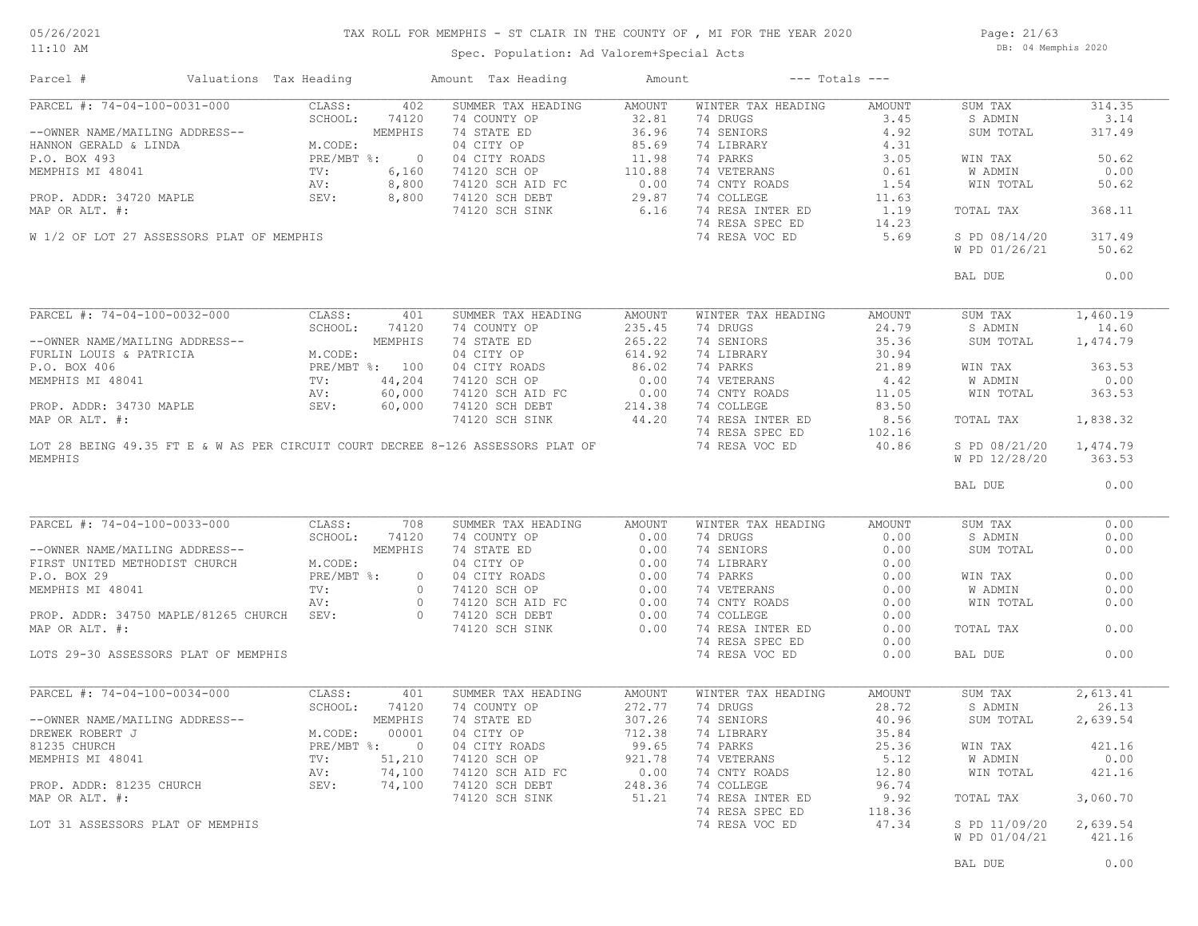# TAX ROLL FOR MEMPHIS - ST CLAIR IN THE COUNTY OF , MI FOR THE YEAR 2020

Spec. Population: Ad Valorem+Special Acts

DB: 04 Memphis 2020

| Parcel # | Valuations | Tax Heading | Amount | Tax Heading | Amount | --- Totals --- | |
|---|---|---|---|---|---|---|---|

## PARCEL #: 74-04-100-0031-000

| | | SUMMER TAX HEADING | AMOUNT | WINTER TAX HEADING | AMOUNT | | |
|---|---|---|---|---|---|---|---|
| CLASS: | 402 | 74 COUNTY OP | 32.81 | 74 DRUGS | 3.45 | SUM TAX | 314.35 |
| SCHOOL: | 74120 | 74 STATE ED | 36.96 | 74 SENIORS | 4.92 | S ADMIN | 3.14 |
| | MEMPHIS | 04 CITY OP | 85.69 | 74 LIBRARY | 4.31 | SUM TOTAL | 317.49 |
| M.CODE: | | 04 CITY ROADS | 11.98 | 74 PARKS | 3.05 | | |
| PRE/MBT %: | 0 | 74120 SCH OP | 110.88 | 74 VETERANS | 0.61 | WIN TAX | 50.62 |
| TV: | 6,160 | 74120 SCH AID FC | 0.00 | 74 CNTY ROADS | 1.54 | W ADMIN | 0.00 |
| AV: | 8,800 | 74120 SCH DEBT | 29.87 | 74 COLLEGE | 11.63 | WIN TOTAL | 50.62 |
| SEV: | 8,800 | 74120 SCH SINK | 6.16 | 74 RESA INTER ED | 1.19 | | |
| | | | | 74 RESA SPEC ED | 14.23 | TOTAL TAX | 368.11 |
| | | | | 74 RESA VOC ED | 5.69 | | |
| | | | | | | S PD 08/14/20 | 317.49 |
| | | | | | | W PD 01/26/21 | 50.62 |
| | | | | | | BAL DUE | 0.00 |

--OWNER NAME/MAILING ADDRESS--
HANNON GERALD & LINDA
P.O. BOX 493
MEMPHIS MI 48041

PROP. ADDR: 34720 MAPLE
MAP OR ALT. #:

W 1/2 OF LOT 27 ASSESSORS PLAT OF MEMPHIS

## PARCEL #: 74-04-100-0032-000

| | | SUMMER TAX HEADING | AMOUNT | WINTER TAX HEADING | AMOUNT | | |
|---|---|---|---|---|---|---|---|
| CLASS: | 401 | 74 COUNTY OP | 235.45 | 74 DRUGS | 24.79 | SUM TAX | 1,460.19 |
| SCHOOL: | 74120 | 74 STATE ED | 265.22 | 74 SENIORS | 35.36 | S ADMIN | 14.60 |
| | MEMPHIS | 04 CITY OP | 614.92 | 74 LIBRARY | 30.94 | SUM TOTAL | 1,474.79 |
| M.CODE: | | 04 CITY ROADS | 86.02 | 74 PARKS | 21.89 | | |
| PRE/MBT %: | 100 | 74120 SCH OP | 0.00 | 74 VETERANS | 4.42 | WIN TAX | 363.53 |
| TV: | 44,204 | 74120 SCH AID FC | 0.00 | 74 CNTY ROADS | 11.05 | W ADMIN | 0.00 |
| AV: | 60,000 | 74120 SCH DEBT | 214.38 | 74 COLLEGE | 83.50 | WIN TOTAL | 363.53 |
| SEV: | 60,000 | 74120 SCH SINK | 44.20 | 74 RESA INTER ED | 8.56 | | |
| | | | | 74 RESA SPEC ED | 102.16 | TOTAL TAX | 1,838.32 |
| | | | | 74 RESA VOC ED | 40.86 | | |
| | | | | | | S PD 08/21/20 | 1,474.79 |
| | | | | | | W PD 12/28/20 | 363.53 |
| | | | | | | BAL DUE | 0.00 |

--OWNER NAME/MAILING ADDRESS--
FURLIN LOUIS & PATRICIA
P.O. BOX 406
MEMPHIS MI 48041

PROP. ADDR: 34730 MAPLE
MAP OR ALT. #:

LOT 28 BEING 49.35 FT E & W AS PER CIRCUIT COURT DECREE 8-126 ASSESSORS PLAT OF MEMPHIS

## PARCEL #: 74-04-100-0033-000

| | | SUMMER TAX HEADING | AMOUNT | WINTER TAX HEADING | AMOUNT | | |
|---|---|---|---|---|---|---|---|
| CLASS: | 708 | 74 COUNTY OP | 0.00 | 74 DRUGS | 0.00 | SUM TAX | 0.00 |
| SCHOOL: | 74120 | 74 STATE ED | 0.00 | 74 SENIORS | 0.00 | S ADMIN | 0.00 |
| | MEMPHIS | 04 CITY OP | 0.00 | 74 LIBRARY | 0.00 | SUM TOTAL | 0.00 |
| M.CODE: | | 04 CITY ROADS | 0.00 | 74 PARKS | 0.00 | | |
| PRE/MBT %: | 0 | 74120 SCH OP | 0.00 | 74 VETERANS | 0.00 | WIN TAX | 0.00 |
| TV: | 0 | 74120 SCH AID FC | 0.00 | 74 CNTY ROADS | 0.00 | W ADMIN | 0.00 |
| AV: | 0 | 74120 SCH DEBT | 0.00 | 74 COLLEGE | 0.00 | WIN TOTAL | 0.00 |
| SEV: | 0 | 74120 SCH SINK | 0.00 | 74 RESA INTER ED | 0.00 | | |
| | | | | 74 RESA SPEC ED | 0.00 | TOTAL TAX | 0.00 |
| | | | | 74 RESA VOC ED | 0.00 | BAL DUE | 0.00 |

--OWNER NAME/MAILING ADDRESS--
FIRST UNITED METHODIST CHURCH
P.O. BOX 29
MEMPHIS MI 48041

PROP. ADDR: 34750 MAPLE/81265 CHURCH
MAP OR ALT. #:

LOTS 29-30 ASSESSORS PLAT OF MEMPHIS

## PARCEL #: 74-04-100-0034-000

| | | SUMMER TAX HEADING | AMOUNT | WINTER TAX HEADING | AMOUNT | | |
|---|---|---|---|---|---|---|---|
| CLASS: | 401 | 74 COUNTY OP | 272.77 | 74 DRUGS | 28.72 | SUM TAX | 2,613.41 |
| SCHOOL: | 74120 | 74 STATE ED | 307.26 | 74 SENIORS | 40.96 | S ADMIN | 26.13 |
| | MEMPHIS | 04 CITY OP | 712.38 | 74 LIBRARY | 35.84 | SUM TOTAL | 2,639.54 |
| M.CODE: | 00001 | 04 CITY ROADS | 99.65 | 74 PARKS | 25.36 | | |
| PRE/MBT %: | 0 | 74120 SCH OP | 921.78 | 74 VETERANS | 5.12 | WIN TAX | 421.16 |
| TV: | 51,210 | 74120 SCH AID FC | 0.00 | 74 CNTY ROADS | 12.80 | W ADMIN | 0.00 |
| AV: | 74,100 | 74120 SCH DEBT | 248.36 | 74 COLLEGE | 96.74 | WIN TOTAL | 421.16 |
| SEV: | 74,100 | 74120 SCH SINK | 51.21 | 74 RESA INTER ED | 9.92 | | |
| | | | | 74 RESA SPEC ED | 118.36 | TOTAL TAX | 3,060.70 |
| | | | | 74 RESA VOC ED | 47.34 | | |
| | | | | | | S PD 11/09/20 | 2,639.54 |
| | | | | | | W PD 01/04/21 | 421.16 |
| | | | | | | BAL DUE | 0.00 |

--OWNER NAME/MAILING ADDRESS--
DREWEK ROBERT J
81235 CHURCH
MEMPHIS MI 48041

PROP. ADDR: 81235 CHURCH
MAP OR ALT. #:

LOT 31 ASSESSORS PLAT OF MEMPHIS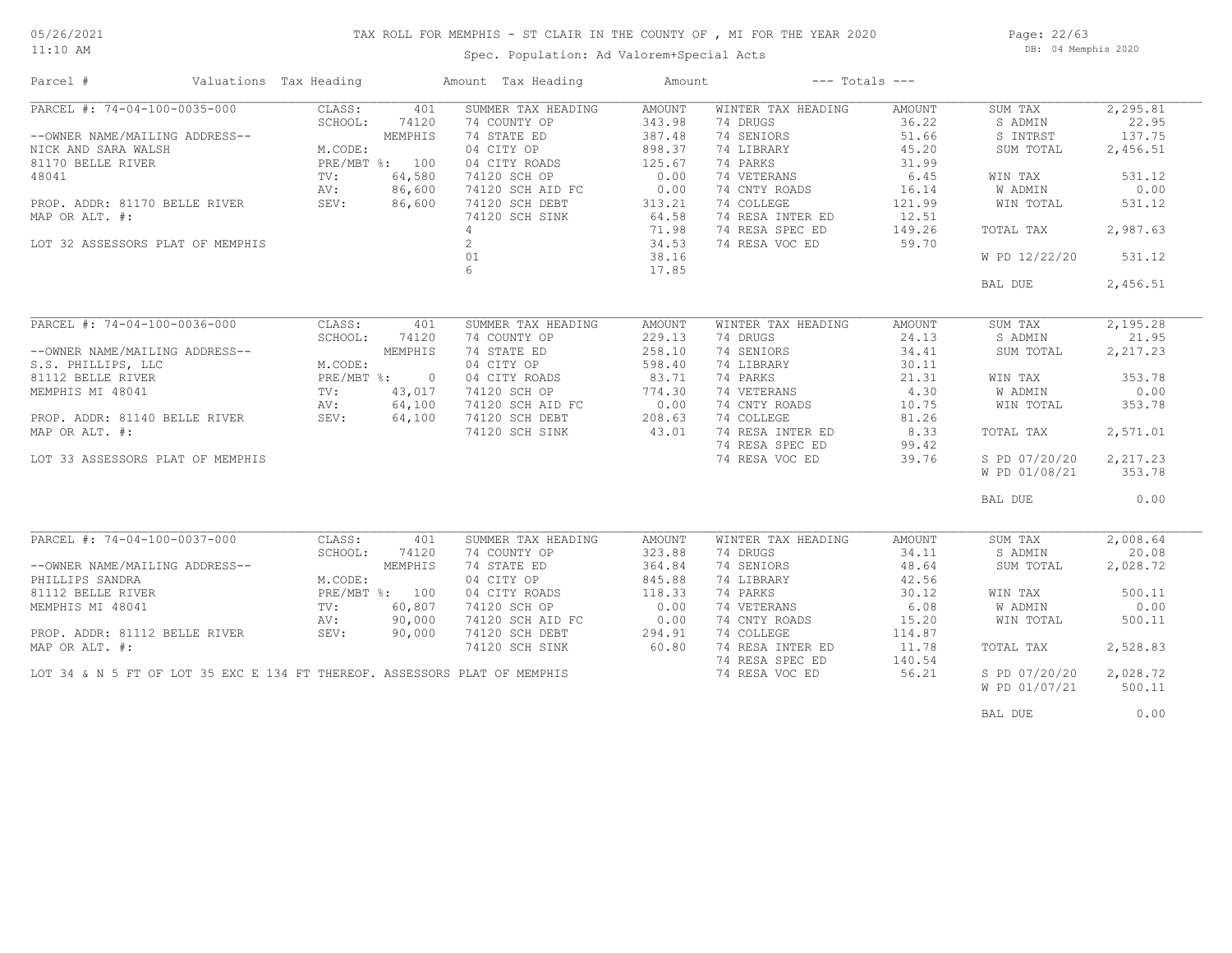# TAX ROLL FOR MEMPHIS - ST CLAIR IN THE COUNTY OF , MI FOR THE YEAR 2020

Spec. Population: Ad Valorem+Special Acts

DB: 04 Memphis 2020

05/26/2021
11:10 AM

| Parcel # | Valuations | Tax Heading | Amount | Tax Heading | Amount | --- Totals --- | |
|---|---|---|---|---|---|---|---|
| PARCEL #: 74-04-100-0035-000 | CLASS: 401 | SUMMER TAX HEADING | AMOUNT | WINTER TAX HEADING | AMOUNT | SUM TAX | 2,295.81 |
| | SCHOOL: 74120 | 74 STATE ED | 343.98 | 74 DRUGS | 36.22 | S ADMIN | 22.95 |
| --OWNER NAME/MAILING ADDRESS-- | MEMPHIS | 04 CITY OP | 387.48 | 74 SENIORS | 51.66 | S INTRST | 137.75 |
| NICK AND SARA WALSH | M.CODE: | 04 CITY ROADS | 898.37 | 74 LIBRARY | 45.20 | SUM TOTAL | 2,456.51 |
| 81170 BELLE RIVER | PRE/MBT %: 100 | 74120 SCH OP | 125.67 | 74 PARKS | 31.99 | | |
| 48041 | TV: 64,580 | 74120 SCH AID FC | 0.00 | 74 VETERANS | 6.45 | WIN TAX | 531.12 |
| | AV: 86,600 | 74120 SCH DEBT | 0.00 | 74 CNTY ROADS | 16.14 | W ADMIN | 0.00 |
| PROP. ADDR: 81170 BELLE RIVER | SEV: 86,600 | 74120 SCH SINK | 313.21 | 74 COLLEGE | 121.99 | WIN TOTAL | 531.12 |
| MAP OR ALT. #: | | 4 | 64.58 | 74 RESA INTER ED | 12.51 | | |
| | | 2 | 71.98 | 74 RESA SPEC ED | 149.26 | TOTAL TAX | 2,987.63 |
| LOT 32 ASSESSORS PLAT OF MEMPHIS | | 01 | 34.53 | 74 RESA VOC ED | 59.70 | | |
| | | 6 | 38.16 | | | W PD 12/22/20 | 531.12 |
| | | | 17.85 | | | | |
| | | | | | | BAL DUE | 2,456.51 |
| PARCEL #: 74-04-100-0036-000 | CLASS: 401 | SUMMER TAX HEADING | AMOUNT | WINTER TAX HEADING | AMOUNT | SUM TAX | 2,195.28 |
| | SCHOOL: 74120 | 74 COUNTY OP | 229.13 | 74 DRUGS | 24.13 | S ADMIN | 21.95 |
| --OWNER NAME/MAILING ADDRESS-- | MEMPHIS | 74 STATE ED | 258.10 | 74 SENIORS | 34.41 | SUM TOTAL | 2,217.23 |
| S.S. PHILLIPS, LLC | M.CODE: | 04 CITY OP | 598.40 | 74 LIBRARY | 30.11 | | |
| 81112 BELLE RIVER | PRE/MBT %: 0 | 04 CITY ROADS | 83.71 | 74 PARKS | 21.31 | WIN TAX | 353.78 |
| MEMPHIS MI 48041 | TV: 43,017 | 74120 SCH OP | 774.30 | 74 VETERANS | 4.30 | W ADMIN | 0.00 |
| | AV: 64,100 | 74120 SCH AID FC | 0.00 | 74 CNTY ROADS | 10.75 | WIN TOTAL | 353.78 |
| PROP. ADDR: 81140 BELLE RIVER | SEV: 64,100 | 74120 SCH DEBT | 208.63 | 74 COLLEGE | 81.26 | | |
| MAP OR ALT. #: | | 74120 SCH SINK | 43.01 | 74 RESA INTER ED | 8.33 | TOTAL TAX | 2,571.01 |
| | | | | 74 RESA SPEC ED | 99.42 | | |
| LOT 33 ASSESSORS PLAT OF MEMPHIS | | | | 74 RESA VOC ED | 39.76 | S PD 07/20/20 | 2,217.23 |
| | | | | | | W PD 01/08/21 | 353.78 |
| | | | | | | BAL DUE | 0.00 |
| PARCEL #: 74-04-100-0037-000 | CLASS: 401 | SUMMER TAX HEADING | AMOUNT | WINTER TAX HEADING | AMOUNT | SUM TAX | 2,008.64 |
| | SCHOOL: 74120 | 74 COUNTY OP | 323.88 | 74 DRUGS | 34.11 | S ADMIN | 20.08 |
| --OWNER NAME/MAILING ADDRESS-- | MEMPHIS | 74 STATE ED | 364.84 | 74 SENIORS | 48.64 | SUM TOTAL | 2,028.72 |
| PHILLIPS SANDRA | M.CODE: | 04 CITY OP | 845.88 | 74 LIBRARY | 42.56 | | |
| 81112 BELLE RIVER | PRE/MBT %: 100 | 04 CITY ROADS | 118.33 | 74 PARKS | 30.12 | WIN TAX | 500.11 |
| MEMPHIS MI 48041 | TV: 60,807 | 74120 SCH OP | 0.00 | 74 VETERANS | 6.08 | W ADMIN | 0.00 |
| | AV: 90,000 | 74120 SCH AID FC | 0.00 | 74 CNTY ROADS | 15.20 | WIN TOTAL | 500.11 |
| PROP. ADDR: 81112 BELLE RIVER | SEV: 90,000 | 74120 SCH DEBT | 294.91 | 74 COLLEGE | 114.87 | | |
| MAP OR ALT. #: | | 74120 SCH SINK | 60.80 | 74 RESA INTER ED | 11.78 | TOTAL TAX | 2,528.83 |
| | | | | 74 RESA SPEC ED | 140.54 | | |
| LOT 34 & N 5 FT OF LOT 35 EXC E 134 FT THEREOF. ASSESSORS PLAT OF MEMPHIS | | | | 74 RESA VOC ED | 56.21 | S PD 07/20/20 | 2,028.72 |
| | | | | | | W PD 01/07/21 | 500.11 |
| | | | | | | BAL DUE | 0.00 |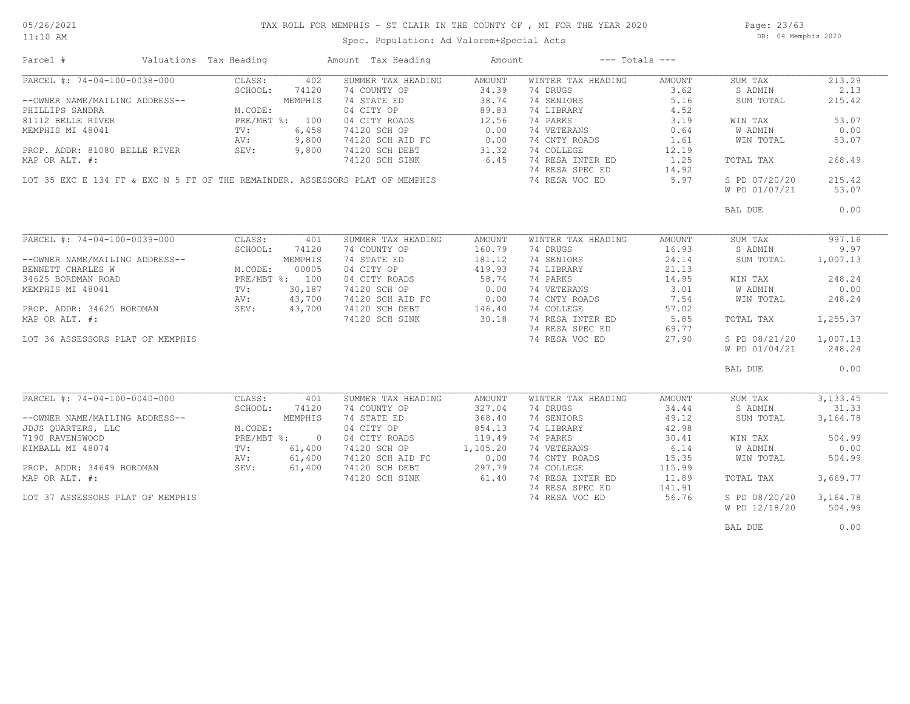# TAX ROLL FOR MEMPHIS - ST CLAIR IN THE COUNTY OF , MI FOR THE YEAR 2020

05/26/2021
11:10 AM

Spec. Population: Ad Valorem+Special Acts

DB: 04 Memphis 2020

| Parcel # | Valuations | Tax Heading | Amount | Tax Heading | Amount | --- Totals --- | |
|---|---|---|---|---|---|---|---|
| **PARCEL #: 74-04-100-0038-000** | CLASS: 402 | SUMMER TAX HEADING | AMOUNT | WINTER TAX HEADING | AMOUNT | SUM TAX | 213.29 |
| | SCHOOL: 74120 | 74 COUNTY OP | 34.39 | 74 DRUGS | 3.62 | S ADMIN | 2.13 |
| --OWNER NAME/MAILING ADDRESS-- | MEMPHIS | 74 STATE ED | 38.74 | 74 SENIORS | 5.16 | SUM TOTAL | 215.42 |
| PHILLIPS SANDRA | M.CODE: | 04 CITY OP | 89.83 | 74 LIBRARY | 4.52 | | |
| 81112 BELLE RIVER | PRE/MBT %: 100 | 04 CITY ROADS | 12.56 | 74 PARKS | 3.19 | WIN TAX | 53.07 |
| MEMPHIS MI 48041 | TV: 6,458 | 74120 SCH OP | 0.00 | 74 VETERANS | 0.64 | W ADMIN | 0.00 |
| | AV: 9,800 | 74120 SCH AID FC | 0.00 | 74 CNTY ROADS | 1.61 | WIN TOTAL | 53.07 |
| PROP. ADDR: 81080 BELLE RIVER | SEV: 9,800 | 74120 SCH DEBT | 31.32 | 74 COLLEGE | 12.19 | | |
| MAP OR ALT. #: | | 74120 SCH SINK | 6.45 | 74 RESA INTER ED | 1.25 | TOTAL TAX | 268.49 |
| | | | | 74 RESA SPEC ED | 14.92 | | |
| LOT 35 EXC E 134 FT & EXC N 5 FT OF THE REMAINDER. ASSESSORS PLAT OF MEMPHIS | | | | 74 RESA VOC ED | 5.97 | S PD 07/20/20 | 215.42 |
| | | | | | | W PD 01/07/21 | 53.07 |
| | | | | | | BAL DUE | 0.00 |
| **PARCEL #: 74-04-100-0039-000** | CLASS: 401 | SUMMER TAX HEADING | AMOUNT | WINTER TAX HEADING | AMOUNT | SUM TAX | 997.16 |
| | SCHOOL: 74120 | 74 COUNTY OP | 160.79 | 74 DRUGS | 16.93 | S ADMIN | 9.97 |
| --OWNER NAME/MAILING ADDRESS-- | MEMPHIS | 74 STATE ED | 181.12 | 74 SENIORS | 24.14 | SUM TOTAL | 1,007.13 |
| BENNETT CHARLES W | M.CODE: 00005 | 04 CITY OP | 419.93 | 74 LIBRARY | 21.13 | | |
| 34625 BORDMAN ROAD | PRE/MBT %: 100 | 04 CITY ROADS | 58.74 | 74 PARKS | 14.95 | WIN TAX | 248.24 |
| MEMPHIS MI 48041 | TV: 30,187 | 74120 SCH OP | 0.00 | 74 VETERANS | 3.01 | W ADMIN | 0.00 |
| | AV: 43,700 | 74120 SCH AID FC | 0.00 | 74 CNTY ROADS | 7.54 | WIN TOTAL | 248.24 |
| PROP. ADDR: 34625 BORDMAN | SEV: 43,700 | 74120 SCH DEBT | 146.40 | 74 COLLEGE | 57.02 | | |
| MAP OR ALT. #: | | 74120 SCH SINK | 30.18 | 74 RESA INTER ED | 5.85 | TOTAL TAX | 1,255.37 |
| | | | | 74 RESA SPEC ED | 69.77 | | |
| LOT 36 ASSESSORS PLAT OF MEMPHIS | | | | 74 RESA VOC ED | 27.90 | S PD 08/21/20 | 1,007.13 |
| | | | | | | W PD 01/04/21 | 248.24 |
| | | | | | | BAL DUE | 0.00 |
| **PARCEL #: 74-04-100-0040-000** | CLASS: 401 | SUMMER TAX HEADING | AMOUNT | WINTER TAX HEADING | AMOUNT | SUM TAX | 3,133.45 |
| | SCHOOL: 74120 | 74 COUNTY OP | 327.04 | 74 DRUGS | 34.44 | S ADMIN | 31.33 |
| --OWNER NAME/MAILING ADDRESS-- | MEMPHIS | 74 STATE ED | 368.40 | 74 SENIORS | 49.12 | SUM TOTAL | 3,164.78 |
| JDJS QUARTERS, LLC | M.CODE: | 04 CITY OP | 854.13 | 74 LIBRARY | 42.98 | | |
| 7190 RAVENSWOOD | PRE/MBT %: 0 | 04 CITY ROADS | 119.49 | 74 PARKS | 30.41 | WIN TAX | 504.99 |
| KIMBALL MI 48074 | TV: 61,400 | 74120 SCH OP | 1,105.20 | 74 VETERANS | 6.14 | W ADMIN | 0.00 |
| | AV: 61,400 | 74120 SCH AID FC | 0.00 | 74 CNTY ROADS | 15.35 | WIN TOTAL | 504.99 |
| PROP. ADDR: 34649 BORDMAN | SEV: 61,400 | 74120 SCH DEBT | 297.79 | 74 COLLEGE | 115.99 | | |
| MAP OR ALT. #: | | 74120 SCH SINK | 61.40 | 74 RESA INTER ED | 11.89 | TOTAL TAX | 3,669.77 |
| | | | | 74 RESA SPEC ED | 141.91 | | |
| LOT 37 ASSESSORS PLAT OF MEMPHIS | | | | 74 RESA VOC ED | 56.76 | S PD 08/20/20 | 3,164.78 |
| | | | | | | W PD 12/18/20 | 504.99 |
| | | | | | | BAL DUE | 0.00 |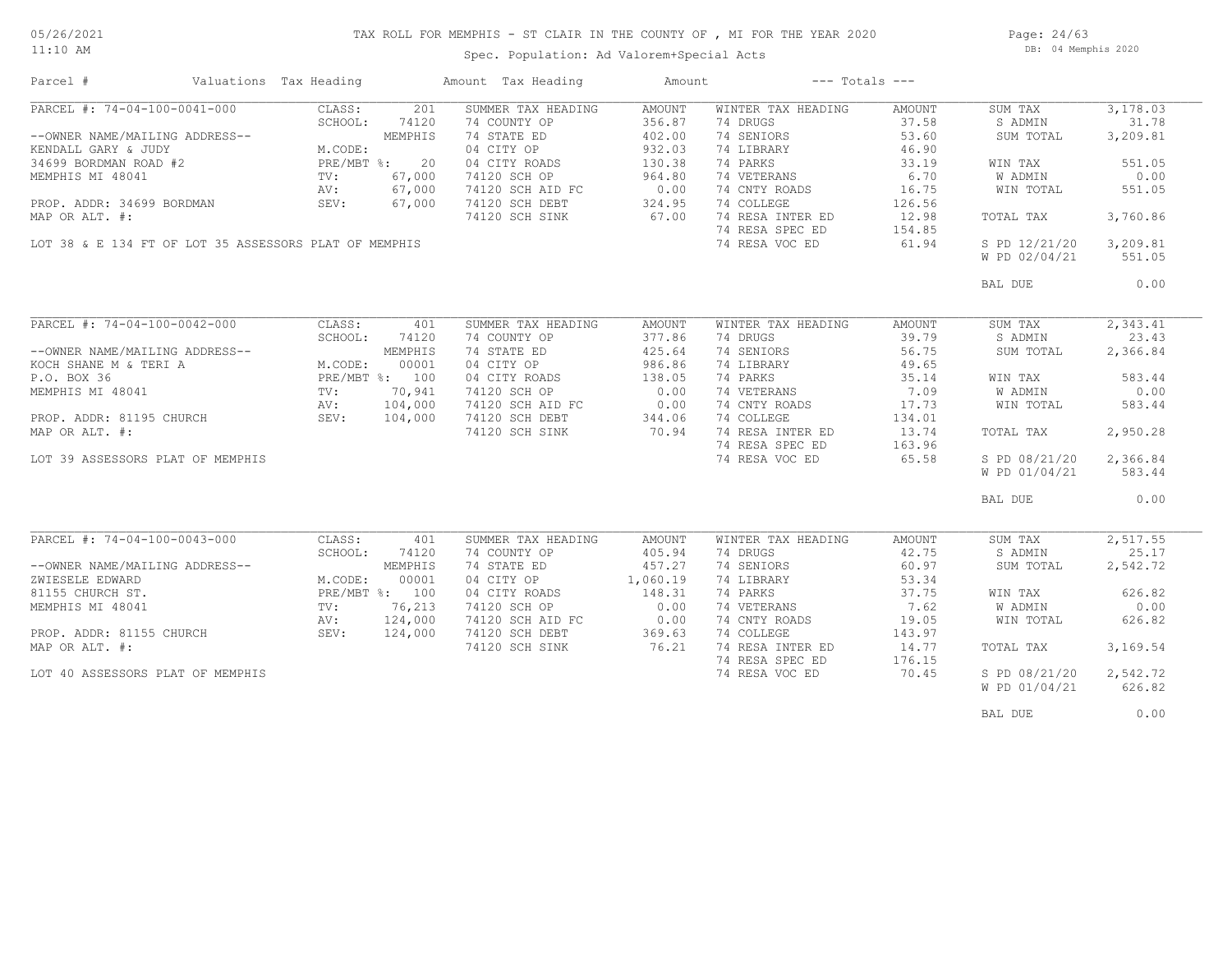# TAX ROLL FOR MEMPHIS - ST CLAIR IN THE COUNTY OF , MI FOR THE YEAR 2020

Spec. Population: Ad Valorem+Special Acts

DB: 04 Memphis 2020

05/26/2021
11:10 AM

| Parcel # | Valuations | Tax Heading | Amount | Tax Heading | Amount | --- Totals --- | |
|---|---|---|---|---|---|---|---|
| PARCEL #: 74-04-100-0041-000 | CLASS: 201 | SUMMER TAX HEADING | AMOUNT | WINTER TAX HEADING | AMOUNT | SUM TAX | 3,178.03 |
| | SCHOOL: 74120 | 74 COUNTY OP | 356.87 | 74 DRUGS | 37.58 | S ADMIN | 31.78 |
| --OWNER NAME/MAILING ADDRESS-- | MEMPHIS | 74 STATE ED | 402.00 | 74 SENIORS | 53.60 | SUM TOTAL | 3,209.81 |
| KENDALL GARY & JUDY | M.CODE: | 04 CITY OP | 932.03 | 74 LIBRARY | 46.90 | | |
| 34699 BORDMAN ROAD #2 | PRE/MBT %: 20 | 04 CITY ROADS | 130.38 | 74 PARKS | 33.19 | WIN TAX | 551.05 |
| MEMPHIS MI 48041 | TV: 67,000 | 74120 SCH OP | 964.80 | 74 VETERANS | 6.70 | W ADMIN | 0.00 |
| | AV: 67,000 | 74120 SCH AID FC | 0.00 | 74 CNTY ROADS | 16.75 | WIN TOTAL | 551.05 |
| PROP. ADDR: 34699 BORDMAN | SEV: 67,000 | 74120 SCH DEBT | 324.95 | 74 COLLEGE | 126.56 | | |
| MAP OR ALT. #: | | 74120 SCH SINK | 67.00 | 74 RESA INTER ED | 12.98 | TOTAL TAX | 3,760.86 |
| | | | | 74 RESA SPEC ED | 154.85 | | |
| LOT 38 & E 134 FT OF LOT 35 ASSESSORS PLAT OF MEMPHIS | | | | 74 RESA VOC ED | 61.94 | S PD 12/21/20 | 3,209.81 |
| | | | | | | W PD 02/04/21 | 551.05 |
| | | | | | | BAL DUE | 0.00 |
| PARCEL #: 74-04-100-0042-000 | CLASS: 401 | SUMMER TAX HEADING | AMOUNT | WINTER TAX HEADING | AMOUNT | SUM TAX | 2,343.41 |
| | SCHOOL: 74120 | 74 COUNTY OP | 377.86 | 74 DRUGS | 39.79 | S ADMIN | 23.43 |
| --OWNER NAME/MAILING ADDRESS-- | MEMPHIS | 74 STATE ED | 425.64 | 74 SENIORS | 56.75 | SUM TOTAL | 2,366.84 |
| KOCH SHANE M & TERI A | M.CODE: 00001 | 04 CITY OP | 986.86 | 74 LIBRARY | 49.65 | | |
| P.O. BOX 36 | PRE/MBT %: 100 | 04 CITY ROADS | 138.05 | 74 PARKS | 35.14 | WIN TAX | 583.44 |
| MEMPHIS MI 48041 | TV: 70,941 | 74120 SCH OP | 0.00 | 74 VETERANS | 7.09 | W ADMIN | 0.00 |
| | AV: 104,000 | 74120 SCH AID FC | 0.00 | 74 CNTY ROADS | 17.73 | WIN TOTAL | 583.44 |
| PROP. ADDR: 81195 CHURCH | SEV: 104,000 | 74120 SCH DEBT | 344.06 | 74 COLLEGE | 134.01 | | |
| MAP OR ALT. #: | | 74120 SCH SINK | 70.94 | 74 RESA INTER ED | 13.74 | TOTAL TAX | 2,950.28 |
| | | | | 74 RESA SPEC ED | 163.96 | | |
| LOT 39 ASSESSORS PLAT OF MEMPHIS | | | | 74 RESA VOC ED | 65.58 | S PD 08/21/20 | 2,366.84 |
| | | | | | | W PD 01/04/21 | 583.44 |
| | | | | | | BAL DUE | 0.00 |
| PARCEL #: 74-04-100-0043-000 | CLASS: 401 | SUMMER TAX HEADING | AMOUNT | WINTER TAX HEADING | AMOUNT | SUM TAX | 2,517.55 |
| | SCHOOL: 74120 | 74 COUNTY OP | 405.94 | 74 DRUGS | 42.75 | S ADMIN | 25.17 |
| --OWNER NAME/MAILING ADDRESS-- | MEMPHIS | 74 STATE ED | 457.27 | 74 SENIORS | 60.97 | SUM TOTAL | 2,542.72 |
| ZWIESELE EDWARD | M.CODE: 00001 | 04 CITY OP | 1,060.19 | 74 LIBRARY | 53.34 | | |
| 81155 CHURCH ST. | PRE/MBT %: 100 | 04 CITY ROADS | 148.31 | 74 PARKS | 37.75 | WIN TAX | 626.82 |
| MEMPHIS MI 48041 | TV: 76,213 | 74120 SCH OP | 0.00 | 74 VETERANS | 7.62 | W ADMIN | 0.00 |
| | AV: 124,000 | 74120 SCH AID FC | 0.00 | 74 CNTY ROADS | 19.05 | WIN TOTAL | 626.82 |
| PROP. ADDR: 81155 CHURCH | SEV: 124,000 | 74120 SCH DEBT | 369.63 | 74 COLLEGE | 143.97 | | |
| MAP OR ALT. #: | | 74120 SCH SINK | 76.21 | 74 RESA INTER ED | 14.77 | TOTAL TAX | 3,169.54 |
| | | | | 74 RESA SPEC ED | 176.15 | | |
| LOT 40 ASSESSORS PLAT OF MEMPHIS | | | | 74 RESA VOC ED | 70.45 | S PD 08/21/20 | 2,542.72 |
| | | | | | | W PD 01/04/21 | 626.82 |
| | | | | | | BAL DUE | 0.00 |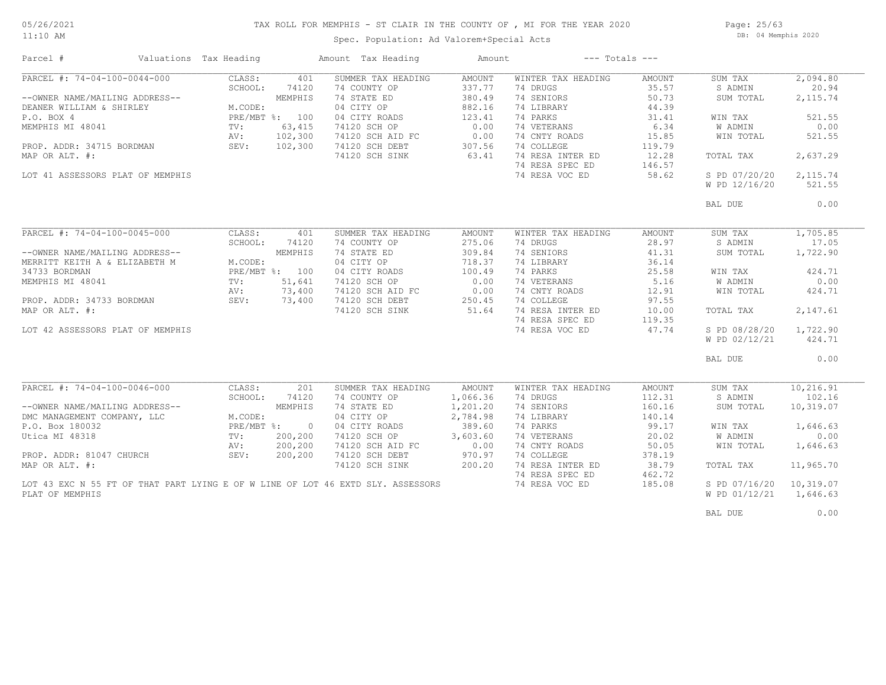# TAX ROLL FOR MEMPHIS - ST CLAIR IN THE COUNTY OF , MI FOR THE YEAR 2020

Spec. Population: Ad Valorem+Special Acts

| Parcel # | Valuations | Tax Heading | Amount | Tax Heading | Amount | --- Totals --- | |
|---|---|---|---|---|---|---|---|
| PARCEL #: 74-04-100-0044-000 | CLASS: 401 | SUMMER TAX HEADING | AMOUNT | WINTER TAX HEADING | AMOUNT | SUM TAX | 2,094.80 |
| | SCHOOL: 74120 | 74 COUNTY OP | 337.77 | 74 DRUGS | 35.57 | S ADMIN | 20.94 |
| --OWNER NAME/MAILING ADDRESS-- | MEMPHIS | 74 STATE ED | 380.49 | 74 SENIORS | 50.73 | SUM TOTAL | 2,115.74 |
| DEANER WILLIAM & SHIRLEY | M.CODE: | 04 CITY OP | 882.16 | 74 LIBRARY | 44.39 | | |
| P.O. BOX 4 | PRE/MBT %: 100 | 04 CITY ROADS | 123.41 | 74 PARKS | 31.41 | WIN TAX | 521.55 |
| MEMPHIS MI 48041 | TV: 63,415 | 74120 SCH OP | 0.00 | 74 VETERANS | 6.34 | W ADMIN | 0.00 |
| | AV: 102,300 | 74120 SCH AID FC | 0.00 | 74 CNTY ROADS | 15.85 | WIN TOTAL | 521.55 |
| PROP. ADDR: 34715 BORDMAN | SEV: 102,300 | 74120 SCH DEBT | 307.56 | 74 COLLEGE | 119.79 | | |
| MAP OR ALT. #: | | 74120 SCH SINK | 63.41 | 74 RESA INTER ED | 12.28 | TOTAL TAX | 2,637.29 |
| | | | | 74 RESA SPEC ED | 146.57 | | |
| LOT 41 ASSESSORS PLAT OF MEMPHIS | | | | 74 RESA VOC ED | 58.62 | S PD 07/20/20 | 2,115.74 |
| | | | | | | W PD 12/16/20 | 521.55 |
| | | | | | | BAL DUE | 0.00 |
| PARCEL #: 74-04-100-0045-000 | CLASS: 401 | SUMMER TAX HEADING | AMOUNT | WINTER TAX HEADING | AMOUNT | SUM TAX | 1,705.85 |
| | SCHOOL: 74120 | 74 COUNTY OP | 275.06 | 74 DRUGS | 28.97 | S ADMIN | 17.05 |
| --OWNER NAME/MAILING ADDRESS-- | MEMPHIS | 74 STATE ED | 309.84 | 74 SENIORS | 41.31 | SUM TOTAL | 1,722.90 |
| MERRITT KEITH A & ELIZABETH M | M.CODE: | 04 CITY OP | 718.37 | 74 LIBRARY | 36.14 | | |
| 34733 BORDMAN | PRE/MBT %: 100 | 04 CITY ROADS | 100.49 | 74 PARKS | 25.58 | WIN TAX | 424.71 |
| MEMPHIS MI 48041 | TV: 51,641 | 74120 SCH OP | 0.00 | 74 VETERANS | 5.16 | W ADMIN | 0.00 |
| | AV: 73,400 | 74120 SCH AID FC | 0.00 | 74 CNTY ROADS | 12.91 | WIN TOTAL | 424.71 |
| PROP. ADDR: 34733 BORDMAN | SEV: 73,400 | 74120 SCH DEBT | 250.45 | 74 COLLEGE | 97.55 | | |
| MAP OR ALT. #: | | 74120 SCH SINK | 51.64 | 74 RESA INTER ED | 10.00 | TOTAL TAX | 2,147.61 |
| | | | | 74 RESA SPEC ED | 119.35 | | |
| LOT 42 ASSESSORS PLAT OF MEMPHIS | | | | 74 RESA VOC ED | 47.74 | S PD 08/28/20 | 1,722.90 |
| | | | | | | W PD 02/12/21 | 424.71 |
| | | | | | | BAL DUE | 0.00 |
| PARCEL #: 74-04-100-0046-000 | CLASS: 201 | SUMMER TAX HEADING | AMOUNT | WINTER TAX HEADING | AMOUNT | SUM TAX | 10,216.91 |
| | SCHOOL: 74120 | 74 COUNTY OP | 1,066.36 | 74 DRUGS | 112.31 | S ADMIN | 102.16 |
| --OWNER NAME/MAILING ADDRESS-- | MEMPHIS | 74 STATE ED | 1,201.20 | 74 SENIORS | 160.16 | SUM TOTAL | 10,319.07 |
| DMC MANAGEMENT COMPANY, LLC | M.CODE: | 04 CITY OP | 2,784.98 | 74 LIBRARY | 140.14 | | |
| P.O. Box 180032 | PRE/MBT %: 0 | 04 CITY ROADS | 389.60 | 74 PARKS | 99.17 | WIN TAX | 1,646.63 |
| Utica MI 48318 | TV: 200,200 | 74120 SCH OP | 3,603.60 | 74 VETERANS | 20.02 | W ADMIN | 0.00 |
| | AV: 200,200 | 74120 SCH AID FC | 0.00 | 74 CNTY ROADS | 50.05 | WIN TOTAL | 1,646.63 |
| PROP. ADDR: 81047 CHURCH | SEV: 200,200 | 74120 SCH DEBT | 970.97 | 74 COLLEGE | 378.19 | | |
| MAP OR ALT. #: | | 74120 SCH SINK | 200.20 | 74 RESA INTER ED | 38.79 | TOTAL TAX | 11,965.70 |
| | | | | 74 RESA SPEC ED | 462.72 | | |
| LOT 43 EXC N 55 FT OF THAT PART LYING E OF W LINE OF LOT 46 EXTD SLY. ASSESSORS PLAT OF MEMPHIS | | | | 74 RESA VOC ED | 185.08 | S PD 07/16/20 | 10,319.07 |
| | | | | | | W PD 01/12/21 | 1,646.63 |
| | | | | | | BAL DUE | 0.00 |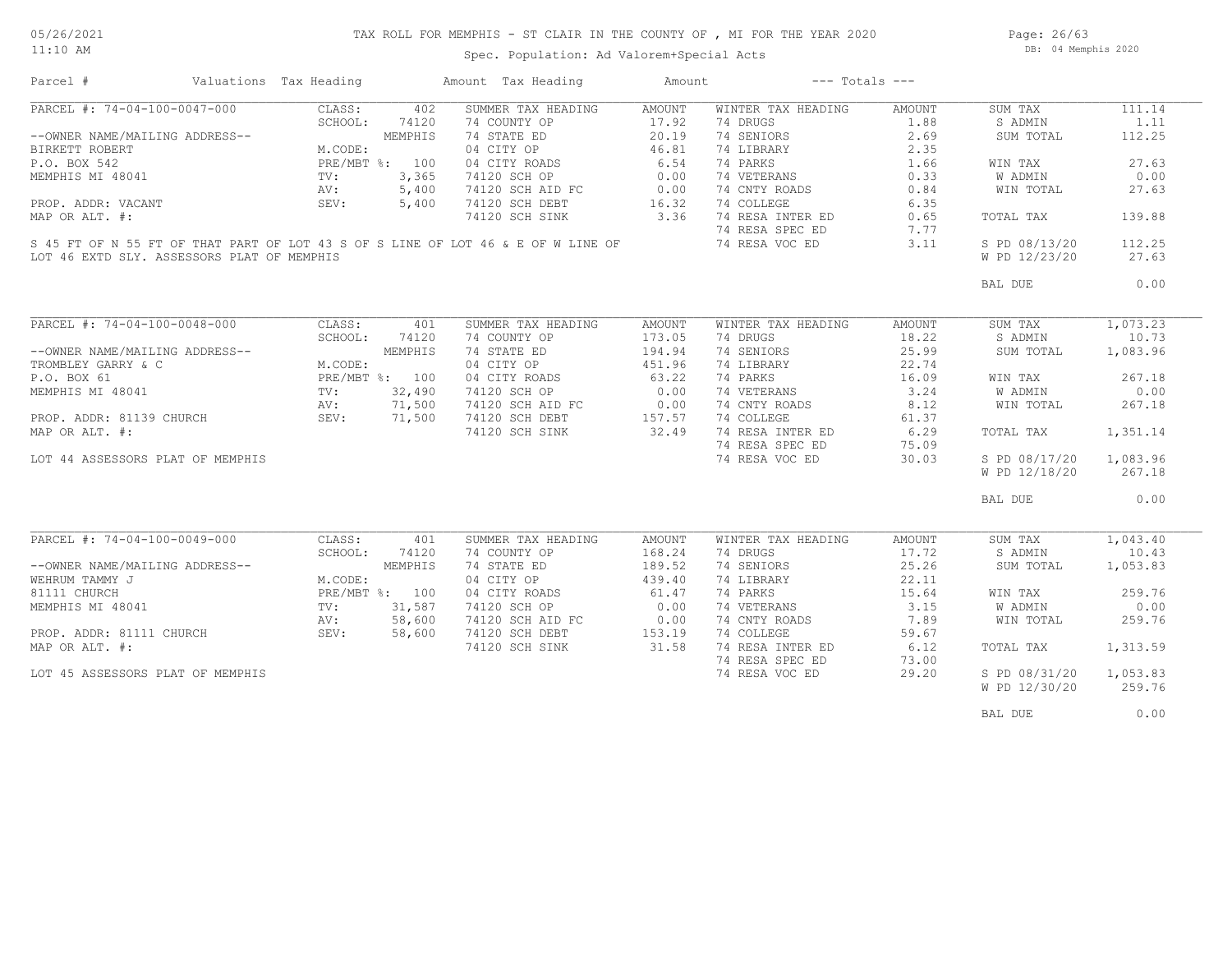# TAX ROLL FOR MEMPHIS - ST CLAIR IN THE COUNTY OF , MI FOR THE YEAR 2020

Spec. Population: Ad Valorem+Special Acts

| Parcel # | Valuations | Tax Heading | Amount | Tax Heading | Amount | --- Totals --- | |
|---|---|---|---|---|---|---|---|

## PARCEL #: 74-04-100-0047-000

| | | | | | | | |
|---|---|---|---|---|---|---|---|
| --OWNER NAME/MAILING ADDRESS-- | CLASS: 402 | SUMMER TAX HEADING | AMOUNT | WINTER TAX HEADING | AMOUNT | SUM TAX | 111.14 |
| BIRKETT ROBERT | SCHOOL: 74120 | 74 COUNTY OP | 17.92 | 74 DRUGS | 1.88 | S ADMIN | 1.11 |
| P.O. BOX 542 | MEMPHIS | 74 STATE ED | 20.19 | 74 SENIORS | 2.69 | SUM TOTAL | 112.25 |
| MEMPHIS MI 48041 | M.CODE: | 04 CITY OP | 46.81 | 74 LIBRARY | 2.35 | | |
| | PRE/MBT %: 100 | 04 CITY ROADS | 6.54 | 74 PARKS | 1.66 | WIN TAX | 27.63 |
| | TV: 3,365 | 74120 SCH OP | 0.00 | 74 VETERANS | 0.33 | W ADMIN | 0.00 |
| | AV: 5,400 | 74120 SCH AID FC | 0.00 | 74 CNTY ROADS | 0.84 | WIN TOTAL | 27.63 |
| PROP. ADDR: VACANT | SEV: 5,400 | 74120 SCH DEBT | 16.32 | 74 COLLEGE | 6.35 | | |
| MAP OR ALT. #: | | 74120 SCH SINK | 3.36 | 74 RESA INTER ED | 0.65 | TOTAL TAX | 139.88 |
| | | | | 74 RESA SPEC ED | 7.77 | | |
| | | | | 74 RESA VOC ED | 3.11 | S PD 08/13/20 | 112.25 |
| | | | | | | W PD 12/23/20 | 27.63 |
| | | | | | | BAL DUE | 0.00 |

S 45 FT OF N 55 FT OF THAT PART OF LOT 43 S OF S LINE OF LOT 46 & E OF W LINE OF LOT 46 EXTD SLY. ASSESSORS PLAT OF MEMPHIS

## PARCEL #: 74-04-100-0048-000

| | | | | | | | |
|---|---|---|---|---|---|---|---|
| --OWNER NAME/MAILING ADDRESS-- | CLASS: 401 | SUMMER TAX HEADING | AMOUNT | WINTER TAX HEADING | AMOUNT | SUM TAX | 1,073.23 |
| TROMBLEY GARRY & C | SCHOOL: 74120 | 74 COUNTY OP | 173.05 | 74 DRUGS | 18.22 | S ADMIN | 10.73 |
| P.O. BOX 61 | MEMPHIS | 74 STATE ED | 194.94 | 74 SENIORS | 25.99 | SUM TOTAL | 1,083.96 |
| MEMPHIS MI 48041 | M.CODE: | 04 CITY OP | 451.96 | 74 LIBRARY | 22.74 | | |
| | PRE/MBT %: 100 | 04 CITY ROADS | 63.22 | 74 PARKS | 16.09 | WIN TAX | 267.18 |
| | TV: 32,490 | 74120 SCH OP | 0.00 | 74 VETERANS | 3.24 | W ADMIN | 0.00 |
| | AV: 71,500 | 74120 SCH AID FC | 0.00 | 74 CNTY ROADS | 8.12 | WIN TOTAL | 267.18 |
| PROP. ADDR: 81139 CHURCH | SEV: 71,500 | 74120 SCH DEBT | 157.57 | 74 COLLEGE | 61.37 | | |
| MAP OR ALT. #: | | 74120 SCH SINK | 32.49 | 74 RESA INTER ED | 6.29 | TOTAL TAX | 1,351.14 |
| | | | | 74 RESA SPEC ED | 75.09 | | |
| | | | | 74 RESA VOC ED | 30.03 | S PD 08/17/20 | 1,083.96 |
| | | | | | | W PD 12/18/20 | 267.18 |
| | | | | | | BAL DUE | 0.00 |

LOT 44 ASSESSORS PLAT OF MEMPHIS

## PARCEL #: 74-04-100-0049-000

| | | | | | | | |
|---|---|---|---|---|---|---|---|
| --OWNER NAME/MAILING ADDRESS-- | CLASS: 401 | SUMMER TAX HEADING | AMOUNT | WINTER TAX HEADING | AMOUNT | SUM TAX | 1,043.40 |
| WEHRUM TAMMY J | SCHOOL: 74120 | 74 COUNTY OP | 168.24 | 74 DRUGS | 17.72 | S ADMIN | 10.43 |
| 81111 CHURCH | MEMPHIS | 74 STATE ED | 189.52 | 74 SENIORS | 25.26 | SUM TOTAL | 1,053.83 |
| MEMPHIS MI 48041 | M.CODE: | 04 CITY OP | 439.40 | 74 LIBRARY | 22.11 | | |
| | PRE/MBT %: 100 | 04 CITY ROADS | 61.47 | 74 PARKS | 15.64 | WIN TAX | 259.76 |
| | TV: 31,587 | 74120 SCH OP | 0.00 | 74 VETERANS | 3.15 | W ADMIN | 0.00 |
| | AV: 58,600 | 74120 SCH AID FC | 0.00 | 74 CNTY ROADS | 7.89 | WIN TOTAL | 259.76 |
| PROP. ADDR: 81111 CHURCH | SEV: 58,600 | 74120 SCH DEBT | 153.19 | 74 COLLEGE | 59.67 | | |
| MAP OR ALT. #: | | 74120 SCH SINK | 31.58 | 74 RESA INTER ED | 6.12 | TOTAL TAX | 1,313.59 |
| | | | | 74 RESA SPEC ED | 73.00 | | |
| | | | | 74 RESA VOC ED | 29.20 | S PD 08/31/20 | 1,053.83 |
| | | | | | | W PD 12/30/20 | 259.76 |
| | | | | | | BAL DUE | 0.00 |

LOT 45 ASSESSORS PLAT OF MEMPHIS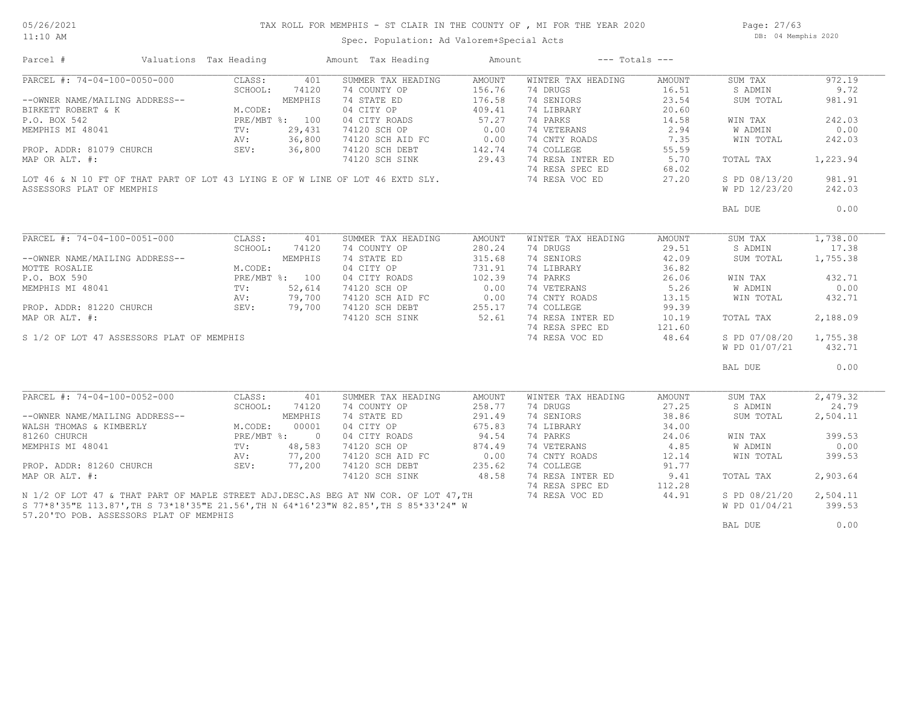TAX ROLL FOR MEMPHIS - ST CLAIR IN THE COUNTY OF , MI FOR THE YEAR 2020

Spec. Population: Ad Valorem+Special Acts

| Parcel # | Valuations | Tax Heading | Amount | Tax Heading | Amount | --- Totals --- | |
|---|---|---|---|---|---|---|---|
| PARCEL #: 74-04-100-0050-000 | CLASS: 401 | SUMMER TAX HEADING | AMOUNT | WINTER TAX HEADING | AMOUNT | SUM TAX | 972.19 |
| | SCHOOL: 74120 | 74 COUNTY OP | 156.76 | 74 DRUGS | 16.51 | S ADMIN | 9.72 |
| --OWNER NAME/MAILING ADDRESS-- | MEMPHIS | 74 STATE ED | 176.58 | 74 SENIORS | 23.54 | SUM TOTAL | 981.91 |
| BIRKETT ROBERT & K | M.CODE: | 04 CITY OP | 409.41 | 74 LIBRARY | 20.60 | | |
| P.O. BOX 542 | PRE/MBT %: 100 | 04 CITY ROADS | 57.27 | 74 PARKS | 14.58 | WIN TAX | 242.03 |
| MEMPHIS MI 48041 | TV: 29,431 | 74120 SCH OP | 0.00 | 74 VETERANS | 2.94 | W ADMIN | 0.00 |
| | AV: 36,800 | 74120 SCH AID FC | 0.00 | 74 CNTY ROADS | 7.35 | WIN TOTAL | 242.03 |
| PROP. ADDR: 81079 CHURCH | SEV: 36,800 | 74120 SCH DEBT | 142.74 | 74 COLLEGE | 55.59 | | |
| MAP OR ALT. #: | | 74120 SCH SINK | 29.43 | 74 RESA INTER ED | 5.70 | TOTAL TAX | 1,223.94 |
| | | | | 74 RESA SPEC ED | 68.02 | | |
| LOT 46 & N 10 FT OF THAT PART OF LOT 43 LYING E OF W LINE OF LOT 46 EXTD SLY. | | | | 74 RESA VOC ED | 27.20 | S PD 08/13/20 | 981.91 |
| ASSESSORS PLAT OF MEMPHIS | | | | | | W PD 12/23/20 | 242.03 |
| | | | | | | BAL DUE | 0.00 |

| Parcel # | Valuations | Tax Heading | Amount | Tax Heading | Amount | --- Totals --- | |
|---|---|---|---|---|---|---|---|
| PARCEL #: 74-04-100-0051-000 | CLASS: 401 | SUMMER TAX HEADING | AMOUNT | WINTER TAX HEADING | AMOUNT | SUM TAX | 1,738.00 |
| | SCHOOL: 74120 | 74 COUNTY OP | 280.24 | 74 DRUGS | 29.51 | S ADMIN | 17.38 |
| --OWNER NAME/MAILING ADDRESS-- | MEMPHIS | 74 STATE ED | 315.68 | 74 SENIORS | 42.09 | SUM TOTAL | 1,755.38 |
| MOTTE ROSALIE | M.CODE: | 04 CITY OP | 731.91 | 74 LIBRARY | 36.82 | | |
| P.O. BOX 590 | PRE/MBT %: 100 | 04 CITY ROADS | 102.39 | 74 PARKS | 26.06 | WIN TAX | 432.71 |
| MEMPHIS MI 48041 | TV: 52,614 | 74120 SCH OP | 0.00 | 74 VETERANS | 5.26 | W ADMIN | 0.00 |
| | AV: 79,700 | 74120 SCH AID FC | 0.00 | 74 CNTY ROADS | 13.15 | WIN TOTAL | 432.71 |
| PROP. ADDR: 81220 CHURCH | SEV: 79,700 | 74120 SCH DEBT | 255.17 | 74 COLLEGE | 99.39 | | |
| MAP OR ALT. #: | | 74120 SCH SINK | 52.61 | 74 RESA INTER ED | 10.19 | TOTAL TAX | 2,188.09 |
| | | | | 74 RESA SPEC ED | 121.60 | | |
| S 1/2 OF LOT 47 ASSESSORS PLAT OF MEMPHIS | | | | 74 RESA VOC ED | 48.64 | S PD 07/08/20 | 1,755.38 |
| | | | | | | W PD 01/07/21 | 432.71 |
| | | | | | | BAL DUE | 0.00 |

| Parcel # | Valuations | Tax Heading | Amount | Tax Heading | Amount | --- Totals --- | |
|---|---|---|---|---|---|---|---|
| PARCEL #: 74-04-100-0052-000 | CLASS: 401 | SUMMER TAX HEADING | AMOUNT | WINTER TAX HEADING | AMOUNT | SUM TAX | 2,479.32 |
| | SCHOOL: 74120 | 74 COUNTY OP | 258.77 | 74 DRUGS | 27.25 | S ADMIN | 24.79 |
| --OWNER NAME/MAILING ADDRESS-- | MEMPHIS | 74 STATE ED | 291.49 | 74 SENIORS | 38.86 | SUM TOTAL | 2,504.11 |
| WALSH THOMAS & KIMBERLY | M.CODE: 00001 | 04 CITY OP | 675.83 | 74 LIBRARY | 34.00 | | |
| 81260 CHURCH | PRE/MBT %: 0 | 04 CITY ROADS | 94.54 | 74 PARKS | 24.06 | WIN TAX | 399.53 |
| MEMPHIS MI 48041 | TV: 48,583 | 74120 SCH OP | 874.49 | 74 VETERANS | 4.85 | W ADMIN | 0.00 |
| | AV: 77,200 | 74120 SCH AID FC | 0.00 | 74 CNTY ROADS | 12.14 | WIN TOTAL | 399.53 |
| PROP. ADDR: 81260 CHURCH | SEV: 77,200 | 74120 SCH DEBT | 235.62 | 74 COLLEGE | 91.77 | | |
| MAP OR ALT. #: | | 74120 SCH SINK | 48.58 | 74 RESA INTER ED | 9.41 | TOTAL TAX | 2,903.64 |
| | | | | 74 RESA SPEC ED | 112.28 | | |
| N 1/2 OF LOT 47 & THAT PART OF MAPLE STREET ADJ.DESC.AS BEG AT NW COR. OF LOT 47,TH | | | | 74 RESA VOC ED | 44.91 | S PD 08/21/20 | 2,504.11 |
| S 77*8'35"E 113.87',TH S 73*18'35"E 21.56',TH N 64*16'23"W 82.85',TH S 85*33'24" W | | | | | | W PD 01/04/21 | 399.53 |
| 57.20'TO POB. ASSESSORS PLAT OF MEMPHIS | | | | | | | |
| | | | | | | BAL DUE | 0.00 |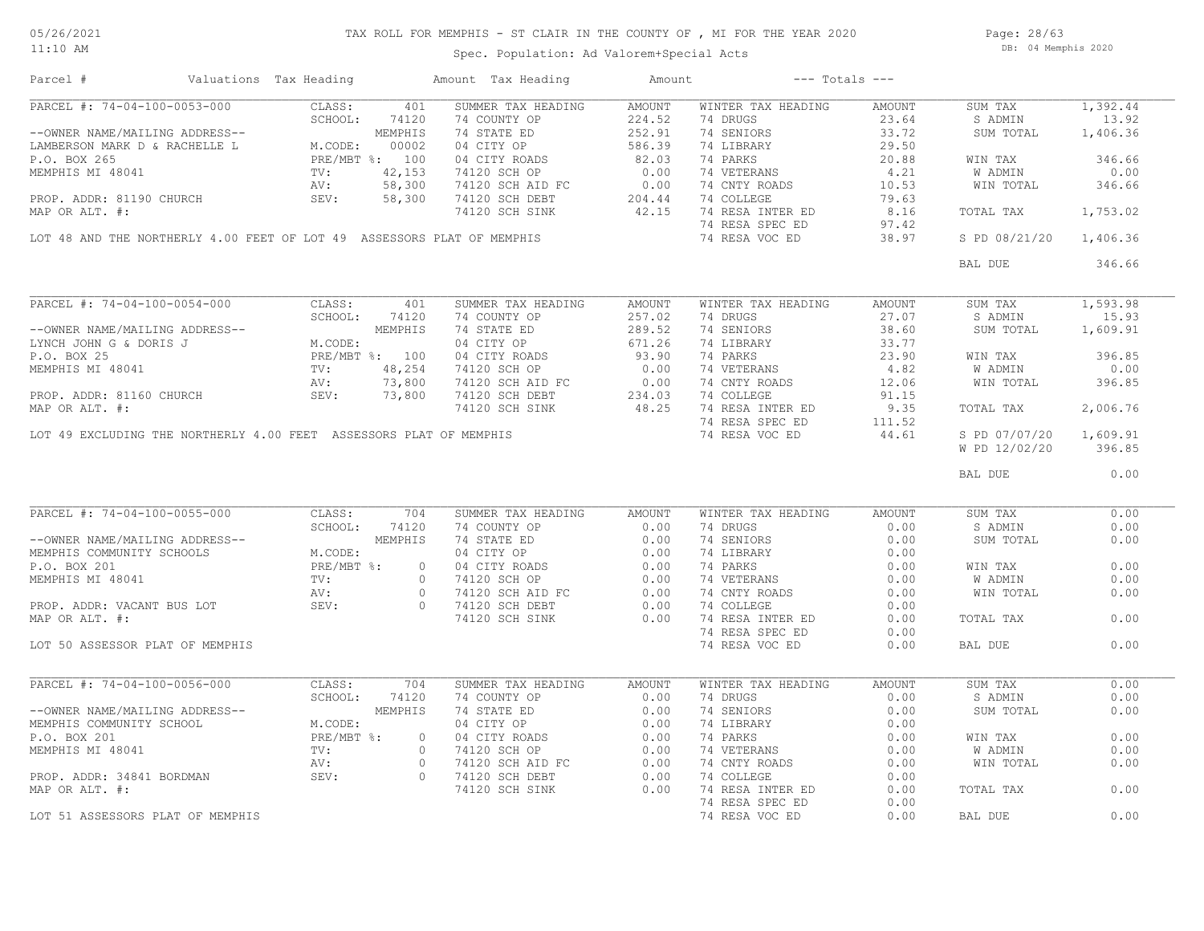# TAX ROLL FOR MEMPHIS - ST CLAIR IN THE COUNTY OF , MI FOR THE YEAR 2020

Spec. Population: Ad Valorem+Special Acts

| Parcel # | Valuations | Tax Heading | Amount | Tax Heading | Amount | --- Totals --- | |
|---|---|---|---|---|---|---|---|
| PARCEL #: 74-04-100-0053-000 | CLASS: 401 | SUMMER TAX HEADING | AMOUNT | WINTER TAX HEADING | AMOUNT | SUM TAX | 1,392.44 |
| | SCHOOL: 74120 | 74 COUNTY OP | 224.52 | 74 DRUGS | 23.64 | S ADMIN | 13.92 |
| --OWNER NAME/MAILING ADDRESS-- | MEMPHIS | 74 STATE ED | 252.91 | 74 SENIORS | 33.72 | SUM TOTAL | 1,406.36 |
| LAMBERSON MARK D & RACHELLE L | M.CODE: 00002 | 04 CITY OP | 586.39 | 74 LIBRARY | 29.50 | | |
| P.O. BOX 265 | PRE/MBT %: 100 | 04 CITY ROADS | 82.03 | 74 PARKS | 20.88 | WIN TAX | 346.66 |
| MEMPHIS MI 48041 | TV: 42,153 | 74120 SCH OP | 0.00 | 74 VETERANS | 4.21 | W ADMIN | 0.00 |
| | AV: 58,300 | 74120 SCH AID FC | 0.00 | 74 CNTY ROADS | 10.53 | WIN TOTAL | 346.66 |
| PROP. ADDR: 81190 CHURCH | SEV: 58,300 | 74120 SCH DEBT | 204.44 | 74 COLLEGE | 79.63 | | |
| MAP OR ALT. #: | | 74120 SCH SINK | 42.15 | 74 RESA INTER ED | 8.16 | TOTAL TAX | 1,753.02 |
| | | | | 74 RESA SPEC ED | 97.42 | | |
| LOT 48 AND THE NORTHERLY 4.00 FEET OF LOT 49 ASSESSORS PLAT OF MEMPHIS | | | | 74 RESA VOC ED | 38.97 | S PD 08/21/20 | 1,406.36 |
| | | | | | | BAL DUE | 346.66 |

| Parcel # | Valuations | Tax Heading | Amount | Tax Heading | Amount | --- Totals --- | |
|---|---|---|---|---|---|---|---|
| PARCEL #: 74-04-100-0054-000 | CLASS: 401 | SUMMER TAX HEADING | AMOUNT | WINTER TAX HEADING | AMOUNT | SUM TAX | 1,593.98 |
| | SCHOOL: 74120 | 74 COUNTY OP | 257.02 | 74 DRUGS | 27.07 | S ADMIN | 15.93 |
| --OWNER NAME/MAILING ADDRESS-- | MEMPHIS | 74 STATE ED | 289.52 | 74 SENIORS | 38.60 | SUM TOTAL | 1,609.91 |
| LYNCH JOHN G & DORIS J | M.CODE: | 04 CITY OP | 671.26 | 74 LIBRARY | 33.77 | | |
| P.O. BOX 25 | PRE/MBT %: 100 | 04 CITY ROADS | 93.90 | 74 PARKS | 23.90 | WIN TAX | 396.85 |
| MEMPHIS MI 48041 | TV: 48,254 | 74120 SCH OP | 0.00 | 74 VETERANS | 4.82 | W ADMIN | 0.00 |
| | AV: 73,800 | 74120 SCH AID FC | 0.00 | 74 CNTY ROADS | 12.06 | WIN TOTAL | 396.85 |
| PROP. ADDR: 81160 CHURCH | SEV: 73,800 | 74120 SCH DEBT | 234.03 | 74 COLLEGE | 91.15 | | |
| MAP OR ALT. #: | | 74120 SCH SINK | 48.25 | 74 RESA INTER ED | 9.35 | TOTAL TAX | 2,006.76 |
| | | | | 74 RESA SPEC ED | 111.52 | | |
| LOT 49 EXCLUDING THE NORTHERLY 4.00 FEET ASSESSORS PLAT OF MEMPHIS | | | | 74 RESA VOC ED | 44.61 | S PD 07/07/20 | 1,609.91 |
| | | | | | | W PD 12/02/20 | 396.85 |
| | | | | | | BAL DUE | 0.00 |

| Parcel # | Valuations | Tax Heading | Amount | Tax Heading | Amount | --- Totals --- | |
|---|---|---|---|---|---|---|---|
| PARCEL #: 74-04-100-0055-000 | CLASS: 704 | SUMMER TAX HEADING | AMOUNT | WINTER TAX HEADING | AMOUNT | SUM TAX | 0.00 |
| | SCHOOL: 74120 | 74 COUNTY OP | 0.00 | 74 DRUGS | 0.00 | S ADMIN | 0.00 |
| --OWNER NAME/MAILING ADDRESS-- | MEMPHIS | 74 STATE ED | 0.00 | 74 SENIORS | 0.00 | SUM TOTAL | 0.00 |
| MEMPHIS COMMUNITY SCHOOLS | M.CODE: | 04 CITY OP | 0.00 | 74 LIBRARY | 0.00 | | |
| P.O. BOX 201 | PRE/MBT %: 0 | 04 CITY ROADS | 0.00 | 74 PARKS | 0.00 | WIN TAX | 0.00 |
| MEMPHIS MI 48041 | TV: 0 | 74120 SCH OP | 0.00 | 74 VETERANS | 0.00 | W ADMIN | 0.00 |
| | AV: 0 | 74120 SCH AID FC | 0.00 | 74 CNTY ROADS | 0.00 | WIN TOTAL | 0.00 |
| PROP. ADDR: VACANT BUS LOT | SEV: 0 | 74120 SCH DEBT | 0.00 | 74 COLLEGE | 0.00 | | |
| MAP OR ALT. #: | | 74120 SCH SINK | 0.00 | 74 RESA INTER ED | 0.00 | TOTAL TAX | 0.00 |
| | | | | 74 RESA SPEC ED | 0.00 | | |
| LOT 50 ASSESSOR PLAT OF MEMPHIS | | | | 74 RESA VOC ED | 0.00 | BAL DUE | 0.00 |

| Parcel # | Valuations | Tax Heading | Amount | Tax Heading | Amount | --- Totals --- | |
|---|---|---|---|---|---|---|---|
| PARCEL #: 74-04-100-0056-000 | CLASS: 704 | SUMMER TAX HEADING | AMOUNT | WINTER TAX HEADING | AMOUNT | SUM TAX | 0.00 |
| | SCHOOL: 74120 | 74 COUNTY OP | 0.00 | 74 DRUGS | 0.00 | S ADMIN | 0.00 |
| --OWNER NAME/MAILING ADDRESS-- | MEMPHIS | 74 STATE ED | 0.00 | 74 SENIORS | 0.00 | SUM TOTAL | 0.00 |
| MEMPHIS COMMUNITY SCHOOL | M.CODE: | 04 CITY OP | 0.00 | 74 LIBRARY | 0.00 | | |
| P.O. BOX 201 | PRE/MBT %: 0 | 04 CITY ROADS | 0.00 | 74 PARKS | 0.00 | WIN TAX | 0.00 |
| MEMPHIS MI 48041 | TV: 0 | 74120 SCH OP | 0.00 | 74 VETERANS | 0.00 | W ADMIN | 0.00 |
| | AV: 0 | 74120 SCH AID FC | 0.00 | 74 CNTY ROADS | 0.00 | WIN TOTAL | 0.00 |
| PROP. ADDR: 34841 BORDMAN | SEV: 0 | 74120 SCH DEBT | 0.00 | 74 COLLEGE | 0.00 | | |
| MAP OR ALT. #: | | 74120 SCH SINK | 0.00 | 74 RESA INTER ED | 0.00 | TOTAL TAX | 0.00 |
| | | | | 74 RESA SPEC ED | 0.00 | | |
| LOT 51 ASSESSORS PLAT OF MEMPHIS | | | | 74 RESA VOC ED | 0.00 | BAL DUE | 0.00 |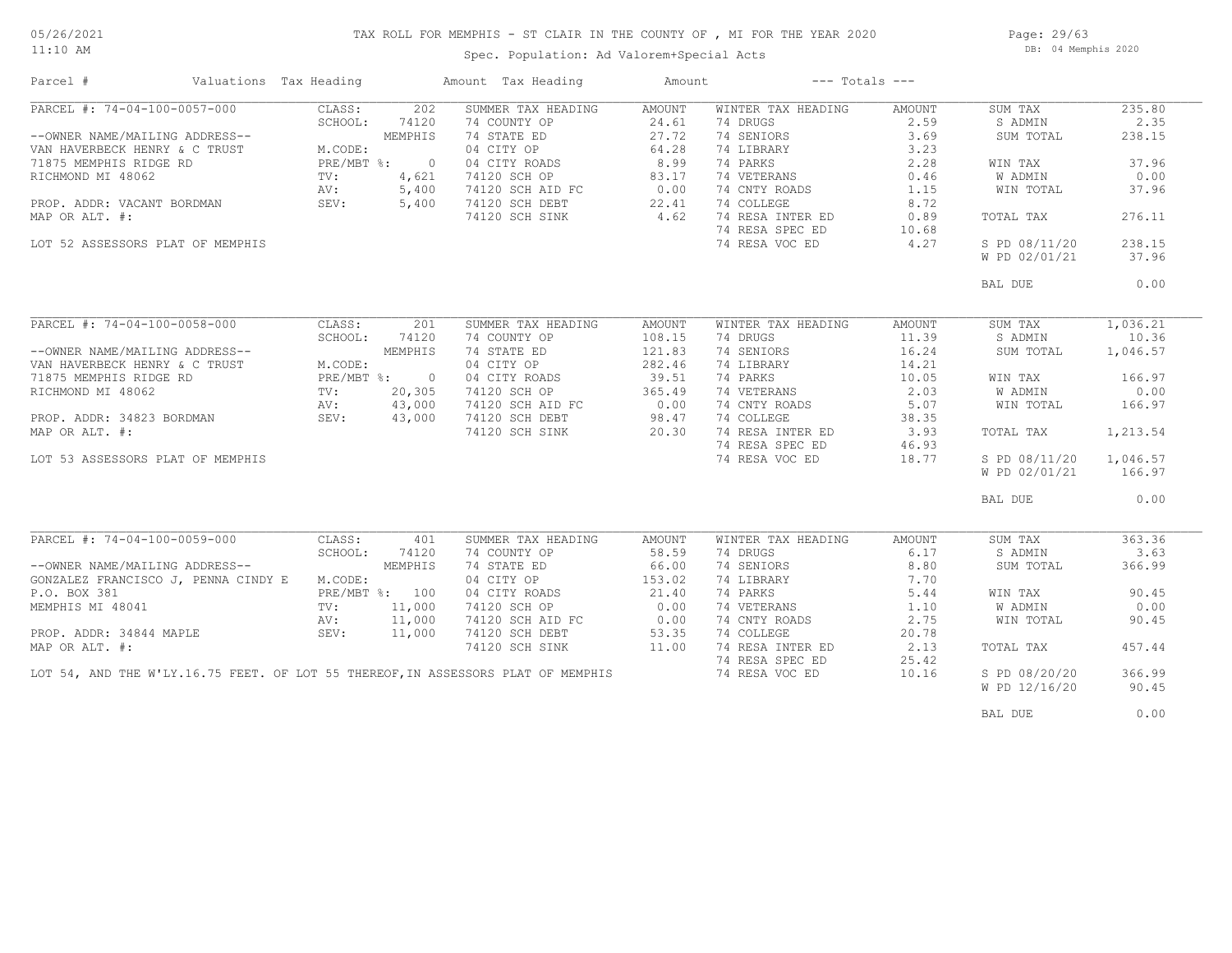# TAX ROLL FOR MEMPHIS - ST CLAIR IN THE COUNTY OF , MI FOR THE YEAR 2020

Spec. Population: Ad Valorem+Special Acts

05/26/2021
11:10 AM

DB: 04 Memphis 2020

| Parcel # | Valuations | Tax Heading | Amount | Tax Heading | Amount | --- Totals --- | |
|---|---|---|---|---|---|---|---|
| **PARCEL #: 74-04-100-0057-000** | CLASS: 202 | SUMMER TAX HEADING | AMOUNT | WINTER TAX HEADING | AMOUNT | SUM TAX | 235.80 |
| | SCHOOL: 74120 | 74 COUNTY OP | 24.61 | 74 DRUGS | 2.59 | S ADMIN | 2.35 |
| --OWNER NAME/MAILING ADDRESS-- | MEMPHIS | 74 STATE ED | 27.72 | 74 SENIORS | 3.69 | SUM TOTAL | 238.15 |
| VAN HAVERBECK HENRY & C TRUST | M.CODE: | 04 CITY OP | 64.28 | 74 LIBRARY | 3.23 | | |
| 71875 MEMPHIS RIDGE RD | PRE/MBT %: 0 | 04 CITY ROADS | 8.99 | 74 PARKS | 2.28 | WIN TAX | 37.96 |
| RICHMOND MI 48062 | TV: 4,621 | 74120 SCH OP | 83.17 | 74 VETERANS | 0.46 | W ADMIN | 0.00 |
| | AV: 5,400 | 74120 SCH AID FC | 0.00 | 74 CNTY ROADS | 1.15 | WIN TOTAL | 37.96 |
| PROP. ADDR: VACANT BORDMAN | SEV: 5,400 | 74120 SCH DEBT | 22.41 | 74 COLLEGE | 8.72 | | |
| MAP OR ALT. #: | | 74120 SCH SINK | 4.62 | 74 RESA INTER ED | 0.89 | TOTAL TAX | 276.11 |
| | | | | 74 RESA SPEC ED | 10.68 | | |
| LOT 52 ASSESSORS PLAT OF MEMPHIS | | | | 74 RESA VOC ED | 4.27 | S PD 08/11/20 | 238.15 |
| | | | | | | W PD 02/01/21 | 37.96 |
| | | | | | | BAL DUE | 0.00 |
| **PARCEL #: 74-04-100-0058-000** | CLASS: 201 | SUMMER TAX HEADING | AMOUNT | WINTER TAX HEADING | AMOUNT | SUM TAX | 1,036.21 |
| | SCHOOL: 74120 | 74 COUNTY OP | 108.15 | 74 DRUGS | 11.39 | S ADMIN | 10.36 |
| --OWNER NAME/MAILING ADDRESS-- | MEMPHIS | 74 STATE ED | 121.83 | 74 SENIORS | 16.24 | SUM TOTAL | 1,046.57 |
| VAN HAVERBECK HENRY & C TRUST | M.CODE: | 04 CITY OP | 282.46 | 74 LIBRARY | 14.21 | | |
| 71875 MEMPHIS RIDGE RD | PRE/MBT %: 0 | 04 CITY ROADS | 39.51 | 74 PARKS | 10.05 | WIN TAX | 166.97 |
| RICHMOND MI 48062 | TV: 20,305 | 74120 SCH OP | 365.49 | 74 VETERANS | 2.03 | W ADMIN | 0.00 |
| | AV: 43,000 | 74120 SCH AID FC | 0.00 | 74 CNTY ROADS | 5.07 | WIN TOTAL | 166.97 |
| PROP. ADDR: 34823 BORDMAN | SEV: 43,000 | 74120 SCH DEBT | 98.47 | 74 COLLEGE | 38.35 | | |
| MAP OR ALT. #: | | 74120 SCH SINK | 20.30 | 74 RESA INTER ED | 3.93 | TOTAL TAX | 1,213.54 |
| | | | | 74 RESA SPEC ED | 46.93 | | |
| LOT 53 ASSESSORS PLAT OF MEMPHIS | | | | 74 RESA VOC ED | 18.77 | S PD 08/11/20 | 1,046.57 |
| | | | | | | W PD 02/01/21 | 166.97 |
| | | | | | | BAL DUE | 0.00 |
| **PARCEL #: 74-04-100-0059-000** | CLASS: 401 | SUMMER TAX HEADING | AMOUNT | WINTER TAX HEADING | AMOUNT | SUM TAX | 363.36 |
| | SCHOOL: 74120 | 74 COUNTY OP | 58.59 | 74 DRUGS | 6.17 | S ADMIN | 3.63 |
| --OWNER NAME/MAILING ADDRESS-- | MEMPHIS | 74 STATE ED | 66.00 | 74 SENIORS | 8.80 | SUM TOTAL | 366.99 |
| GONZALEZ FRANCISCO J, PENNA CINDY E | M.CODE: | 04 CITY OP | 153.02 | 74 LIBRARY | 7.70 | | |
| P.O. BOX 381 | PRE/MBT %: 100 | 04 CITY ROADS | 21.40 | 74 PARKS | 5.44 | WIN TAX | 90.45 |
| MEMPHIS MI 48041 | TV: 11,000 | 74120 SCH OP | 0.00 | 74 VETERANS | 1.10 | W ADMIN | 0.00 |
| | AV: 11,000 | 74120 SCH AID FC | 0.00 | 74 CNTY ROADS | 2.75 | WIN TOTAL | 90.45 |
| PROP. ADDR: 34844 MAPLE | SEV: 11,000 | 74120 SCH DEBT | 53.35 | 74 COLLEGE | 20.78 | | |
| MAP OR ALT. #: | | 74120 SCH SINK | 11.00 | 74 RESA INTER ED | 2.13 | TOTAL TAX | 457.44 |
| | | | | 74 RESA SPEC ED | 25.42 | | |
| LOT 54, AND THE W'LY.16.75 FEET. OF LOT 55 THEREOF,IN ASSESSORS PLAT OF MEMPHIS | | | | 74 RESA VOC ED | 10.16 | S PD 08/20/20 | 366.99 |
| | | | | | | W PD 12/16/20 | 90.45 |
| | | | | | | BAL DUE | 0.00 |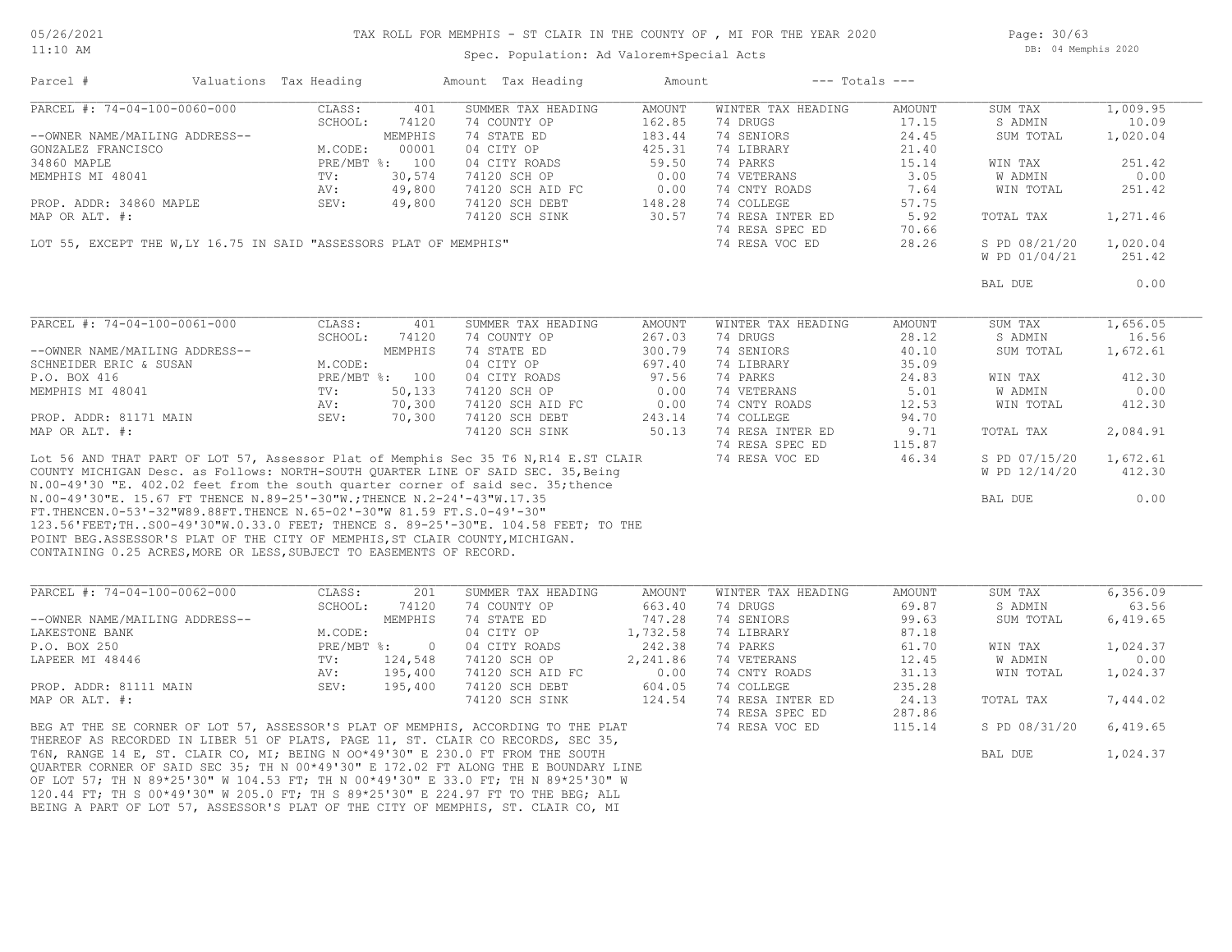TAX ROLL FOR MEMPHIS - ST CLAIR IN THE COUNTY OF , MI FOR THE YEAR 2020

Spec. Population: Ad Valorem+Special Acts

| Parcel # | Valuations | Tax Heading | Amount | Tax Heading | Amount | --- Totals --- | |
|---|---|---|---|---|---|---|---|

## PARCEL #: 74-04-100-0060-000

| | | | | | | | |
|---|---|---|---|---|---|---|---|
| CLASS: | 401 | SUMMER TAX HEADING | AMOUNT | WINTER TAX HEADING | AMOUNT | SUM TAX | 1,009.95 |
| SCHOOL: | 74120 | 74 COUNTY OP | 162.85 | 74 DRUGS | 17.15 | S ADMIN | 10.09 |
| | MEMPHIS | 74 STATE ED | 183.44 | 74 SENIORS | 24.45 | SUM TOTAL | 1,020.04 |
| M.CODE: | 00001 | 04 CITY OP | 425.31 | 74 LIBRARY | 21.40 | | |
| PRE/MBT %: | 100 | 04 CITY ROADS | 59.50 | 74 PARKS | 15.14 | WIN TAX | 251.42 |
| TV: | 30,574 | 74120 SCH OP | 0.00 | 74 VETERANS | 3.05 | W ADMIN | 0.00 |
| AV: | 49,800 | 74120 SCH AID FC | 0.00 | 74 CNTY ROADS | 7.64 | WIN TOTAL | 251.42 |
| SEV: | 49,800 | 74120 SCH DEBT | 148.28 | 74 COLLEGE | 57.75 | | |
| | | 74120 SCH SINK | 30.57 | 74 RESA INTER ED | 5.92 | TOTAL TAX | 1,271.46 |
| | | | | 74 RESA SPEC ED | 70.66 | | |
| | | | | 74 RESA VOC ED | 28.26 | S PD 08/21/20 | 1,020.04 |
| | | | | | | W PD 01/04/21 | 251.42 |
| | | | | | | BAL DUE | 0.00 |

--OWNER NAME/MAILING ADDRESS--
GONZALEZ FRANCISCO
34860 MAPLE
MEMPHIS MI 48041

PROP. ADDR: 34860 MAPLE
MAP OR ALT. #:

LOT 55, EXCEPT THE W,LY 16.75 IN SAID "ASSESSORS PLAT OF MEMPHIS"

## PARCEL #: 74-04-100-0061-000

| | | | | | | | |
|---|---|---|---|---|---|---|---|
| CLASS: | 401 | SUMMER TAX HEADING | AMOUNT | WINTER TAX HEADING | AMOUNT | SUM TAX | 1,656.05 |
| SCHOOL: | 74120 | 74 COUNTY OP | 267.03 | 74 DRUGS | 28.12 | S ADMIN | 16.56 |
| | MEMPHIS | 74 STATE ED | 300.79 | 74 SENIORS | 40.10 | SUM TOTAL | 1,672.61 |
| M.CODE: | | 04 CITY OP | 697.40 | 74 LIBRARY | 35.09 | | |
| PRE/MBT %: | 100 | 04 CITY ROADS | 97.56 | 74 PARKS | 24.83 | WIN TAX | 412.30 |
| TV: | 50,133 | 74120 SCH OP | 0.00 | 74 VETERANS | 5.01 | W ADMIN | 0.00 |
| AV: | 70,300 | 74120 SCH AID FC | 0.00 | 74 CNTY ROADS | 12.53 | WIN TOTAL | 412.30 |
| SEV: | 70,300 | 74120 SCH DEBT | 243.14 | 74 COLLEGE | 94.70 | | |
| | | 74120 SCH SINK | 50.13 | 74 RESA INTER ED | 9.71 | TOTAL TAX | 2,084.91 |
| | | | | 74 RESA SPEC ED | 115.87 | | |
| | | | | 74 RESA VOC ED | 46.34 | S PD 07/15/20 | 1,672.61 |
| | | | | | | W PD 12/14/20 | 412.30 |
| | | | | | | BAL DUE | 0.00 |

--OWNER NAME/MAILING ADDRESS--
SCHNEIDER ERIC & SUSAN
P.O. BOX 416
MEMPHIS MI 48041

PROP. ADDR: 81171 MAIN
MAP OR ALT. #:

Lot 56 AND THAT PART OF LOT 57, Assessor Plat of Memphis Sec 35 T6 N,R14 E.ST CLAIR COUNTY MICHIGAN Desc. as Follows: NORTH-SOUTH QUARTER LINE OF SAID SEC. 35,Being N.00-49'30 "E. 402.02 feet from the south quarter corner of said sec. 35;thence N.00-49'30"E. 15.67 FT THENCE N.89-25'-30"W.;THENCE N.2-24'-43"W.17.35 FT.THENCEN.0-53'-32"W89.88FT.THENCE N.65-02'-30"W 81.59 FT.S.0-49'-30" 123.56'FEET;TH..S00-49'30"W.0.33.0 FEET; THENCE S. 89-25'-30"E. 104.58 FEET; TO THE POINT BEG.ASSESSOR'S PLAT OF THE CITY OF MEMPHIS,ST CLAIR COUNTY,MICHIGAN. CONTAINING 0.25 ACRES,MORE OR LESS,SUBJECT TO EASEMENTS OF RECORD.

## PARCEL #: 74-04-100-0062-000

| | | | | | | | |
|---|---|---|---|---|---|---|---|
| CLASS: | 201 | SUMMER TAX HEADING | AMOUNT | WINTER TAX HEADING | AMOUNT | SUM TAX | 6,356.09 |
| SCHOOL: | 74120 | 74 COUNTY OP | 663.40 | 74 DRUGS | 69.87 | S ADMIN | 63.56 |
| | MEMPHIS | 74 STATE ED | 747.28 | 74 SENIORS | 99.63 | SUM TOTAL | 6,419.65 |
| M.CODE: | | 04 CITY OP | 1,732.58 | 74 LIBRARY | 87.18 | | |
| PRE/MBT %: | 0 | 04 CITY ROADS | 242.38 | 74 PARKS | 61.70 | WIN TAX | 1,024.37 |
| TV: | 124,548 | 74120 SCH OP | 2,241.86 | 74 VETERANS | 12.45 | W ADMIN | 0.00 |
| AV: | 195,400 | 74120 SCH AID FC | 0.00 | 74 CNTY ROADS | 31.13 | WIN TOTAL | 1,024.37 |
| SEV: | 195,400 | 74120 SCH DEBT | 604.05 | 74 COLLEGE | 235.28 | | |
| | | 74120 SCH SINK | 124.54 | 74 RESA INTER ED | 24.13 | TOTAL TAX | 7,444.02 |
| | | | | 74 RESA SPEC ED | 287.86 | | |
| | | | | 74 RESA VOC ED | 115.14 | S PD 08/31/20 | 6,419.65 |
| | | | | | | BAL DUE | 1,024.37 |

--OWNER NAME/MAILING ADDRESS--
LAKESTONE BANK
P.O. BOX 250
LAPEER MI 48446

PROP. ADDR: 81111 MAIN
MAP OR ALT. #:

BEG AT THE SE CORNER OF LOT 57, ASSESSOR'S PLAT OF MEMPHIS, ACCORDING TO THE PLAT THEREOF AS RECORDED IN LIBER 51 OF PLATS, PAGE 11, ST. CLAIR CO RECORDS, SEC 35, T6N, RANGE 14 E, ST. CLAIR CO, MI; BEING N 00*49'30" E 230.0 FT FROM THE SOUTH QUARTER CORNER OF SAID SEC 35; TH N 00*49'30" E 172.02 FT ALONG THE E BOUNDARY LINE OF LOT 57; TH N 89*25'30" W 104.53 FT; TH N 00*49'30" E 33.0 FT; TH N 89*25'30" W 120.44 FT; TH S 00*49'30" W 205.0 FT; TH S 89*25'30" E 224.97 FT TO THE BEG; ALL BEING A PART OF LOT 57, ASSESSOR'S PLAT OF THE CITY OF MEMPHIS, ST. CLAIR CO, MI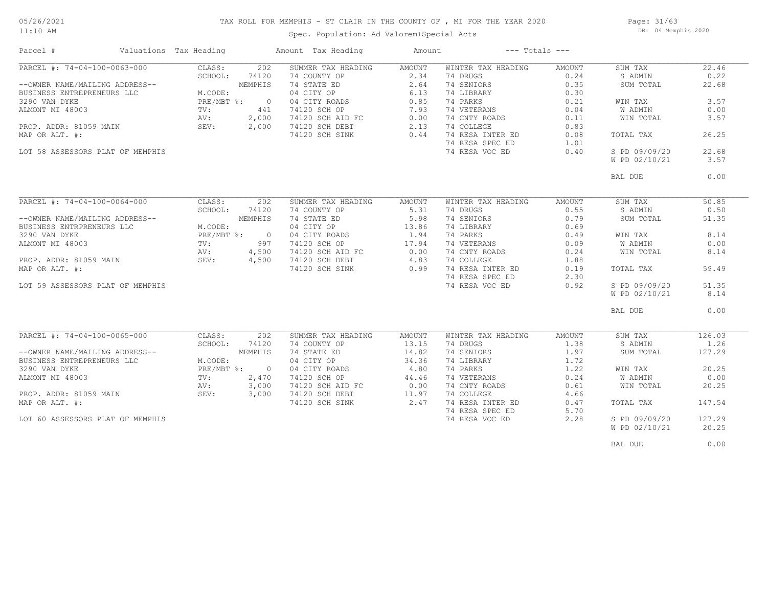# TAX ROLL FOR MEMPHIS - ST CLAIR IN THE COUNTY OF , MI FOR THE YEAR 2020

Spec. Population: Ad Valorem+Special Acts

05/26/2021
11:10 AM

DB: 04 Memphis 2020

| Parcel # | Valuations | Tax Heading | Amount | Tax Heading | Amount | --- Totals --- | |
|---|---|---|---|---|---|---|---|
| PARCEL #: 74-04-100-0063-000 | CLASS: 202 | SUMMER TAX HEADING | AMOUNT | WINTER TAX HEADING | AMOUNT | SUM TAX | 22.46 |
| | SCHOOL: 74120 | 74 COUNTY OP | 2.34 | 74 DRUGS | 0.24 | S ADMIN | 0.22 |
| --OWNER NAME/MAILING ADDRESS-- | MEMPHIS | 74 STATE ED | 2.64 | 74 SENIORS | 0.35 | SUM TOTAL | 22.68 |
| BUSINESS ENTREPRENEURS LLC | M.CODE: | 04 CITY OP | 6.13 | 74 LIBRARY | 0.30 | | |
| 3290 VAN DYKE | PRE/MBT %: 0 | 04 CITY ROADS | 0.85 | 74 PARKS | 0.21 | WIN TAX | 3.57 |
| ALMONT MI 48003 | TV: 441 | 74120 SCH OP | 7.93 | 74 VETERANS | 0.04 | W ADMIN | 0.00 |
| | AV: 2,000 | 74120 SCH AID FC | 0.00 | 74 CNTY ROADS | 0.11 | WIN TOTAL | 3.57 |
| PROP. ADDR: 81059 MAIN | SEV: 2,000 | 74120 SCH DEBT | 2.13 | 74 COLLEGE | 0.83 | | |
| MAP OR ALT. #: | | 74120 SCH SINK | 0.44 | 74 RESA INTER ED | 0.08 | TOTAL TAX | 26.25 |
| | | | | 74 RESA SPEC ED | 1.01 | | |
| LOT 58 ASSESSORS PLAT OF MEMPHIS | | | | 74 RESA VOC ED | 0.40 | S PD 09/09/20 | 22.68 |
| | | | | | | W PD 02/10/21 | 3.57 |
| | | | | | | BAL DUE | 0.00 |
| PARCEL #: 74-04-100-0064-000 | CLASS: 202 | SUMMER TAX HEADING | AMOUNT | WINTER TAX HEADING | AMOUNT | SUM TAX | 50.85 |
| | SCHOOL: 74120 | 74 COUNTY OP | 5.31 | 74 DRUGS | 0.55 | S ADMIN | 0.50 |
| --OWNER NAME/MAILING ADDRESS-- | MEMPHIS | 74 STATE ED | 5.98 | 74 SENIORS | 0.79 | SUM TOTAL | 51.35 |
| BUSINESS ENTRPRENEURS LLC | M.CODE: | 04 CITY OP | 13.86 | 74 LIBRARY | 0.69 | | |
| 3290 VAN DYKE | PRE/MBT %: 0 | 04 CITY ROADS | 1.94 | 74 PARKS | 0.49 | WIN TAX | 8.14 |
| ALMONT MI 48003 | TV: 997 | 74120 SCH OP | 17.94 | 74 VETERANS | 0.09 | W ADMIN | 0.00 |
| | AV: 4,500 | 74120 SCH AID FC | 0.00 | 74 CNTY ROADS | 0.24 | WIN TOTAL | 8.14 |
| PROP. ADDR: 81059 MAIN | SEV: 4,500 | 74120 SCH DEBT | 4.83 | 74 COLLEGE | 1.88 | | |
| MAP OR ALT. #: | | 74120 SCH SINK | 0.99 | 74 RESA INTER ED | 0.19 | TOTAL TAX | 59.49 |
| | | | | 74 RESA SPEC ED | 2.30 | | |
| LOT 59 ASSESSORS PLAT OF MEMPHIS | | | | 74 RESA VOC ED | 0.92 | S PD 09/09/20 | 51.35 |
| | | | | | | W PD 02/10/21 | 8.14 |
| | | | | | | BAL DUE | 0.00 |
| PARCEL #: 74-04-100-0065-000 | CLASS: 202 | SUMMER TAX HEADING | AMOUNT | WINTER TAX HEADING | AMOUNT | SUM TAX | 126.03 |
| | SCHOOL: 74120 | 74 COUNTY OP | 13.15 | 74 DRUGS | 1.38 | S ADMIN | 1.26 |
| --OWNER NAME/MAILING ADDRESS-- | MEMPHIS | 74 STATE ED | 14.82 | 74 SENIORS | 1.97 | SUM TOTAL | 127.29 |
| BUSINESS ENTREPRENEURS LLC | M.CODE: | 04 CITY OP | 34.36 | 74 LIBRARY | 1.72 | | |
| 3290 VAN DYKE | PRE/MBT %: 0 | 04 CITY ROADS | 4.80 | 74 PARKS | 1.22 | WIN TAX | 20.25 |
| ALMONT MI 48003 | TV: 2,470 | 74120 SCH OP | 44.46 | 74 VETERANS | 0.24 | W ADMIN | 0.00 |
| | AV: 3,000 | 74120 SCH AID FC | 0.00 | 74 CNTY ROADS | 0.61 | WIN TOTAL | 20.25 |
| PROP. ADDR: 81059 MAIN | SEV: 3,000 | 74120 SCH DEBT | 11.97 | 74 COLLEGE | 4.66 | | |
| MAP OR ALT. #: | | 74120 SCH SINK | 2.47 | 74 RESA INTER ED | 0.47 | TOTAL TAX | 147.54 |
| | | | | 74 RESA SPEC ED | 5.70 | | |
| LOT 60 ASSESSORS PLAT OF MEMPHIS | | | | 74 RESA VOC ED | 2.28 | S PD 09/09/20 | 127.29 |
| | | | | | | W PD 02/10/21 | 20.25 |
| | | | | | | BAL DUE | 0.00 |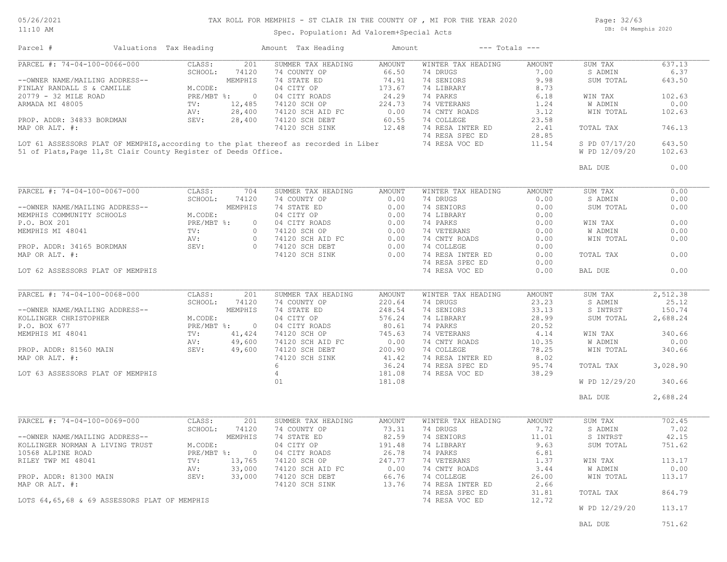# TAX ROLL FOR MEMPHIS - ST CLAIR IN THE COUNTY OF , MI FOR THE YEAR 2020

Spec. Population: Ad Valorem+Special Acts

05/26/2021 11:10 AM — DB: 04 Memphis 2020

| Parcel # | Valuations | Tax Heading | Amount | Tax Heading | Amount | --- Totals --- | |
|---|---|---|---|---|---|---|---|

## PARCEL #: 74-04-100-0066-000

| | | | | | | | |
|---|---|---|---|---|---|---|---|
| | CLASS: 201 | SUMMER TAX HEADING | AMOUNT | WINTER TAX HEADING | AMOUNT | SUM TAX | 637.13 |
| --OWNER NAME/MAILING ADDRESS-- | SCHOOL: 74120 MEMPHIS | 74 COUNTY OP | 66.50 | 74 DRUGS | 7.00 | S ADMIN | 6.37 |
| FINLAY RANDALL S & CAMILLE | M.CODE: | 74 STATE ED | 74.91 | 74 SENIORS | 9.98 | SUM TOTAL | 643.50 |
| 20779 - 32 MILE ROAD | PRE/MBT %: 0 | 04 CITY OP | 173.67 | 74 LIBRARY | 8.73 | | |
| ARMADA MI 48005 | TV: 12,485 | 04 CITY ROADS | 24.29 | 74 PARKS | 6.18 | WIN TAX | 102.63 |
| | AV: 28,400 | 74120 SCH OP | 224.73 | 74 VETERANS | 1.24 | W ADMIN | 0.00 |
| PROP. ADDR: 34833 BORDMAN | SEV: 28,400 | 74120 SCH AID FC | 0.00 | 74 CNTY ROADS | 3.12 | WIN TOTAL | 102.63 |
| MAP OR ALT. #: | | 74120 SCH DEBT | 60.55 | 74 COLLEGE | 23.58 | | |
| | | 74120 SCH SINK | 12.48 | 74 RESA INTER ED | 2.41 | TOTAL TAX | 746.13 |
| | | | | 74 RESA SPEC ED | 28.85 | | |
| | | | | 74 RESA VOC ED | 11.54 | S PD 07/17/20 | 643.50 |
| | | | | | | W PD 12/09/20 | 102.63 |
| | | | | | | BAL DUE | 0.00 |

LOT 61 ASSESSORS PLAT OF MEMPHIS,according to the plat thereof as recorded in Liber 51 of Plats,Page 11,St Clair County Register of Deeds Office.

## PARCEL #: 74-04-100-0067-000

| | | | | | | | |
|---|---|---|---|---|---|---|---|
| | CLASS: 704 | SUMMER TAX HEADING | AMOUNT | WINTER TAX HEADING | AMOUNT | SUM TAX | 0.00 |
| --OWNER NAME/MAILING ADDRESS-- | SCHOOL: 74120 MEMPHIS | 74 COUNTY OP | 0.00 | 74 DRUGS | 0.00 | S ADMIN | 0.00 |
| MEMPHIS COMMUNITY SCHOOLS | M.CODE: | 74 STATE ED | 0.00 | 74 SENIORS | 0.00 | SUM TOTAL | 0.00 |
| P.O. BOX 201 | PRE/MBT %: 0 | 04 CITY OP | 0.00 | 74 LIBRARY | 0.00 | | |
| MEMPHIS MI 48041 | TV: 0 | 04 CITY ROADS | 0.00 | 74 PARKS | 0.00 | WIN TAX | 0.00 |
| | AV: 0 | 74120 SCH OP | 0.00 | 74 VETERANS | 0.00 | W ADMIN | 0.00 |
| PROP. ADDR: 34165 BORDMAN | SEV: 0 | 74120 SCH AID FC | 0.00 | 74 CNTY ROADS | 0.00 | WIN TOTAL | 0.00 |
| MAP OR ALT. #: | | 74120 SCH DEBT | 0.00 | 74 COLLEGE | 0.00 | | |
| | | 74120 SCH SINK | 0.00 | 74 RESA INTER ED | 0.00 | TOTAL TAX | 0.00 |
| | | | | 74 RESA SPEC ED | 0.00 | | |
| | | | | 74 RESA VOC ED | 0.00 | BAL DUE | 0.00 |

LOT 62 ASSESSORS PLAT OF MEMPHIS

## PARCEL #: 74-04-100-0068-000

| | | | | | | | |
|---|---|---|---|---|---|---|---|
| | CLASS: 201 | SUMMER TAX HEADING | AMOUNT | WINTER TAX HEADING | AMOUNT | SUM TAX | 2,512.38 |
| --OWNER NAME/MAILING ADDRESS-- | SCHOOL: 74120 MEMPHIS | 74 COUNTY OP | 220.64 | 74 DRUGS | 23.23 | S ADMIN | 25.12 |
| KOLLINGER CHRISTOPHER | M.CODE: | 74 STATE ED | 248.54 | 74 SENIORS | 33.13 | S INTRST | 150.74 |
| P.O. BOX 677 | PRE/MBT %: 0 | 04 CITY OP | 576.24 | 74 LIBRARY | 28.99 | SUM TOTAL | 2,688.24 |
| MEMPHIS MI 48041 | TV: 41,424 | 04 CITY ROADS | 80.61 | 74 PARKS | 20.52 | | |
| | AV: 49,600 | 74120 SCH OP | 745.63 | 74 VETERANS | 4.14 | WIN TAX | 340.66 |
| PROP. ADDR: 81560 MAIN | SEV: 49,600 | 74120 SCH AID FC | 0.00 | 74 CNTY ROADS | 10.35 | W ADMIN | 0.00 |
| MAP OR ALT. #: | | 74120 SCH DEBT | 200.90 | 74 COLLEGE | 78.25 | WIN TOTAL | 340.66 |
| | | 74120 SCH SINK | 41.42 | 74 RESA INTER ED | 8.02 | | |
| | | 6 | 36.24 | 74 RESA SPEC ED | 95.74 | TOTAL TAX | 3,028.90 |
| | | 4 | 181.08 | 74 RESA VOC ED | 38.29 | | |
| | | 01 | 181.08 | | | W PD 12/29/20 | 340.66 |
| | | | | | | BAL DUE | 2,688.24 |

LOT 63 ASSESSORS PLAT OF MEMPHIS

## PARCEL #: 74-04-100-0069-000

| | | | | | | | |
|---|---|---|---|---|---|---|---|
| | CLASS: 201 | SUMMER TAX HEADING | AMOUNT | WINTER TAX HEADING | AMOUNT | SUM TAX | 702.45 |
| --OWNER NAME/MAILING ADDRESS-- | SCHOOL: 74120 MEMPHIS | 74 COUNTY OP | 73.31 | 74 DRUGS | 7.72 | S ADMIN | 7.02 |
| KOLLINGER NORMAN A LIVING TRUST | M.CODE: | 74 STATE ED | 82.59 | 74 SENIORS | 11.01 | S INTRST | 42.15 |
| 10568 ALPINE ROAD | PRE/MBT %: 0 | 04 CITY OP | 191.48 | 74 LIBRARY | 9.63 | SUM TOTAL | 751.62 |
| RILEY TWP MI 48041 | TV: 13,765 | 04 CITY ROADS | 26.78 | 74 PARKS | 6.81 | | |
| | AV: 33,000 | 74120 SCH OP | 247.77 | 74 VETERANS | 1.37 | WIN TAX | 113.17 |
| PROP. ADDR: 81300 MAIN | SEV: 33,000 | 74120 SCH AID FC | 0.00 | 74 CNTY ROADS | 3.44 | W ADMIN | 0.00 |
| MAP OR ALT. #: | | 74120 SCH DEBT | 66.76 | 74 COLLEGE | 26.00 | WIN TOTAL | 113.17 |
| | | 74120 SCH SINK | 13.76 | 74 RESA INTER ED | 2.66 | | |
| | | | | 74 RESA SPEC ED | 31.81 | TOTAL TAX | 864.79 |
| | | | | 74 RESA VOC ED | 12.72 | | |
| | | | | | | W PD 12/29/20 | 113.17 |
| | | | | | | BAL DUE | 751.62 |

LOTS 64,65,68 & 69 ASSESSORS PLAT OF MEMPHIS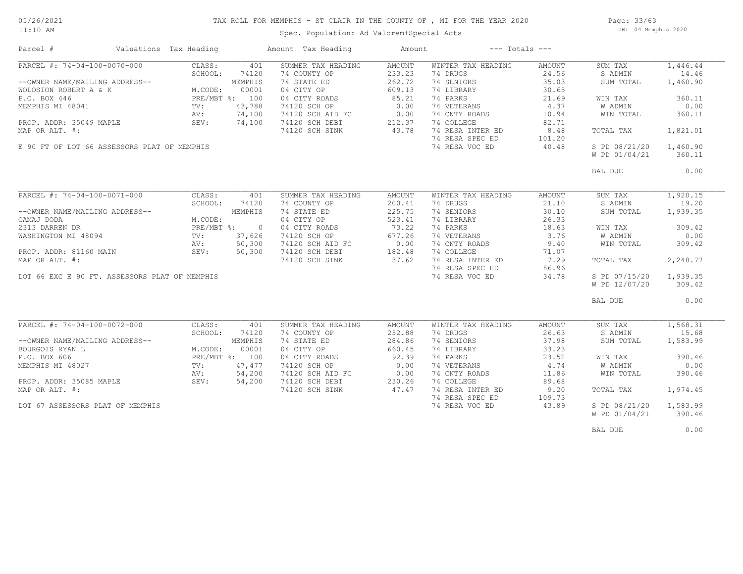# TAX ROLL FOR MEMPHIS - ST CLAIR IN THE COUNTY OF , MI FOR THE YEAR 2020

05/26/2021
11:10 AM

Spec. Population: Ad Valorem+Special Acts

DB: 04 Memphis 2020

| Parcel # | Valuations | Tax Heading | Amount | Tax Heading | Amount | --- Totals --- | |
|---|---|---|---|---|---|---|---|
| PARCEL #: 74-04-100-0070-000 | CLASS: 401 | SUMMER TAX HEADING | AMOUNT | WINTER TAX HEADING | AMOUNT | SUM TAX | 1,446.44 |
| | SCHOOL: 74120 | 74 COUNTY OP | 233.23 | 74 DRUGS | 24.56 | S ADMIN | 14.46 |
| --OWNER NAME/MAILING ADDRESS-- | MEMPHIS | 74 STATE ED | 262.72 | 74 SENIORS | 35.03 | SUM TOTAL | 1,460.90 |
| WOLOSION ROBERT A & K | M.CODE: 00001 | 04 CITY OP | 609.13 | 74 LIBRARY | 30.65 | | |
| P.O. BOX 446 | PRE/MBT %: 100 | 04 CITY ROADS | 85.21 | 74 PARKS | 21.69 | WIN TAX | 360.11 |
| MEMPHIS MI 48041 | TV: 43,788 | 74120 SCH OP | 0.00 | 74 VETERANS | 4.37 | W ADMIN | 0.00 |
| | AV: 74,100 | 74120 SCH AID FC | 0.00 | 74 CNTY ROADS | 10.94 | WIN TOTAL | 360.11 |
| PROP. ADDR: 35049 MAPLE | SEV: 74,100 | 74120 SCH DEBT | 212.37 | 74 COLLEGE | 82.71 | | |
| MAP OR ALT. #: | | 74120 SCH SINK | 43.78 | 74 RESA INTER ED | 8.48 | TOTAL TAX | 1,821.01 |
| | | | | 74 RESA SPEC ED | 101.20 | | |
| E 90 FT OF LOT 66 ASSESSORS PLAT OF MEMPHIS | | | | 74 RESA VOC ED | 40.48 | S PD 08/21/20 | 1,460.90 |
| | | | | | | W PD 01/04/21 | 360.11 |
| | | | | | | BAL DUE | 0.00 |
| PARCEL #: 74-04-100-0071-000 | CLASS: 401 | SUMMER TAX HEADING | AMOUNT | WINTER TAX HEADING | AMOUNT | SUM TAX | 1,920.15 |
| | SCHOOL: 74120 | 74 COUNTY OP | 200.41 | 74 DRUGS | 21.10 | S ADMIN | 19.20 |
| --OWNER NAME/MAILING ADDRESS-- | MEMPHIS | 74 STATE ED | 225.75 | 74 SENIORS | 30.10 | SUM TOTAL | 1,939.35 |
| CAMAJ DODA | M.CODE: | 04 CITY OP | 523.41 | 74 LIBRARY | 26.33 | | |
| 2313 DARREN DR | PRE/MBT %: 0 | 04 CITY ROADS | 73.22 | 74 PARKS | 18.63 | WIN TAX | 309.42 |
| WASHINGTON MI 48094 | TV: 37,626 | 74120 SCH OP | 677.26 | 74 VETERANS | 3.76 | W ADMIN | 0.00 |
| | AV: 50,300 | 74120 SCH AID FC | 0.00 | 74 CNTY ROADS | 9.40 | WIN TOTAL | 309.42 |
| PROP. ADDR: 81160 MAIN | SEV: 50,300 | 74120 SCH DEBT | 182.48 | 74 COLLEGE | 71.07 | | |
| MAP OR ALT. #: | | 74120 SCH SINK | 37.62 | 74 RESA INTER ED | 7.29 | TOTAL TAX | 2,248.77 |
| | | | | 74 RESA SPEC ED | 86.96 | | |
| LOT 66 EXC E 90 FT. ASSESSORS PLAT OF MEMPHIS | | | | 74 RESA VOC ED | 34.78 | S PD 07/15/20 | 1,939.35 |
| | | | | | | W PD 12/07/20 | 309.42 |
| | | | | | | BAL DUE | 0.00 |
| PARCEL #: 74-04-100-0072-000 | CLASS: 401 | SUMMER TAX HEADING | AMOUNT | WINTER TAX HEADING | AMOUNT | SUM TAX | 1,568.31 |
| | SCHOOL: 74120 | 74 COUNTY OP | 252.88 | 74 DRUGS | 26.63 | S ADMIN | 15.68 |
| --OWNER NAME/MAILING ADDRESS-- | MEMPHIS | 74 STATE ED | 284.86 | 74 SENIORS | 37.98 | SUM TOTAL | 1,583.99 |
| BOURGOIS RYAN L | M.CODE: 00001 | 04 CITY OP | 660.45 | 74 LIBRARY | 33.23 | | |
| P.O. BOX 606 | PRE/MBT %: 100 | 04 CITY ROADS | 92.39 | 74 PARKS | 23.52 | WIN TAX | 390.46 |
| MEMPHIS MI 48027 | TV: 47,477 | 74120 SCH OP | 0.00 | 74 VETERANS | 4.74 | W ADMIN | 0.00 |
| | AV: 54,200 | 74120 SCH AID FC | 0.00 | 74 CNTY ROADS | 11.86 | WIN TOTAL | 390.46 |
| PROP. ADDR: 35085 MAPLE | SEV: 54,200 | 74120 SCH DEBT | 230.26 | 74 COLLEGE | 89.68 | | |
| MAP OR ALT. #: | | 74120 SCH SINK | 47.47 | 74 RESA INTER ED | 9.20 | TOTAL TAX | 1,974.45 |
| | | | | 74 RESA SPEC ED | 109.73 | | |
| LOT 67 ASSESSORS PLAT OF MEMPHIS | | | | 74 RESA VOC ED | 43.89 | S PD 08/21/20 | 1,583.99 |
| | | | | | | W PD 01/04/21 | 390.46 |
| | | | | | | BAL DUE | 0.00 |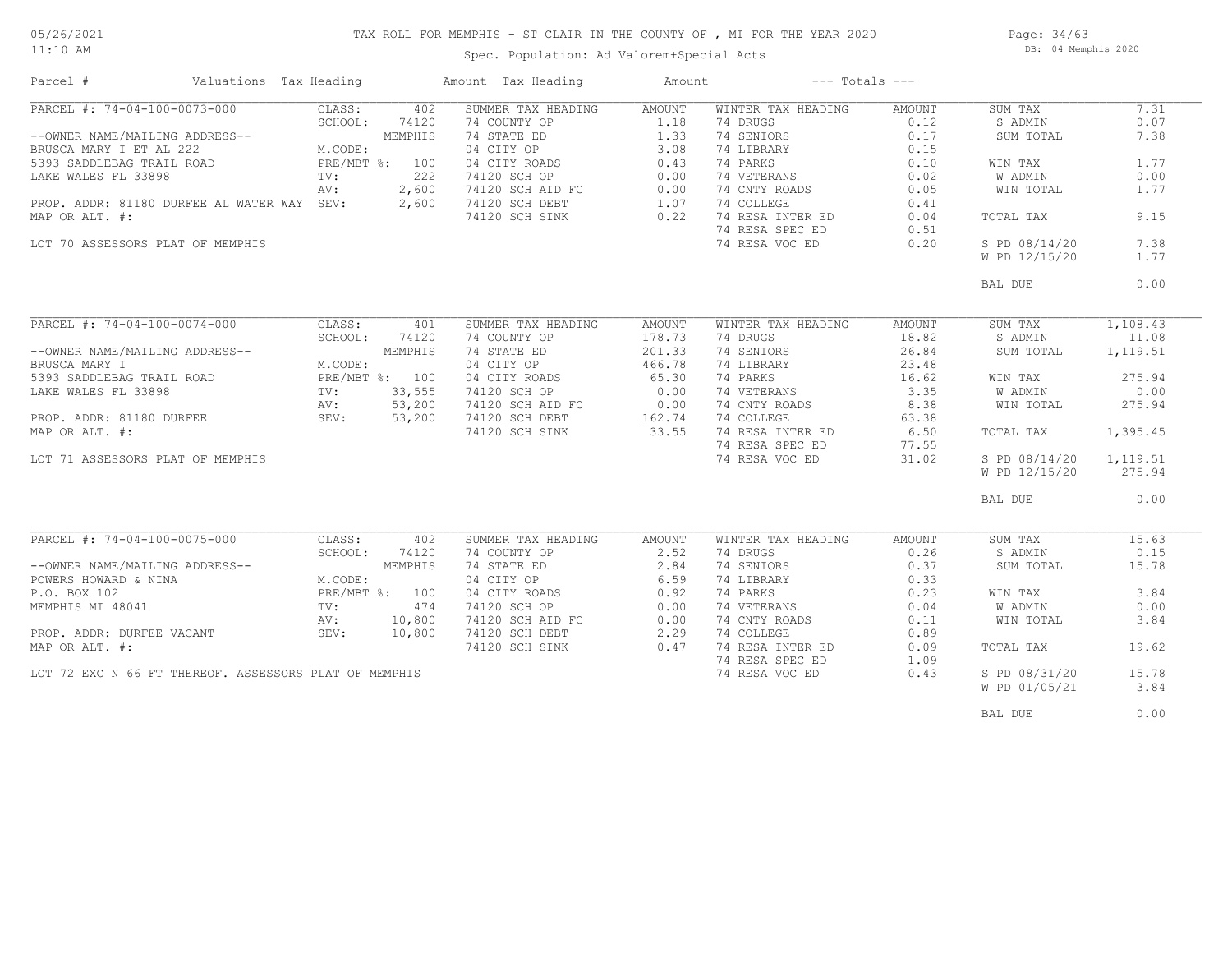# TAX ROLL FOR MEMPHIS - ST CLAIR IN THE COUNTY OF , MI FOR THE YEAR 2020

Spec. Population: Ad Valorem+Special Acts

05/26/2021 11:10 AM — DB: 04 Memphis 2020

| Parcel # | Valuations | Tax Heading | Amount | Tax Heading | Amount | --- Totals --- | |
|---|---|---|---|---|---|---|---|
| PARCEL #: 74-04-100-0073-000 | CLASS: 402 | SUMMER TAX HEADING | AMOUNT | WINTER TAX HEADING | AMOUNT | SUM TAX | 7.31 |
| | SCHOOL: 74120 | 74 COUNTY OP | 1.18 | 74 DRUGS | 0.12 | S ADMIN | 0.07 |
| --OWNER NAME/MAILING ADDRESS-- | MEMPHIS | 74 STATE ED | 1.33 | 74 SENIORS | 0.17 | SUM TOTAL | 7.38 |
| BRUSCA MARY I ET AL 222 | M.CODE: | 04 CITY OP | 3.08 | 74 LIBRARY | 0.15 | | |
| 5393 SADDLEBAG TRAIL ROAD | PRE/MBT %: 100 | 04 CITY ROADS | 0.43 | 74 PARKS | 0.10 | WIN TAX | 1.77 |
| LAKE WALES FL 33898 | TV: 222 | 74120 SCH OP | 0.00 | 74 VETERANS | 0.02 | W ADMIN | 0.00 |
| | AV: 2,600 | 74120 SCH AID FC | 0.00 | 74 CNTY ROADS | 0.05 | WIN TOTAL | 1.77 |
| PROP. ADDR: 81180 DURFEE AL WATER WAY | SEV: 2,600 | 74120 SCH DEBT | 1.07 | 74 COLLEGE | 0.41 | | |
| MAP OR ALT. #: | | 74120 SCH SINK | 0.22 | 74 RESA INTER ED | 0.04 | TOTAL TAX | 9.15 |
| | | | | 74 RESA SPEC ED | 0.51 | | |
| LOT 70 ASSESSORS PLAT OF MEMPHIS | | | | 74 RESA VOC ED | 0.20 | S PD 08/14/20 | 7.38 |
| | | | | | | W PD 12/15/20 | 1.77 |
| | | | | | | BAL DUE | 0.00 |
| PARCEL #: 74-04-100-0074-000 | CLASS: 401 | SUMMER TAX HEADING | AMOUNT | WINTER TAX HEADING | AMOUNT | SUM TAX | 1,108.43 |
| | SCHOOL: 74120 | 74 COUNTY OP | 178.73 | 74 DRUGS | 18.82 | S ADMIN | 11.08 |
| --OWNER NAME/MAILING ADDRESS-- | MEMPHIS | 74 STATE ED | 201.33 | 74 SENIORS | 26.84 | SUM TOTAL | 1,119.51 |
| BRUSCA MARY I | M.CODE: | 04 CITY OP | 466.78 | 74 LIBRARY | 23.48 | | |
| 5393 SADDLEBAG TRAIL ROAD | PRE/MBT %: 100 | 04 CITY ROADS | 65.30 | 74 PARKS | 16.62 | WIN TAX | 275.94 |
| LAKE WALES FL 33898 | TV: 33,555 | 74120 SCH OP | 0.00 | 74 VETERANS | 3.35 | W ADMIN | 0.00 |
| | AV: 53,200 | 74120 SCH AID FC | 0.00 | 74 CNTY ROADS | 8.38 | WIN TOTAL | 275.94 |
| PROP. ADDR: 81180 DURFEE | SEV: 53,200 | 74120 SCH DEBT | 162.74 | 74 COLLEGE | 63.38 | | |
| MAP OR ALT. #: | | 74120 SCH SINK | 33.55 | 74 RESA INTER ED | 6.50 | TOTAL TAX | 1,395.45 |
| | | | | 74 RESA SPEC ED | 77.55 | | |
| LOT 71 ASSESSORS PLAT OF MEMPHIS | | | | 74 RESA VOC ED | 31.02 | S PD 08/14/20 | 1,119.51 |
| | | | | | | W PD 12/15/20 | 275.94 |
| | | | | | | BAL DUE | 0.00 |
| PARCEL #: 74-04-100-0075-000 | CLASS: 402 | SUMMER TAX HEADING | AMOUNT | WINTER TAX HEADING | AMOUNT | SUM TAX | 15.63 |
| | SCHOOL: 74120 | 74 COUNTY OP | 2.52 | 74 DRUGS | 0.26 | S ADMIN | 0.15 |
| --OWNER NAME/MAILING ADDRESS-- | MEMPHIS | 74 STATE ED | 2.84 | 74 SENIORS | 0.37 | SUM TOTAL | 15.78 |
| POWERS HOWARD & NINA | M.CODE: | 04 CITY OP | 6.59 | 74 LIBRARY | 0.33 | | |
| P.O. BOX 102 | PRE/MBT %: 100 | 04 CITY ROADS | 0.92 | 74 PARKS | 0.23 | WIN TAX | 3.84 |
| MEMPHIS MI 48041 | TV: 474 | 74120 SCH OP | 0.00 | 74 VETERANS | 0.04 | W ADMIN | 0.00 |
| | AV: 10,800 | 74120 SCH AID FC | 0.00 | 74 CNTY ROADS | 0.11 | WIN TOTAL | 3.84 |
| PROP. ADDR: DURFEE VACANT | SEV: 10,800 | 74120 SCH DEBT | 2.29 | 74 COLLEGE | 0.89 | | |
| MAP OR ALT. #: | | 74120 SCH SINK | 0.47 | 74 RESA INTER ED | 0.09 | TOTAL TAX | 19.62 |
| | | | | 74 RESA SPEC ED | 1.09 | | |
| LOT 72 EXC N 66 FT THEREOF. ASSESSORS PLAT OF MEMPHIS | | | | 74 RESA VOC ED | 0.43 | S PD 08/31/20 | 15.78 |
| | | | | | | W PD 01/05/21 | 3.84 |
| | | | | | | BAL DUE | 0.00 |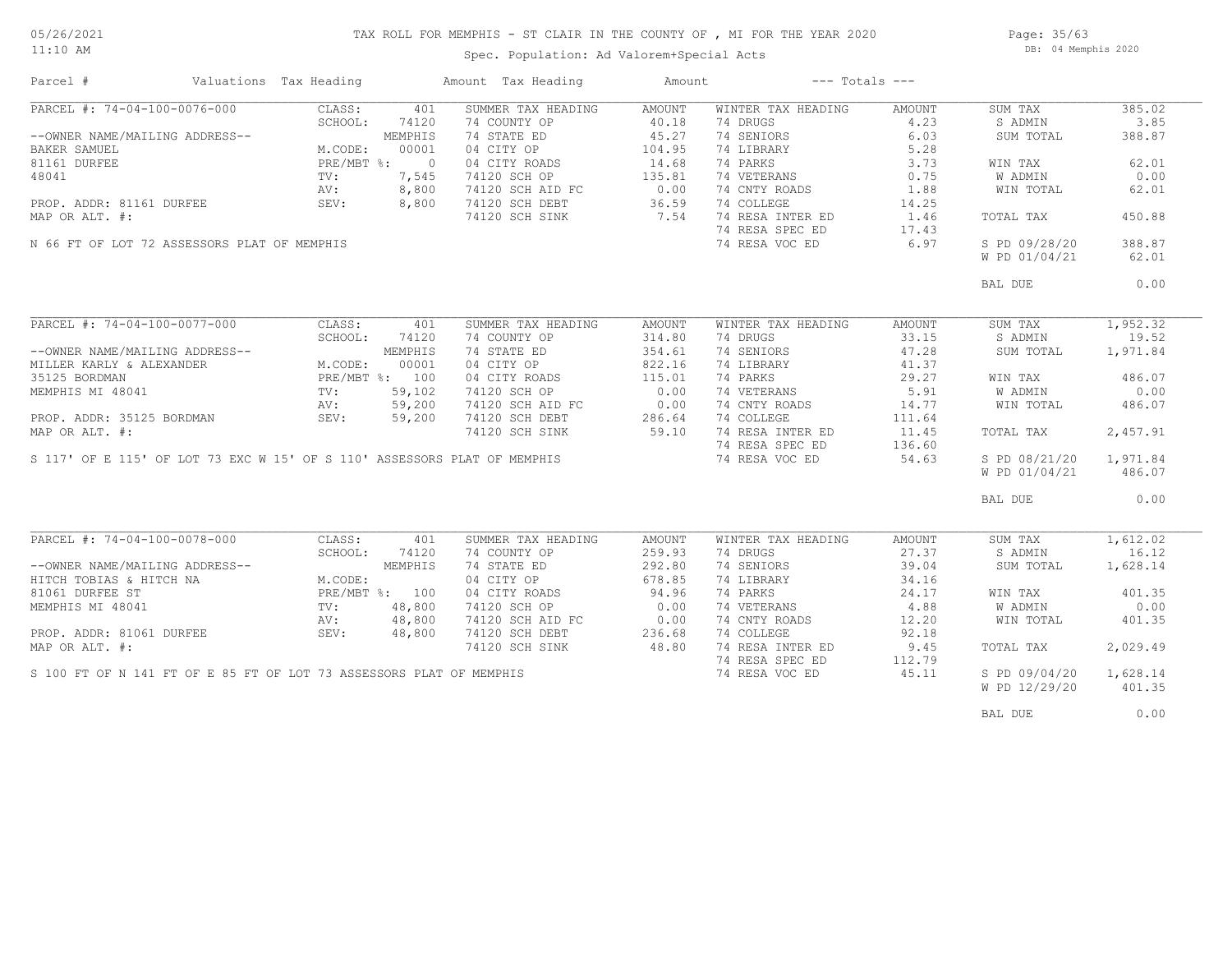# TAX ROLL FOR MEMPHIS - ST CLAIR IN THE COUNTY OF , MI FOR THE YEAR 2020

Spec. Population: Ad Valorem+Special Acts

DB: 04 Memphis 2020

| Parcel # | Valuations | Tax Heading | Amount | Tax Heading | Amount | --- Totals --- | |
|---|---|---|---|---|---|---|---|

## PARCEL #: 74-04-100-0076-000

| | | | | | | | |
|---|---|---|---|---|---|---|---|
| PARCEL #: 74-04-100-0076-000 | CLASS: 401 | SUMMER TAX HEADING | AMOUNT | WINTER TAX HEADING | AMOUNT | SUM TAX | 385.02 |
| | SCHOOL: 74120 | 74 COUNTY OP | 40.18 | 74 DRUGS | 4.23 | S ADMIN | 3.85 |
| --OWNER NAME/MAILING ADDRESS-- | MEMPHIS | 74 STATE ED | 45.27 | 74 SENIORS | 6.03 | SUM TOTAL | 388.87 |
| BAKER SAMUEL | M.CODE: 00001 | 04 CITY OP | 104.95 | 74 LIBRARY | 5.28 | | |
| 81161 DURFEE | PRE/MBT %: 0 | 04 CITY ROADS | 14.68 | 74 PARKS | 3.73 | WIN TAX | 62.01 |
| 48041 | TV: 7,545 | 74120 SCH OP | 135.81 | 74 VETERANS | 0.75 | W ADMIN | 0.00 |
| | AV: 8,800 | 74120 SCH AID FC | 0.00 | 74 CNTY ROADS | 1.88 | WIN TOTAL | 62.01 |
| PROP. ADDR: 81161 DURFEE | SEV: 8,800 | 74120 SCH DEBT | 36.59 | 74 COLLEGE | 14.25 | | |
| MAP OR ALT. #: | | 74120 SCH SINK | 7.54 | 74 RESA INTER ED | 1.46 | TOTAL TAX | 450.88 |
| | | | | 74 RESA SPEC ED | 17.43 | | |
| N 66 FT OF LOT 72 ASSESSORS PLAT OF MEMPHIS | | | | 74 RESA VOC ED | 6.97 | S PD 09/28/20 | 388.87 |
| | | | | | | W PD 01/04/21 | 62.01 |
| | | | | | | BAL DUE | 0.00 |

## PARCEL #: 74-04-100-0077-000

| | | | | | | | |
|---|---|---|---|---|---|---|---|
| PARCEL #: 74-04-100-0077-000 | CLASS: 401 | SUMMER TAX HEADING | AMOUNT | WINTER TAX HEADING | AMOUNT | SUM TAX | 1,952.32 |
| | SCHOOL: 74120 | 74 COUNTY OP | 314.80 | 74 DRUGS | 33.15 | S ADMIN | 19.52 |
| --OWNER NAME/MAILING ADDRESS-- | MEMPHIS | 74 STATE ED | 354.61 | 74 SENIORS | 47.28 | SUM TOTAL | 1,971.84 |
| MILLER KARLY & ALEXANDER | M.CODE: 00001 | 04 CITY OP | 822.16 | 74 LIBRARY | 41.37 | | |
| 35125 BORDMAN | PRE/MBT %: 100 | 04 CITY ROADS | 115.01 | 74 PARKS | 29.27 | WIN TAX | 486.07 |
| MEMPHIS MI 48041 | TV: 59,102 | 74120 SCH OP | 0.00 | 74 VETERANS | 5.91 | W ADMIN | 0.00 |
| | AV: 59,200 | 74120 SCH AID FC | 0.00 | 74 CNTY ROADS | 14.77 | WIN TOTAL | 486.07 |
| PROP. ADDR: 35125 BORDMAN | SEV: 59,200 | 74120 SCH DEBT | 286.64 | 74 COLLEGE | 111.64 | | |
| MAP OR ALT. #: | | 74120 SCH SINK | 59.10 | 74 RESA INTER ED | 11.45 | TOTAL TAX | 2,457.91 |
| | | | | 74 RESA SPEC ED | 136.60 | | |
| S 117' OF E 115' OF LOT 73 EXC W 15' OF S 110' ASSESSORS PLAT OF MEMPHIS | | | | 74 RESA VOC ED | 54.63 | S PD 08/21/20 | 1,971.84 |
| | | | | | | W PD 01/04/21 | 486.07 |
| | | | | | | BAL DUE | 0.00 |

## PARCEL #: 74-04-100-0078-000

| | | | | | | | |
|---|---|---|---|---|---|---|---|
| PARCEL #: 74-04-100-0078-000 | CLASS: 401 | SUMMER TAX HEADING | AMOUNT | WINTER TAX HEADING | AMOUNT | SUM TAX | 1,612.02 |
| | SCHOOL: 74120 | 74 COUNTY OP | 259.93 | 74 DRUGS | 27.37 | S ADMIN | 16.12 |
| --OWNER NAME/MAILING ADDRESS-- | MEMPHIS | 74 STATE ED | 292.80 | 74 SENIORS | 39.04 | SUM TOTAL | 1,628.14 |
| HITCH TOBIAS & HITCH NA | M.CODE: | 04 CITY OP | 678.85 | 74 LIBRARY | 34.16 | | |
| 81061 DURFEE ST | PRE/MBT %: 100 | 04 CITY ROADS | 94.96 | 74 PARKS | 24.17 | WIN TAX | 401.35 |
| MEMPHIS MI 48041 | TV: 48,800 | 74120 SCH OP | 0.00 | 74 VETERANS | 4.88 | W ADMIN | 0.00 |
| | AV: 48,800 | 74120 SCH AID FC | 0.00 | 74 CNTY ROADS | 12.20 | WIN TOTAL | 401.35 |
| PROP. ADDR: 81061 DURFEE | SEV: 48,800 | 74120 SCH DEBT | 236.68 | 74 COLLEGE | 92.18 | | |
| MAP OR ALT. #: | | 74120 SCH SINK | 48.80 | 74 RESA INTER ED | 9.45 | TOTAL TAX | 2,029.49 |
| | | | | 74 RESA SPEC ED | 112.79 | | |
| S 100 FT OF N 141 FT OF E 85 FT OF LOT 73 ASSESSORS PLAT OF MEMPHIS | | | | 74 RESA VOC ED | 45.11 | S PD 09/04/20 | 1,628.14 |
| | | | | | | W PD 12/29/20 | 401.35 |
| | | | | | | BAL DUE | 0.00 |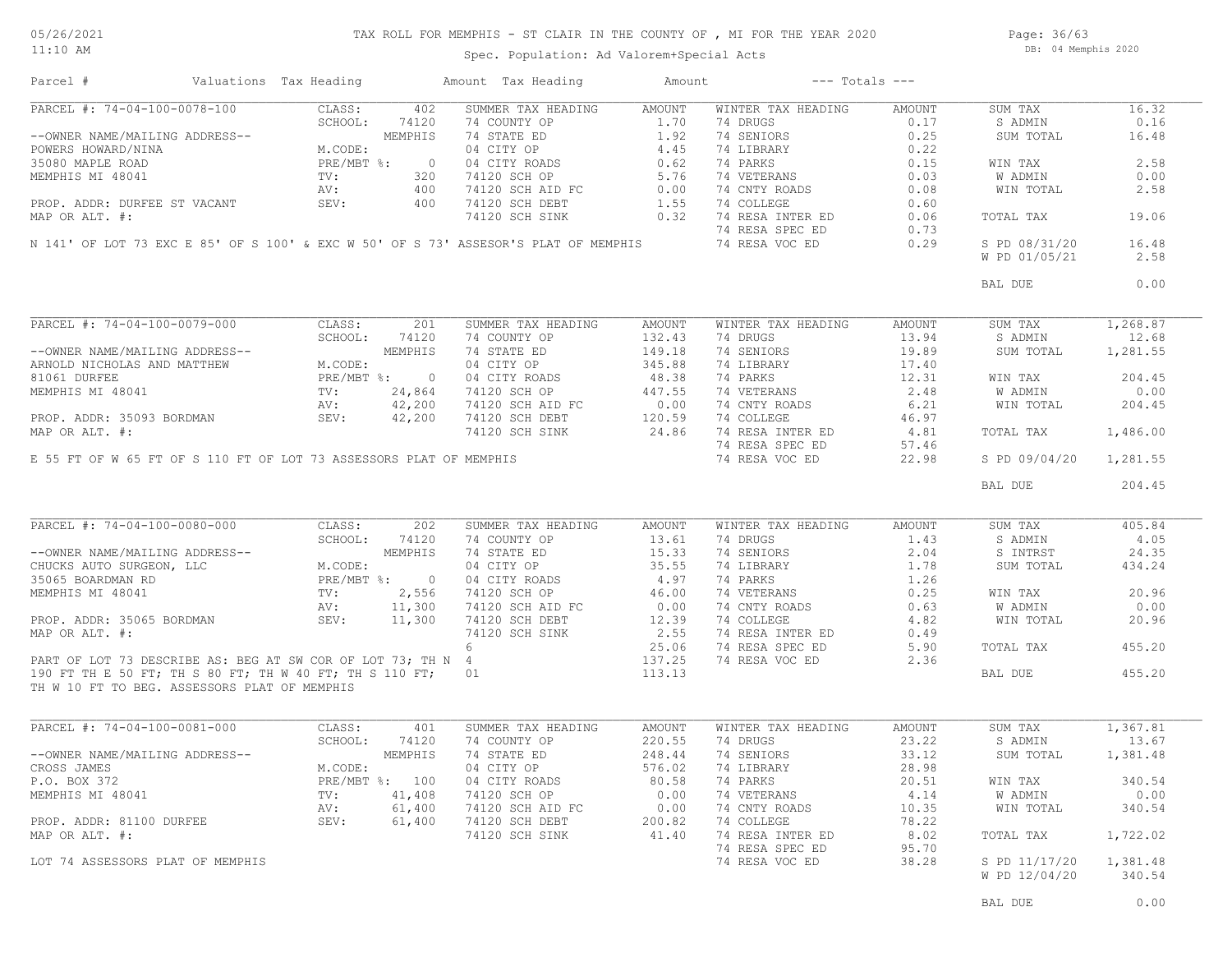# TAX ROLL FOR MEMPHIS - ST CLAIR IN THE COUNTY OF , MI FOR THE YEAR 2020

Spec. Population: Ad Valorem+Special Acts

| Parcel # | Valuations | Tax Heading | Amount | Tax Heading | Amount | --- Totals --- | |
|---|---|---|---|---|---|---|---|

## PARCEL #: 74-04-100-0078-100

| | | | | | | | |
|---|---|---|---|---|---|---|---|
| | CLASS: 402 | SUMMER TAX HEADING | AMOUNT | WINTER TAX HEADING | AMOUNT | SUM TAX | 16.32 |
| | SCHOOL: 74120 | 74 COUNTY OP | 1.70 | 74 DRUGS | 0.17 | S ADMIN | 0.16 |
| --OWNER NAME/MAILING ADDRESS-- | MEMPHIS | 74 STATE ED | 1.92 | 74 SENIORS | 0.25 | SUM TOTAL | 16.48 |
| POWERS HOWARD/NINA | M.CODE: | 04 CITY OP | 4.45 | 74 LIBRARY | 0.22 | | |
| 35080 MAPLE ROAD | PRE/MBT %: 0 | 04 CITY ROADS | 0.62 | 74 PARKS | 0.15 | WIN TAX | 2.58 |
| MEMPHIS MI 48041 | TV: 320 | 74120 SCH OP | 5.76 | 74 VETERANS | 0.03 | W ADMIN | 0.00 |
| | AV: 400 | 74120 SCH AID FC | 0.00 | 74 CNTY ROADS | 0.08 | WIN TOTAL | 2.58 |
| PROP. ADDR: DURFEE ST VACANT | SEV: 400 | 74120 SCH DEBT | 1.55 | 74 COLLEGE | 0.60 | | |
| MAP OR ALT. #: | | 74120 SCH SINK | 0.32 | 74 RESA INTER ED | 0.06 | TOTAL TAX | 19.06 |
| | | | | 74 RESA SPEC ED | 0.73 | | |
| | | | | 74 RESA VOC ED | 0.29 | S PD 08/31/20 | 16.48 |
| | | | | | | W PD 01/05/21 | 2.58 |
| | | | | | | BAL DUE | 0.00 |

N 141' OF LOT 73 EXC E 85' OF S 100' & EXC W 50' OF S 73' ASSESOR'S PLAT OF MEMPHIS

## PARCEL #: 74-04-100-0079-000

| | | | | | | | |
|---|---|---|---|---|---|---|---|
| | CLASS: 201 | SUMMER TAX HEADING | AMOUNT | WINTER TAX HEADING | AMOUNT | SUM TAX | 1,268.87 |
| | SCHOOL: 74120 | 74 COUNTY OP | 132.43 | 74 DRUGS | 13.94 | S ADMIN | 12.68 |
| --OWNER NAME/MAILING ADDRESS-- | MEMPHIS | 74 STATE ED | 149.18 | 74 SENIORS | 19.89 | SUM TOTAL | 1,281.55 |
| ARNOLD NICHOLAS AND MATTHEW | M.CODE: | 04 CITY OP | 345.88 | 74 LIBRARY | 17.40 | | |
| 81061 DURFEE | PRE/MBT %: 0 | 04 CITY ROADS | 48.38 | 74 PARKS | 12.31 | WIN TAX | 204.45 |
| MEMPHIS MI 48041 | TV: 24,864 | 74120 SCH OP | 447.55 | 74 VETERANS | 2.48 | W ADMIN | 0.00 |
| | AV: 42,200 | 74120 SCH AID FC | 0.00 | 74 CNTY ROADS | 6.21 | WIN TOTAL | 204.45 |
| PROP. ADDR: 35093 BORDMAN | SEV: 42,200 | 74120 SCH DEBT | 120.59 | 74 COLLEGE | 46.97 | | |
| MAP OR ALT. #: | | 74120 SCH SINK | 24.86 | 74 RESA INTER ED | 4.81 | TOTAL TAX | 1,486.00 |
| | | | | 74 RESA SPEC ED | 57.46 | | |
| | | | | 74 RESA VOC ED | 22.98 | S PD 09/04/20 | 1,281.55 |
| | | | | | | BAL DUE | 204.45 |

E 55 FT OF W 65 FT OF S 110 FT OF LOT 73 ASSESSORS PLAT OF MEMPHIS

## PARCEL #: 74-04-100-0080-000

| | | | | | | | |
|---|---|---|---|---|---|---|---|
| | CLASS: 202 | SUMMER TAX HEADING | AMOUNT | WINTER TAX HEADING | AMOUNT | SUM TAX | 405.84 |
| | SCHOOL: 74120 | 74 COUNTY OP | 13.61 | 74 DRUGS | 1.43 | S ADMIN | 4.05 |
| --OWNER NAME/MAILING ADDRESS-- | MEMPHIS | 74 STATE ED | 15.33 | 74 SENIORS | 2.04 | S INTRST | 24.35 |
| CHUCKS AUTO SURGEON, LLC | M.CODE: | 04 CITY OP | 35.55 | 74 LIBRARY | 1.78 | SUM TOTAL | 434.24 |
| 35065 BOARDMAN RD | PRE/MBT %: 0 | 04 CITY ROADS | 4.97 | 74 PARKS | 1.26 | | |
| MEMPHIS MI 48041 | TV: 2,556 | 74120 SCH OP | 46.00 | 74 VETERANS | 0.25 | WIN TAX | 20.96 |
| | AV: 11,300 | 74120 SCH AID FC | 0.00 | 74 CNTY ROADS | 0.63 | W ADMIN | 0.00 |
| PROP. ADDR: 35065 BORDMAN | SEV: 11,300 | 74120 SCH DEBT | 12.39 | 74 COLLEGE | 4.82 | WIN TOTAL | 20.96 |
| MAP OR ALT. #: | | 74120 SCH SINK | 2.55 | 74 RESA INTER ED | 0.49 | | |
| | | 6 | 25.06 | 74 RESA SPEC ED | 5.90 | TOTAL TAX | 455.20 |
| | | 4 | 137.25 | 74 RESA VOC ED | 2.36 | | |
| | | 01 | 113.13 | | | BAL DUE | 455.20 |

PART OF LOT 73 DESCRIBE AS: BEG AT SW COR OF LOT 73; TH N 190 FT TH E 50 FT; TH S 80 FT; TH W 40 FT; TH S 110 FT; TH W 10 FT TO BEG. ASSESSORS PLAT OF MEMPHIS

## PARCEL #: 74-04-100-0081-000

| | | | | | | | |
|---|---|---|---|---|---|---|---|
| | CLASS: 401 | SUMMER TAX HEADING | AMOUNT | WINTER TAX HEADING | AMOUNT | SUM TAX | 1,367.81 |
| | SCHOOL: 74120 | 74 COUNTY OP | 220.55 | 74 DRUGS | 23.22 | S ADMIN | 13.67 |
| --OWNER NAME/MAILING ADDRESS-- | MEMPHIS | 74 STATE ED | 248.44 | 74 SENIORS | 33.12 | SUM TOTAL | 1,381.48 |
| CROSS JAMES | M.CODE: | 04 CITY OP | 576.02 | 74 LIBRARY | 28.98 | | |
| P.O. BOX 372 | PRE/MBT %: 100 | 04 CITY ROADS | 80.58 | 74 PARKS | 20.51 | WIN TAX | 340.54 |
| MEMPHIS MI 48041 | TV: 41,408 | 74120 SCH OP | 0.00 | 74 VETERANS | 4.14 | W ADMIN | 0.00 |
| | AV: 61,400 | 74120 SCH AID FC | 0.00 | 74 CNTY ROADS | 10.35 | WIN TOTAL | 340.54 |
| PROP. ADDR: 81100 DURFEE | SEV: 61,400 | 74120 SCH DEBT | 200.82 | 74 COLLEGE | 78.22 | | |
| MAP OR ALT. #: | | 74120 SCH SINK | 41.40 | 74 RESA INTER ED | 8.02 | TOTAL TAX | 1,722.02 |
| | | | | 74 RESA SPEC ED | 95.70 | | |
| | | | | 74 RESA VOC ED | 38.28 | S PD 11/17/20 | 1,381.48 |
| | | | | | | W PD 12/04/20 | 340.54 |
| | | | | | | BAL DUE | 0.00 |

LOT 74 ASSESSORS PLAT OF MEMPHIS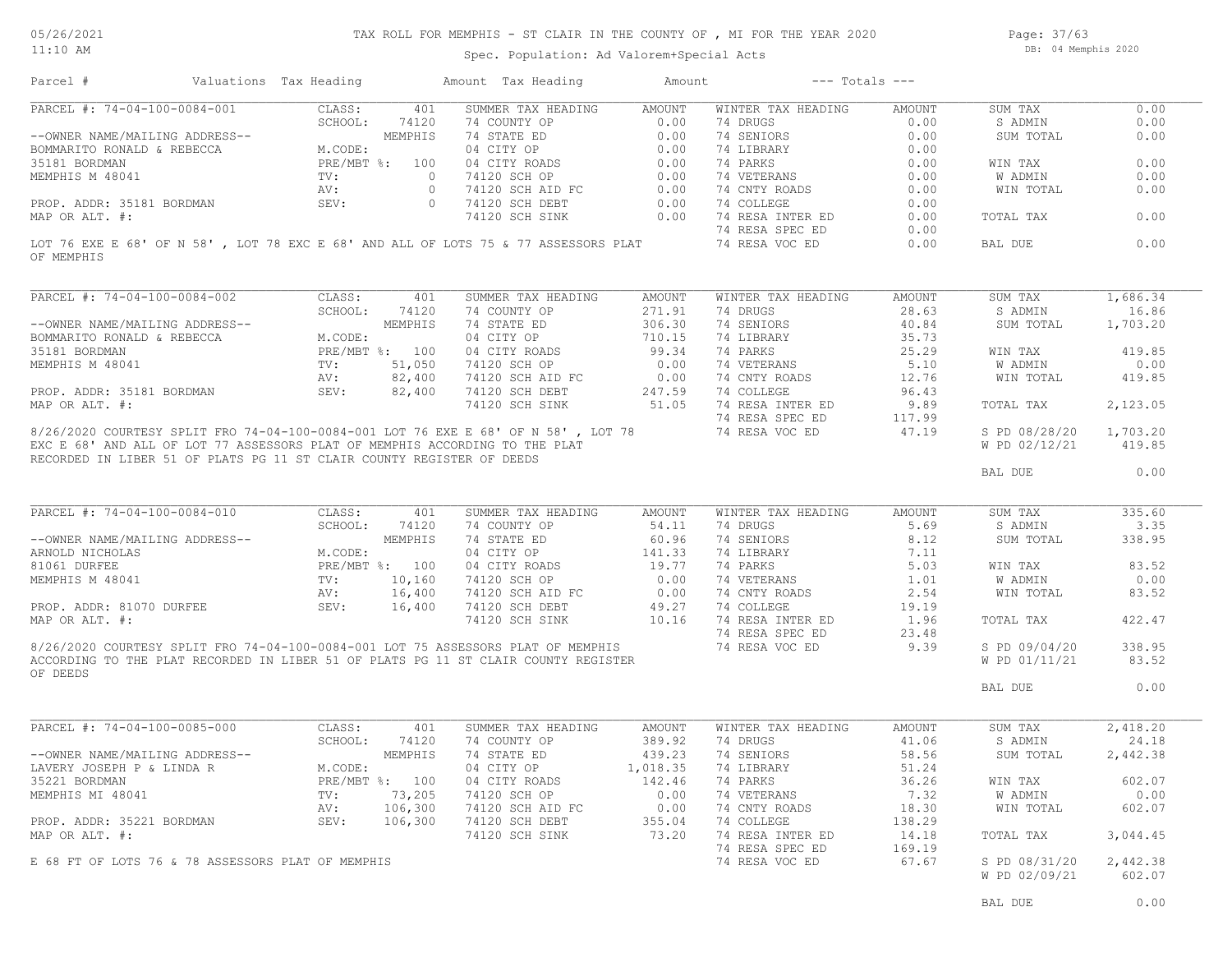# TAX ROLL FOR MEMPHIS - ST CLAIR IN THE COUNTY OF , MI FOR THE YEAR 2020

05/26/2021
11:10 AM

Spec. Population: Ad Valorem+Special Acts

DB: 04 Memphis 2020

| Parcel # | Valuations | Tax Heading | Amount | Tax Heading | Amount | --- Totals --- | |
|---|---|---|---|---|---|---|---|

## PARCEL #: 74-04-100-0084-001

| | | | | | | | | |
|---|---|---|---|---|---|---|---|---|
| CLASS: | 401 | SUMMER TAX HEADING | AMOUNT | WINTER TAX HEADING | AMOUNT | SUM TAX | 0.00 |
| SCHOOL: | 74120 | 74 COUNTY OP | 0.00 | 74 DRUGS | 0.00 | S ADMIN | 0.00 |
| | MEMPHIS | 74 STATE ED | 0.00 | 74 SENIORS | 0.00 | SUM TOTAL | 0.00 |
| M.CODE: | | 04 CITY OP | 0.00 | 74 LIBRARY | 0.00 | | |
| PRE/MBT %: | 100 | 04 CITY ROADS | 0.00 | 74 PARKS | 0.00 | WIN TAX | 0.00 |
| TV: | 0 | 74120 SCH OP | 0.00 | 74 VETERANS | 0.00 | W ADMIN | 0.00 |
| AV: | 0 | 74120 SCH AID FC | 0.00 | 74 CNTY ROADS | 0.00 | WIN TOTAL | 0.00 |
| SEV: | 0 | 74120 SCH DEBT | 0.00 | 74 COLLEGE | 0.00 | | |
| | | 74120 SCH SINK | 0.00 | 74 RESA INTER ED | 0.00 | TOTAL TAX | 0.00 |
| | | | | 74 RESA SPEC ED | 0.00 | | |
| | | | | 74 RESA VOC ED | 0.00 | BAL DUE | 0.00 |

--OWNER NAME/MAILING ADDRESS--
BOMMARITO RONALD & REBECCA
35181 BORDMAN
MEMPHIS M 48041

PROP. ADDR: 35181 BORDMAN
MAP OR ALT. #:

LOT 76 EXE E 68' OF N 58' , LOT 78 EXC E 68' AND ALL OF LOTS 75 & 77 ASSESSORS PLAT OF MEMPHIS

## PARCEL #: 74-04-100-0084-002

| | | | | | | | |
|---|---|---|---|---|---|---|---|
| CLASS: | 401 | SUMMER TAX HEADING | AMOUNT | WINTER TAX HEADING | AMOUNT | SUM TAX | 1,686.34 |
| SCHOOL: | 74120 | 74 COUNTY OP | 271.91 | 74 DRUGS | 28.63 | S ADMIN | 16.86 |
| | MEMPHIS | 74 STATE ED | 306.30 | 74 SENIORS | 40.84 | SUM TOTAL | 1,703.20 |
| M.CODE: | | 04 CITY OP | 710.15 | 74 LIBRARY | 35.73 | | |
| PRE/MBT %: | 100 | 04 CITY ROADS | 99.34 | 74 PARKS | 25.29 | WIN TAX | 419.85 |
| TV: | 51,050 | 74120 SCH OP | 0.00 | 74 VETERANS | 5.10 | W ADMIN | 0.00 |
| AV: | 82,400 | 74120 SCH AID FC | 0.00 | 74 CNTY ROADS | 12.76 | WIN TOTAL | 419.85 |
| SEV: | 82,400 | 74120 SCH DEBT | 247.59 | 74 COLLEGE | 96.43 | | |
| | | 74120 SCH SINK | 51.05 | 74 RESA INTER ED | 9.89 | TOTAL TAX | 2,123.05 |
| | | | | 74 RESA SPEC ED | 117.99 | | |
| | | | | 74 RESA VOC ED | 47.19 | S PD 08/28/20 | 1,703.20 |
| | | | | | | W PD 02/12/21 | 419.85 |
| | | | | | | BAL DUE | 0.00 |

--OWNER NAME/MAILING ADDRESS--
BOMMARITO RONALD & REBECCA
35181 BORDMAN
MEMPHIS M 48041

PROP. ADDR: 35181 BORDMAN
MAP OR ALT. #:

8/26/2020 COURTESY SPLIT FRO 74-04-100-0084-001 LOT 76 EXE E 68' OF N 58' , LOT 78 EXC E 68' AND ALL OF LOT 77 ASSESSORS PLAT OF MEMPHIS ACCORDING TO THE PLAT RECORDED IN LIBER 51 OF PLATS PG 11 ST CLAIR COUNTY REGISTER OF DEEDS

## PARCEL #: 74-04-100-0084-010

| | | | | | | | |
|---|---|---|---|---|---|---|---|
| CLASS: | 401 | SUMMER TAX HEADING | AMOUNT | WINTER TAX HEADING | AMOUNT | SUM TAX | 335.60 |
| SCHOOL: | 74120 | 74 COUNTY OP | 54.11 | 74 DRUGS | 5.69 | S ADMIN | 3.35 |
| | MEMPHIS | 74 STATE ED | 60.96 | 74 SENIORS | 8.12 | SUM TOTAL | 338.95 |
| M.CODE: | | 04 CITY OP | 141.33 | 74 LIBRARY | 7.11 | | |
| PRE/MBT %: | 100 | 04 CITY ROADS | 19.77 | 74 PARKS | 5.03 | WIN TAX | 83.52 |
| TV: | 10,160 | 74120 SCH OP | 0.00 | 74 VETERANS | 1.01 | W ADMIN | 0.00 |
| AV: | 16,400 | 74120 SCH AID FC | 0.00 | 74 CNTY ROADS | 2.54 | WIN TOTAL | 83.52 |
| SEV: | 16,400 | 74120 SCH DEBT | 49.27 | 74 COLLEGE | 19.19 | | |
| | | 74120 SCH SINK | 10.16 | 74 RESA INTER ED | 1.96 | TOTAL TAX | 422.47 |
| | | | | 74 RESA SPEC ED | 23.48 | | |
| | | | | 74 RESA VOC ED | 9.39 | S PD 09/04/20 | 338.95 |
| | | | | | | W PD 01/11/21 | 83.52 |
| | | | | | | BAL DUE | 0.00 |

--OWNER NAME/MAILING ADDRESS--
ARNOLD NICHOLAS
81061 DURFEE
MEMPHIS M 48041

PROP. ADDR: 81070 DURFEE
MAP OR ALT. #:

8/26/2020 COURTESY SPLIT FRO 74-04-100-0084-001 LOT 75 ASSESSORS PLAT OF MEMPHIS ACCORDING TO THE PLAT RECORDED IN LIBER 51 OF PLATS PG 11 ST CLAIR COUNTY REGISTER OF DEEDS

## PARCEL #: 74-04-100-0085-000

| | | | | | | | |
|---|---|---|---|---|---|---|---|
| CLASS: | 401 | SUMMER TAX HEADING | AMOUNT | WINTER TAX HEADING | AMOUNT | SUM TAX | 2,418.20 |
| SCHOOL: | 74120 | 74 COUNTY OP | 389.92 | 74 DRUGS | 41.06 | S ADMIN | 24.18 |
| | MEMPHIS | 74 STATE ED | 439.23 | 74 SENIORS | 58.56 | SUM TOTAL | 2,442.38 |
| M.CODE: | | 04 CITY OP | 1,018.35 | 74 LIBRARY | 51.24 | | |
| PRE/MBT %: | 100 | 04 CITY ROADS | 142.46 | 74 PARKS | 36.26 | WIN TAX | 602.07 |
| TV: | 73,205 | 74120 SCH OP | 0.00 | 74 VETERANS | 7.32 | W ADMIN | 0.00 |
| AV: | 106,300 | 74120 SCH AID FC | 0.00 | 74 CNTY ROADS | 18.30 | WIN TOTAL | 602.07 |
| SEV: | 106,300 | 74120 SCH DEBT | 355.04 | 74 COLLEGE | 138.29 | | |
| | | 74120 SCH SINK | 73.20 | 74 RESA INTER ED | 14.18 | TOTAL TAX | 3,044.45 |
| | | | | 74 RESA SPEC ED | 169.19 | | |
| | | | | 74 RESA VOC ED | 67.67 | S PD 08/31/20 | 2,442.38 |
| | | | | | | W PD 02/09/21 | 602.07 |
| | | | | | | BAL DUE | 0.00 |

--OWNER NAME/MAILING ADDRESS--
LAVERY JOSEPH P & LINDA R
35221 BORDMAN
MEMPHIS MI 48041

PROP. ADDR: 35221 BORDMAN
MAP OR ALT. #:

E 68 FT OF LOTS 76 & 78 ASSESSORS PLAT OF MEMPHIS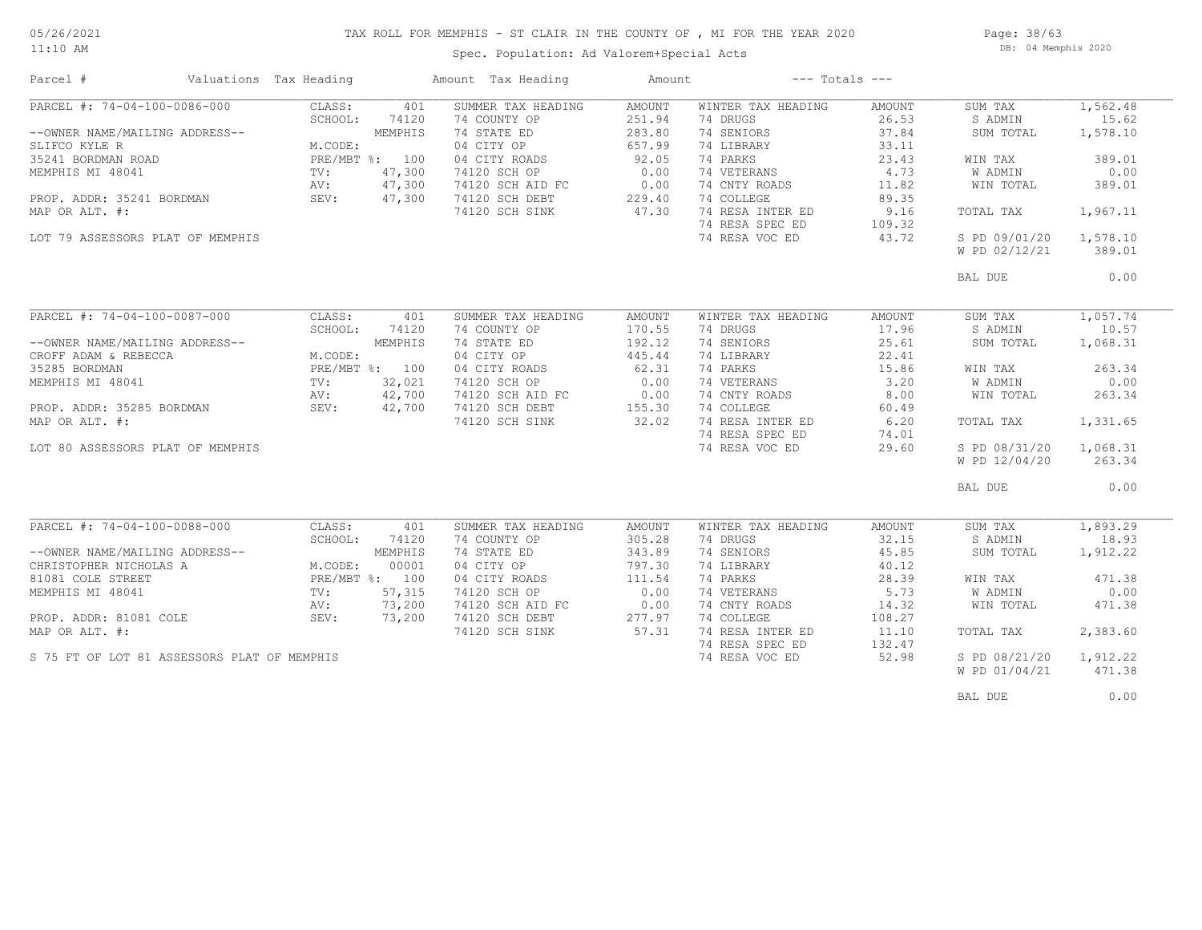# TAX ROLL FOR MEMPHIS - ST CLAIR IN THE COUNTY OF , MI FOR THE YEAR 2020

Spec. Population: Ad Valorem+Special Acts

DB: 04 Memphis 2020

05/26/2021 11:10 AM

| Parcel # | Valuations | Tax Heading | Amount | Tax Heading | Amount | --- Totals --- | |
|---|---|---|---|---|---|---|---|
| PARCEL #: 74-04-100-0086-000 | CLASS: 401 | SUMMER TAX HEADING | AMOUNT | WINTER TAX HEADING | AMOUNT | SUM TAX | 1,562.48 |
| | SCHOOL: 74120 | 74 COUNTY OP | 251.94 | 74 DRUGS | 26.53 | S ADMIN | 15.62 |
| --OWNER NAME/MAILING ADDRESS-- | MEMPHIS | 74 STATE ED | 283.80 | 74 SENIORS | 37.84 | SUM TOTAL | 1,578.10 |
| SLIFCO KYLE R | M.CODE: | 04 CITY OP | 657.99 | 74 LIBRARY | 33.11 | | |
| 35241 BORDMAN ROAD | PRE/MBT %: 100 | 04 CITY ROADS | 92.05 | 74 PARKS | 23.43 | WIN TAX | 389.01 |
| MEMPHIS MI 48041 | TV: 47,300 | 74120 SCH OP | 0.00 | 74 VETERANS | 4.73 | W ADMIN | 0.00 |
| | AV: 47,300 | 74120 SCH AID FC | 0.00 | 74 CNTY ROADS | 11.82 | WIN TOTAL | 389.01 |
| PROP. ADDR: 35241 BORDMAN | SEV: 47,300 | 74120 SCH DEBT | 229.40 | 74 COLLEGE | 89.35 | | |
| MAP OR ALT. #: | | 74120 SCH SINK | 47.30 | 74 RESA INTER ED | 9.16 | TOTAL TAX | 1,967.11 |
| | | | | 74 RESA SPEC ED | 109.32 | | |
| LOT 79 ASSESSORS PLAT OF MEMPHIS | | | | 74 RESA VOC ED | 43.72 | S PD 09/01/20 | 1,578.10 |
| | | | | | | W PD 02/12/21 | 389.01 |
| | | | | | | BAL DUE | 0.00 |
| PARCEL #: 74-04-100-0087-000 | CLASS: 401 | SUMMER TAX HEADING | AMOUNT | WINTER TAX HEADING | AMOUNT | SUM TAX | 1,057.74 |
| | SCHOOL: 74120 | 74 COUNTY OP | 170.55 | 74 DRUGS | 17.96 | S ADMIN | 10.57 |
| --OWNER NAME/MAILING ADDRESS-- | MEMPHIS | 74 STATE ED | 192.12 | 74 SENIORS | 25.61 | SUM TOTAL | 1,068.31 |
| CROFF ADAM & REBECCA | M.CODE: | 04 CITY OP | 445.44 | 74 LIBRARY | 22.41 | | |
| 35285 BORDMAN | PRE/MBT %: 100 | 04 CITY ROADS | 62.31 | 74 PARKS | 15.86 | WIN TAX | 263.34 |
| MEMPHIS MI 48041 | TV: 32,021 | 74120 SCH OP | 0.00 | 74 VETERANS | 3.20 | W ADMIN | 0.00 |
| | AV: 42,700 | 74120 SCH AID FC | 0.00 | 74 CNTY ROADS | 8.00 | WIN TOTAL | 263.34 |
| PROP. ADDR: 35285 BORDMAN | SEV: 42,700 | 74120 SCH DEBT | 155.30 | 74 COLLEGE | 60.49 | | |
| MAP OR ALT. #: | | 74120 SCH SINK | 32.02 | 74 RESA INTER ED | 6.20 | TOTAL TAX | 1,331.65 |
| | | | | 74 RESA SPEC ED | 74.01 | | |
| LOT 80 ASSESSORS PLAT OF MEMPHIS | | | | 74 RESA VOC ED | 29.60 | S PD 08/31/20 | 1,068.31 |
| | | | | | | W PD 12/04/20 | 263.34 |
| | | | | | | BAL DUE | 0.00 |
| PARCEL #: 74-04-100-0088-000 | CLASS: 401 | SUMMER TAX HEADING | AMOUNT | WINTER TAX HEADING | AMOUNT | SUM TAX | 1,893.29 |
| | SCHOOL: 74120 | 74 COUNTY OP | 305.28 | 74 DRUGS | 32.15 | S ADMIN | 18.93 |
| --OWNER NAME/MAILING ADDRESS-- | MEMPHIS | 74 STATE ED | 343.89 | 74 SENIORS | 45.85 | SUM TOTAL | 1,912.22 |
| CHRISTOPHER NICHOLAS A | M.CODE: 00001 | 04 CITY OP | 797.30 | 74 LIBRARY | 40.12 | | |
| 81081 COLE STREET | PRE/MBT %: 100 | 04 CITY ROADS | 111.54 | 74 PARKS | 28.39 | WIN TAX | 471.38 |
| MEMPHIS MI 48041 | TV: 57,315 | 74120 SCH OP | 0.00 | 74 VETERANS | 5.73 | W ADMIN | 0.00 |
| | AV: 73,200 | 74120 SCH AID FC | 0.00 | 74 CNTY ROADS | 14.32 | WIN TOTAL | 471.38 |
| PROP. ADDR: 81081 COLE | SEV: 73,200 | 74120 SCH DEBT | 277.97 | 74 COLLEGE | 108.27 | | |
| MAP OR ALT. #: | | 74120 SCH SINK | 57.31 | 74 RESA INTER ED | 11.10 | TOTAL TAX | 2,383.60 |
| | | | | 74 RESA SPEC ED | 132.47 | | |
| S 75 FT OF LOT 81 ASSESSORS PLAT OF MEMPHIS | | | | 74 RESA VOC ED | 52.98 | S PD 08/21/20 | 1,912.22 |
| | | | | | | W PD 01/04/21 | 471.38 |
| | | | | | | BAL DUE | 0.00 |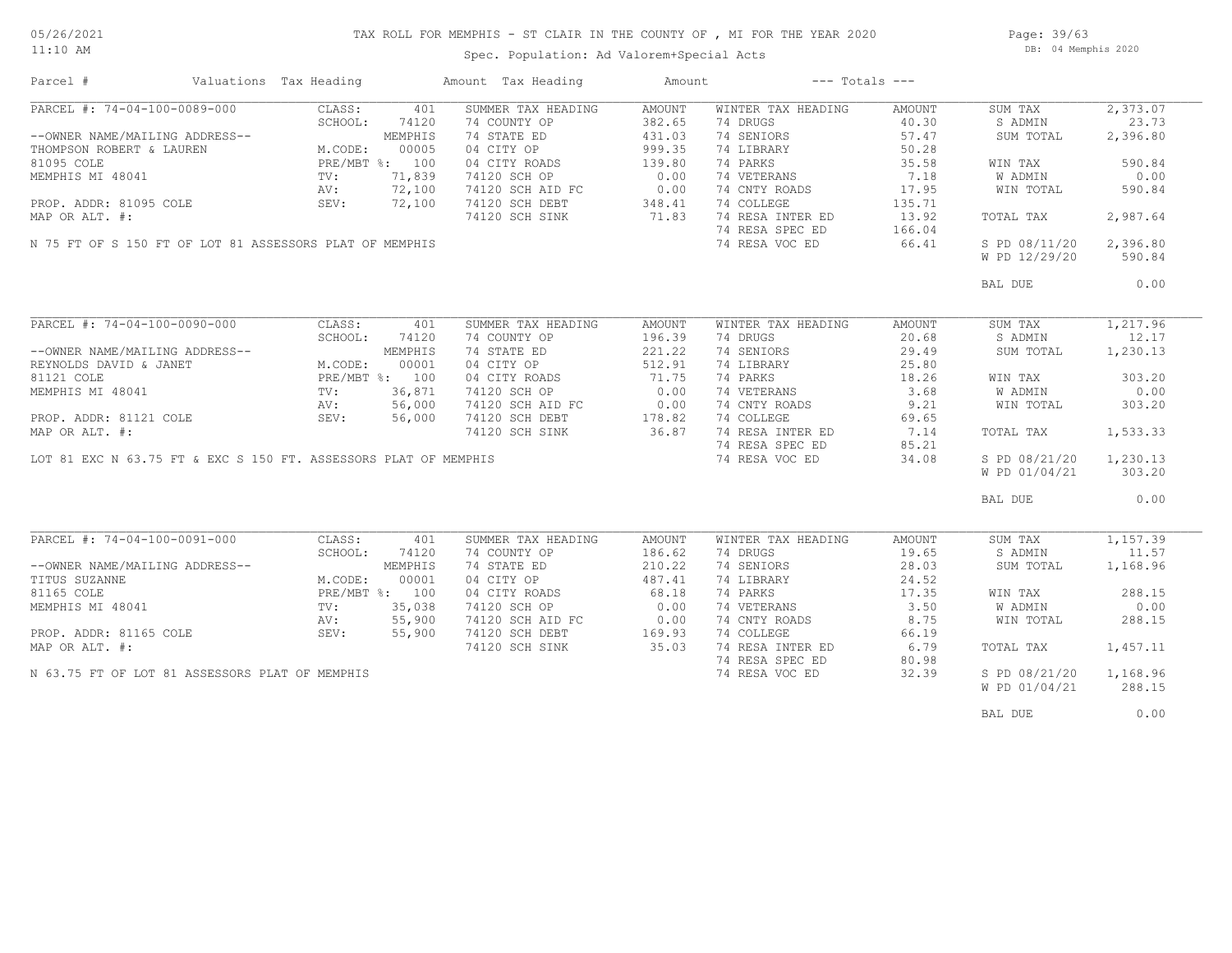# TAX ROLL FOR MEMPHIS - ST CLAIR IN THE COUNTY OF , MI FOR THE YEAR 2020

Spec. Population: Ad Valorem+Special Acts

05/26/2021
11:10 AM

DB: 04 Memphis 2020

| Parcel # | Valuations | Tax Heading | Amount | Tax Heading | Amount | --- Totals --- | |
|---|---|---|---|---|---|---|---|

## PARCEL #: 74-04-100-0089-000

| | | | | | | | |
|---|---|---|---|---|---|---|---|
| --OWNER NAME/MAILING ADDRESS-- | CLASS: 401 | SUMMER TAX HEADING | AMOUNT | WINTER TAX HEADING | AMOUNT | SUM TAX | 2,373.07 |
| THOMPSON ROBERT & LAUREN | SCHOOL: 74120 | 74 COUNTY OP | 382.65 | 74 DRUGS | 40.30 | S ADMIN | 23.73 |
| 81095 COLE | MEMPHIS | 74 STATE ED | 431.03 | 74 SENIORS | 57.47 | SUM TOTAL | 2,396.80 |
| MEMPHIS MI 48041 | M.CODE: 00005 | 04 CITY OP | 999.35 | 74 LIBRARY | 50.28 | | |
| | PRE/MBT %: 100 | 04 CITY ROADS | 139.80 | 74 PARKS | 35.58 | WIN TAX | 590.84 |
| PROP. ADDR: 81095 COLE | TV: 71,839 | 74120 SCH OP | 0.00 | 74 VETERANS | 7.18 | W ADMIN | 0.00 |
| MAP OR ALT. #: | AV: 72,100 | 74120 SCH AID FC | 0.00 | 74 CNTY ROADS | 17.95 | WIN TOTAL | 590.84 |
| | SEV: 72,100 | 74120 SCH DEBT | 348.41 | 74 COLLEGE | 135.71 | | |
| | | 74120 SCH SINK | 71.83 | 74 RESA INTER ED | 13.92 | TOTAL TAX | 2,987.64 |
| | | | | 74 RESA SPEC ED | 166.04 | | |
| | | | | 74 RESA VOC ED | 66.41 | S PD 08/11/20 | 2,396.80 |
| | | | | | | W PD 12/29/20 | 590.84 |
| | | | | | | BAL DUE | 0.00 |

N 75 FT OF S 150 FT OF LOT 81 ASSESSORS PLAT OF MEMPHIS

## PARCEL #: 74-04-100-0090-000

| | | | | | | | |
|---|---|---|---|---|---|---|---|
| --OWNER NAME/MAILING ADDRESS-- | CLASS: 401 | SUMMER TAX HEADING | AMOUNT | WINTER TAX HEADING | AMOUNT | SUM TAX | 1,217.96 |
| REYNOLDS DAVID & JANET | SCHOOL: 74120 | 74 COUNTY OP | 196.39 | 74 DRUGS | 20.68 | S ADMIN | 12.17 |
| 81121 COLE | MEMPHIS | 74 STATE ED | 221.22 | 74 SENIORS | 29.49 | SUM TOTAL | 1,230.13 |
| MEMPHIS MI 48041 | M.CODE: 00001 | 04 CITY OP | 512.91 | 74 LIBRARY | 25.80 | | |
| | PRE/MBT %: 100 | 04 CITY ROADS | 71.75 | 74 PARKS | 18.26 | WIN TAX | 303.20 |
| PROP. ADDR: 81121 COLE | TV: 36,871 | 74120 SCH OP | 0.00 | 74 VETERANS | 3.68 | W ADMIN | 0.00 |
| MAP OR ALT. #: | AV: 56,000 | 74120 SCH AID FC | 0.00 | 74 CNTY ROADS | 9.21 | WIN TOTAL | 303.20 |
| | SEV: 56,000 | 74120 SCH DEBT | 178.82 | 74 COLLEGE | 69.65 | | |
| | | 74120 SCH SINK | 36.87 | 74 RESA INTER ED | 7.14 | TOTAL TAX | 1,533.33 |
| | | | | 74 RESA SPEC ED | 85.21 | | |
| | | | | 74 RESA VOC ED | 34.08 | S PD 08/21/20 | 1,230.13 |
| | | | | | | W PD 01/04/21 | 303.20 |
| | | | | | | BAL DUE | 0.00 |

LOT 81 EXC N 63.75 FT & EXC S 150 FT. ASSESSORS PLAT OF MEMPHIS

## PARCEL #: 74-04-100-0091-000

| | | | | | | | |
|---|---|---|---|---|---|---|---|
| --OWNER NAME/MAILING ADDRESS-- | CLASS: 401 | SUMMER TAX HEADING | AMOUNT | WINTER TAX HEADING | AMOUNT | SUM TAX | 1,157.39 |
| TITUS SUZANNE | SCHOOL: 74120 | 74 COUNTY OP | 186.62 | 74 DRUGS | 19.65 | S ADMIN | 11.57 |
| 81165 COLE | MEMPHIS | 74 STATE ED | 210.22 | 74 SENIORS | 28.03 | SUM TOTAL | 1,168.96 |
| MEMPHIS MI 48041 | M.CODE: 00001 | 04 CITY OP | 487.41 | 74 LIBRARY | 24.52 | | |
| | PRE/MBT %: 100 | 04 CITY ROADS | 68.18 | 74 PARKS | 17.35 | WIN TAX | 288.15 |
| PROP. ADDR: 81165 COLE | TV: 35,038 | 74120 SCH OP | 0.00 | 74 VETERANS | 3.50 | W ADMIN | 0.00 |
| MAP OR ALT. #: | AV: 55,900 | 74120 SCH AID FC | 0.00 | 74 CNTY ROADS | 8.75 | WIN TOTAL | 288.15 |
| | SEV: 55,900 | 74120 SCH DEBT | 169.93 | 74 COLLEGE | 66.19 | | |
| | | 74120 SCH SINK | 35.03 | 74 RESA INTER ED | 6.79 | TOTAL TAX | 1,457.11 |
| | | | | 74 RESA SPEC ED | 80.98 | | |
| | | | | 74 RESA VOC ED | 32.39 | S PD 08/21/20 | 1,168.96 |
| | | | | | | W PD 01/04/21 | 288.15 |
| | | | | | | BAL DUE | 0.00 |

N 63.75 FT OF LOT 81 ASSESSORS PLAT OF MEMPHIS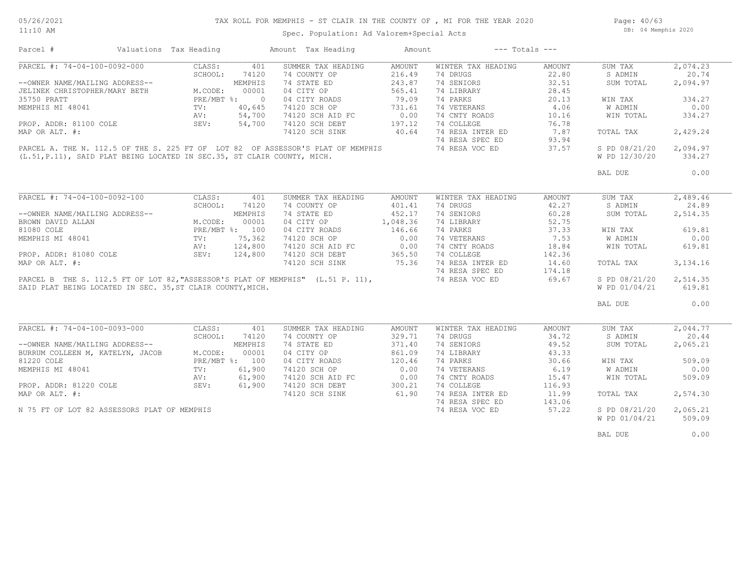# TAX ROLL FOR MEMPHIS - ST CLAIR IN THE COUNTY OF , MI FOR THE YEAR 2020

Spec. Population: Ad Valorem+Special Acts

DB: 04 Memphis 2020

05/26/2021 11:10 AM

| Parcel # | Valuations | Tax Heading | Amount | Tax Heading | Amount | --- Totals --- | |
|---|---|---|---|---|---|---|---|

## PARCEL #: 74-04-100-0092-000

| | | | | | | | |
|---|---|---|---|---|---|---|---|
| CLASS: | 401 | SUMMER TAX HEADING | AMOUNT | WINTER TAX HEADING | AMOUNT | SUM TAX | 2,074.23 |
| SCHOOL: | 74120 | 74 COUNTY OP | 216.49 | 74 DRUGS | 22.80 | S ADMIN | 20.74 |
| | MEMPHIS | 74 STATE ED | 243.87 | 74 SENIORS | 32.51 | SUM TOTAL | 2,094.97 |
| M.CODE: | 00001 | 04 CITY OP | 565.41 | 74 LIBRARY | 28.45 | | |
| PRE/MBT %: | 0 | 04 CITY ROADS | 79.09 | 74 PARKS | 20.13 | WIN TAX | 334.27 |
| TV: | 40,645 | 74120 SCH OP | 731.61 | 74 VETERANS | 4.06 | W ADMIN | 0.00 |
| AV: | 54,700 | 74120 SCH AID FC | 0.00 | 74 CNTY ROADS | 10.16 | WIN TOTAL | 334.27 |
| SEV: | 54,700 | 74120 SCH DEBT | 197.12 | 74 COLLEGE | 76.78 | | |
| | | 74120 SCH SINK | 40.64 | 74 RESA INTER ED | 7.87 | TOTAL TAX | 2,429.24 |
| | | | | 74 RESA SPEC ED | 93.94 | | |
| | | | | 74 RESA VOC ED | 37.57 | S PD 08/21/20 | 2,094.97 |
| | | | | | | W PD 12/30/20 | 334.27 |
| | | | | | | BAL DUE | 0.00 |

--OWNER NAME/MAILING ADDRESS--
JELINEK CHRISTOPHER/MARY BETH
35750 PRATT
MEMPHIS MI 48041

PROP. ADDR: 81100 COLE
MAP OR ALT. #:

PARCEL A. THE N. 112.5 OF THE S. 225 FT OF LOT 82 OF ASSESSOR'S PLAT OF MEMPHIS (L.51,P.11), SAID PLAT BEING LOCATED IN SEC.35, ST CLAIR COUNTY, MICH.

## PARCEL #: 74-04-100-0092-100

| | | | | | | | |
|---|---|---|---|---|---|---|---|
| CLASS: | 401 | SUMMER TAX HEADING | AMOUNT | WINTER TAX HEADING | AMOUNT | SUM TAX | 2,489.46 |
| SCHOOL: | 74120 | 74 COUNTY OP | 401.41 | 74 DRUGS | 42.27 | S ADMIN | 24.89 |
| | MEMPHIS | 74 STATE ED | 452.17 | 74 SENIORS | 60.28 | SUM TOTAL | 2,514.35 |
| M.CODE: | 00001 | 04 CITY OP | 1,048.36 | 74 LIBRARY | 52.75 | | |
| PRE/MBT %: | 100 | 04 CITY ROADS | 146.66 | 74 PARKS | 37.33 | WIN TAX | 619.81 |
| TV: | 75,362 | 74120 SCH OP | 0.00 | 74 VETERANS | 7.53 | W ADMIN | 0.00 |
| AV: | 124,800 | 74120 SCH AID FC | 0.00 | 74 CNTY ROADS | 18.84 | WIN TOTAL | 619.81 |
| SEV: | 124,800 | 74120 SCH DEBT | 365.50 | 74 COLLEGE | 142.36 | | |
| | | 74120 SCH SINK | 75.36 | 74 RESA INTER ED | 14.60 | TOTAL TAX | 3,134.16 |
| | | | | 74 RESA SPEC ED | 174.18 | | |
| | | | | 74 RESA VOC ED | 69.67 | S PD 08/21/20 | 2,514.35 |
| | | | | | | W PD 01/04/21 | 619.81 |
| | | | | | | BAL DUE | 0.00 |

--OWNER NAME/MAILING ADDRESS--
BROWN DAVID ALLAN
81080 COLE
MEMPHIS MI 48041

PROP. ADDR: 81080 COLE
MAP OR ALT. #:

PARCEL B THE S. 112.5 FT OF LOT 82,"ASSESSOR'S PLAT OF MEMPHIS" (L.51 P. 11), SAID PLAT BEING LOCATED IN SEC. 35,ST CLAIR COUNTY,MICH.

## PARCEL #: 74-04-100-0093-000

| | | | | | | | |
|---|---|---|---|---|---|---|---|
| CLASS: | 401 | SUMMER TAX HEADING | AMOUNT | WINTER TAX HEADING | AMOUNT | SUM TAX | 2,044.77 |
| SCHOOL: | 74120 | 74 COUNTY OP | 329.71 | 74 DRUGS | 34.72 | S ADMIN | 20.44 |
| | MEMPHIS | 74 STATE ED | 371.40 | 74 SENIORS | 49.52 | SUM TOTAL | 2,065.21 |
| M.CODE: | 00001 | 04 CITY OP | 861.09 | 74 LIBRARY | 43.33 | | |
| PRE/MBT %: | 100 | 04 CITY ROADS | 120.46 | 74 PARKS | 30.66 | WIN TAX | 509.09 |
| TV: | 61,900 | 74120 SCH OP | 0.00 | 74 VETERANS | 6.19 | W ADMIN | 0.00 |
| AV: | 61,900 | 74120 SCH AID FC | 0.00 | 74 CNTY ROADS | 15.47 | WIN TOTAL | 509.09 |
| SEV: | 61,900 | 74120 SCH DEBT | 300.21 | 74 COLLEGE | 116.93 | | |
| | | 74120 SCH SINK | 61.90 | 74 RESA INTER ED | 11.99 | TOTAL TAX | 2,574.30 |
| | | | | 74 RESA SPEC ED | 143.06 | | |
| | | | | 74 RESA VOC ED | 57.22 | S PD 08/21/20 | 2,065.21 |
| | | | | | | W PD 01/04/21 | 509.09 |
| | | | | | | BAL DUE | 0.00 |

--OWNER NAME/MAILING ADDRESS--
BURRUM COLLEEN M, KATELYN, JACOB
81220 COLE
MEMPHIS MI 48041

PROP. ADDR: 81220 COLE
MAP OR ALT. #:

N 75 FT OF LOT 82 ASSESSORS PLAT OF MEMPHIS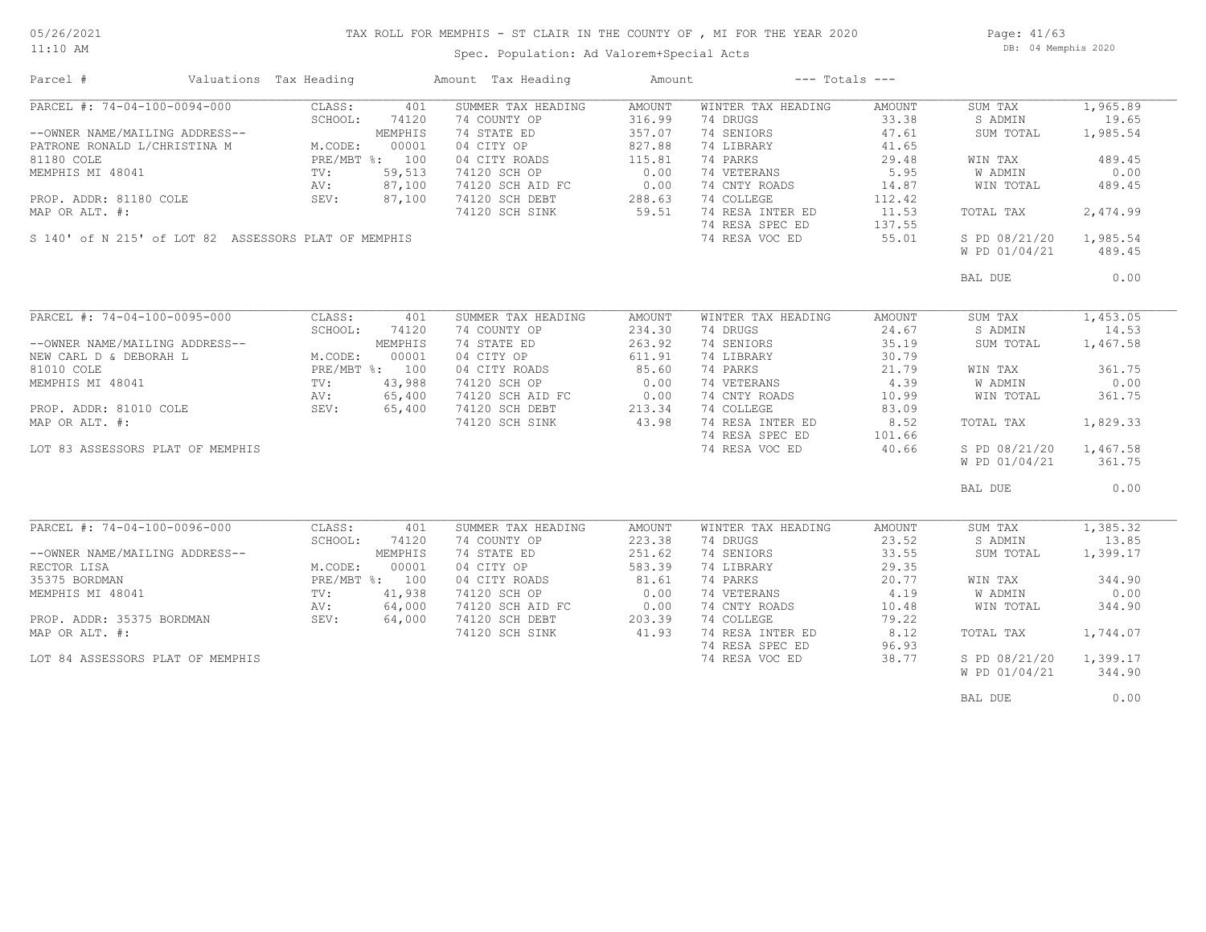# TAX ROLL FOR MEMPHIS - ST CLAIR IN THE COUNTY OF , MI FOR THE YEAR 2020

Spec. Population: Ad Valorem+Special Acts

| Parcel # | Valuations | Tax Heading | Amount | Tax Heading | Amount | --- Totals --- | |
|---|---|---|---|---|---|---|---|
| PARCEL #: 74-04-100-0094-000 | CLASS: 401 | SUMMER TAX HEADING | AMOUNT | WINTER TAX HEADING | AMOUNT | SUM TAX | 1,965.89 |
| | SCHOOL: 74120 | 74 COUNTY OP | 316.99 | 74 DRUGS | 33.38 | S ADMIN | 19.65 |
| --OWNER NAME/MAILING ADDRESS-- | MEMPHIS | 74 STATE ED | 357.07 | 74 SENIORS | 47.61 | SUM TOTAL | 1,985.54 |
| PATRONE RONALD L/CHRISTINA M | M.CODE: 00001 | 04 CITY OP | 827.88 | 74 LIBRARY | 41.65 | | |
| 81180 COLE | PRE/MBT %: 100 | 04 CITY ROADS | 115.81 | 74 PARKS | 29.48 | WIN TAX | 489.45 |
| MEMPHIS MI 48041 | TV: 59,513 | 74120 SCH OP | 0.00 | 74 VETERANS | 5.95 | W ADMIN | 0.00 |
| | AV: 87,100 | 74120 SCH AID FC | 0.00 | 74 CNTY ROADS | 14.87 | WIN TOTAL | 489.45 |
| PROP. ADDR: 81180 COLE | SEV: 87,100 | 74120 SCH DEBT | 288.63 | 74 COLLEGE | 112.42 | | |
| MAP OR ALT. #: | | 74120 SCH SINK | 59.51 | 74 RESA INTER ED | 11.53 | TOTAL TAX | 2,474.99 |
| | | | | 74 RESA SPEC ED | 137.55 | | |
| S 140' of N 215' of LOT 82 ASSESSORS PLAT OF MEMPHIS | | | | 74 RESA VOC ED | 55.01 | S PD 08/21/20 | 1,985.54 |
| | | | | | | W PD 01/04/21 | 489.45 |
| | | | | | | BAL DUE | 0.00 |
| PARCEL #: 74-04-100-0095-000 | CLASS: 401 | SUMMER TAX HEADING | AMOUNT | WINTER TAX HEADING | AMOUNT | SUM TAX | 1,453.05 |
| | SCHOOL: 74120 | 74 COUNTY OP | 234.30 | 74 DRUGS | 24.67 | S ADMIN | 14.53 |
| --OWNER NAME/MAILING ADDRESS-- | MEMPHIS | 74 STATE ED | 263.92 | 74 SENIORS | 35.19 | SUM TOTAL | 1,467.58 |
| NEW CARL D & DEBORAH L | M.CODE: 00001 | 04 CITY OP | 611.91 | 74 LIBRARY | 30.79 | | |
| 81010 COLE | PRE/MBT %: 100 | 04 CITY ROADS | 85.60 | 74 PARKS | 21.79 | WIN TAX | 361.75 |
| MEMPHIS MI 48041 | TV: 43,988 | 74120 SCH OP | 0.00 | 74 VETERANS | 4.39 | W ADMIN | 0.00 |
| | AV: 65,400 | 74120 SCH AID FC | 0.00 | 74 CNTY ROADS | 10.99 | WIN TOTAL | 361.75 |
| PROP. ADDR: 81010 COLE | SEV: 65,400 | 74120 SCH DEBT | 213.34 | 74 COLLEGE | 83.09 | | |
| MAP OR ALT. #: | | 74120 SCH SINK | 43.98 | 74 RESA INTER ED | 8.52 | TOTAL TAX | 1,829.33 |
| | | | | 74 RESA SPEC ED | 101.66 | | |
| LOT 83 ASSESSORS PLAT OF MEMPHIS | | | | 74 RESA VOC ED | 40.66 | S PD 08/21/20 | 1,467.58 |
| | | | | | | W PD 01/04/21 | 361.75 |
| | | | | | | BAL DUE | 0.00 |
| PARCEL #: 74-04-100-0096-000 | CLASS: 401 | SUMMER TAX HEADING | AMOUNT | WINTER TAX HEADING | AMOUNT | SUM TAX | 1,385.32 |
| | SCHOOL: 74120 | 74 COUNTY OP | 223.38 | 74 DRUGS | 23.52 | S ADMIN | 13.85 |
| --OWNER NAME/MAILING ADDRESS-- | MEMPHIS | 74 STATE ED | 251.62 | 74 SENIORS | 33.55 | SUM TOTAL | 1,399.17 |
| RECTOR LISA | M.CODE: 00001 | 04 CITY OP | 583.39 | 74 LIBRARY | 29.35 | | |
| 35375 BORDMAN | PRE/MBT %: 100 | 04 CITY ROADS | 81.61 | 74 PARKS | 20.77 | WIN TAX | 344.90 |
| MEMPHIS MI 48041 | TV: 41,938 | 74120 SCH OP | 0.00 | 74 VETERANS | 4.19 | W ADMIN | 0.00 |
| | AV: 64,000 | 74120 SCH AID FC | 0.00 | 74 CNTY ROADS | 10.48 | WIN TOTAL | 344.90 |
| PROP. ADDR: 35375 BORDMAN | SEV: 64,000 | 74120 SCH DEBT | 203.39 | 74 COLLEGE | 79.22 | | |
| MAP OR ALT. #: | | 74120 SCH SINK | 41.93 | 74 RESA INTER ED | 8.12 | TOTAL TAX | 1,744.07 |
| | | | | 74 RESA SPEC ED | 96.93 | | |
| LOT 84 ASSESSORS PLAT OF MEMPHIS | | | | 74 RESA VOC ED | 38.77 | S PD 08/21/20 | 1,399.17 |
| | | | | | | W PD 01/04/21 | 344.90 |
| | | | | | | BAL DUE | 0.00 |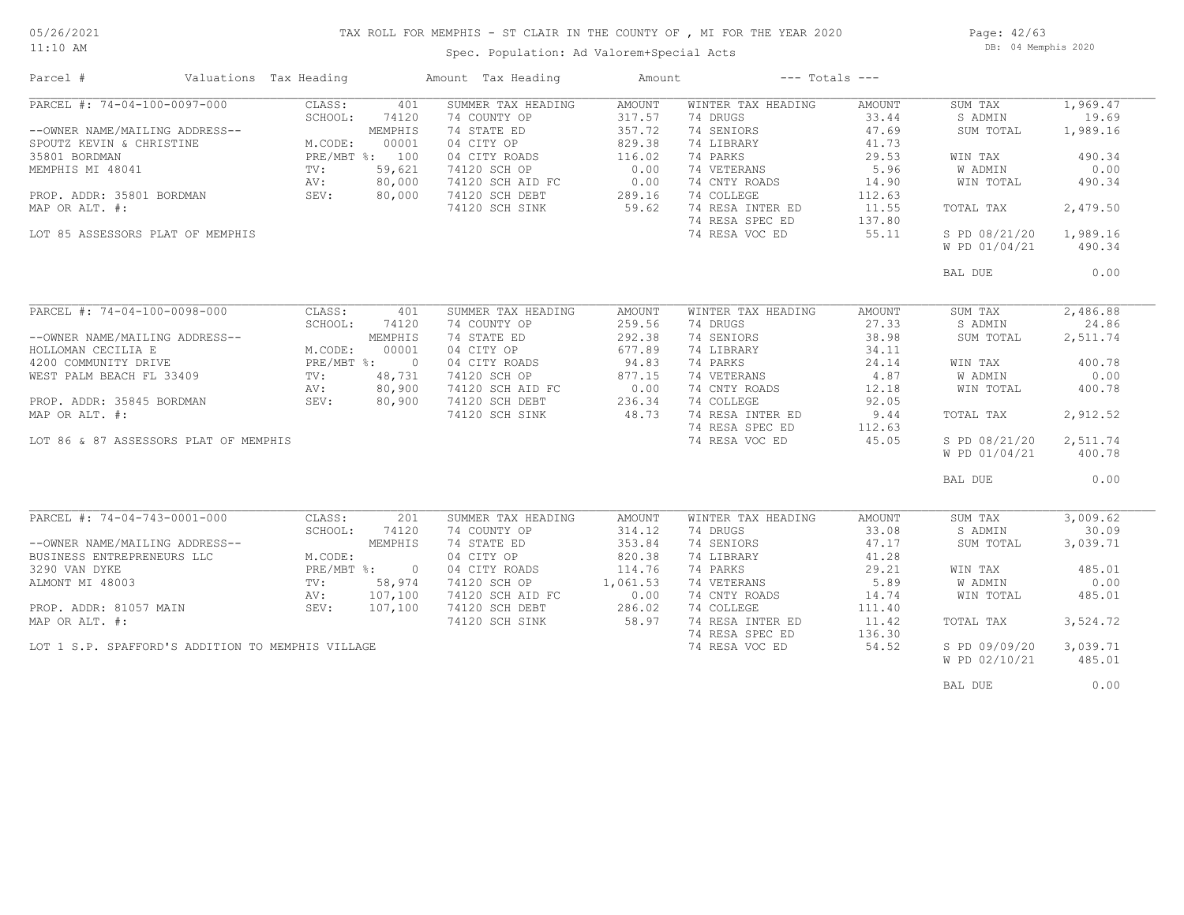# TAX ROLL FOR MEMPHIS - ST CLAIR IN THE COUNTY OF , MI FOR THE YEAR 2020

Spec. Population: Ad Valorem+Special Acts

| Parcel # | Valuations Tax Heading | | Amount Tax Heading | Amount | | --- Totals --- | | |
|---|---|---|---|---|---|---|---|---|
| PARCEL #: 74-04-100-0097-000 | CLASS: | 401 | SUMMER TAX HEADING | AMOUNT | WINTER TAX HEADING | AMOUNT | SUM TAX | 1,969.47 |
| | SCHOOL: | 74120 | 74 COUNTY OP | 317.57 | 74 DRUGS | 33.44 | S ADMIN | 19.69 |
| --OWNER NAME/MAILING ADDRESS-- | | MEMPHIS | 74 STATE ED | 357.72 | 74 SENIORS | 47.69 | SUM TOTAL | 1,989.16 |
| SPOUTZ KEVIN & CHRISTINE | M.CODE: | 00001 | 04 CITY OP | 829.38 | 74 LIBRARY | 41.73 | | |
| 35801 BORDMAN | PRE/MBT %: | 100 | 04 CITY ROADS | 116.02 | 74 PARKS | 29.53 | WIN TAX | 490.34 |
| MEMPHIS MI 48041 | TV: | 59,621 | 74120 SCH OP | 0.00 | 74 VETERANS | 5.96 | W ADMIN | 0.00 |
| | AV: | 80,000 | 74120 SCH AID FC | 0.00 | 74 CNTY ROADS | 14.90 | WIN TOTAL | 490.34 |
| PROP. ADDR: 35801 BORDMAN | SEV: | 80,000 | 74120 SCH DEBT | 289.16 | 74 COLLEGE | 112.63 | | |
| MAP OR ALT. #: | | | 74120 SCH SINK | 59.62 | 74 RESA INTER ED | 11.55 | TOTAL TAX | 2,479.50 |
| | | | | | 74 RESA SPEC ED | 137.80 | | |
| LOT 85 ASSESSORS PLAT OF MEMPHIS | | | | | 74 RESA VOC ED | 55.11 | S PD 08/21/20 | 1,989.16 |
| | | | | | | | W PD 01/04/21 | 490.34 |
| | | | | | | | BAL DUE | 0.00 |
| PARCEL #: 74-04-100-0098-000 | CLASS: | 401 | SUMMER TAX HEADING | AMOUNT | WINTER TAX HEADING | AMOUNT | SUM TAX | 2,486.88 |
| | SCHOOL: | 74120 | 74 COUNTY OP | 259.56 | 74 DRUGS | 27.33 | S ADMIN | 24.86 |
| --OWNER NAME/MAILING ADDRESS-- | | MEMPHIS | 74 STATE ED | 292.38 | 74 SENIORS | 38.98 | SUM TOTAL | 2,511.74 |
| HOLLOMAN CECILIA E | M.CODE: | 00001 | 04 CITY OP | 677.89 | 74 LIBRARY | 34.11 | | |
| 4200 COMMUNITY DRIVE | PRE/MBT %: | 0 | 04 CITY ROADS | 94.83 | 74 PARKS | 24.14 | WIN TAX | 400.78 |
| WEST PALM BEACH FL 33409 | TV: | 48,731 | 74120 SCH OP | 877.15 | 74 VETERANS | 4.87 | W ADMIN | 0.00 |
| | AV: | 80,900 | 74120 SCH AID FC | 0.00 | 74 CNTY ROADS | 12.18 | WIN TOTAL | 400.78 |
| PROP. ADDR: 35845 BORDMAN | SEV: | 80,900 | 74120 SCH DEBT | 236.34 | 74 COLLEGE | 92.05 | | |
| MAP OR ALT. #: | | | 74120 SCH SINK | 48.73 | 74 RESA INTER ED | 9.44 | TOTAL TAX | 2,912.52 |
| | | | | | 74 RESA SPEC ED | 112.63 | | |
| LOT 86 & 87 ASSESSORS PLAT OF MEMPHIS | | | | | 74 RESA VOC ED | 45.05 | S PD 08/21/20 | 2,511.74 |
| | | | | | | | W PD 01/04/21 | 400.78 |
| | | | | | | | BAL DUE | 0.00 |
| PARCEL #: 74-04-743-0001-000 | CLASS: | 201 | SUMMER TAX HEADING | AMOUNT | WINTER TAX HEADING | AMOUNT | SUM TAX | 3,009.62 |
| | SCHOOL: | 74120 | 74 COUNTY OP | 314.12 | 74 DRUGS | 33.08 | S ADMIN | 30.09 |
| --OWNER NAME/MAILING ADDRESS-- | | MEMPHIS | 74 STATE ED | 353.84 | 74 SENIORS | 47.17 | SUM TOTAL | 3,039.71 |
| BUSINESS ENTREPRENEURS LLC | M.CODE: | | 04 CITY OP | 820.38 | 74 LIBRARY | 41.28 | | |
| 3290 VAN DYKE | PRE/MBT %: | 0 | 04 CITY ROADS | 114.76 | 74 PARKS | 29.21 | WIN TAX | 485.01 |
| ALMONT MI 48003 | TV: | 58,974 | 74120 SCH OP | 1,061.53 | 74 VETERANS | 5.89 | W ADMIN | 0.00 |
| | AV: | 107,100 | 74120 SCH AID FC | 0.00 | 74 CNTY ROADS | 14.74 | WIN TOTAL | 485.01 |
| PROP. ADDR: 81057 MAIN | SEV: | 107,100 | 74120 SCH DEBT | 286.02 | 74 COLLEGE | 111.40 | | |
| MAP OR ALT. #: | | | 74120 SCH SINK | 58.97 | 74 RESA INTER ED | 11.42 | TOTAL TAX | 3,524.72 |
| | | | | | 74 RESA SPEC ED | 136.30 | | |
| LOT 1 S.P. SPAFFORD'S ADDITION TO MEMPHIS VILLAGE | | | | | 74 RESA VOC ED | 54.52 | S PD 09/09/20 | 3,039.71 |
| | | | | | | | W PD 02/10/21 | 485.01 |
| | | | | | | | BAL DUE | 0.00 |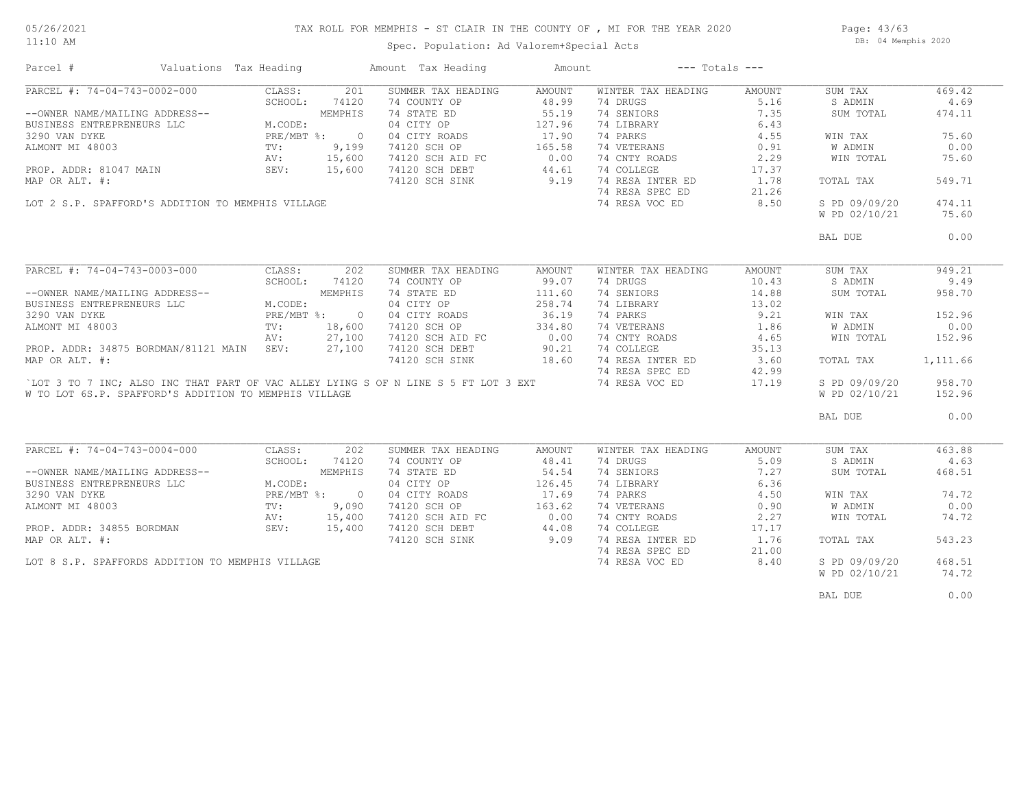# TAX ROLL FOR MEMPHIS - ST CLAIR IN THE COUNTY OF , MI FOR THE YEAR 2020

Spec. Population: Ad Valorem+Special Acts

05/26/2021
11:10 AM

DB: 04 Memphis 2020

| Parcel # | Valuations | Tax Heading | Amount | Tax Heading | Amount | --- Totals --- | | | |
|---|---|---|---|---|---|---|---|---|---|
| PARCEL #: 74-04-743-0002-000 | CLASS: | 201 | SUMMER TAX HEADING | AMOUNT | WINTER TAX HEADING | AMOUNT | SUM TAX | 469.42 |
| | SCHOOL: | 74120 | 74 COUNTY OP | 48.99 | 74 DRUGS | 5.16 | S ADMIN | 4.69 |
| --OWNER NAME/MAILING ADDRESS-- | | MEMPHIS | 74 STATE ED | 55.19 | 74 SENIORS | 7.35 | SUM TOTAL | 474.11 |
| BUSINESS ENTREPRENEURS LLC | M.CODE: | | 04 CITY OP | 127.96 | 74 LIBRARY | 6.43 | | |
| 3290 VAN DYKE | PRE/MBT %: | 0 | 04 CITY ROADS | 17.90 | 74 PARKS | 4.55 | WIN TAX | 75.60 |
| ALMONT MI 48003 | TV: | 9,199 | 74120 SCH OP | 165.58 | 74 VETERANS | 0.91 | W ADMIN | 0.00 |
| | AV: | 15,600 | 74120 SCH AID FC | 0.00 | 74 CNTY ROADS | 2.29 | WIN TOTAL | 75.60 |
| PROP. ADDR: 81047 MAIN | SEV: | 15,600 | 74120 SCH DEBT | 44.61 | 74 COLLEGE | 17.37 | | |
| MAP OR ALT. #: | | | 74120 SCH SINK | 9.19 | 74 RESA INTER ED | 1.78 | TOTAL TAX | 549.71 |
| | | | | | 74 RESA SPEC ED | 21.26 | | |
| LOT 2 S.P. SPAFFORD'S ADDITION TO MEMPHIS VILLAGE | | | | | 74 RESA VOC ED | 8.50 | S PD 09/09/20 | 474.11 |
| | | | | | | | W PD 02/10/21 | 75.60 |
| | | | | | | | BAL DUE | 0.00 |

| Parcel # | Valuations | Tax Heading | Amount | Tax Heading | Amount | --- Totals --- | | | |
|---|---|---|---|---|---|---|---|---|---|
| PARCEL #: 74-04-743-0003-000 | CLASS: | 202 | SUMMER TAX HEADING | AMOUNT | WINTER TAX HEADING | AMOUNT | SUM TAX | 949.21 |
| | SCHOOL: | 74120 | 74 COUNTY OP | 99.07 | 74 DRUGS | 10.43 | S ADMIN | 9.49 |
| --OWNER NAME/MAILING ADDRESS-- | | MEMPHIS | 74 STATE ED | 111.60 | 74 SENIORS | 14.88 | SUM TOTAL | 958.70 |
| BUSINESS ENTREPRENEURS LLC | M.CODE: | | 04 CITY OP | 258.74 | 74 LIBRARY | 13.02 | | |
| 3290 VAN DYKE | PRE/MBT %: | 0 | 04 CITY ROADS | 36.19 | 74 PARKS | 9.21 | WIN TAX | 152.96 |
| ALMONT MI 48003 | TV: | 18,600 | 74120 SCH OP | 334.80 | 74 VETERANS | 1.86 | W ADMIN | 0.00 |
| | AV: | 27,100 | 74120 SCH AID FC | 0.00 | 74 CNTY ROADS | 4.65 | WIN TOTAL | 152.96 |
| PROP. ADDR: 34875 BORDMAN/81121 MAIN | SEV: | 27,100 | 74120 SCH DEBT | 90.21 | 74 COLLEGE | 35.13 | | |
| MAP OR ALT. #: | | | 74120 SCH SINK | 18.60 | 74 RESA INTER ED | 3.60 | TOTAL TAX | 1,111.66 |
| | | | | | 74 RESA SPEC ED | 42.99 | | |
| `LOT 3 TO 7 INC; ALSO INC THAT PART OF VAC ALLEY LYING S OF N LINE S 5 FT LOT 3 EXT | | | | | 74 RESA VOC ED | 17.19 | S PD 09/09/20 | 958.70 |
| W TO LOT 6S.P. SPAFFORD'S ADDITION TO MEMPHIS VILLAGE | | | | | | | W PD 02/10/21 | 152.96 |
| | | | | | | | BAL DUE | 0.00 |

| Parcel # | Valuations | Tax Heading | Amount | Tax Heading | Amount | --- Totals --- | | | |
|---|---|---|---|---|---|---|---|---|---|
| PARCEL #: 74-04-743-0004-000 | CLASS: | 202 | SUMMER TAX HEADING | AMOUNT | WINTER TAX HEADING | AMOUNT | SUM TAX | 463.88 |
| | SCHOOL: | 74120 | 74 COUNTY OP | 48.41 | 74 DRUGS | 5.09 | S ADMIN | 4.63 |
| --OWNER NAME/MAILING ADDRESS-- | | MEMPHIS | 74 STATE ED | 54.54 | 74 SENIORS | 7.27 | SUM TOTAL | 468.51 |
| BUSINESS ENTREPRENEURS LLC | M.CODE: | | 04 CITY OP | 126.45 | 74 LIBRARY | 6.36 | | |
| 3290 VAN DYKE | PRE/MBT %: | 0 | 04 CITY ROADS | 17.69 | 74 PARKS | 4.50 | WIN TAX | 74.72 |
| ALMONT MI 48003 | TV: | 9,090 | 74120 SCH OP | 163.62 | 74 VETERANS | 0.90 | W ADMIN | 0.00 |
| | AV: | 15,400 | 74120 SCH AID FC | 0.00 | 74 CNTY ROADS | 2.27 | WIN TOTAL | 74.72 |
| PROP. ADDR: 34855 BORDMAN | SEV: | 15,400 | 74120 SCH DEBT | 44.08 | 74 COLLEGE | 17.17 | | |
| MAP OR ALT. #: | | | 74120 SCH SINK | 9.09 | 74 RESA INTER ED | 1.76 | TOTAL TAX | 543.23 |
| | | | | | 74 RESA SPEC ED | 21.00 | | |
| LOT 8 S.P. SPAFFORDS ADDITION TO MEMPHIS VILLAGE | | | | | 74 RESA VOC ED | 8.40 | S PD 09/09/20 | 468.51 |
| | | | | | | | W PD 02/10/21 | 74.72 |
| | | | | | | | BAL DUE | 0.00 |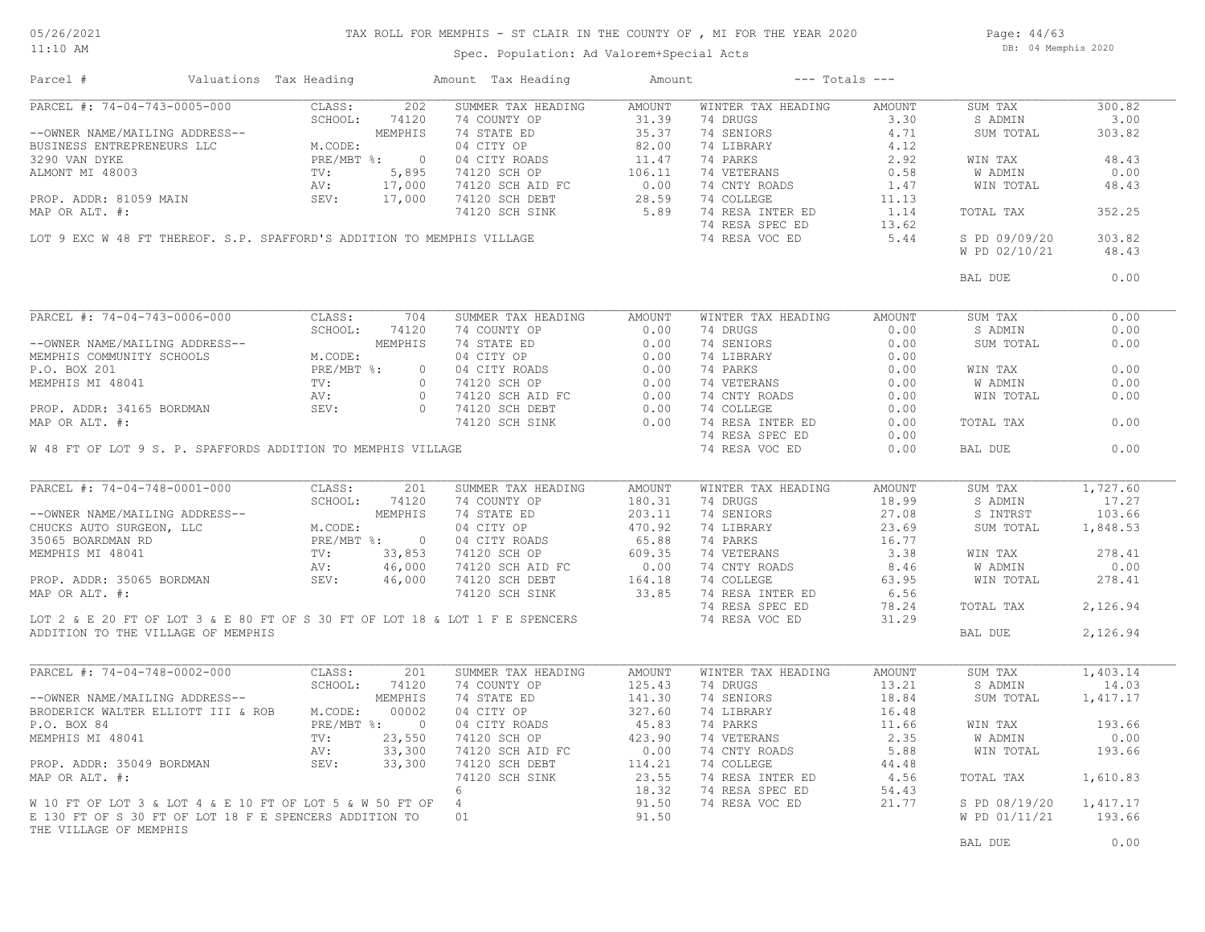# TAX ROLL FOR MEMPHIS - ST CLAIR IN THE COUNTY OF , MI FOR THE YEAR 2020

Spec. Population: Ad Valorem+Special Acts

05/26/2021
11:10 AM

DB: 04 Memphis 2020

| Parcel # | Valuations | Tax Heading | Amount | Tax Heading | Amount | --- Totals --- | |
|---|---|---|---|---|---|---|---|

---

**PARCEL #: 74-04-743-0005-000**

--OWNER NAME/MAILING ADDRESS--
BUSINESS ENTREPRENEURS LLC
3290 VAN DYKE
ALMONT MI 48003

PROP. ADDR: 81059 MAIN
MAP OR ALT. #:

LOT 9 EXC W 48 FT THEREOF. S.P. SPAFFORD'S ADDITION TO MEMPHIS VILLAGE

| Valuations | | Summer Tax Heading | Amount | Winter Tax Heading | Amount | Totals | |
|---|---|---|---|---|---|---|---|
| CLASS: | 202 | 74 COUNTY OP | 31.39 | 74 DRUGS | 3.30 | SUM TAX | 300.82 |
| SCHOOL: | 74120 | 74 STATE ED | 35.37 | 74 SENIORS | 4.71 | S ADMIN | 3.00 |
| | MEMPHIS | 04 CITY OP | 82.00 | 74 LIBRARY | 4.12 | SUM TOTAL | 303.82 |
| M.CODE: | | 04 CITY ROADS | 11.47 | 74 PARKS | 2.92 | | |
| PRE/MBT %: | 0 | 74120 SCH OP | 106.11 | 74 VETERANS | 0.58 | WIN TAX | 48.43 |
| TV: | 5,895 | 74120 SCH AID FC | 0.00 | 74 CNTY ROADS | 1.47 | W ADMIN | 0.00 |
| AV: | 17,000 | 74120 SCH DEBT | 28.59 | 74 COLLEGE | 11.13 | WIN TOTAL | 48.43 |
| SEV: | 17,000 | 74120 SCH SINK | 5.89 | 74 RESA INTER ED | 1.14 | | |
| | | | | 74 RESA SPEC ED | 13.62 | TOTAL TAX | 352.25 |
| | | | | 74 RESA VOC ED | 5.44 | | |
| | | | | | | S PD 09/09/20 | 303.82 |
| | | | | | | W PD 02/10/21 | 48.43 |
| | | | | | | BAL DUE | 0.00 |

---

**PARCEL #: 74-04-743-0006-000**

--OWNER NAME/MAILING ADDRESS--
MEMPHIS COMMUNITY SCHOOLS
P.O. BOX 201
MEMPHIS MI 48041

PROP. ADDR: 34165 BORDMAN
MAP OR ALT. #:

W 48 FT OF LOT 9 S. P. SPAFFORDS ADDITION TO MEMPHIS VILLAGE

| Valuations | | Summer Tax Heading | Amount | Winter Tax Heading | Amount | Totals | |
|---|---|---|---|---|---|---|---|
| CLASS: | 704 | 74 COUNTY OP | 0.00 | 74 DRUGS | 0.00 | SUM TAX | 0.00 |
| SCHOOL: | 74120 | 74 STATE ED | 0.00 | 74 SENIORS | 0.00 | S ADMIN | 0.00 |
| | MEMPHIS | 04 CITY OP | 0.00 | 74 LIBRARY | 0.00 | SUM TOTAL | 0.00 |
| M.CODE: | | 04 CITY ROADS | 0.00 | 74 PARKS | 0.00 | | |
| PRE/MBT %: | 0 | 74120 SCH OP | 0.00 | 74 VETERANS | 0.00 | WIN TAX | 0.00 |
| TV: | 0 | 74120 SCH AID FC | 0.00 | 74 CNTY ROADS | 0.00 | W ADMIN | 0.00 |
| AV: | 0 | 74120 SCH DEBT | 0.00 | 74 COLLEGE | 0.00 | WIN TOTAL | 0.00 |
| SEV: | 0 | 74120 SCH SINK | 0.00 | 74 RESA INTER ED | 0.00 | | |
| | | | | 74 RESA SPEC ED | 0.00 | TOTAL TAX | 0.00 |
| | | | | 74 RESA VOC ED | 0.00 | | |
| | | | | | | BAL DUE | 0.00 |

---

**PARCEL #: 74-04-748-0001-000**

--OWNER NAME/MAILING ADDRESS--
CHUCKS AUTO SURGEON, LLC
35065 BOARDMAN RD
MEMPHIS MI 48041

PROP. ADDR: 35065 BORDMAN
MAP OR ALT. #:

LOT 2 & E 20 FT OF LOT 3 & E 80 FT OF S 30 FT OF LOT 18 & LOT 1 F E SPENCERS ADDITION TO THE VILLAGE OF MEMPHIS

| Valuations | | Summer Tax Heading | Amount | Winter Tax Heading | Amount | Totals | |
|---|---|---|---|---|---|---|---|
| CLASS: | 201 | 74 COUNTY OP | 180.31 | 74 DRUGS | 18.99 | SUM TAX | 1,727.60 |
| SCHOOL: | 74120 | 74 STATE ED | 203.11 | 74 SENIORS | 27.08 | S ADMIN | 17.27 |
| | MEMPHIS | 04 CITY OP | 470.92 | 74 LIBRARY | 23.69 | S INTRST | 103.66 |
| M.CODE: | | 04 CITY ROADS | 65.88 | 74 PARKS | 16.77 | SUM TOTAL | 1,848.53 |
| PRE/MBT %: | 0 | 74120 SCH OP | 609.35 | 74 VETERANS | 3.38 | WIN TAX | 278.41 |
| TV: | 33,853 | 74120 SCH AID FC | 0.00 | 74 CNTY ROADS | 8.46 | W ADMIN | 0.00 |
| AV: | 46,000 | 74120 SCH DEBT | 164.18 | 74 COLLEGE | 63.95 | WIN TOTAL | 278.41 |
| SEV: | 46,000 | 74120 SCH SINK | 33.85 | 74 RESA INTER ED | 6.56 | | |
| | | | | 74 RESA SPEC ED | 78.24 | TOTAL TAX | 2,126.94 |
| | | | | 74 RESA VOC ED | 31.29 | | |
| | | | | | | BAL DUE | 2,126.94 |

---

**PARCEL #: 74-04-748-0002-000**

--OWNER NAME/MAILING ADDRESS--
BRODERICK WALTER ELLIOTT III & ROB
P.O. BOX 84
MEMPHIS MI 48041

PROP. ADDR: 35049 BORDMAN
MAP OR ALT. #:

W 10 FT OF LOT 3 & LOT 4 & E 10 FT OF LOT 5 & W 50 FT OF E 130 FT OF S 30 FT OF LOT 18 F E SPENCERS ADDITION TO THE VILLAGE OF MEMPHIS

| Valuations | | Summer Tax Heading | Amount | Winter Tax Heading | Amount | Totals | |
|---|---|---|---|---|---|---|---|
| CLASS: | 201 | 74 COUNTY OP | 125.43 | 74 DRUGS | 13.21 | SUM TAX | 1,403.14 |
| SCHOOL: | 74120 | 74 STATE ED | 141.30 | 74 SENIORS | 18.84 | S ADMIN | 14.03 |
| | MEMPHIS | 04 CITY OP | 327.60 | 74 LIBRARY | 16.48 | SUM TOTAL | 1,417.17 |
| M.CODE: | 00002 | 04 CITY ROADS | 45.83 | 74 PARKS | 11.66 | | |
| PRE/MBT %: | 0 | 74120 SCH OP | 423.90 | 74 VETERANS | 2.35 | WIN TAX | 193.66 |
| TV: | 23,550 | 74120 SCH AID FC | 0.00 | 74 CNTY ROADS | 5.88 | W ADMIN | 0.00 |
| AV: | 33,300 | 74120 SCH DEBT | 114.21 | 74 COLLEGE | 44.48 | WIN TOTAL | 193.66 |
| SEV: | 33,300 | 74120 SCH SINK | 23.55 | 74 RESA INTER ED | 4.56 | | |
| | | 6 | 18.32 | 74 RESA SPEC ED | 54.43 | TOTAL TAX | 1,610.83 |
| | | 4 | 91.50 | 74 RESA VOC ED | 21.77 | S PD 08/19/20 | 1,417.17 |
| | | 01 | 91.50 | | | W PD 01/11/21 | 193.66 |
| | | | | | | BAL DUE | 0.00 |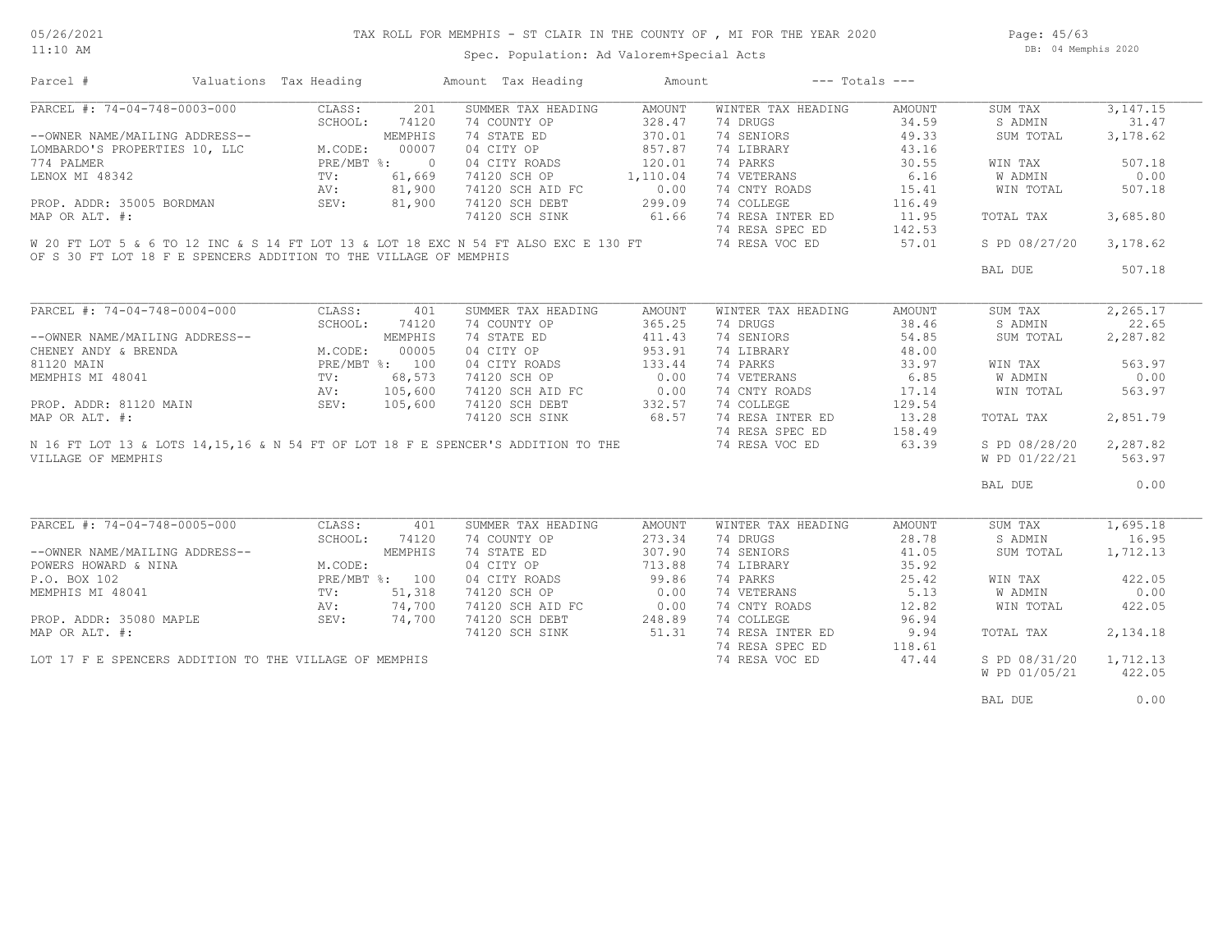# TAX ROLL FOR MEMPHIS - ST CLAIR IN THE COUNTY OF , MI FOR THE YEAR 2020

Spec. Population: Ad Valorem+Special Acts

| Parcel # | Valuations | Tax Heading | Amount | Tax Heading | Amount | --- Totals --- | |
|---|---|---|---|---|---|---|---|

## PARCEL #: 74-04-748-0003-000

| | | SUMMER TAX HEADING | AMOUNT | WINTER TAX HEADING | AMOUNT | | |
|---|---|---|---|---|---|---|---|
| CLASS: | 201 | | | | | SUM TAX | 3,147.15 |
| SCHOOL: | 74120 | 74 COUNTY OP | 328.47 | 74 DRUGS | 34.59 | S ADMIN | 31.47 |
| --OWNER NAME/MAILING ADDRESS-- | MEMPHIS | 74 STATE ED | 370.01 | 74 SENIORS | 49.33 | SUM TOTAL | 3,178.62 |
| LOMBARDO'S PROPERTIES 10, LLC | M.CODE: 00007 | 04 CITY OP | 857.87 | 74 LIBRARY | 43.16 | | |
| 774 PALMER | PRE/MBT %: 0 | 04 CITY ROADS | 120.01 | 74 PARKS | 30.55 | WIN TAX | 507.18 |
| LENOX MI 48342 | TV: 61,669 | 74120 SCH OP | 1,110.04 | 74 VETERANS | 6.16 | W ADMIN | 0.00 |
| | AV: 81,900 | 74120 SCH AID FC | 0.00 | 74 CNTY ROADS | 15.41 | WIN TOTAL | 507.18 |
| PROP. ADDR: 35005 BORDMAN | SEV: 81,900 | 74120 SCH DEBT | 299.09 | 74 COLLEGE | 116.49 | | |
| MAP OR ALT. #: | | 74120 SCH SINK | 61.66 | 74 RESA INTER ED | 11.95 | TOTAL TAX | 3,685.80 |
| | | | | 74 RESA SPEC ED | 142.53 | | |
| | | | | 74 RESA VOC ED | 57.01 | S PD 08/27/20 | 3,178.62 |
| | | | | | | BAL DUE | 507.18 |

W 20 FT LOT 5 & 6 TO 12 INC & S 14 FT LOT 13 & LOT 18 EXC N 54 FT ALSO EXC E 130 FT OF S 30 FT LOT 18 F E SPENCERS ADDITION TO THE VILLAGE OF MEMPHIS

## PARCEL #: 74-04-748-0004-000

| | | SUMMER TAX HEADING | AMOUNT | WINTER TAX HEADING | AMOUNT | | |
|---|---|---|---|---|---|---|---|
| CLASS: | 401 | | | | | SUM TAX | 2,265.17 |
| SCHOOL: | 74120 | 74 COUNTY OP | 365.25 | 74 DRUGS | 38.46 | S ADMIN | 22.65 |
| --OWNER NAME/MAILING ADDRESS-- | MEMPHIS | 74 STATE ED | 411.43 | 74 SENIORS | 54.85 | SUM TOTAL | 2,287.82 |
| CHENEY ANDY & BRENDA | M.CODE: 00005 | 04 CITY OP | 953.91 | 74 LIBRARY | 48.00 | | |
| 81120 MAIN | PRE/MBT %: 100 | 04 CITY ROADS | 133.44 | 74 PARKS | 33.97 | WIN TAX | 563.97 |
| MEMPHIS MI 48041 | TV: 68,573 | 74120 SCH OP | 0.00 | 74 VETERANS | 6.85 | W ADMIN | 0.00 |
| | AV: 105,600 | 74120 SCH AID FC | 0.00 | 74 CNTY ROADS | 17.14 | WIN TOTAL | 563.97 |
| PROP. ADDR: 81120 MAIN | SEV: 105,600 | 74120 SCH DEBT | 332.57 | 74 COLLEGE | 129.54 | | |
| MAP OR ALT. #: | | 74120 SCH SINK | 68.57 | 74 RESA INTER ED | 13.28 | TOTAL TAX | 2,851.79 |
| | | | | 74 RESA SPEC ED | 158.49 | | |
| | | | | 74 RESA VOC ED | 63.39 | S PD 08/28/20 | 2,287.82 |
| | | | | | | W PD 01/22/21 | 563.97 |
| | | | | | | BAL DUE | 0.00 |

N 16 FT LOT 13 & LOTS 14,15,16 & N 54 FT OF LOT 18 F E SPENCER'S ADDITION TO THE VILLAGE OF MEMPHIS

## PARCEL #: 74-04-748-0005-000

| | | SUMMER TAX HEADING | AMOUNT | WINTER TAX HEADING | AMOUNT | | |
|---|---|---|---|---|---|---|---|
| CLASS: | 401 | | | | | SUM TAX | 1,695.18 |
| SCHOOL: | 74120 | 74 COUNTY OP | 273.34 | 74 DRUGS | 28.78 | S ADMIN | 16.95 |
| --OWNER NAME/MAILING ADDRESS-- | MEMPHIS | 74 STATE ED | 307.90 | 74 SENIORS | 41.05 | SUM TOTAL | 1,712.13 |
| POWERS HOWARD & NINA | M.CODE: | 04 CITY OP | 713.88 | 74 LIBRARY | 35.92 | | |
| P.O. BOX 102 | PRE/MBT %: 100 | 04 CITY ROADS | 99.86 | 74 PARKS | 25.42 | WIN TAX | 422.05 |
| MEMPHIS MI 48041 | TV: 51,318 | 74120 SCH OP | 0.00 | 74 VETERANS | 5.13 | W ADMIN | 0.00 |
| | AV: 74,700 | 74120 SCH AID FC | 0.00 | 74 CNTY ROADS | 12.82 | WIN TOTAL | 422.05 |
| PROP. ADDR: 35080 MAPLE | SEV: 74,700 | 74120 SCH DEBT | 248.89 | 74 COLLEGE | 96.94 | | |
| MAP OR ALT. #: | | 74120 SCH SINK | 51.31 | 74 RESA INTER ED | 9.94 | TOTAL TAX | 2,134.18 |
| | | | | 74 RESA SPEC ED | 118.61 | | |
| | | | | 74 RESA VOC ED | 47.44 | S PD 08/31/20 | 1,712.13 |
| | | | | | | W PD 01/05/21 | 422.05 |
| | | | | | | BAL DUE | 0.00 |

LOT 17 F E SPENCERS ADDITION TO THE VILLAGE OF MEMPHIS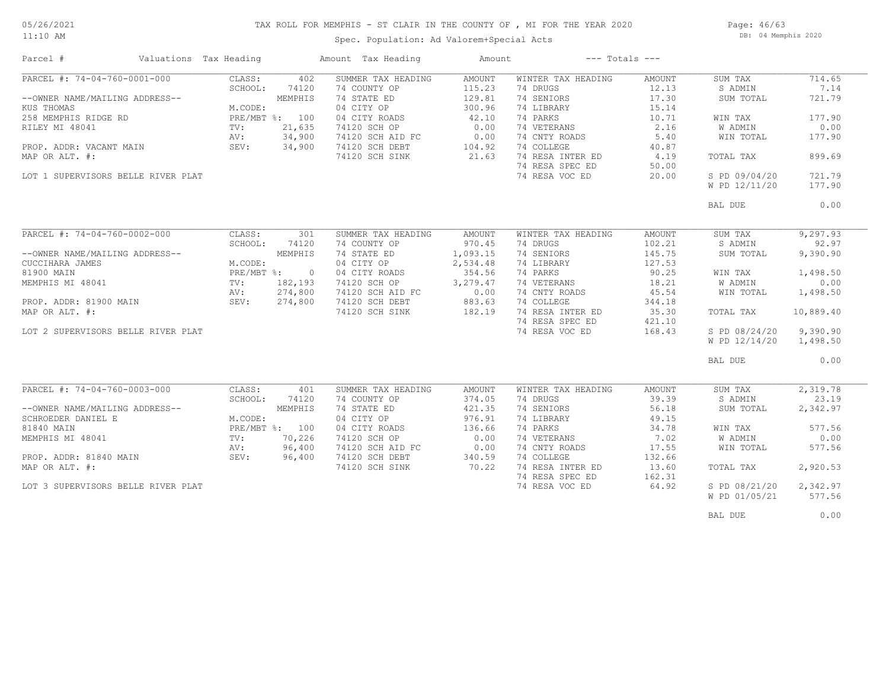# TAX ROLL FOR MEMPHIS - ST CLAIR IN THE COUNTY OF , MI FOR THE YEAR 2020

Spec. Population: Ad Valorem+Special Acts

05/26/2021 11:10 AM — DB: 04 Memphis 2020

| Parcel # | Valuations | Tax Heading | Amount | Tax Heading | Amount | --- Totals --- | |
|---|---|---|---|---|---|---|---|
| PARCEL #: 74-04-760-0001-000 | CLASS: 402 | SUMMER TAX HEADING | AMOUNT | WINTER TAX HEADING | AMOUNT | SUM TAX | 714.65 |
| | SCHOOL: 74120 | 74 COUNTY OP | 115.23 | 74 DRUGS | 12.13 | S ADMIN | 7.14 |
| --OWNER NAME/MAILING ADDRESS-- | MEMPHIS | 74 STATE ED | 129.81 | 74 SENIORS | 17.30 | SUM TOTAL | 721.79 |
| KUS THOMAS | M.CODE: | 04 CITY OP | 300.96 | 74 LIBRARY | 15.14 | | |
| 258 MEMPHIS RIDGE RD | PRE/MBT %: 100 | 04 CITY ROADS | 42.10 | 74 PARKS | 10.71 | WIN TAX | 177.90 |
| RILEY MI 48041 | TV: 21,635 | 74120 SCH OP | 0.00 | 74 VETERANS | 2.16 | W ADMIN | 0.00 |
| | AV: 34,900 | 74120 SCH AID FC | 0.00 | 74 CNTY ROADS | 5.40 | WIN TOTAL | 177.90 |
| PROP. ADDR: VACANT MAIN | SEV: 34,900 | 74120 SCH DEBT | 104.92 | 74 COLLEGE | 40.87 | | |
| MAP OR ALT. #: | | 74120 SCH SINK | 21.63 | 74 RESA INTER ED | 4.19 | TOTAL TAX | 899.69 |
| | | | | 74 RESA SPEC ED | 50.00 | | |
| LOT 1 SUPERVISORS BELLE RIVER PLAT | | | | 74 RESA VOC ED | 20.00 | S PD 09/04/20 | 721.79 |
| | | | | | | W PD 12/11/20 | 177.90 |
| | | | | | | BAL DUE | 0.00 |
| PARCEL #: 74-04-760-0002-000 | CLASS: 301 | SUMMER TAX HEADING | AMOUNT | WINTER TAX HEADING | AMOUNT | SUM TAX | 9,297.93 |
| | SCHOOL: 74120 | 74 COUNTY OP | 970.45 | 74 DRUGS | 102.21 | S ADMIN | 92.97 |
| --OWNER NAME/MAILING ADDRESS-- | MEMPHIS | 74 STATE ED | 1,093.15 | 74 SENIORS | 145.75 | SUM TOTAL | 9,390.90 |
| CUCCIHARA JAMES | M.CODE: | 04 CITY OP | 2,534.48 | 74 LIBRARY | 127.53 | | |
| 81900 MAIN | PRE/MBT %: 0 | 04 CITY ROADS | 354.56 | 74 PARKS | 90.25 | WIN TAX | 1,498.50 |
| MEMPHIS MI 48041 | TV: 182,193 | 74120 SCH OP | 3,279.47 | 74 VETERANS | 18.21 | W ADMIN | 0.00 |
| | AV: 274,800 | 74120 SCH AID FC | 0.00 | 74 CNTY ROADS | 45.54 | WIN TOTAL | 1,498.50 |
| PROP. ADDR: 81900 MAIN | SEV: 274,800 | 74120 SCH DEBT | 883.63 | 74 COLLEGE | 344.18 | | |
| MAP OR ALT. #: | | 74120 SCH SINK | 182.19 | 74 RESA INTER ED | 35.30 | TOTAL TAX | 10,889.40 |
| | | | | 74 RESA SPEC ED | 421.10 | | |
| LOT 2 SUPERVISORS BELLE RIVER PLAT | | | | 74 RESA VOC ED | 168.43 | S PD 08/24/20 | 9,390.90 |
| | | | | | | W PD 12/14/20 | 1,498.50 |
| | | | | | | BAL DUE | 0.00 |
| PARCEL #: 74-04-760-0003-000 | CLASS: 401 | SUMMER TAX HEADING | AMOUNT | WINTER TAX HEADING | AMOUNT | SUM TAX | 2,319.78 |
| | SCHOOL: 74120 | 74 COUNTY OP | 374.05 | 74 DRUGS | 39.39 | S ADMIN | 23.19 |
| --OWNER NAME/MAILING ADDRESS-- | MEMPHIS | 74 STATE ED | 421.35 | 74 SENIORS | 56.18 | SUM TOTAL | 2,342.97 |
| SCHROEDER DANIEL E | M.CODE: | 04 CITY OP | 976.91 | 74 LIBRARY | 49.15 | | |
| 81840 MAIN | PRE/MBT %: 100 | 04 CITY ROADS | 136.66 | 74 PARKS | 34.78 | WIN TAX | 577.56 |
| MEMPHIS MI 48041 | TV: 70,226 | 74120 SCH OP | 0.00 | 74 VETERANS | 7.02 | W ADMIN | 0.00 |
| | AV: 96,400 | 74120 SCH AID FC | 0.00 | 74 CNTY ROADS | 17.55 | WIN TOTAL | 577.56 |
| PROP. ADDR: 81840 MAIN | SEV: 96,400 | 74120 SCH DEBT | 340.59 | 74 COLLEGE | 132.66 | | |
| MAP OR ALT. #: | | 74120 SCH SINK | 70.22 | 74 RESA INTER ED | 13.60 | TOTAL TAX | 2,920.53 |
| | | | | 74 RESA SPEC ED | 162.31 | | |
| LOT 3 SUPERVISORS BELLE RIVER PLAT | | | | 74 RESA VOC ED | 64.92 | S PD 08/21/20 | 2,342.97 |
| | | | | | | W PD 01/05/21 | 577.56 |
| | | | | | | BAL DUE | 0.00 |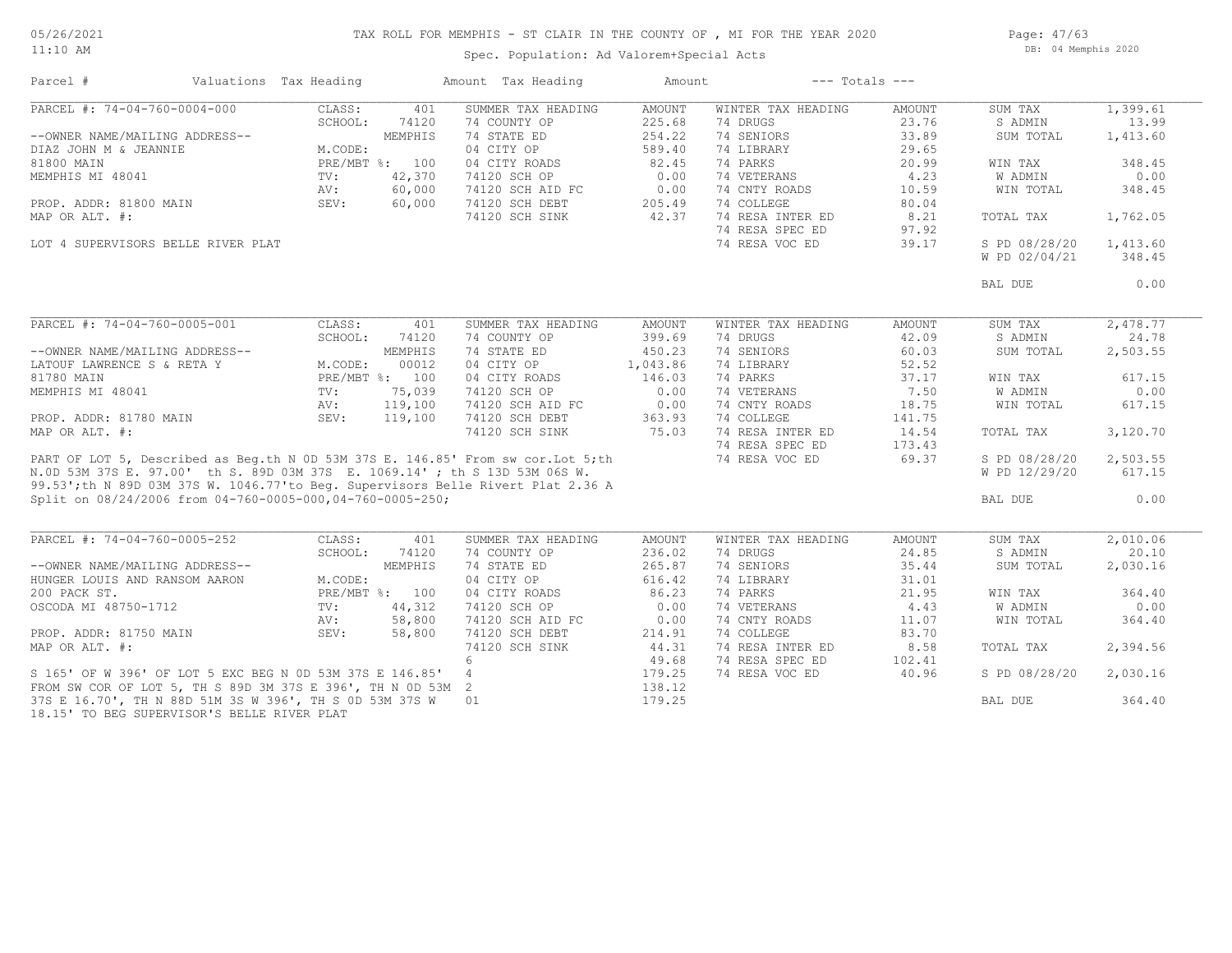# TAX ROLL FOR MEMPHIS - ST CLAIR IN THE COUNTY OF , MI FOR THE YEAR 2020

Spec. Population: Ad Valorem+Special Acts

| Parcel # | Valuations | Tax Heading | Amount | Tax Heading | Amount | --- Totals --- | |
|---|---|---|---|---|---|---|---|
| PARCEL #: 74-04-760-0004-000 | CLASS: 401 | SUMMER TAX HEADING | AMOUNT | WINTER TAX HEADING | AMOUNT | SUM TAX | 1,399.61 |
| | SCHOOL: 74120 | 74 COUNTY OP | 225.68 | 74 DRUGS | 23.76 | S ADMIN | 13.99 |
| --OWNER NAME/MAILING ADDRESS-- | MEMPHIS | 74 STATE ED | 254.22 | 74 SENIORS | 33.89 | SUM TOTAL | 1,413.60 |
| DIAZ JOHN M & JEANNIE | M.CODE: | 04 CITY OP | 589.40 | 74 LIBRARY | 29.65 | | |
| 81800 MAIN | PRE/MBT %: 100 | 04 CITY ROADS | 82.45 | 74 PARKS | 20.99 | WIN TAX | 348.45 |
| MEMPHIS MI 48041 | TV: 42,370 | 74120 SCH OP | 0.00 | 74 VETERANS | 4.23 | W ADMIN | 0.00 |
| | AV: 60,000 | 74120 SCH AID FC | 0.00 | 74 CNTY ROADS | 10.59 | WIN TOTAL | 348.45 |
| PROP. ADDR: 81800 MAIN | SEV: 60,000 | 74120 SCH DEBT | 205.49 | 74 COLLEGE | 80.04 | | |
| MAP OR ALT. #: | | 74120 SCH SINK | 42.37 | 74 RESA INTER ED | 8.21 | TOTAL TAX | 1,762.05 |
| | | | | 74 RESA SPEC ED | 97.92 | | |
| LOT 4 SUPERVISORS BELLE RIVER PLAT | | | | 74 RESA VOC ED | 39.17 | S PD 08/28/20 | 1,413.60 |
| | | | | | | W PD 02/04/21 | 348.45 |
| | | | | | | BAL DUE | 0.00 |

| Parcel # | Valuations | Tax Heading | Amount | Tax Heading | Amount | --- Totals --- | |
|---|---|---|---|---|---|---|---|
| PARCEL #: 74-04-760-0005-001 | CLASS: 401 | SUMMER TAX HEADING | AMOUNT | WINTER TAX HEADING | AMOUNT | SUM TAX | 2,478.77 |
| | SCHOOL: 74120 | 74 COUNTY OP | 399.69 | 74 DRUGS | 42.09 | S ADMIN | 24.78 |
| --OWNER NAME/MAILING ADDRESS-- | MEMPHIS | 74 STATE ED | 450.23 | 74 SENIORS | 60.03 | SUM TOTAL | 2,503.55 |
| LATOUF LAWRENCE S & RETA Y | M.CODE: 00012 | 04 CITY OP | 1,043.86 | 74 LIBRARY | 52.52 | | |
| 81780 MAIN | PRE/MBT %: 100 | 04 CITY ROADS | 146.03 | 74 PARKS | 37.17 | WIN TAX | 617.15 |
| MEMPHIS MI 48041 | TV: 75,039 | 74120 SCH OP | 0.00 | 74 VETERANS | 7.50 | W ADMIN | 0.00 |
| | AV: 119,100 | 74120 SCH AID FC | 0.00 | 74 CNTY ROADS | 18.75 | WIN TOTAL | 617.15 |
| PROP. ADDR: 81780 MAIN | SEV: 119,100 | 74120 SCH DEBT | 363.93 | 74 COLLEGE | 141.75 | | |
| MAP OR ALT. #: | | 74120 SCH SINK | 75.03 | 74 RESA INTER ED | 14.54 | TOTAL TAX | 3,120.70 |
| | | | | 74 RESA SPEC ED | 173.43 | | |
| | | | | 74 RESA VOC ED | 69.37 | S PD 08/28/20 | 2,503.55 |
| | | | | | | W PD 12/29/20 | 617.15 |
| | | | | | | BAL DUE | 0.00 |

PART OF LOT 5, Described as Beg.th N 0D 53M 37S E. 146.85' From sw cor.Lot 5;th N.0D 53M 37S E. 97.00' th S. 89D 03M 37S E. 1069.14' ; th S 13D 53M 06S W. 99.53';th N 89D 03M 37S W. 1046.77'to Beg. Supervisors Belle Rivert Plat 2.36 A
Split on 08/24/2006 from 04-760-0005-000,04-760-0005-250;

| Parcel # | Valuations | Tax Heading | Amount | Tax Heading | Amount | --- Totals --- | |
|---|---|---|---|---|---|---|---|
| PARCEL #: 74-04-760-0005-252 | CLASS: 401 | SUMMER TAX HEADING | AMOUNT | WINTER TAX HEADING | AMOUNT | SUM TAX | 2,010.06 |
| | SCHOOL: 74120 | 74 COUNTY OP | 236.02 | 74 DRUGS | 24.85 | S ADMIN | 20.10 |
| --OWNER NAME/MAILING ADDRESS-- | MEMPHIS | 74 STATE ED | 265.87 | 74 SENIORS | 35.44 | SUM TOTAL | 2,030.16 |
| HUNGER LOUIS AND RANSOM AARON | M.CODE: | 04 CITY OP | 616.42 | 74 LIBRARY | 31.01 | | |
| 200 PACK ST. | PRE/MBT %: 100 | 04 CITY ROADS | 86.23 | 74 PARKS | 21.95 | WIN TAX | 364.40 |
| OSCODA MI 48750-1712 | TV: 44,312 | 74120 SCH OP | 0.00 | 74 VETERANS | 4.43 | W ADMIN | 0.00 |
| | AV: 58,800 | 74120 SCH AID FC | 0.00 | 74 CNTY ROADS | 11.07 | WIN TOTAL | 364.40 |
| PROP. ADDR: 81750 MAIN | SEV: 58,800 | 74120 SCH DEBT | 214.91 | 74 COLLEGE | 83.70 | | |
| MAP OR ALT. #: | | 74120 SCH SINK | 44.31 | 74 RESA INTER ED | 8.58 | TOTAL TAX | 2,394.56 |
| | | 6 | 49.68 | 74 RESA SPEC ED | 102.41 | | |
| S 165' OF W 396' OF LOT 5 EXC BEG N 0D 53M 37S E 146.85' | | 4 | 179.25 | 74 RESA VOC ED | 40.96 | S PD 08/28/20 | 2,030.16 |
| FROM SW COR OF LOT 5, TH S 89D 3M 37S E 396', TH N 0D 53M | | 2 | 138.12 | | | | |
| 37S E 16.70', TH N 88D 51M 3S W 396', TH S 0D 53M 37S W | | 01 | 179.25 | | | BAL DUE | 364.40 |
| 18.15' TO BEG SUPERVISOR'S BELLE RIVER PLAT | | | | | | | |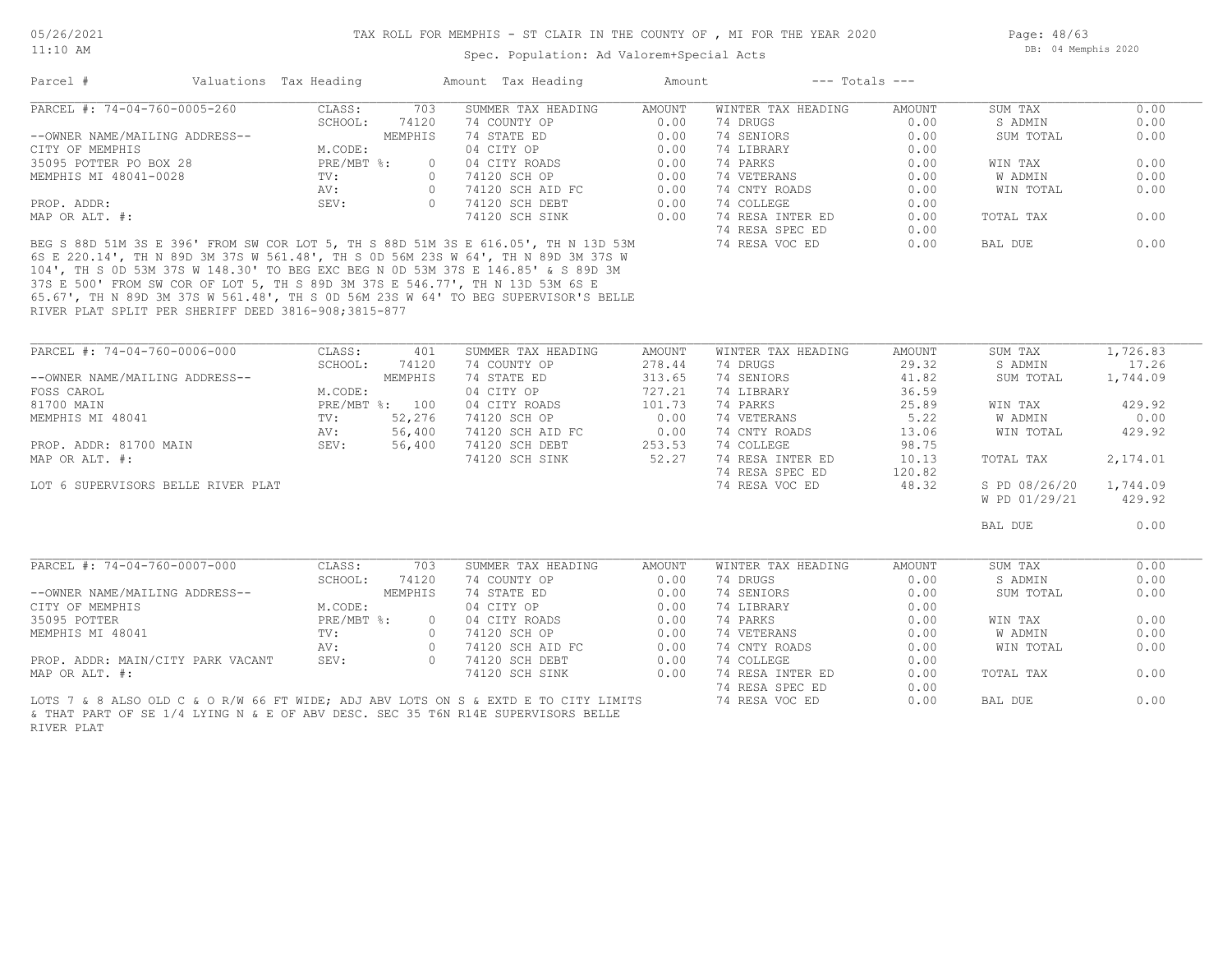# TAX ROLL FOR MEMPHIS - ST CLAIR IN THE COUNTY OF , MI FOR THE YEAR 2020

Spec. Population: Ad Valorem+Special Acts

05/26/2021 11:10 AM — DB: 04 Memphis 2020

| Parcel # | Valuations | Tax Heading | Amount | Tax Heading | Amount | --- Totals --- | |
|---|---|---|---|---|---|---|---|
| PARCEL #: 74-04-760-0005-260 | CLASS: 703 | SUMMER TAX HEADING | AMOUNT | WINTER TAX HEADING | AMOUNT | SUM TAX | 0.00 |
| | SCHOOL: 74120 | 74 COUNTY OP | 0.00 | 74 DRUGS | 0.00 | S ADMIN | 0.00 |
| --OWNER NAME/MAILING ADDRESS-- | MEMPHIS | 74 STATE ED | 0.00 | 74 SENIORS | 0.00 | SUM TOTAL | 0.00 |
| CITY OF MEMPHIS | M.CODE: | 04 CITY OP | 0.00 | 74 LIBRARY | 0.00 | | |
| 35095 POTTER PO BOX 28 | PRE/MBT %: 0 | 04 CITY ROADS | 0.00 | 74 PARKS | 0.00 | WIN TAX | 0.00 |
| MEMPHIS MI 48041-0028 | TV: 0 | 74120 SCH OP | 0.00 | 74 VETERANS | 0.00 | W ADMIN | 0.00 |
| | AV: 0 | 74120 SCH AID FC | 0.00 | 74 CNTY ROADS | 0.00 | WIN TOTAL | 0.00 |
| PROP. ADDR: | SEV: 0 | 74120 SCH DEBT | 0.00 | 74 COLLEGE | 0.00 | | |
| MAP OR ALT. #: | | 74120 SCH SINK | 0.00 | 74 RESA INTER ED | 0.00 | TOTAL TAX | 0.00 |
| | | | | 74 RESA SPEC ED | 0.00 | | |
| | | | | 74 RESA VOC ED | 0.00 | BAL DUE | 0.00 |

BEG S 88D 51M 3S E 396' FROM SW COR LOT 5, TH S 88D 51M 3S E 616.05', TH N 13D 53M 6S E 220.14', TH N 89D 3M 37S W 561.48', TH S 0D 56M 23S W 64', TH N 89D 3M 37S W 104', TH S 0D 53M 37S W 148.30' TO BEG EXC BEG N 0D 53M 37S E 146.85' & S 89D 3M 37S E 500' FROM SW COR OF LOT 5, TH S 89D 3M 37S E 546.77', TH N 13D 53M 6S E 65.67', TH N 89D 3M 37S W 561.48', TH S 0D 56M 23S W 64' TO BEG SUPERVISOR'S BELLE RIVER PLAT SPLIT PER SHERIFF DEED 3816-908;3815-877

| Parcel # | Valuations | Tax Heading | Amount | Tax Heading | Amount | --- Totals --- | |
|---|---|---|---|---|---|---|---|
| PARCEL #: 74-04-760-0006-000 | CLASS: 401 | SUMMER TAX HEADING | AMOUNT | WINTER TAX HEADING | AMOUNT | SUM TAX | 1,726.83 |
| | SCHOOL: 74120 | 74 COUNTY OP | 278.44 | 74 DRUGS | 29.32 | S ADMIN | 17.26 |
| --OWNER NAME/MAILING ADDRESS-- | MEMPHIS | 74 STATE ED | 313.65 | 74 SENIORS | 41.82 | SUM TOTAL | 1,744.09 |
| FOSS CAROL | M.CODE: | 04 CITY OP | 727.21 | 74 LIBRARY | 36.59 | | |
| 81700 MAIN | PRE/MBT %: 100 | 04 CITY ROADS | 101.73 | 74 PARKS | 25.89 | WIN TAX | 429.92 |
| MEMPHIS MI 48041 | TV: 52,276 | 74120 SCH OP | 0.00 | 74 VETERANS | 5.22 | W ADMIN | 0.00 |
| | AV: 56,400 | 74120 SCH AID FC | 0.00 | 74 CNTY ROADS | 13.06 | WIN TOTAL | 429.92 |
| PROP. ADDR: 81700 MAIN | SEV: 56,400 | 74120 SCH DEBT | 253.53 | 74 COLLEGE | 98.75 | | |
| MAP OR ALT. #: | | 74120 SCH SINK | 52.27 | 74 RESA INTER ED | 10.13 | TOTAL TAX | 2,174.01 |
| | | | | 74 RESA SPEC ED | 120.82 | | |
| LOT 6 SUPERVISORS BELLE RIVER PLAT | | | | 74 RESA VOC ED | 48.32 | S PD 08/26/20 | 1,744.09 |
| | | | | | | W PD 01/29/21 | 429.92 |
| | | | | | | BAL DUE | 0.00 |

| Parcel # | Valuations | Tax Heading | Amount | Tax Heading | Amount | --- Totals --- | |
|---|---|---|---|---|---|---|---|
| PARCEL #: 74-04-760-0007-000 | CLASS: 703 | SUMMER TAX HEADING | AMOUNT | WINTER TAX HEADING | AMOUNT | SUM TAX | 0.00 |
| | SCHOOL: 74120 | 74 COUNTY OP | 0.00 | 74 DRUGS | 0.00 | S ADMIN | 0.00 |
| --OWNER NAME/MAILING ADDRESS-- | MEMPHIS | 74 STATE ED | 0.00 | 74 SENIORS | 0.00 | SUM TOTAL | 0.00 |
| CITY OF MEMPHIS | M.CODE: | 04 CITY OP | 0.00 | 74 LIBRARY | 0.00 | | |
| 35095 POTTER | PRE/MBT %: 0 | 04 CITY ROADS | 0.00 | 74 PARKS | 0.00 | WIN TAX | 0.00 |
| MEMPHIS MI 48041 | TV: 0 | 74120 SCH OP | 0.00 | 74 VETERANS | 0.00 | W ADMIN | 0.00 |
| | AV: 0 | 74120 SCH AID FC | 0.00 | 74 CNTY ROADS | 0.00 | WIN TOTAL | 0.00 |
| PROP. ADDR: MAIN/CITY PARK VACANT | SEV: 0 | 74120 SCH DEBT | 0.00 | 74 COLLEGE | 0.00 | | |
| MAP OR ALT. #: | | 74120 SCH SINK | 0.00 | 74 RESA INTER ED | 0.00 | TOTAL TAX | 0.00 |
| | | | | 74 RESA SPEC ED | 0.00 | | |
| | | | | 74 RESA VOC ED | 0.00 | BAL DUE | 0.00 |

LOTS 7 & 8 ALSO OLD C & O R/W 66 FT WIDE; ADJ ABV LOTS ON S & EXTD E TO CITY LIMITS & THAT PART OF SE 1/4 LYING N & E OF ABV DESC. SEC 35 T6N R14E SUPERVISORS BELLE RIVER PLAT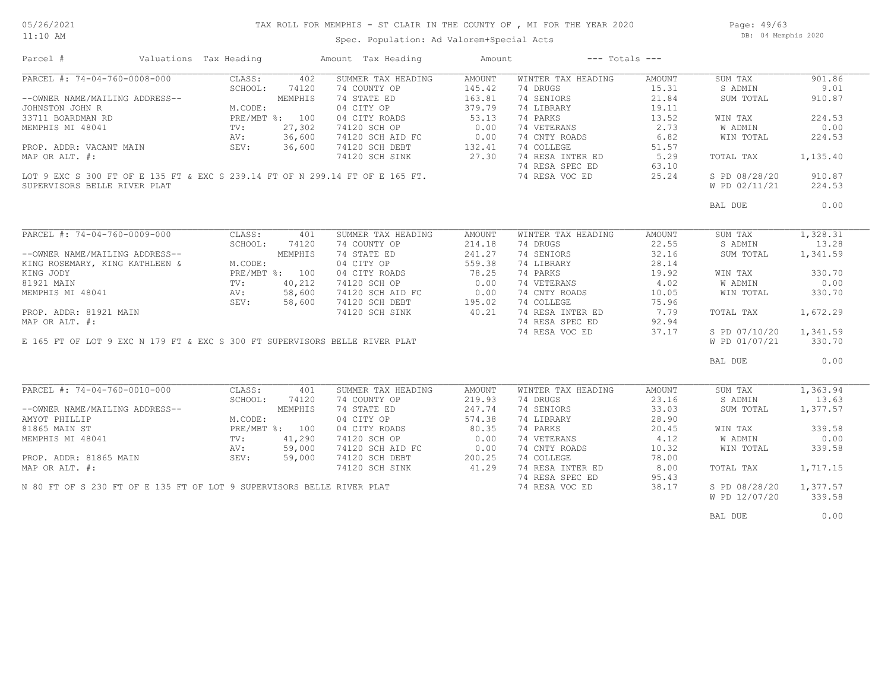# TAX ROLL FOR MEMPHIS - ST CLAIR IN THE COUNTY OF , MI FOR THE YEAR 2020

Spec. Population: Ad Valorem+Special Acts

05/26/2021
11:10 AM

DB: 04 Memphis 2020

| Parcel # | Valuations | Tax Heading | Amount | Tax Heading | Amount | --- Totals --- | |
|---|---|---|---|---|---|---|---|

---

**PARCEL #: 74-04-760-0008-000**

| | | | | | | |
|---|---|---|---|---|---|---|
| CLASS: 402 | SUMMER TAX HEADING | AMOUNT | WINTER TAX HEADING | AMOUNT | SUM TAX | 901.86 |
| SCHOOL: 74120 | 74 COUNTY OP | 145.42 | 74 DRUGS | 15.31 | S ADMIN | 9.01 |
| MEMPHIS | 74 STATE ED | 163.81 | 74 SENIORS | 21.84 | SUM TOTAL | 910.87 |
| M.CODE: | 04 CITY OP | 379.79 | 74 LIBRARY | 19.11 | | |
| PRE/MBT %: 100 | 04 CITY ROADS | 53.13 | 74 PARKS | 13.52 | WIN TAX | 224.53 |
| TV: 27,302 | 74120 SCH OP | 0.00 | 74 VETERANS | 2.73 | W ADMIN | 0.00 |
| AV: 36,600 | 74120 SCH AID FC | 0.00 | 74 CNTY ROADS | 6.82 | WIN TOTAL | 224.53 |
| SEV: 36,600 | 74120 SCH DEBT | 132.41 | 74 COLLEGE | 51.57 | | |
| | 74120 SCH SINK | 27.30 | 74 RESA INTER ED | 5.29 | TOTAL TAX | 1,135.40 |
| | | | 74 RESA SPEC ED | 63.10 | | |
| | | | 74 RESA VOC ED | 25.24 | S PD 08/28/20 | 910.87 |
| | | | | | W PD 02/11/21 | 224.53 |
| | | | | | BAL DUE | 0.00 |

--OWNER NAME/MAILING ADDRESS--
JOHNSTON JOHN R
33711 BOARDMAN RD
MEMPHIS MI 48041

PROP. ADDR: VACANT MAIN
MAP OR ALT. #:

LOT 9 EXC S 300 FT OF E 135 FT & EXC S 239.14 FT OF N 299.14 FT OF E 165 FT.
SUPERVISORS BELLE RIVER PLAT

---

**PARCEL #: 74-04-760-0009-000**

| | | | | | | |
|---|---|---|---|---|---|---|
| CLASS: 401 | SUMMER TAX HEADING | AMOUNT | WINTER TAX HEADING | AMOUNT | SUM TAX | 1,328.31 |
| SCHOOL: 74120 | 74 COUNTY OP | 214.18 | 74 DRUGS | 22.55 | S ADMIN | 13.28 |
| MEMPHIS | 74 STATE ED | 241.27 | 74 SENIORS | 32.16 | SUM TOTAL | 1,341.59 |
| M.CODE: | 04 CITY OP | 559.38 | 74 LIBRARY | 28.14 | | |
| PRE/MBT %: 100 | 04 CITY ROADS | 78.25 | 74 PARKS | 19.92 | WIN TAX | 330.70 |
| TV: 40,212 | 74120 SCH OP | 0.00 | 74 VETERANS | 4.02 | W ADMIN | 0.00 |
| AV: 58,600 | 74120 SCH AID FC | 0.00 | 74 CNTY ROADS | 10.05 | WIN TOTAL | 330.70 |
| SEV: 58,600 | 74120 SCH DEBT | 195.02 | 74 COLLEGE | 75.96 | | |
| | 74120 SCH SINK | 40.21 | 74 RESA INTER ED | 7.79 | TOTAL TAX | 1,672.29 |
| | | | 74 RESA SPEC ED | 92.94 | | |
| | | | 74 RESA VOC ED | 37.17 | S PD 07/10/20 | 1,341.59 |
| | | | | | W PD 01/07/21 | 330.70 |
| | | | | | BAL DUE | 0.00 |

--OWNER NAME/MAILING ADDRESS--
KING ROSEMARY, KING KATHLEEN &
KING JODY
81921 MAIN
MEMPHIS MI 48041

PROP. ADDR: 81921 MAIN
MAP OR ALT. #:

E 165 FT OF LOT 9 EXC N 179 FT & EXC S 300 FT SUPERVISORS BELLE RIVER PLAT

---

**PARCEL #: 74-04-760-0010-000**

| | | | | | | |
|---|---|---|---|---|---|---|
| CLASS: 401 | SUMMER TAX HEADING | AMOUNT | WINTER TAX HEADING | AMOUNT | SUM TAX | 1,363.94 |
| SCHOOL: 74120 | 74 COUNTY OP | 219.93 | 74 DRUGS | 23.16 | S ADMIN | 13.63 |
| MEMPHIS | 74 STATE ED | 247.74 | 74 SENIORS | 33.03 | SUM TOTAL | 1,377.57 |
| M.CODE: | 04 CITY OP | 574.38 | 74 LIBRARY | 28.90 | | |
| PRE/MBT %: 100 | 04 CITY ROADS | 80.35 | 74 PARKS | 20.45 | WIN TAX | 339.58 |
| TV: 41,290 | 74120 SCH OP | 0.00 | 74 VETERANS | 4.12 | W ADMIN | 0.00 |
| AV: 59,000 | 74120 SCH AID FC | 0.00 | 74 CNTY ROADS | 10.32 | WIN TOTAL | 339.58 |
| SEV: 59,000 | 74120 SCH DEBT | 200.25 | 74 COLLEGE | 78.00 | | |
| | 74120 SCH SINK | 41.29 | 74 RESA INTER ED | 8.00 | TOTAL TAX | 1,717.15 |
| | | | 74 RESA SPEC ED | 95.43 | | |
| | | | 74 RESA VOC ED | 38.17 | S PD 08/28/20 | 1,377.57 |
| | | | | | W PD 12/07/20 | 339.58 |
| | | | | | BAL DUE | 0.00 |

--OWNER NAME/MAILING ADDRESS--
AMYOT PHILLIP
81865 MAIN ST
MEMPHIS MI 48041

PROP. ADDR: 81865 MAIN
MAP OR ALT. #:

N 80 FT OF S 230 FT OF E 135 FT OF LOT 9 SUPERVISORS BELLE RIVER PLAT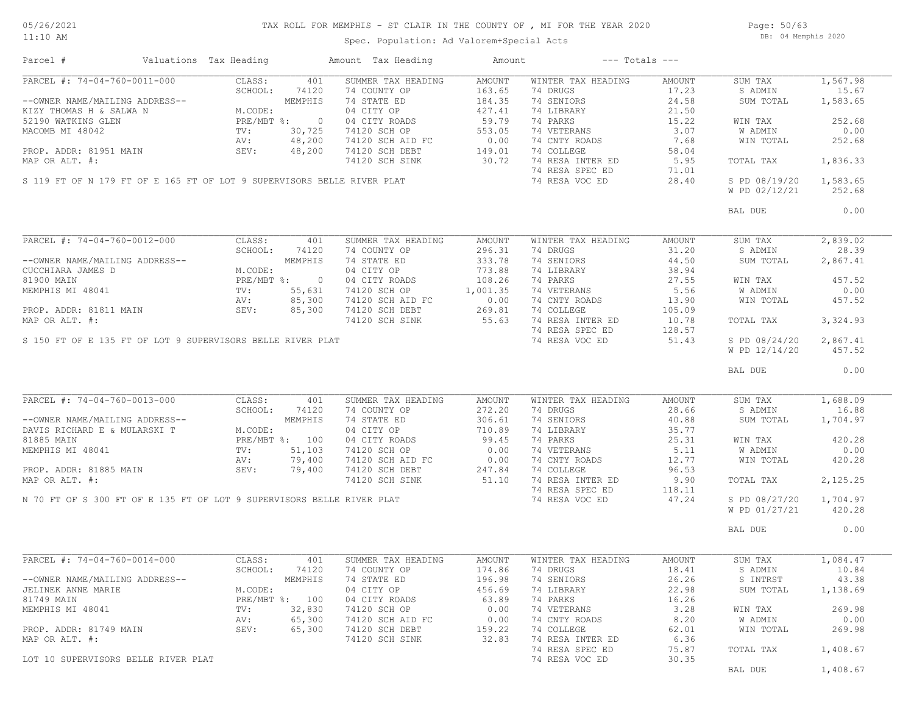# TAX ROLL FOR MEMPHIS - ST CLAIR IN THE COUNTY OF , MI FOR THE YEAR 2020

Spec. Population: Ad Valorem+Special Acts

05/26/2021 11:10 AM — DB: 04 Memphis 2020

| Parcel # | Valuations | Tax Heading | Amount | Tax Heading | Amount | --- Totals --- | |
|---|---|---|---|---|---|---|---|

---

**PARCEL #: 74-04-760-0011-000**

| | | SUMMER TAX HEADING | AMOUNT | WINTER TAX HEADING | AMOUNT | | |
|---|---|---|---|---|---|---|---|
| CLASS: | 401 | 74 COUNTY OP | 163.65 | 74 DRUGS | 17.23 | SUM TAX | 1,567.98 |
| SCHOOL: | 74120 | 74 STATE ED | 184.35 | 74 SENIORS | 24.58 | S ADMIN | 15.67 |
| | MEMPHIS | 04 CITY OP | 427.41 | 74 LIBRARY | 21.50 | SUM TOTAL | 1,583.65 |
| M.CODE: | | 04 CITY ROADS | 59.79 | 74 PARKS | 15.22 | WIN TAX | 252.68 |
| PRE/MBT %: | 0 | 74120 SCH OP | 553.05 | 74 VETERANS | 3.07 | W ADMIN | 0.00 |
| TV: | 30,725 | 74120 SCH AID FC | 0.00 | 74 CNTY ROADS | 7.68 | WIN TOTAL | 252.68 |
| AV: | 48,200 | 74120 SCH DEBT | 149.01 | 74 COLLEGE | 58.04 | | |
| SEV: | 48,200 | 74120 SCH SINK | 30.72 | 74 RESA INTER ED | 5.95 | TOTAL TAX | 1,836.33 |
| | | | | 74 RESA SPEC ED | 71.01 | | |
| | | | | 74 RESA VOC ED | 28.40 | S PD 08/19/20 | 1,583.65 |
| | | | | | | W PD 02/12/21 | 252.68 |
| | | | | | | BAL DUE | 0.00 |

--OWNER NAME/MAILING ADDRESS--
KIZY THOMAS H & SALWA N
52190 WATKINS GLEN
MACOMB MI 48042

PROP. ADDR: 81951 MAIN
MAP OR ALT. #:

S 119 FT OF N 179 FT OF E 165 FT OF LOT 9 SUPERVISORS BELLE RIVER PLAT

---

**PARCEL #: 74-04-760-0012-000**

| | | SUMMER TAX HEADING | AMOUNT | WINTER TAX HEADING | AMOUNT | | |
|---|---|---|---|---|---|---|---|
| CLASS: | 401 | 74 COUNTY OP | 296.31 | 74 DRUGS | 31.20 | SUM TAX | 2,839.02 |
| SCHOOL: | 74120 | 74 STATE ED | 333.78 | 74 SENIORS | 44.50 | S ADMIN | 28.39 |
| | MEMPHIS | 04 CITY OP | 773.88 | 74 LIBRARY | 38.94 | SUM TOTAL | 2,867.41 |
| M.CODE: | | 04 CITY ROADS | 108.26 | 74 PARKS | 27.55 | WIN TAX | 457.52 |
| PRE/MBT %: | 0 | 74120 SCH OP | 1,001.35 | 74 VETERANS | 5.56 | W ADMIN | 0.00 |
| TV: | 55,631 | 74120 SCH AID FC | 0.00 | 74 CNTY ROADS | 13.90 | WIN TOTAL | 457.52 |
| AV: | 85,300 | 74120 SCH DEBT | 269.81 | 74 COLLEGE | 105.09 | | |
| SEV: | 85,300 | 74120 SCH SINK | 55.63 | 74 RESA INTER ED | 10.78 | TOTAL TAX | 3,324.93 |
| | | | | 74 RESA SPEC ED | 128.57 | | |
| | | | | 74 RESA VOC ED | 51.43 | S PD 08/24/20 | 2,867.41 |
| | | | | | | W PD 12/14/20 | 457.52 |
| | | | | | | BAL DUE | 0.00 |

--OWNER NAME/MAILING ADDRESS--
CUCCHIARA JAMES D
81900 MAIN
MEMPHIS MI 48041

PROP. ADDR: 81811 MAIN
MAP OR ALT. #:

S 150 FT OF E 135 FT OF LOT 9 SUPERVISORS BELLE RIVER PLAT

---

**PARCEL #: 74-04-760-0013-000**

| | | SUMMER TAX HEADING | AMOUNT | WINTER TAX HEADING | AMOUNT | | |
|---|---|---|---|---|---|---|---|
| CLASS: | 401 | 74 COUNTY OP | 272.20 | 74 DRUGS | 28.66 | SUM TAX | 1,688.09 |
| SCHOOL: | 74120 | 74 STATE ED | 306.61 | 74 SENIORS | 40.88 | S ADMIN | 16.88 |
| | MEMPHIS | 04 CITY OP | 710.89 | 74 LIBRARY | 35.77 | SUM TOTAL | 1,704.97 |
| M.CODE: | | 04 CITY ROADS | 99.45 | 74 PARKS | 25.31 | WIN TAX | 420.28 |
| PRE/MBT %: | 100 | 74120 SCH OP | 0.00 | 74 VETERANS | 5.11 | W ADMIN | 0.00 |
| TV: | 51,103 | 74120 SCH AID FC | 0.00 | 74 CNTY ROADS | 12.77 | WIN TOTAL | 420.28 |
| AV: | 79,400 | 74120 SCH DEBT | 247.84 | 74 COLLEGE | 96.53 | | |
| SEV: | 79,400 | 74120 SCH SINK | 51.10 | 74 RESA INTER ED | 9.90 | TOTAL TAX | 2,125.25 |
| | | | | 74 RESA SPEC ED | 118.11 | | |
| | | | | 74 RESA VOC ED | 47.24 | S PD 08/27/20 | 1,704.97 |
| | | | | | | W PD 01/27/21 | 420.28 |
| | | | | | | BAL DUE | 0.00 |

--OWNER NAME/MAILING ADDRESS--
DAVIS RICHARD E & MULARSKI T
81885 MAIN
MEMPHIS MI 48041

PROP. ADDR: 81885 MAIN
MAP OR ALT. #:

N 70 FT OF S 300 FT OF E 135 FT OF LOT 9 SUPERVISORS BELLE RIVER PLAT

---

**PARCEL #: 74-04-760-0014-000**

| | | SUMMER TAX HEADING | AMOUNT | WINTER TAX HEADING | AMOUNT | | |
|---|---|---|---|---|---|---|---|
| CLASS: | 401 | 74 COUNTY OP | 174.86 | 74 DRUGS | 18.41 | SUM TAX | 1,084.47 |
| SCHOOL: | 74120 | 74 STATE ED | 196.98 | 74 SENIORS | 26.26 | S ADMIN | 10.84 |
| | MEMPHIS | 04 CITY OP | 456.69 | 74 LIBRARY | 22.98 | S INTRST | 43.38 |
| M.CODE: | | 04 CITY ROADS | 63.89 | 74 PARKS | 16.26 | SUM TOTAL | 1,138.69 |
| PRE/MBT %: | 100 | 74120 SCH OP | 0.00 | 74 VETERANS | 3.28 | WIN TAX | 269.98 |
| TV: | 32,830 | 74120 SCH AID FC | 0.00 | 74 CNTY ROADS | 8.20 | W ADMIN | 0.00 |
| AV: | 65,300 | 74120 SCH DEBT | 159.22 | 74 COLLEGE | 62.01 | WIN TOTAL | 269.98 |
| SEV: | 65,300 | 74120 SCH SINK | 32.83 | 74 RESA INTER ED | 6.36 | | |
| | | | | 74 RESA SPEC ED | 75.87 | TOTAL TAX | 1,408.67 |
| | | | | 74 RESA VOC ED | 30.35 | | |
| | | | | | | BAL DUE | 1,408.67 |

--OWNER NAME/MAILING ADDRESS--
JELINEK ANNE MARIE
81749 MAIN
MEMPHIS MI 48041

PROP. ADDR: 81749 MAIN
MAP OR ALT. #:

LOT 10 SUPERVISORS BELLE RIVER PLAT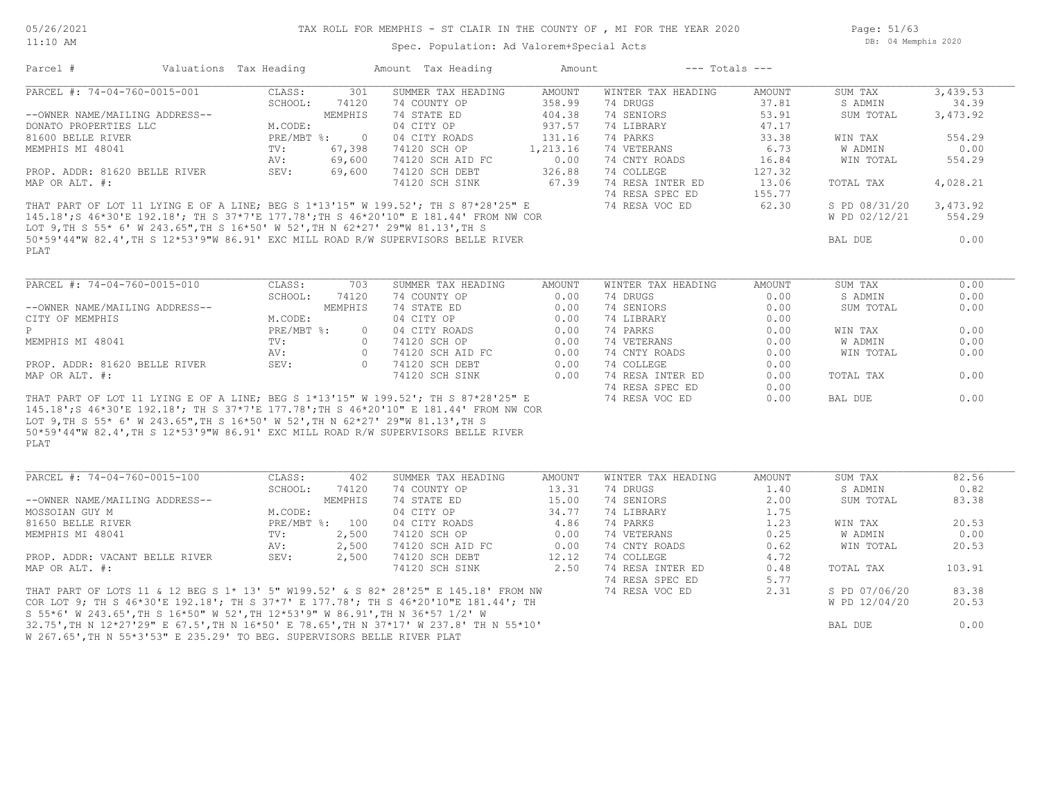# TAX ROLL FOR MEMPHIS - ST CLAIR IN THE COUNTY OF , MI FOR THE YEAR 2020

Spec. Population: Ad Valorem+Special Acts

05/26/2021
11:10 AM

DB: 04 Memphis 2020

| Parcel # | Valuations | Tax Heading | Amount | Tax Heading | Amount | --- Totals --- | |
|---|---|---|---|---|---|---|---|

## PARCEL #: 74-04-760-0015-001

| | | | | | | | |
|---|---|---|---|---|---|---|---|
| | CLASS: 301 | SUMMER TAX HEADING | AMOUNT | WINTER TAX HEADING | AMOUNT | SUM TAX | 3,439.53 |
| | SCHOOL: 74120 | 74 COUNTY OP | 358.99 | 74 DRUGS | 37.81 | S ADMIN | 34.39 |
| --OWNER NAME/MAILING ADDRESS-- | MEMPHIS | 74 STATE ED | 404.38 | 74 SENIORS | 53.91 | SUM TOTAL | 3,473.92 |
| DONATO PROPERTIES LLC | M.CODE: | 04 CITY OP | 937.57 | 74 LIBRARY | 47.17 | | |
| 81600 BELLE RIVER | PRE/MBT %: 0 | 04 CITY ROADS | 131.16 | 74 PARKS | 33.38 | WIN TAX | 554.29 |
| MEMPHIS MI 48041 | TV: 67,398 | 74120 SCH OP | 1,213.16 | 74 VETERANS | 6.73 | W ADMIN | 0.00 |
| | AV: 69,600 | 74120 SCH AID FC | 0.00 | 74 CNTY ROADS | 16.84 | WIN TOTAL | 554.29 |
| PROP. ADDR: 81620 BELLE RIVER | SEV: 69,600 | 74120 SCH DEBT | 326.88 | 74 COLLEGE | 127.32 | | |
| MAP OR ALT. #: | | 74120 SCH SINK | 67.39 | 74 RESA INTER ED | 13.06 | TOTAL TAX | 4,028.21 |
| | | | | 74 RESA SPEC ED | 155.77 | | |
| | | | | 74 RESA VOC ED | 62.30 | S PD 08/31/20 | 3,473.92 |
| | | | | | | W PD 02/12/21 | 554.29 |
| | | | | | | BAL DUE | 0.00 |

THAT PART OF LOT 11 LYING E OF A LINE; BEG S 1*13'15" W 199.52'; TH S 87*28'25" E 145.18';S 46*30'E 192.18'; TH S 37*7'E 177.78';TH S 46*20'10" E 181.44' FROM NW COR LOT 9,TH S 55* 6' W 243.65",TH S 16*50' W 52',TH N 62*27' 29"W 81.13',TH S 50*59'44"W 82.4',TH S 12*53'9"W 86.91' EXC MILL ROAD R/W SUPERVISORS BELLE RIVER PLAT

## PARCEL #: 74-04-760-0015-010

| | | | | | | | |
|---|---|---|---|---|---|---|---|
| | CLASS: 703 | SUMMER TAX HEADING | AMOUNT | WINTER TAX HEADING | AMOUNT | SUM TAX | 0.00 |
| | SCHOOL: 74120 | 74 COUNTY OP | 0.00 | 74 DRUGS | 0.00 | S ADMIN | 0.00 |
| --OWNER NAME/MAILING ADDRESS-- | MEMPHIS | 74 STATE ED | 0.00 | 74 SENIORS | 0.00 | SUM TOTAL | 0.00 |
| CITY OF MEMPHIS | M.CODE: | 04 CITY OP | 0.00 | 74 LIBRARY | 0.00 | | |
| P | PRE/MBT %: 0 | 04 CITY ROADS | 0.00 | 74 PARKS | 0.00 | WIN TAX | 0.00 |
| MEMPHIS MI 48041 | TV: 0 | 74120 SCH OP | 0.00 | 74 VETERANS | 0.00 | W ADMIN | 0.00 |
| | AV: 0 | 74120 SCH AID FC | 0.00 | 74 CNTY ROADS | 0.00 | WIN TOTAL | 0.00 |
| PROP. ADDR: 81620 BELLE RIVER | SEV: 0 | 74120 SCH DEBT | 0.00 | 74 COLLEGE | 0.00 | | |
| MAP OR ALT. #: | | 74120 SCH SINK | 0.00 | 74 RESA INTER ED | 0.00 | TOTAL TAX | 0.00 |
| | | | | 74 RESA SPEC ED | 0.00 | | |
| | | | | 74 RESA VOC ED | 0.00 | BAL DUE | 0.00 |

THAT PART OF LOT 11 LYING E OF A LINE; BEG S 1*13'15" W 199.52'; TH S 87*28'25" E 145.18';S 46*30'E 192.18'; TH S 37*7'E 177.78';TH S 46*20'10" E 181.44' FROM NW COR LOT 9,TH S 55* 6' W 243.65",TH S 16*50' W 52',TH N 62*27' 29"W 81.13',TH S 50*59'44"W 82.4',TH S 12*53'9"W 86.91' EXC MILL ROAD R/W SUPERVISORS BELLE RIVER PLAT

## PARCEL #: 74-04-760-0015-100

| | | | | | | | |
|---|---|---|---|---|---|---|---|
| | CLASS: 402 | SUMMER TAX HEADING | AMOUNT | WINTER TAX HEADING | AMOUNT | SUM TAX | 82.56 |
| | SCHOOL: 74120 | 74 COUNTY OP | 13.31 | 74 DRUGS | 1.40 | S ADMIN | 0.82 |
| --OWNER NAME/MAILING ADDRESS-- | MEMPHIS | 74 STATE ED | 15.00 | 74 SENIORS | 2.00 | SUM TOTAL | 83.38 |
| MOSSOIAN GUY M | M.CODE: | 04 CITY OP | 34.77 | 74 LIBRARY | 1.75 | | |
| 81650 BELLE RIVER | PRE/MBT %: 100 | 04 CITY ROADS | 4.86 | 74 PARKS | 1.23 | WIN TAX | 20.53 |
| MEMPHIS MI 48041 | TV: 2,500 | 74120 SCH OP | 0.00 | 74 VETERANS | 0.25 | W ADMIN | 0.00 |
| | AV: 2,500 | 74120 SCH AID FC | 0.00 | 74 CNTY ROADS | 0.62 | WIN TOTAL | 20.53 |
| PROP. ADDR: VACANT BELLE RIVER | SEV: 2,500 | 74120 SCH DEBT | 12.12 | 74 COLLEGE | 4.72 | | |
| MAP OR ALT. #: | | 74120 SCH SINK | 2.50 | 74 RESA INTER ED | 0.48 | TOTAL TAX | 103.91 |
| | | | | 74 RESA SPEC ED | 5.77 | | |
| | | | | 74 RESA VOC ED | 2.31 | S PD 07/06/20 | 83.38 |
| | | | | | | W PD 12/04/20 | 20.53 |
| | | | | | | BAL DUE | 0.00 |

THAT PART OF LOTS 11 & 12 BEG S 1* 13' 5" W199.52' & S 82* 28'25" E 145.18' FROM NW COR LOT 9; TH S 46*30'E 192.18'; TH S 37*7' E 177.78'; TH S 46*20'10"E 181.44'; TH S 55*6' W 243.65',TH S 16*50" W 52',TH 12*53'9" W 86.91',TH N 36*57 1/2' W 32.75',TH N 12*27'29" E 67.5',TH N 16*50' E 78.65',TH N 37*17' W 237.8' TH N 55*10' W 267.65',TH N 55*3'53" E 235.29' TO BEG. SUPERVISORS BELLE RIVER PLAT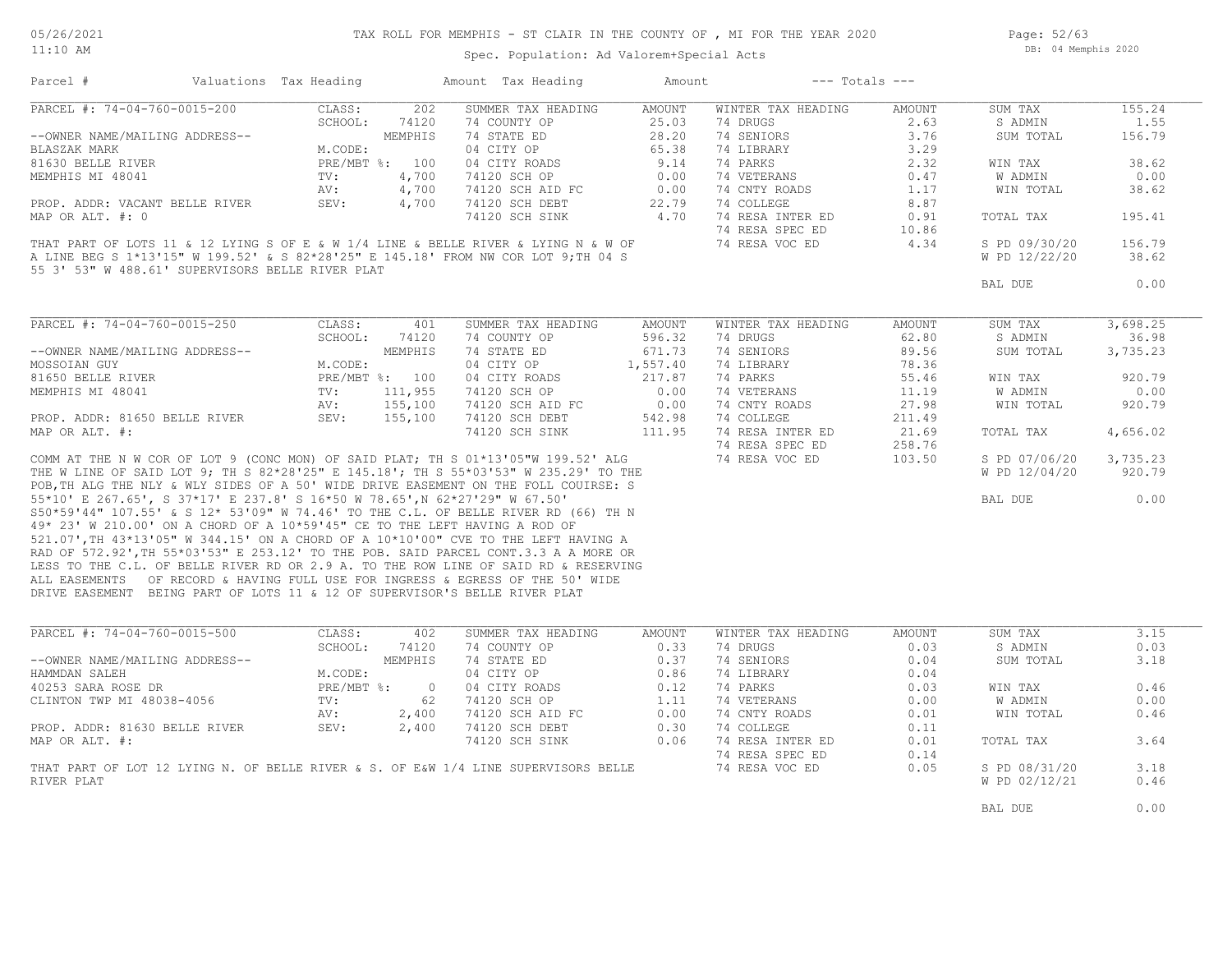# TAX ROLL FOR MEMPHIS - ST CLAIR IN THE COUNTY OF , MI FOR THE YEAR 2020

Spec. Population: Ad Valorem+Special Acts

DB: 04 Memphis 2020

| Parcel # | Valuations | Tax Heading | Amount | Tax Heading | Amount | --- Totals --- | |
|---|---|---|---|---|---|---|---|
| PARCEL #: 74-04-760-0015-200 | CLASS: 202 | SUMMER TAX HEADING | AMOUNT | WINTER TAX HEADING | AMOUNT | SUM TAX | 155.24 |
| | SCHOOL: 74120 | 74 COUNTY OP | 25.03 | 74 DRUGS | 2.63 | S ADMIN | 1.55 |
| --OWNER NAME/MAILING ADDRESS-- | MEMPHIS | 74 STATE ED | 28.20 | 74 SENIORS | 3.76 | SUM TOTAL | 156.79 |
| BLASZAK MARK | M.CODE: | 04 CITY OP | 65.38 | 74 LIBRARY | 3.29 | | |
| 81630 BELLE RIVER | PRE/MBT %: 100 | 04 CITY ROADS | 9.14 | 74 PARKS | 2.32 | WIN TAX | 38.62 |
| MEMPHIS MI 48041 | TV: 4,700 | 74120 SCH OP | 0.00 | 74 VETERANS | 0.47 | W ADMIN | 0.00 |
| | AV: 4,700 | 74120 SCH AID FC | 0.00 | 74 CNTY ROADS | 1.17 | WIN TOTAL | 38.62 |
| PROP. ADDR: VACANT BELLE RIVER | SEV: 4,700 | 74120 SCH DEBT | 22.79 | 74 COLLEGE | 8.87 | | |
| MAP OR ALT. #: 0 | | 74120 SCH SINK | 4.70 | 74 RESA INTER ED | 0.91 | TOTAL TAX | 195.41 |
| | | | | 74 RESA SPEC ED | 10.86 | | |
| | | | | 74 RESA VOC ED | 4.34 | S PD 09/30/20 | 156.79 |
| | | | | | | W PD 12/22/20 | 38.62 |
| | | | | | | BAL DUE | 0.00 |

THAT PART OF LOTS 11 & 12 LYING S OF E & W 1/4 LINE & BELLE RIVER & LYING N & W OF A LINE BEG S 1*13'15" W 199.52' & S 82*28'25" E 145.18' FROM NW COR LOT 9;TH 04 S 55 3' 53" W 488.61' SUPERVISORS BELLE RIVER PLAT

| Parcel # | Valuations | Tax Heading | Amount | Tax Heading | Amount | --- Totals --- | |
|---|---|---|---|---|---|---|---|
| PARCEL #: 74-04-760-0015-250 | CLASS: 401 | SUMMER TAX HEADING | AMOUNT | WINTER TAX HEADING | AMOUNT | SUM TAX | 3,698.25 |
| | SCHOOL: 74120 | 74 COUNTY OP | 596.32 | 74 DRUGS | 62.80 | S ADMIN | 36.98 |
| --OWNER NAME/MAILING ADDRESS-- | MEMPHIS | 74 STATE ED | 671.73 | 74 SENIORS | 89.56 | SUM TOTAL | 3,735.23 |
| MOSSOIAN GUY | M.CODE: | 04 CITY OP | 1,557.40 | 74 LIBRARY | 78.36 | | |
| 81650 BELLE RIVER | PRE/MBT %: 100 | 04 CITY ROADS | 217.87 | 74 PARKS | 55.46 | WIN TAX | 920.79 |
| MEMPHIS MI 48041 | TV: 111,955 | 74120 SCH OP | 0.00 | 74 VETERANS | 11.19 | W ADMIN | 0.00 |
| | AV: 155,100 | 74120 SCH AID FC | 0.00 | 74 CNTY ROADS | 27.98 | WIN TOTAL | 920.79 |
| PROP. ADDR: 81650 BELLE RIVER | SEV: 155,100 | 74120 SCH DEBT | 542.98 | 74 COLLEGE | 211.49 | | |
| MAP OR ALT. #: | | 74120 SCH SINK | 111.95 | 74 RESA INTER ED | 21.69 | TOTAL TAX | 4,656.02 |
| | | | | 74 RESA SPEC ED | 258.76 | | |
| | | | | 74 RESA VOC ED | 103.50 | S PD 07/06/20 | 3,735.23 |
| | | | | | | W PD 12/04/20 | 920.79 |
| | | | | | | BAL DUE | 0.00 |

COMM AT THE N W COR OF LOT 9 (CONC MON) OF SAID PLAT; TH S 01*13'05"W 199.52' ALG THE W LINE OF SAID LOT 9; TH S 82*28'25" E 145.18'; TH S 55*03'53" W 235.29' TO THE POB,TH ALG THE NLY & WLY SIDES OF A 50' WIDE DRIVE EASEMENT ON THE FOLL COUIRSE: S 55*10' E 267.65', S 37*17' E 237.8' S 16*50 W 78.65',N 62*27'29" W 67.50' S50*59'44" 107.55' & S 12* 53'09" W 74.46' TO THE C.L. OF BELLE RIVER RD (66) TH N 49* 23' W 210.00' ON A CHORD OF A 10*59'45" CE TO THE LEFT HAVING A ROD OF 521.07',TH 43*13'05" W 344.15' ON A CHORD OF A 10*10'00" CVE TO THE LEFT HAVING A RAD OF 572.92',TH 55*03'53" E 253.12' TO THE POB. SAID PARCEL CONT.3.3 A A MORE OR LESS TO THE C.L. OF BELLE RIVER RD OR 2.9 A. TO THE ROW LINE OF SAID RD & RESERVING ALL EASEMENTS OF RECORD & HAVING FULL USE FOR INGRESS & EGRESS OF THE 50' WIDE DRIVE EASEMENT BEING PART OF LOTS 11 & 12 OF SUPERVISOR'S BELLE RIVER PLAT

| Parcel # | Valuations | Tax Heading | Amount | Tax Heading | Amount | --- Totals --- | |
|---|---|---|---|---|---|---|---|
| PARCEL #: 74-04-760-0015-500 | CLASS: 402 | SUMMER TAX HEADING | AMOUNT | WINTER TAX HEADING | AMOUNT | SUM TAX | 3.15 |
| | SCHOOL: 74120 | 74 COUNTY OP | 0.33 | 74 DRUGS | 0.03 | S ADMIN | 0.03 |
| --OWNER NAME/MAILING ADDRESS-- | MEMPHIS | 74 STATE ED | 0.37 | 74 SENIORS | 0.04 | SUM TOTAL | 3.18 |
| HAMMDAN SALEH | M.CODE: | 04 CITY OP | 0.86 | 74 LIBRARY | 0.04 | | |
| 40253 SARA ROSE DR | PRE/MBT %: 0 | 04 CITY ROADS | 0.12 | 74 PARKS | 0.03 | WIN TAX | 0.46 |
| CLINTON TWP MI 48038-4056 | TV: 62 | 74120 SCH OP | 1.11 | 74 VETERANS | 0.00 | W ADMIN | 0.00 |
| | AV: 2,400 | 74120 SCH AID FC | 0.00 | 74 CNTY ROADS | 0.01 | WIN TOTAL | 0.46 |
| PROP. ADDR: 81630 BELLE RIVER | SEV: 2,400 | 74120 SCH DEBT | 0.30 | 74 COLLEGE | 0.11 | | |
| MAP OR ALT. #: | | 74120 SCH SINK | 0.06 | 74 RESA INTER ED | 0.01 | TOTAL TAX | 3.64 |
| | | | | 74 RESA SPEC ED | 0.14 | | |
| | | | | 74 RESA VOC ED | 0.05 | S PD 08/31/20 | 3.18 |
| | | | | | | W PD 02/12/21 | 0.46 |
| | | | | | | BAL DUE | 0.00 |

THAT PART OF LOT 12 LYING N. OF BELLE RIVER & S. OF E&W 1/4 LINE SUPERVISORS BELLE RIVER PLAT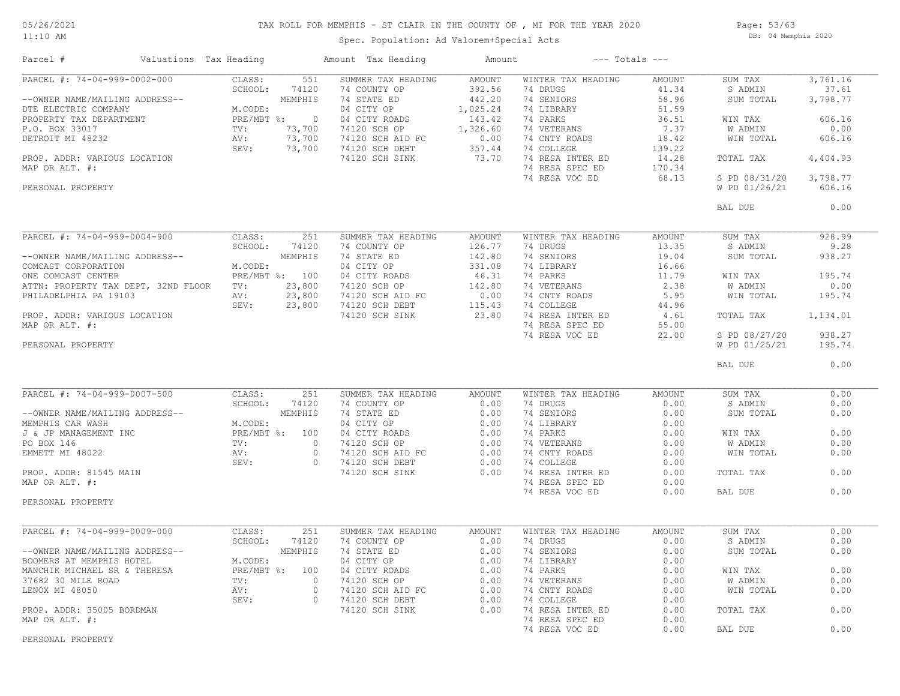# TAX ROLL FOR MEMPHIS - ST CLAIR IN THE COUNTY OF , MI FOR THE YEAR 2020

Spec. Population: Ad Valorem+Special Acts

05/26/2021
11:10 AM

DB: 04 Memphis 2020

| Parcel # | Valuations | Tax Heading | Amount | Tax Heading | Amount | --- Totals --- | |
|---|---|---|---|---|---|---|---|

## PARCEL #: 74-04-999-0002-000

| | | | | | | | |
|---|---|---|---|---|---|---|---|
| --OWNER NAME/MAILING ADDRESS-- | CLASS: 551 | SUMMER TAX HEADING | AMOUNT | WINTER TAX HEADING | AMOUNT | SUM TAX | 3,761.16 |
| DTE ELECTRIC COMPANY | SCHOOL: 74120 MEMPHIS | 74 COUNTY OP | 392.56 | 74 DRUGS | 41.34 | S ADMIN | 37.61 |
| PROPERTY TAX DEPARTMENT | M.CODE: | 74 STATE ED | 442.20 | 74 SENIORS | 58.96 | SUM TOTAL | 3,798.77 |
| P.O. BOX 33017 | PRE/MBT %: 0 | 04 CITY OP | 1,025.24 | 74 LIBRARY | 51.59 | | |
| DETROIT MI 48232 | TV: 73,700 | 04 CITY ROADS | 143.42 | 74 PARKS | 36.51 | WIN TAX | 606.16 |
| | AV: 73,700 | 74120 SCH OP | 1,326.60 | 74 VETERANS | 7.37 | W ADMIN | 0.00 |
| | SEV: 73,700 | 74120 SCH AID FC | 0.00 | 74 CNTY ROADS | 18.42 | WIN TOTAL | 606.16 |
| PROP. ADDR: VARIOUS LOCATION | | 74120 SCH DEBT | 357.44 | 74 COLLEGE | 139.22 | | |
| MAP OR ALT. #: | | 74120 SCH SINK | 73.70 | 74 RESA INTER ED | 14.28 | TOTAL TAX | 4,404.93 |
| | | | | 74 RESA SPEC ED | 170.34 | | |
| PERSONAL PROPERTY | | | | 74 RESA VOC ED | 68.13 | S PD 08/31/20 | 3,798.77 |
| | | | | | | W PD 01/26/21 | 606.16 |
| | | | | | | BAL DUE | 0.00 |

## PARCEL #: 74-04-999-0004-900

| | | | | | | | |
|---|---|---|---|---|---|---|---|
| --OWNER NAME/MAILING ADDRESS-- | CLASS: 251 | SUMMER TAX HEADING | AMOUNT | WINTER TAX HEADING | AMOUNT | SUM TAX | 928.99 |
| COMCAST CORPORATION | SCHOOL: 74120 MEMPHIS | 74 COUNTY OP | 126.77 | 74 DRUGS | 13.35 | S ADMIN | 9.28 |
| ONE COMCAST CENTER | M.CODE: | 74 STATE ED | 142.80 | 74 SENIORS | 19.04 | SUM TOTAL | 938.27 |
| ATTN: PROPERTY TAX DEPT, 32ND FLOOR | PRE/MBT %: 100 | 04 CITY OP | 331.08 | 74 LIBRARY | 16.66 | | |
| PHILADELPHIA PA 19103 | TV: 23,800 | 04 CITY ROADS | 46.31 | 74 PARKS | 11.79 | WIN TAX | 195.74 |
| | AV: 23,800 | 74120 SCH OP | 142.80 | 74 VETERANS | 2.38 | W ADMIN | 0.00 |
| | SEV: 23,800 | 74120 SCH AID FC | 0.00 | 74 CNTY ROADS | 5.95 | WIN TOTAL | 195.74 |
| PROP. ADDR: VARIOUS LOCATION | | 74120 SCH DEBT | 115.43 | 74 COLLEGE | 44.96 | | |
| MAP OR ALT. #: | | 74120 SCH SINK | 23.80 | 74 RESA INTER ED | 4.61 | TOTAL TAX | 1,134.01 |
| | | | | 74 RESA SPEC ED | 55.00 | | |
| PERSONAL PROPERTY | | | | 74 RESA VOC ED | 22.00 | S PD 08/27/20 | 938.27 |
| | | | | | | W PD 01/25/21 | 195.74 |
| | | | | | | BAL DUE | 0.00 |

## PARCEL #: 74-04-999-0007-500

| | | | | | | | |
|---|---|---|---|---|---|---|---|
| --OWNER NAME/MAILING ADDRESS-- | CLASS: 251 | SUMMER TAX HEADING | AMOUNT | WINTER TAX HEADING | AMOUNT | SUM TAX | 0.00 |
| MEMPHIS CAR WASH | SCHOOL: 74120 MEMPHIS | 74 COUNTY OP | 0.00 | 74 DRUGS | 0.00 | S ADMIN | 0.00 |
| J & JP MANAGEMENT INC | M.CODE: | 74 STATE ED | 0.00 | 74 SENIORS | 0.00 | SUM TOTAL | 0.00 |
| PO BOX 146 | PRE/MBT %: 100 | 04 CITY OP | 0.00 | 74 LIBRARY | 0.00 | | |
| EMMETT MI 48022 | TV: 0 | 04 CITY ROADS | 0.00 | 74 PARKS | 0.00 | WIN TAX | 0.00 |
| | AV: 0 | 74120 SCH OP | 0.00 | 74 VETERANS | 0.00 | W ADMIN | 0.00 |
| | SEV: 0 | 74120 SCH AID FC | 0.00 | 74 CNTY ROADS | 0.00 | WIN TOTAL | 0.00 |
| PROP. ADDR: 81545 MAIN | | 74120 SCH DEBT | 0.00 | 74 COLLEGE | 0.00 | | |
| MAP OR ALT. #: | | 74120 SCH SINK | 0.00 | 74 RESA INTER ED | 0.00 | TOTAL TAX | 0.00 |
| | | | | 74 RESA SPEC ED | 0.00 | | |
| PERSONAL PROPERTY | | | | 74 RESA VOC ED | 0.00 | BAL DUE | 0.00 |

## PARCEL #: 74-04-999-0009-000

| | | | | | | | |
|---|---|---|---|---|---|---|---|
| --OWNER NAME/MAILING ADDRESS-- | CLASS: 251 | SUMMER TAX HEADING | AMOUNT | WINTER TAX HEADING | AMOUNT | SUM TAX | 0.00 |
| BOOMERS AT MEMPHIS HOTEL | SCHOOL: 74120 MEMPHIS | 74 COUNTY OP | 0.00 | 74 DRUGS | 0.00 | S ADMIN | 0.00 |
| MANCHIK MICHAEL SR & THERESA | M.CODE: | 74 STATE ED | 0.00 | 74 SENIORS | 0.00 | SUM TOTAL | 0.00 |
| 37682 30 MILE ROAD | PRE/MBT %: 100 | 04 CITY OP | 0.00 | 74 LIBRARY | 0.00 | | |
| LENOX MI 48050 | TV: 0 | 04 CITY ROADS | 0.00 | 74 PARKS | 0.00 | WIN TAX | 0.00 |
| | AV: 0 | 74120 SCH OP | 0.00 | 74 VETERANS | 0.00 | W ADMIN | 0.00 |
| | SEV: 0 | 74120 SCH AID FC | 0.00 | 74 CNTY ROADS | 0.00 | WIN TOTAL | 0.00 |
| PROP. ADDR: 35005 BORDMAN | | 74120 SCH DEBT | 0.00 | 74 COLLEGE | 0.00 | | |
| MAP OR ALT. #: | | 74120 SCH SINK | 0.00 | 74 RESA INTER ED | 0.00 | TOTAL TAX | 0.00 |
| | | | | 74 RESA SPEC ED | 0.00 | | |
| PERSONAL PROPERTY | | | | 74 RESA VOC ED | 0.00 | BAL DUE | 0.00 |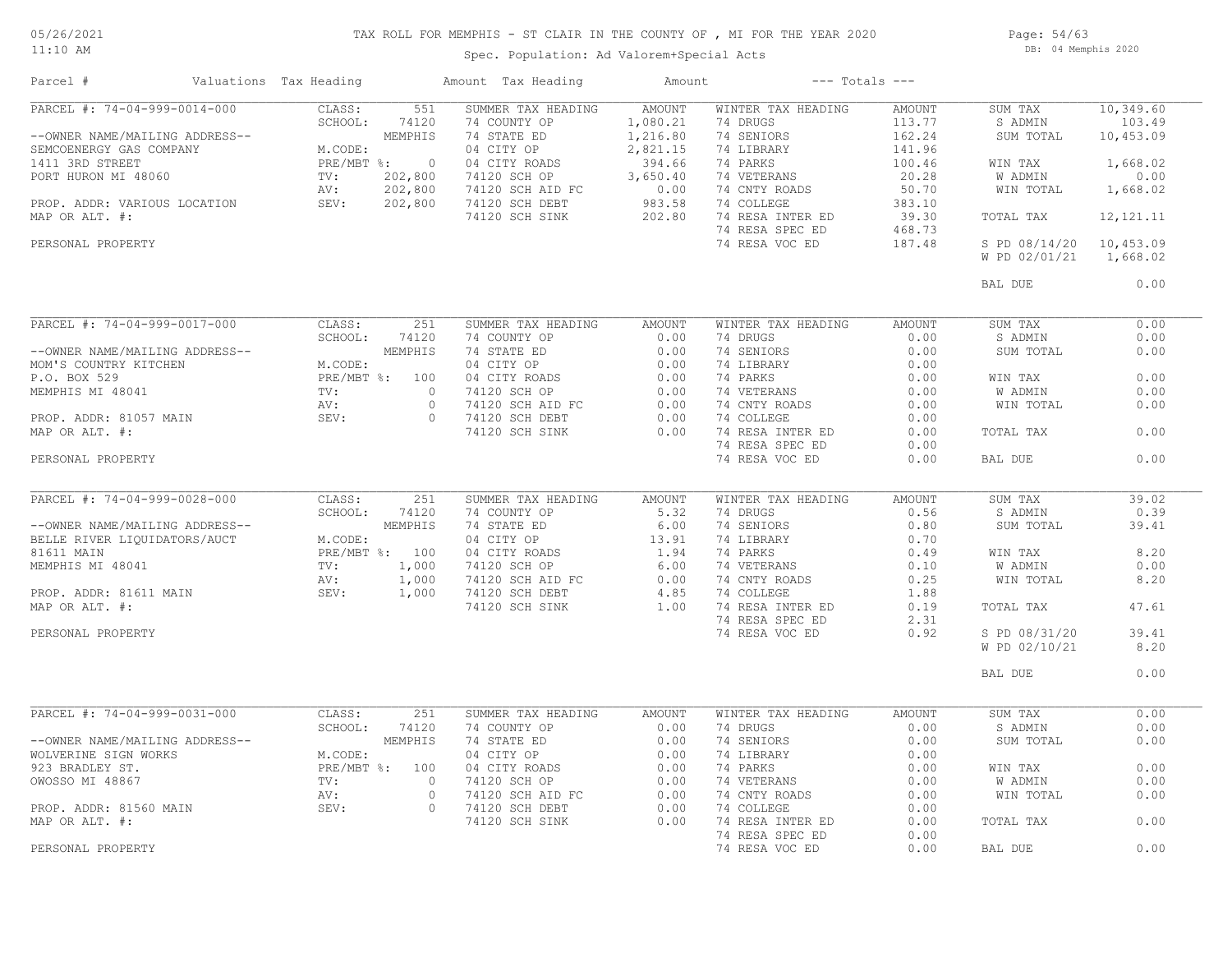# TAX ROLL FOR MEMPHIS - ST CLAIR IN THE COUNTY OF , MI FOR THE YEAR 2020

Spec. Population: Ad Valorem+Special Acts

| Parcel # | Valuations | Tax Heading | Amount | Tax Heading | Amount | --- Totals --- | |
|---|---|---|---|---|---|---|---|

## PARCEL #: 74-04-999-0014-000

| | | | | | | | |
|---|---|---|---|---|---|---|---|
| PARCEL #: 74-04-999-0014-000 | CLASS: 551 | SUMMER TAX HEADING | AMOUNT | WINTER TAX HEADING | AMOUNT | SUM TAX | 10,349.60 |
| | SCHOOL: 74120 | 74 COUNTY OP | 1,080.21 | 74 DRUGS | 113.77 | S ADMIN | 103.49 |
| --OWNER NAME/MAILING ADDRESS-- | MEMPHIS | 74 STATE ED | 1,216.80 | 74 SENIORS | 162.24 | SUM TOTAL | 10,453.09 |
| SEMCOENERGY GAS COMPANY | M.CODE: | 04 CITY OP | 2,821.15 | 74 LIBRARY | 141.96 | | |
| 1411 3RD STREET | PRE/MBT %: 0 | 04 CITY ROADS | 394.66 | 74 PARKS | 100.46 | WIN TAX | 1,668.02 |
| PORT HURON MI 48060 | TV: 202,800 | 74120 SCH OP | 3,650.40 | 74 VETERANS | 20.28 | W ADMIN | 0.00 |
| | AV: 202,800 | 74120 SCH AID FC | 0.00 | 74 CNTY ROADS | 50.70 | WIN TOTAL | 1,668.02 |
| PROP. ADDR: VARIOUS LOCATION | SEV: 202,800 | 74120 SCH DEBT | 983.58 | 74 COLLEGE | 383.10 | | |
| MAP OR ALT. #: | | 74120 SCH SINK | 202.80 | 74 RESA INTER ED | 39.30 | TOTAL TAX | 12,121.11 |
| | | | | 74 RESA SPEC ED | 468.73 | | |
| PERSONAL PROPERTY | | | | 74 RESA VOC ED | 187.48 | S PD 08/14/20 | 10,453.09 |
| | | | | | | W PD 02/01/21 | 1,668.02 |
| | | | | | | BAL DUE | 0.00 |

## PARCEL #: 74-04-999-0017-000

| | | | | | | | |
|---|---|---|---|---|---|---|---|
| PARCEL #: 74-04-999-0017-000 | CLASS: 251 | SUMMER TAX HEADING | AMOUNT | WINTER TAX HEADING | AMOUNT | SUM TAX | 0.00 |
| | SCHOOL: 74120 | 74 COUNTY OP | 0.00 | 74 DRUGS | 0.00 | S ADMIN | 0.00 |
| --OWNER NAME/MAILING ADDRESS-- | MEMPHIS | 74 STATE ED | 0.00 | 74 SENIORS | 0.00 | SUM TOTAL | 0.00 |
| MOM'S COUNTRY KITCHEN | M.CODE: | 04 CITY OP | 0.00 | 74 LIBRARY | 0.00 | | |
| P.O. BOX 529 | PRE/MBT %: 100 | 04 CITY ROADS | 0.00 | 74 PARKS | 0.00 | WIN TAX | 0.00 |
| MEMPHIS MI 48041 | TV: 0 | 74120 SCH OP | 0.00 | 74 VETERANS | 0.00 | W ADMIN | 0.00 |
| | AV: 0 | 74120 SCH AID FC | 0.00 | 74 CNTY ROADS | 0.00 | WIN TOTAL | 0.00 |
| PROP. ADDR: 81057 MAIN | SEV: 0 | 74120 SCH DEBT | 0.00 | 74 COLLEGE | 0.00 | | |
| MAP OR ALT. #: | | 74120 SCH SINK | 0.00 | 74 RESA INTER ED | 0.00 | TOTAL TAX | 0.00 |
| | | | | 74 RESA SPEC ED | 0.00 | | |
| PERSONAL PROPERTY | | | | 74 RESA VOC ED | 0.00 | BAL DUE | 0.00 |

## PARCEL #: 74-04-999-0028-000

| | | | | | | | |
|---|---|---|---|---|---|---|---|
| PARCEL #: 74-04-999-0028-000 | CLASS: 251 | SUMMER TAX HEADING | AMOUNT | WINTER TAX HEADING | AMOUNT | SUM TAX | 39.02 |
| | SCHOOL: 74120 | 74 COUNTY OP | 5.32 | 74 DRUGS | 0.56 | S ADMIN | 0.39 |
| --OWNER NAME/MAILING ADDRESS-- | MEMPHIS | 74 STATE ED | 6.00 | 74 SENIORS | 0.80 | SUM TOTAL | 39.41 |
| BELLE RIVER LIQUIDATORS/AUCT | M.CODE: | 04 CITY OP | 13.91 | 74 LIBRARY | 0.70 | | |
| 81611 MAIN | PRE/MBT %: 100 | 04 CITY ROADS | 1.94 | 74 PARKS | 0.49 | WIN TAX | 8.20 |
| MEMPHIS MI 48041 | TV: 1,000 | 74120 SCH OP | 6.00 | 74 VETERANS | 0.10 | W ADMIN | 0.00 |
| | AV: 1,000 | 74120 SCH AID FC | 0.00 | 74 CNTY ROADS | 0.25 | WIN TOTAL | 8.20 |
| PROP. ADDR: 81611 MAIN | SEV: 1,000 | 74120 SCH DEBT | 4.85 | 74 COLLEGE | 1.88 | | |
| MAP OR ALT. #: | | 74120 SCH SINK | 1.00 | 74 RESA INTER ED | 0.19 | TOTAL TAX | 47.61 |
| | | | | 74 RESA SPEC ED | 2.31 | | |
| PERSONAL PROPERTY | | | | 74 RESA VOC ED | 0.92 | S PD 08/31/20 | 39.41 |
| | | | | | | W PD 02/10/21 | 8.20 |
| | | | | | | BAL DUE | 0.00 |

## PARCEL #: 74-04-999-0031-000

| | | | | | | | |
|---|---|---|---|---|---|---|---|
| PARCEL #: 74-04-999-0031-000 | CLASS: 251 | SUMMER TAX HEADING | AMOUNT | WINTER TAX HEADING | AMOUNT | SUM TAX | 0.00 |
| | SCHOOL: 74120 | 74 COUNTY OP | 0.00 | 74 DRUGS | 0.00 | S ADMIN | 0.00 |
| --OWNER NAME/MAILING ADDRESS-- | MEMPHIS | 74 STATE ED | 0.00 | 74 SENIORS | 0.00 | SUM TOTAL | 0.00 |
| WOLVERINE SIGN WORKS | M.CODE: | 04 CITY OP | 0.00 | 74 LIBRARY | 0.00 | | |
| 923 BRADLEY ST. | PRE/MBT %: 100 | 04 CITY ROADS | 0.00 | 74 PARKS | 0.00 | WIN TAX | 0.00 |
| OWOSSO MI 48867 | TV: 0 | 74120 SCH OP | 0.00 | 74 VETERANS | 0.00 | W ADMIN | 0.00 |
| | AV: 0 | 74120 SCH AID FC | 0.00 | 74 CNTY ROADS | 0.00 | WIN TOTAL | 0.00 |
| PROP. ADDR: 81560 MAIN | SEV: 0 | 74120 SCH DEBT | 0.00 | 74 COLLEGE | 0.00 | | |
| MAP OR ALT. #: | | 74120 SCH SINK | 0.00 | 74 RESA INTER ED | 0.00 | TOTAL TAX | 0.00 |
| | | | | 74 RESA SPEC ED | 0.00 | | |
| PERSONAL PROPERTY | | | | 74 RESA VOC ED | 0.00 | BAL DUE | 0.00 |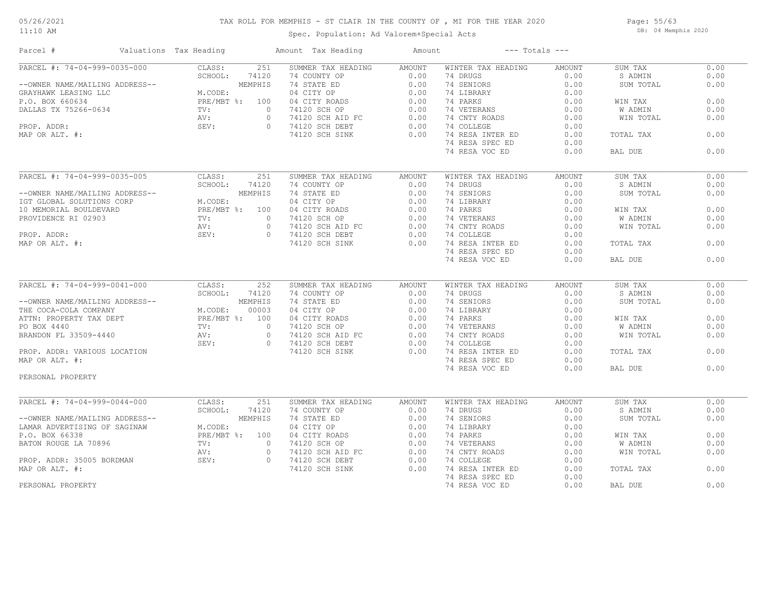# TAX ROLL FOR MEMPHIS - ST CLAIR IN THE COUNTY OF , MI FOR THE YEAR 2020

Spec. Population: Ad Valorem+Special Acts

| Parcel # | Valuations | Tax Heading | Amount | Tax Heading | Amount | --- Totals --- | |
|---|---|---|---|---|---|---|---|
| PARCEL #: 74-04-999-0035-000 | CLASS: 251 | SUMMER TAX HEADING | AMOUNT | WINTER TAX HEADING | AMOUNT | SUM TAX | 0.00 |
| | SCHOOL: 74120 | 74 COUNTY OP | 0.00 | 74 DRUGS | 0.00 | S ADMIN | 0.00 |
| --OWNER NAME/MAILING ADDRESS-- | MEMPHIS | 74 STATE ED | 0.00 | 74 SENIORS | 0.00 | SUM TOTAL | 0.00 |
| GRAYHAWK LEASING LLC | M.CODE: | 04 CITY OP | 0.00 | 74 LIBRARY | 0.00 | | |
| P.O. BOX 660634 | PRE/MBT %: 100 | 04 CITY ROADS | 0.00 | 74 PARKS | 0.00 | WIN TAX | 0.00 |
| DALLAS TX 75266-0634 | TV: 0 | 74120 SCH OP | 0.00 | 74 VETERANS | 0.00 | W ADMIN | 0.00 |
| | AV: 0 | 74120 SCH AID FC | 0.00 | 74 CNTY ROADS | 0.00 | WIN TOTAL | 0.00 |
| PROP. ADDR: | SEV: 0 | 74120 SCH DEBT | 0.00 | 74 COLLEGE | 0.00 | | |
| MAP OR ALT. #: | | 74120 SCH SINK | 0.00 | 74 RESA INTER ED | 0.00 | TOTAL TAX | 0.00 |
| | | | | 74 RESA SPEC ED | 0.00 | | |
| | | | | 74 RESA VOC ED | 0.00 | BAL DUE | 0.00 |

| Parcel # | Valuations | Tax Heading | Amount | Tax Heading | Amount | --- Totals --- | |
|---|---|---|---|---|---|---|---|
| PARCEL #: 74-04-999-0035-005 | CLASS: 251 | SUMMER TAX HEADING | AMOUNT | WINTER TAX HEADING | AMOUNT | SUM TAX | 0.00 |
| | SCHOOL: 74120 | 74 COUNTY OP | 0.00 | 74 DRUGS | 0.00 | S ADMIN | 0.00 |
| --OWNER NAME/MAILING ADDRESS-- | MEMPHIS | 74 STATE ED | 0.00 | 74 SENIORS | 0.00 | SUM TOTAL | 0.00 |
| IGT GLOBAL SOLUTIONS CORP | M.CODE: | 04 CITY OP | 0.00 | 74 LIBRARY | 0.00 | | |
| 10 MEMORIAL BOULDEVARD | PRE/MBT %: 100 | 04 CITY ROADS | 0.00 | 74 PARKS | 0.00 | WIN TAX | 0.00 |
| PROVIDENCE RI 02903 | TV: 0 | 74120 SCH OP | 0.00 | 74 VETERANS | 0.00 | W ADMIN | 0.00 |
| | AV: 0 | 74120 SCH AID FC | 0.00 | 74 CNTY ROADS | 0.00 | WIN TOTAL | 0.00 |
| PROP. ADDR: | SEV: 0 | 74120 SCH DEBT | 0.00 | 74 COLLEGE | 0.00 | | |
| MAP OR ALT. #: | | 74120 SCH SINK | 0.00 | 74 RESA INTER ED | 0.00 | TOTAL TAX | 0.00 |
| | | | | 74 RESA SPEC ED | 0.00 | | |
| | | | | 74 RESA VOC ED | 0.00 | BAL DUE | 0.00 |

| Parcel # | Valuations | Tax Heading | Amount | Tax Heading | Amount | --- Totals --- | |
|---|---|---|---|---|---|---|---|
| PARCEL #: 74-04-999-0041-000 | CLASS: 252 | SUMMER TAX HEADING | AMOUNT | WINTER TAX HEADING | AMOUNT | SUM TAX | 0.00 |
| | SCHOOL: 74120 | 74 COUNTY OP | 0.00 | 74 DRUGS | 0.00 | S ADMIN | 0.00 |
| --OWNER NAME/MAILING ADDRESS-- | MEMPHIS | 74 STATE ED | 0.00 | 74 SENIORS | 0.00 | SUM TOTAL | 0.00 |
| THE COCA-COLA COMPANY | M.CODE: 00003 | 04 CITY OP | 0.00 | 74 LIBRARY | 0.00 | | |
| ATTN: PROPERTY TAX DEPT | PRE/MBT %: 100 | 04 CITY ROADS | 0.00 | 74 PARKS | 0.00 | WIN TAX | 0.00 |
| PO BOX 4440 | TV: 0 | 74120 SCH OP | 0.00 | 74 VETERANS | 0.00 | W ADMIN | 0.00 |
| BRANDON FL 33509-4440 | AV: 0 | 74120 SCH AID FC | 0.00 | 74 CNTY ROADS | 0.00 | WIN TOTAL | 0.00 |
| | SEV: 0 | 74120 SCH DEBT | 0.00 | 74 COLLEGE | 0.00 | | |
| PROP. ADDR: VARIOUS LOCATION | | 74120 SCH SINK | 0.00 | 74 RESA INTER ED | 0.00 | TOTAL TAX | 0.00 |
| MAP OR ALT. #: | | | | 74 RESA SPEC ED | 0.00 | | |
| | | | | 74 RESA VOC ED | 0.00 | BAL DUE | 0.00 |
| PERSONAL PROPERTY | | | | | | | |

| Parcel # | Valuations | Tax Heading | Amount | Tax Heading | Amount | --- Totals --- | |
|---|---|---|---|---|---|---|---|
| PARCEL #: 74-04-999-0044-000 | CLASS: 251 | SUMMER TAX HEADING | AMOUNT | WINTER TAX HEADING | AMOUNT | SUM TAX | 0.00 |
| | SCHOOL: 74120 | 74 COUNTY OP | 0.00 | 74 DRUGS | 0.00 | S ADMIN | 0.00 |
| --OWNER NAME/MAILING ADDRESS-- | MEMPHIS | 74 STATE ED | 0.00 | 74 SENIORS | 0.00 | SUM TOTAL | 0.00 |
| LAMAR ADVERTISING OF SAGINAW | M.CODE: | 04 CITY OP | 0.00 | 74 LIBRARY | 0.00 | | |
| P.O. BOX 66338 | PRE/MBT %: 100 | 04 CITY ROADS | 0.00 | 74 PARKS | 0.00 | WIN TAX | 0.00 |
| BATON ROUGE LA 70896 | TV: 0 | 74120 SCH OP | 0.00 | 74 VETERANS | 0.00 | W ADMIN | 0.00 |
| | AV: 0 | 74120 SCH AID FC | 0.00 | 74 CNTY ROADS | 0.00 | WIN TOTAL | 0.00 |
| PROP. ADDR: 35005 BORDMAN | SEV: 0 | 74120 SCH DEBT | 0.00 | 74 COLLEGE | 0.00 | | |
| MAP OR ALT. #: | | 74120 SCH SINK | 0.00 | 74 RESA INTER ED | 0.00 | TOTAL TAX | 0.00 |
| | | | | 74 RESA SPEC ED | 0.00 | | |
| PERSONAL PROPERTY | | | | 74 RESA VOC ED | 0.00 | BAL DUE | 0.00 |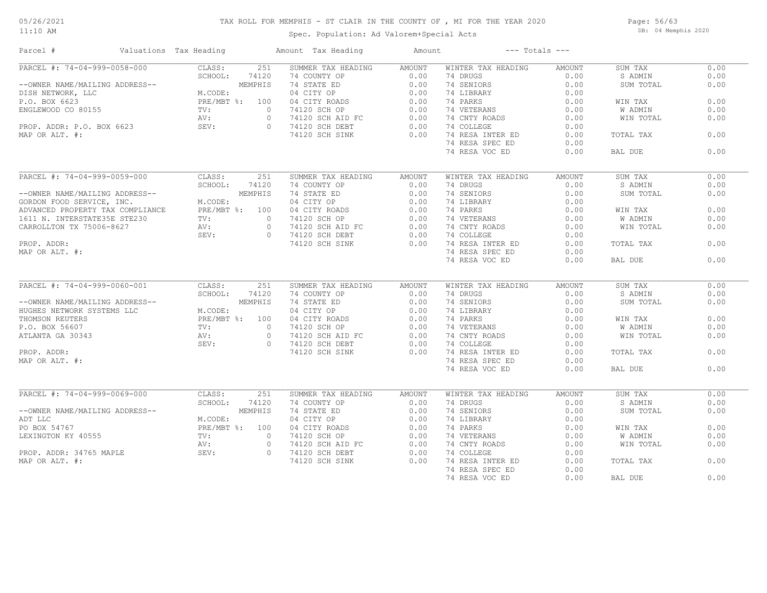# TAX ROLL FOR MEMPHIS - ST CLAIR IN THE COUNTY OF , MI FOR THE YEAR 2020

Spec. Population: Ad Valorem+Special Acts

| Parcel # | Valuations | Tax Heading | Amount | Tax Heading | Amount | --- Totals --- | |
|---|---|---|---|---|---|---|---|
| PARCEL #: 74-04-999-0058-000 | CLASS: 251 | SUMMER TAX HEADING | AMOUNT | WINTER TAX HEADING | AMOUNT | SUM TAX | 0.00 |
| | SCHOOL: 74120 | 74 COUNTY OP | 0.00 | 74 DRUGS | 0.00 | S ADMIN | 0.00 |
| --OWNER NAME/MAILING ADDRESS-- | MEMPHIS | 74 STATE ED | 0.00 | 74 SENIORS | 0.00 | SUM TOTAL | 0.00 |
| DISH NETWORK, LLC | M.CODE: | 04 CITY OP | 0.00 | 74 LIBRARY | 0.00 | | |
| P.O. BOX 6623 | PRE/MBT %: 100 | 04 CITY ROADS | 0.00 | 74 PARKS | 0.00 | WIN TAX | 0.00 |
| ENGLEWOOD CO 80155 | TV: 0 | 74120 SCH OP | 0.00 | 74 VETERANS | 0.00 | W ADMIN | 0.00 |
| | AV: 0 | 74120 SCH AID FC | 0.00 | 74 CNTY ROADS | 0.00 | WIN TOTAL | 0.00 |
| PROP. ADDR: P.O. BOX 6623 | SEV: 0 | 74120 SCH DEBT | 0.00 | 74 COLLEGE | 0.00 | | |
| MAP OR ALT. #: | | 74120 SCH SINK | 0.00 | 74 RESA INTER ED | 0.00 | TOTAL TAX | 0.00 |
| | | | | 74 RESA SPEC ED | 0.00 | | |
| | | | | 74 RESA VOC ED | 0.00 | BAL DUE | 0.00 |
| PARCEL #: 74-04-999-0059-000 | CLASS: 251 | SUMMER TAX HEADING | AMOUNT | WINTER TAX HEADING | AMOUNT | SUM TAX | 0.00 |
| | SCHOOL: 74120 | 74 COUNTY OP | 0.00 | 74 DRUGS | 0.00 | S ADMIN | 0.00 |
| --OWNER NAME/MAILING ADDRESS-- | MEMPHIS | 74 STATE ED | 0.00 | 74 SENIORS | 0.00 | SUM TOTAL | 0.00 |
| GORDON FOOD SERVICE, INC. | M.CODE: | 04 CITY OP | 0.00 | 74 LIBRARY | 0.00 | | |
| ADVANCED PROPERTY TAX COMPLIANCE | PRE/MBT %: 100 | 04 CITY ROADS | 0.00 | 74 PARKS | 0.00 | WIN TAX | 0.00 |
| 1611 N. INTERSTATE35E STE230 | TV: 0 | 74120 SCH OP | 0.00 | 74 VETERANS | 0.00 | W ADMIN | 0.00 |
| CARROLLTON TX 75006-8627 | AV: 0 | 74120 SCH AID FC | 0.00 | 74 CNTY ROADS | 0.00 | WIN TOTAL | 0.00 |
| | SEV: 0 | 74120 SCH DEBT | 0.00 | 74 COLLEGE | 0.00 | | |
| PROP. ADDR: | | 74120 SCH SINK | 0.00 | 74 RESA INTER ED | 0.00 | TOTAL TAX | 0.00 |
| MAP OR ALT. #: | | | | 74 RESA SPEC ED | 0.00 | | |
| | | | | 74 RESA VOC ED | 0.00 | BAL DUE | 0.00 |
| PARCEL #: 74-04-999-0060-001 | CLASS: 251 | SUMMER TAX HEADING | AMOUNT | WINTER TAX HEADING | AMOUNT | SUM TAX | 0.00 |
| | SCHOOL: 74120 | 74 COUNTY OP | 0.00 | 74 DRUGS | 0.00 | S ADMIN | 0.00 |
| --OWNER NAME/MAILING ADDRESS-- | MEMPHIS | 74 STATE ED | 0.00 | 74 SENIORS | 0.00 | SUM TOTAL | 0.00 |
| HUGHES NETWORK SYSTEMS LLC | M.CODE: | 04 CITY OP | 0.00 | 74 LIBRARY | 0.00 | | |
| THOMSON REUTERS | PRE/MBT %: 100 | 04 CITY ROADS | 0.00 | 74 PARKS | 0.00 | WIN TAX | 0.00 |
| P.O. BOX 56607 | TV: 0 | 74120 SCH OP | 0.00 | 74 VETERANS | 0.00 | W ADMIN | 0.00 |
| ATLANTA GA 30343 | AV: 0 | 74120 SCH AID FC | 0.00 | 74 CNTY ROADS | 0.00 | WIN TOTAL | 0.00 |
| | SEV: 0 | 74120 SCH DEBT | 0.00 | 74 COLLEGE | 0.00 | | |
| PROP. ADDR: | | 74120 SCH SINK | 0.00 | 74 RESA INTER ED | 0.00 | TOTAL TAX | 0.00 |
| MAP OR ALT. #: | | | | 74 RESA SPEC ED | 0.00 | | |
| | | | | 74 RESA VOC ED | 0.00 | BAL DUE | 0.00 |
| PARCEL #: 74-04-999-0069-000 | CLASS: 251 | SUMMER TAX HEADING | AMOUNT | WINTER TAX HEADING | AMOUNT | SUM TAX | 0.00 |
| | SCHOOL: 74120 | 74 COUNTY OP | 0.00 | 74 DRUGS | 0.00 | S ADMIN | 0.00 |
| --OWNER NAME/MAILING ADDRESS-- | MEMPHIS | 74 STATE ED | 0.00 | 74 SENIORS | 0.00 | SUM TOTAL | 0.00 |
| ADT LLC | M.CODE: | 04 CITY OP | 0.00 | 74 LIBRARY | 0.00 | | |
| PO BOX 54767 | PRE/MBT %: 100 | 04 CITY ROADS | 0.00 | 74 PARKS | 0.00 | WIN TAX | 0.00 |
| LEXINGTON KY 40555 | TV: 0 | 74120 SCH OP | 0.00 | 74 VETERANS | 0.00 | W ADMIN | 0.00 |
| | AV: 0 | 74120 SCH AID FC | 0.00 | 74 CNTY ROADS | 0.00 | WIN TOTAL | 0.00 |
| PROP. ADDR: 34765 MAPLE | SEV: 0 | 74120 SCH DEBT | 0.00 | 74 COLLEGE | 0.00 | | |
| MAP OR ALT. #: | | 74120 SCH SINK | 0.00 | 74 RESA INTER ED | 0.00 | TOTAL TAX | 0.00 |
| | | | | 74 RESA SPEC ED | 0.00 | | |
| | | | | 74 RESA VOC ED | 0.00 | BAL DUE | 0.00 |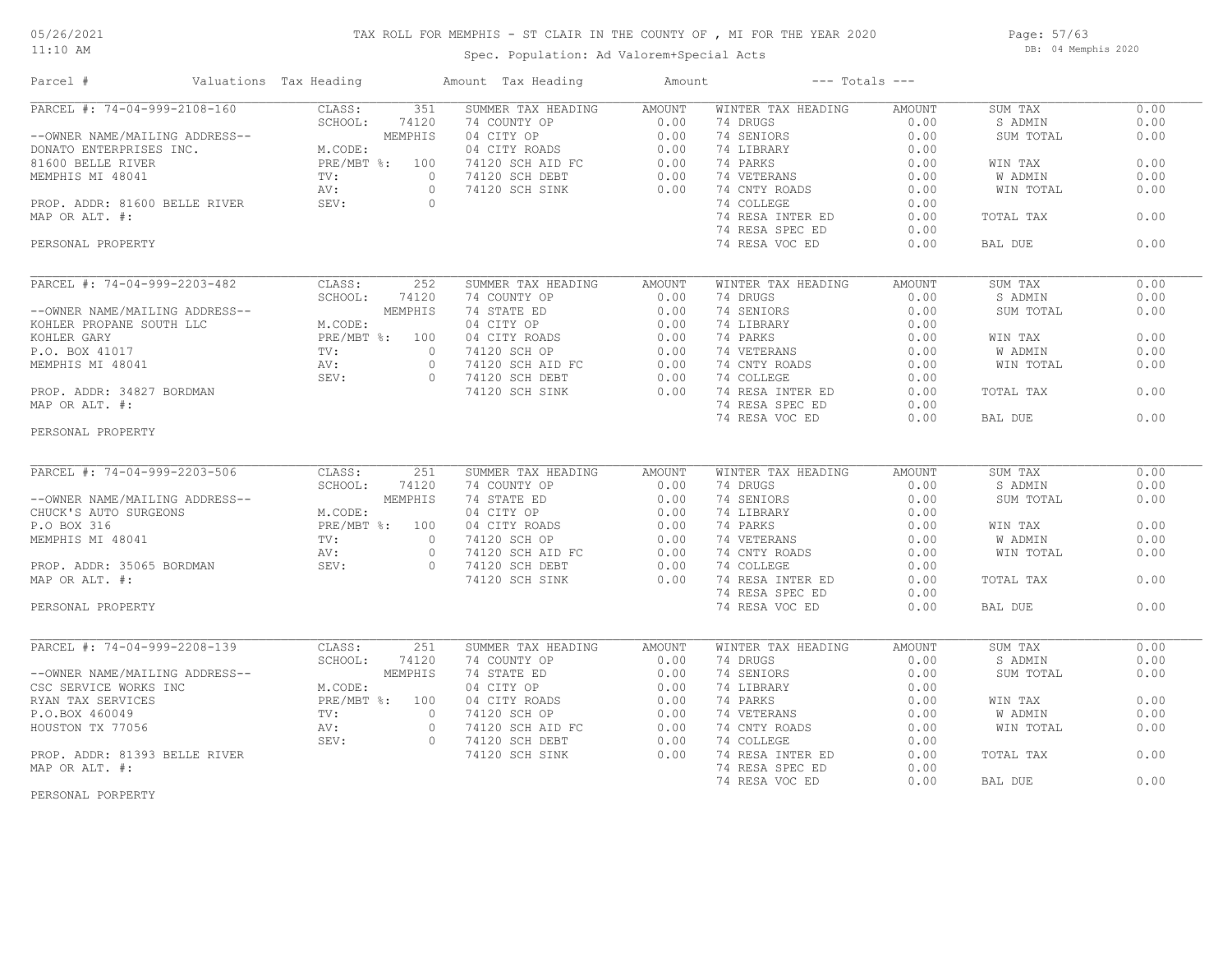# TAX ROLL FOR MEMPHIS - ST CLAIR IN THE COUNTY OF , MI FOR THE YEAR 2020

05/26/2021
11:10 AM

Spec. Population: Ad Valorem+Special Acts

DB: 04 Memphis 2020

| Parcel # | Valuations | Tax Heading | Amount | Tax Heading | Amount | --- Totals --- | |
|---|---|---|---|---|---|---|---|

## PARCEL #: 74-04-999-2108-160

| Owner / Address | Valuations | | Summer Tax Heading | Amount | Winter Tax Heading | Amount | Totals | |
|---|---|---|---|---|---|---|---|---|
| --OWNER NAME/MAILING ADDRESS-- | CLASS: | 351 | SUMMER TAX HEADING | AMOUNT | WINTER TAX HEADING | AMOUNT | SUM TAX | 0.00 |
| DONATO ENTERPRISES INC. | SCHOOL: | 74120 | 74 COUNTY OP | 0.00 | 74 DRUGS | 0.00 | S ADMIN | 0.00 |
| 81600 BELLE RIVER | | MEMPHIS | 04 CITY OP | 0.00 | 74 SENIORS | 0.00 | SUM TOTAL | 0.00 |
| MEMPHIS MI 48041 | M.CODE: | | 04 CITY ROADS | 0.00 | 74 LIBRARY | 0.00 | | |
| | PRE/MBT %: | 100 | 74120 SCH AID FC | 0.00 | 74 PARKS | 0.00 | WIN TAX | 0.00 |
| PROP. ADDR: 81600 BELLE RIVER | TV: | 0 | 74120 SCH DEBT | 0.00 | 74 VETERANS | 0.00 | W ADMIN | 0.00 |
| MAP OR ALT. #: | AV: | 0 | 74120 SCH SINK | 0.00 | 74 CNTY ROADS | 0.00 | WIN TOTAL | 0.00 |
| | SEV: | 0 | | | 74 COLLEGE | 0.00 | | |
| PERSONAL PROPERTY | | | | | 74 RESA INTER ED | 0.00 | TOTAL TAX | 0.00 |
| | | | | | 74 RESA SPEC ED | 0.00 | | |
| | | | | | 74 RESA VOC ED | 0.00 | BAL DUE | 0.00 |

## PARCEL #: 74-04-999-2203-482

| Owner / Address | Valuations | | Summer Tax Heading | Amount | Winter Tax Heading | Amount | Totals | |
|---|---|---|---|---|---|---|---|---|
| --OWNER NAME/MAILING ADDRESS-- | CLASS: | 252 | SUMMER TAX HEADING | AMOUNT | WINTER TAX HEADING | AMOUNT | SUM TAX | 0.00 |
| KOHLER PROPANE SOUTH LLC | SCHOOL: | 74120 | 74 COUNTY OP | 0.00 | 74 DRUGS | 0.00 | S ADMIN | 0.00 |
| KOHLER GARY | | MEMPHIS | 74 STATE ED | 0.00 | 74 SENIORS | 0.00 | SUM TOTAL | 0.00 |
| P.O. BOX 41017 | M.CODE: | | 04 CITY OP | 0.00 | 74 LIBRARY | 0.00 | | |
| MEMPHIS MI 48041 | PRE/MBT %: | 100 | 04 CITY ROADS | 0.00 | 74 PARKS | 0.00 | WIN TAX | 0.00 |
| | TV: | 0 | 74120 SCH OP | 0.00 | 74 VETERANS | 0.00 | W ADMIN | 0.00 |
| PROP. ADDR: 34827 BORDMAN | AV: | 0 | 74120 SCH AID FC | 0.00 | 74 CNTY ROADS | 0.00 | WIN TOTAL | 0.00 |
| MAP OR ALT. #: | SEV: | 0 | 74120 SCH DEBT | 0.00 | 74 COLLEGE | 0.00 | | |
| | | | 74120 SCH SINK | 0.00 | 74 RESA INTER ED | 0.00 | TOTAL TAX | 0.00 |
| PERSONAL PROPERTY | | | | | 74 RESA SPEC ED | 0.00 | | |
| | | | | | 74 RESA VOC ED | 0.00 | BAL DUE | 0.00 |

## PARCEL #: 74-04-999-2203-506

| Owner / Address | Valuations | | Summer Tax Heading | Amount | Winter Tax Heading | Amount | Totals | |
|---|---|---|---|---|---|---|---|---|
| --OWNER NAME/MAILING ADDRESS-- | CLASS: | 251 | SUMMER TAX HEADING | AMOUNT | WINTER TAX HEADING | AMOUNT | SUM TAX | 0.00 |
| CHUCK'S AUTO SURGEONS | SCHOOL: | 74120 | 74 COUNTY OP | 0.00 | 74 DRUGS | 0.00 | S ADMIN | 0.00 |
| P.O BOX 316 | | MEMPHIS | 74 STATE ED | 0.00 | 74 SENIORS | 0.00 | SUM TOTAL | 0.00 |
| MEMPHIS MI 48041 | M.CODE: | | 04 CITY OP | 0.00 | 74 LIBRARY | 0.00 | | |
| | PRE/MBT %: | 100 | 04 CITY ROADS | 0.00 | 74 PARKS | 0.00 | WIN TAX | 0.00 |
| PROP. ADDR: 35065 BORDMAN | TV: | 0 | 74120 SCH OP | 0.00 | 74 VETERANS | 0.00 | W ADMIN | 0.00 |
| MAP OR ALT. #: | AV: | 0 | 74120 SCH AID FC | 0.00 | 74 CNTY ROADS | 0.00 | WIN TOTAL | 0.00 |
| | SEV: | 0 | 74120 SCH DEBT | 0.00 | 74 COLLEGE | 0.00 | | |
| PERSONAL PROPERTY | | | 74120 SCH SINK | 0.00 | 74 RESA INTER ED | 0.00 | TOTAL TAX | 0.00 |
| | | | | | 74 RESA SPEC ED | 0.00 | | |
| | | | | | 74 RESA VOC ED | 0.00 | BAL DUE | 0.00 |

## PARCEL #: 74-04-999-2208-139

| Owner / Address | Valuations | | Summer Tax Heading | Amount | Winter Tax Heading | Amount | Totals | |
|---|---|---|---|---|---|---|---|---|
| --OWNER NAME/MAILING ADDRESS-- | CLASS: | 251 | SUMMER TAX HEADING | AMOUNT | WINTER TAX HEADING | AMOUNT | SUM TAX | 0.00 |
| CSC SERVICE WORKS INC | SCHOOL: | 74120 | 74 COUNTY OP | 0.00 | 74 DRUGS | 0.00 | S ADMIN | 0.00 |
| RYAN TAX SERVICES | | MEMPHIS | 74 STATE ED | 0.00 | 74 SENIORS | 0.00 | SUM TOTAL | 0.00 |
| P.O.BOX 460049 | M.CODE: | | 04 CITY OP | 0.00 | 74 LIBRARY | 0.00 | | |
| HOUSTON TX 77056 | PRE/MBT %: | 100 | 04 CITY ROADS | 0.00 | 74 PARKS | 0.00 | WIN TAX | 0.00 |
| | TV: | 0 | 74120 SCH OP | 0.00 | 74 VETERANS | 0.00 | W ADMIN | 0.00 |
| PROP. ADDR: 81393 BELLE RIVER | AV: | 0 | 74120 SCH AID FC | 0.00 | 74 CNTY ROADS | 0.00 | WIN TOTAL | 0.00 |
| MAP OR ALT. #: | SEV: | 0 | 74120 SCH DEBT | 0.00 | 74 COLLEGE | 0.00 | | |
| | | | 74120 SCH SINK | 0.00 | 74 RESA INTER ED | 0.00 | TOTAL TAX | 0.00 |
| PERSONAL PORPERTY | | | | | 74 RESA SPEC ED | 0.00 | | |
| | | | | | 74 RESA VOC ED | 0.00 | BAL DUE | 0.00 |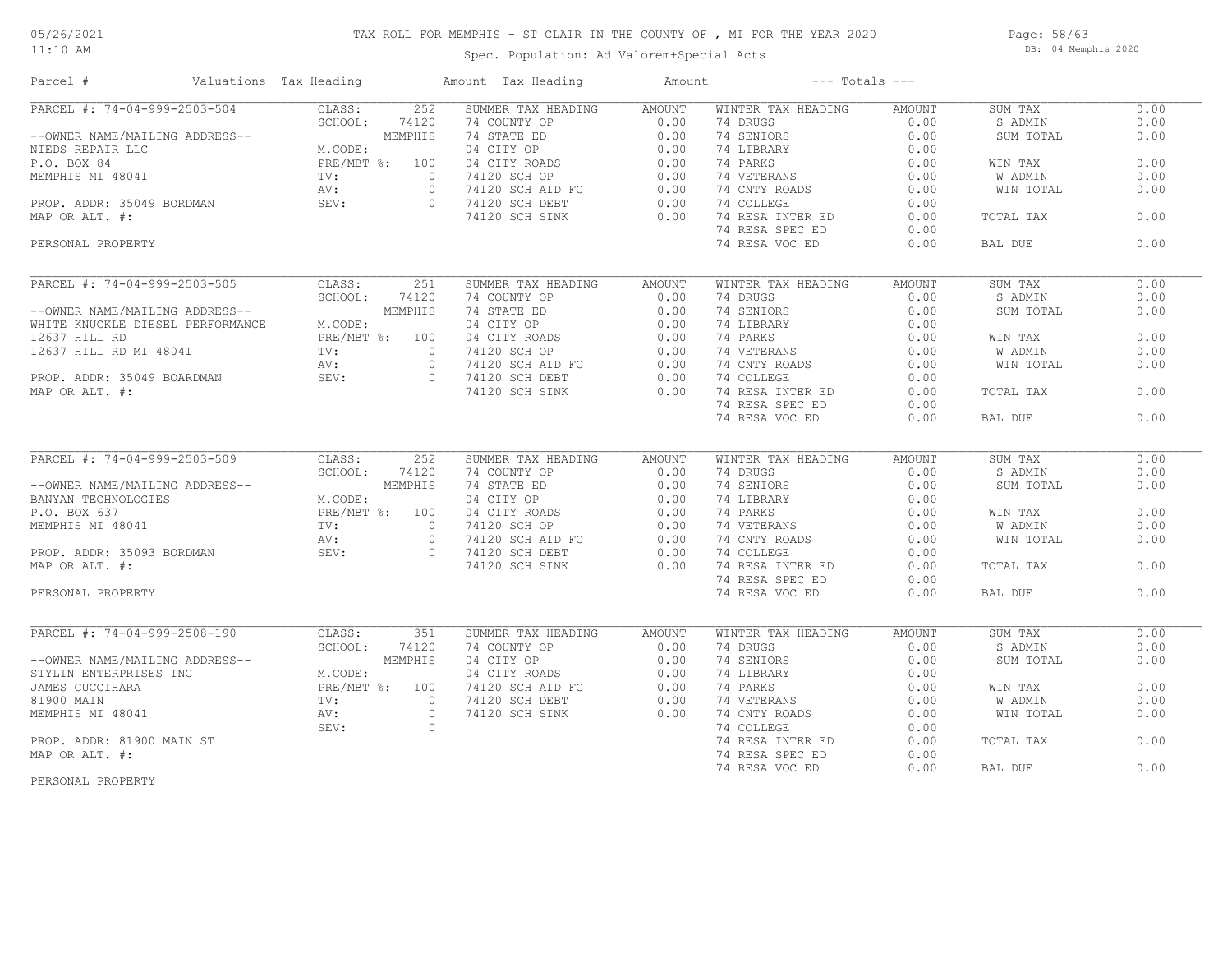# TAX ROLL FOR MEMPHIS - ST CLAIR IN THE COUNTY OF , MI FOR THE YEAR 2020

Spec. Population: Ad Valorem+Special Acts

05/26/2021
11:10 AM

DB: 04 Memphis 2020

| Parcel # | Valuations | Tax Heading | Amount | Tax Heading | Amount | --- Totals --- | |
|---|---|---|---|---|---|---|---|
| PARCEL #: 74-04-999-2503-504 | CLASS: 252 | SUMMER TAX HEADING | AMOUNT | WINTER TAX HEADING | AMOUNT | SUM TAX | 0.00 |
| | SCHOOL: 74120 | 74 COUNTY OP | 0.00 | 74 DRUGS | 0.00 | S ADMIN | 0.00 |
| --OWNER NAME/MAILING ADDRESS-- | MEMPHIS | 74 STATE ED | 0.00 | 74 SENIORS | 0.00 | SUM TOTAL | 0.00 |
| NIEDS REPAIR LLC | M.CODE: | 04 CITY OP | 0.00 | 74 LIBRARY | 0.00 | | |
| P.O. BOX 84 | PRE/MBT %: 100 | 04 CITY ROADS | 0.00 | 74 PARKS | 0.00 | WIN TAX | 0.00 |
| MEMPHIS MI 48041 | TV: 0 | 74120 SCH OP | 0.00 | 74 VETERANS | 0.00 | W ADMIN | 0.00 |
| | AV: 0 | 74120 SCH AID FC | 0.00 | 74 CNTY ROADS | 0.00 | WIN TOTAL | 0.00 |
| PROP. ADDR: 35049 BORDMAN | SEV: 0 | 74120 SCH DEBT | 0.00 | 74 COLLEGE | 0.00 | | |
| MAP OR ALT. #: | | 74120 SCH SINK | 0.00 | 74 RESA INTER ED | 0.00 | TOTAL TAX | 0.00 |
| | | | | 74 RESA SPEC ED | 0.00 | | |
| PERSONAL PROPERTY | | | | 74 RESA VOC ED | 0.00 | BAL DUE | 0.00 |
| PARCEL #: 74-04-999-2503-505 | CLASS: 251 | SUMMER TAX HEADING | AMOUNT | WINTER TAX HEADING | AMOUNT | SUM TAX | 0.00 |
| | SCHOOL: 74120 | 74 COUNTY OP | 0.00 | 74 DRUGS | 0.00 | S ADMIN | 0.00 |
| --OWNER NAME/MAILING ADDRESS-- | MEMPHIS | 74 STATE ED | 0.00 | 74 SENIORS | 0.00 | SUM TOTAL | 0.00 |
| WHITE KNUCKLE DIESEL PERFORMANCE | M.CODE: | 04 CITY OP | 0.00 | 74 LIBRARY | 0.00 | | |
| 12637 HILL RD | PRE/MBT %: 100 | 04 CITY ROADS | 0.00 | 74 PARKS | 0.00 | WIN TAX | 0.00 |
| 12637 HILL RD MI 48041 | TV: 0 | 74120 SCH OP | 0.00 | 74 VETERANS | 0.00 | W ADMIN | 0.00 |
| | AV: 0 | 74120 SCH AID FC | 0.00 | 74 CNTY ROADS | 0.00 | WIN TOTAL | 0.00 |
| PROP. ADDR: 35049 BOARDMAN | SEV: 0 | 74120 SCH DEBT | 0.00 | 74 COLLEGE | 0.00 | | |
| MAP OR ALT. #: | | 74120 SCH SINK | 0.00 | 74 RESA INTER ED | 0.00 | TOTAL TAX | 0.00 |
| | | | | 74 RESA SPEC ED | 0.00 | | |
| | | | | 74 RESA VOC ED | 0.00 | BAL DUE | 0.00 |
| PARCEL #: 74-04-999-2503-509 | CLASS: 252 | SUMMER TAX HEADING | AMOUNT | WINTER TAX HEADING | AMOUNT | SUM TAX | 0.00 |
| | SCHOOL: 74120 | 74 COUNTY OP | 0.00 | 74 DRUGS | 0.00 | S ADMIN | 0.00 |
| --OWNER NAME/MAILING ADDRESS-- | MEMPHIS | 74 STATE ED | 0.00 | 74 SENIORS | 0.00 | SUM TOTAL | 0.00 |
| BANYAN TECHNOLOGIES | M.CODE: | 04 CITY OP | 0.00 | 74 LIBRARY | 0.00 | | |
| P.O. BOX 637 | PRE/MBT %: 100 | 04 CITY ROADS | 0.00 | 74 PARKS | 0.00 | WIN TAX | 0.00 |
| MEMPHIS MI 48041 | TV: 0 | 74120 SCH OP | 0.00 | 74 VETERANS | 0.00 | W ADMIN | 0.00 |
| | AV: 0 | 74120 SCH AID FC | 0.00 | 74 CNTY ROADS | 0.00 | WIN TOTAL | 0.00 |
| PROP. ADDR: 35093 BORDMAN | SEV: 0 | 74120 SCH DEBT | 0.00 | 74 COLLEGE | 0.00 | | |
| MAP OR ALT. #: | | 74120 SCH SINK | 0.00 | 74 RESA INTER ED | 0.00 | TOTAL TAX | 0.00 |
| | | | | 74 RESA SPEC ED | 0.00 | | |
| PERSONAL PROPERTY | | | | 74 RESA VOC ED | 0.00 | BAL DUE | 0.00 |
| PARCEL #: 74-04-999-2508-190 | CLASS: 351 | SUMMER TAX HEADING | AMOUNT | WINTER TAX HEADING | AMOUNT | SUM TAX | 0.00 |
| | SCHOOL: 74120 | 74 COUNTY OP | 0.00 | 74 DRUGS | 0.00 | S ADMIN | 0.00 |
| --OWNER NAME/MAILING ADDRESS-- | MEMPHIS | 04 CITY OP | 0.00 | 74 SENIORS | 0.00 | SUM TOTAL | 0.00 |
| STYLIN ENTERPRISES INC | M.CODE: | 04 CITY ROADS | 0.00 | 74 LIBRARY | 0.00 | | |
| JAMES CUCCIHARA | PRE/MBT %: 100 | 74120 SCH AID FC | 0.00 | 74 PARKS | 0.00 | WIN TAX | 0.00 |
| 81900 MAIN | TV: 0 | 74120 SCH DEBT | 0.00 | 74 VETERANS | 0.00 | W ADMIN | 0.00 |
| MEMPHIS MI 48041 | AV: 0 | 74120 SCH SINK | 0.00 | 74 CNTY ROADS | 0.00 | WIN TOTAL | 0.00 |
| | SEV: 0 | | | 74 COLLEGE | 0.00 | | |
| PROP. ADDR: 81900 MAIN ST | | | | 74 RESA INTER ED | 0.00 | TOTAL TAX | 0.00 |
| MAP OR ALT. #: | | | | 74 RESA SPEC ED | 0.00 | | |
| | | | | 74 RESA VOC ED | 0.00 | BAL DUE | 0.00 |
| PERSONAL PROPERTY | | | | | | | |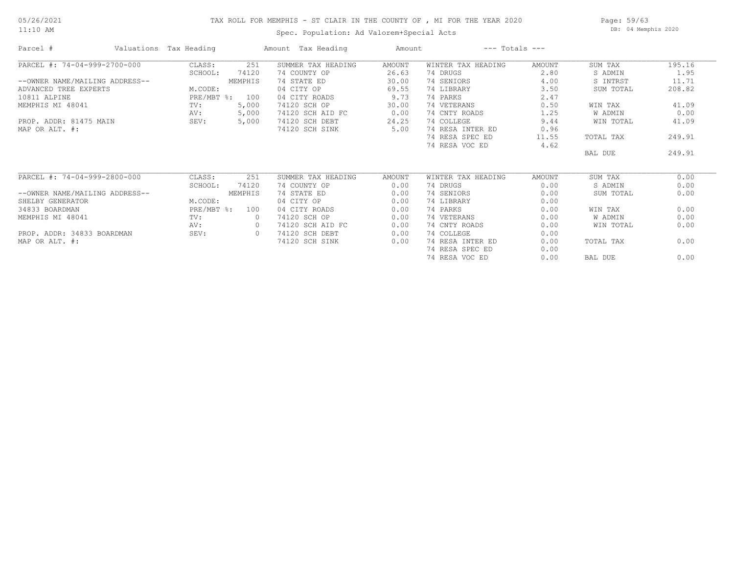05/26/2021
11:10 AM

TAX ROLL FOR MEMPHIS - ST CLAIR IN THE COUNTY OF , MI FOR THE YEAR 2020

Spec. Population: Ad Valorem+Special Acts

DB: 04 Memphis 2020

| Parcel # | Valuations | Tax Heading | Amount | Tax Heading | Amount | --- Totals --- | |
|---|---|---|---|---|---|---|---|
| PARCEL #: 74-04-999-2700-000 | CLASS: 251 | SUMMER TAX HEADING | AMOUNT | WINTER TAX HEADING | AMOUNT | SUM TAX | 195.16 |
| | SCHOOL: 74120 | 74 COUNTY OP | 26.63 | 74 DRUGS | 2.80 | S ADMIN | 1.95 |
| --OWNER NAME/MAILING ADDRESS-- | MEMPHIS | 74 STATE ED | 30.00 | 74 SENIORS | 4.00 | S INTRST | 11.71 |
| ADVANCED TREE EXPERTS | M.CODE: | 04 CITY OP | 69.55 | 74 LIBRARY | 3.50 | SUM TOTAL | 208.82 |
| 10811 ALPINE | PRE/MBT %: 100 | 04 CITY ROADS | 9.73 | 74 PARKS | 2.47 | | |
| MEMPHIS MI 48041 | TV: 5,000 | 74120 SCH OP | 30.00 | 74 VETERANS | 0.50 | WIN TAX | 41.09 |
| | AV: 5,000 | 74120 SCH AID FC | 0.00 | 74 CNTY ROADS | 1.25 | W ADMIN | 0.00 |
| PROP. ADDR: 81475 MAIN | SEV: 5,000 | 74120 SCH DEBT | 24.25 | 74 COLLEGE | 9.44 | WIN TOTAL | 41.09 |
| MAP OR ALT. #: | | 74120 SCH SINK | 5.00 | 74 RESA INTER ED | 0.96 | | |
| | | | | 74 RESA SPEC ED | 11.55 | TOTAL TAX | 249.91 |
| | | | | 74 RESA VOC ED | 4.62 | | |
| | | | | | | BAL DUE | 249.91 |

| Parcel # | Valuations | Tax Heading | Amount | Tax Heading | Amount | --- Totals --- | |
|---|---|---|---|---|---|---|---|
| PARCEL #: 74-04-999-2800-000 | CLASS: 251 | SUMMER TAX HEADING | AMOUNT | WINTER TAX HEADING | AMOUNT | SUM TAX | 0.00 |
| | SCHOOL: 74120 | 74 COUNTY OP | 0.00 | 74 DRUGS | 0.00 | S ADMIN | 0.00 |
| --OWNER NAME/MAILING ADDRESS-- | MEMPHIS | 74 STATE ED | 0.00 | 74 SENIORS | 0.00 | SUM TOTAL | 0.00 |
| SHELBY GENERATOR | M.CODE: | 04 CITY OP | 0.00 | 74 LIBRARY | 0.00 | | |
| 34833 BOARDMAN | PRE/MBT %: 100 | 04 CITY ROADS | 0.00 | 74 PARKS | 0.00 | WIN TAX | 0.00 |
| MEMPHIS MI 48041 | TV: 0 | 74120 SCH OP | 0.00 | 74 VETERANS | 0.00 | W ADMIN | 0.00 |
| | AV: 0 | 74120 SCH AID FC | 0.00 | 74 CNTY ROADS | 0.00 | WIN TOTAL | 0.00 |
| PROP. ADDR: 34833 BOARDMAN | SEV: 0 | 74120 SCH DEBT | 0.00 | 74 COLLEGE | 0.00 | | |
| MAP OR ALT. #: | | 74120 SCH SINK | 0.00 | 74 RESA INTER ED | 0.00 | TOTAL TAX | 0.00 |
| | | | | 74 RESA SPEC ED | 0.00 | | |
| | | | | 74 RESA VOC ED | 0.00 | BAL DUE | 0.00 |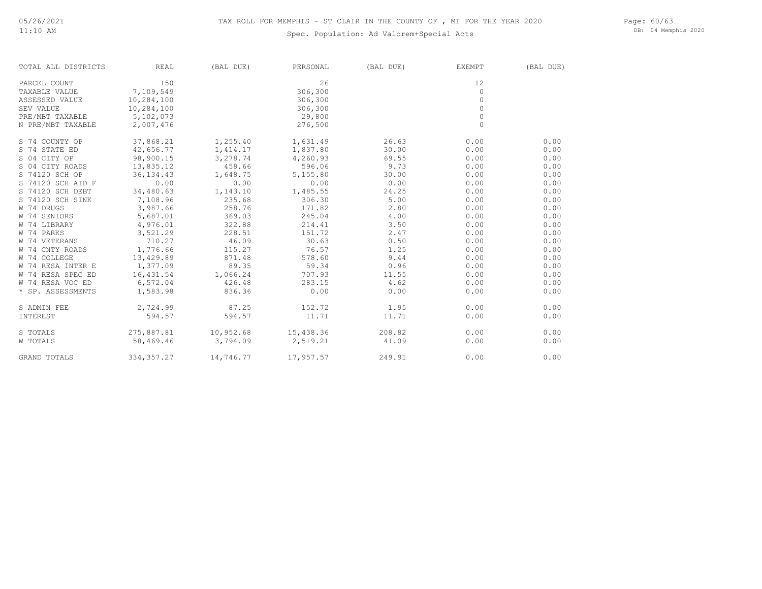# TAX ROLL FOR MEMPHIS - ST CLAIR IN THE COUNTY OF , MI FOR THE YEAR 2020

Spec. Population: Ad Valorem+Special Acts

| TOTAL ALL DISTRICTS | REAL | (BAL DUE) | PERSONAL | (BAL DUE) | EXEMPT | (BAL DUE) |
|---|---|---|---|---|---|---|
| PARCEL COUNT | 150 | | 26 | | 12 | |
| TAXABLE VALUE | 7,109,549 | | 306,300 | | 0 | |
| ASSESSED VALUE | 10,284,100 | | 306,300 | | 0 | |
| SEV VALUE | 10,284,100 | | 306,300 | | 0 | |
| PRE/MBT TAXABLE | 5,102,073 | | 29,800 | | 0 | |
| N PRE/MBT TAXABLE | 2,007,476 | | 276,500 | | 0 | |
| S 74 COUNTY OP | 37,868.21 | 1,255.40 | 1,631.49 | 26.63 | 0.00 | 0.00 |
| S 74 STATE ED | 42,656.77 | 1,414.17 | 1,837.80 | 30.00 | 0.00 | 0.00 |
| S 04 CITY OP | 98,900.15 | 3,278.74 | 4,260.93 | 69.55 | 0.00 | 0.00 |
| S 04 CITY ROADS | 13,835.12 | 458.66 | 596.06 | 9.73 | 0.00 | 0.00 |
| S 74120 SCH OP | 36,134.43 | 1,648.75 | 5,155.80 | 30.00 | 0.00 | 0.00 |
| S 74120 SCH AID F | 0.00 | 0.00 | 0.00 | 0.00 | 0.00 | 0.00 |
| S 74120 SCH DEBT | 34,480.63 | 1,143.10 | 1,485.55 | 24.25 | 0.00 | 0.00 |
| S 74120 SCH SINK | 7,108.96 | 235.68 | 306.30 | 5.00 | 0.00 | 0.00 |
| W 74 DRUGS | 3,987.66 | 258.76 | 171.82 | 2.80 | 0.00 | 0.00 |
| W 74 SENIORS | 5,687.01 | 369.03 | 245.04 | 4.00 | 0.00 | 0.00 |
| W 74 LIBRARY | 4,976.01 | 322.88 | 214.41 | 3.50 | 0.00 | 0.00 |
| W 74 PARKS | 3,521.29 | 228.51 | 151.72 | 2.47 | 0.00 | 0.00 |
| W 74 VETERANS | 710.27 | 46.09 | 30.63 | 0.50 | 0.00 | 0.00 |
| W 74 CNTY ROADS | 1,776.66 | 115.27 | 76.57 | 1.25 | 0.00 | 0.00 |
| W 74 COLLEGE | 13,429.89 | 871.48 | 578.60 | 9.44 | 0.00 | 0.00 |
| W 74 RESA INTER E | 1,377.09 | 89.35 | 59.34 | 0.96 | 0.00 | 0.00 |
| W 74 RESA SPEC ED | 16,431.54 | 1,066.24 | 707.93 | 11.55 | 0.00 | 0.00 |
| W 74 RESA VOC ED | 6,572.04 | 426.48 | 283.15 | 4.62 | 0.00 | 0.00 |
| * SP. ASSESSMENTS | 1,583.98 | 836.36 | 0.00 | 0.00 | 0.00 | 0.00 |
| S ADMIN FEE | 2,724.99 | 87.25 | 152.72 | 1.95 | 0.00 | 0.00 |
| INTEREST | 594.57 | 594.57 | 11.71 | 11.71 | 0.00 | 0.00 |
| S TOTALS | 275,887.81 | 10,952.68 | 15,438.36 | 208.82 | 0.00 | 0.00 |
| W TOTALS | 58,469.46 | 3,794.09 | 2,519.21 | 41.09 | 0.00 | 0.00 |
| GRAND TOTALS | 334,357.27 | 14,746.77 | 17,957.57 | 249.91 | 0.00 | 0.00 |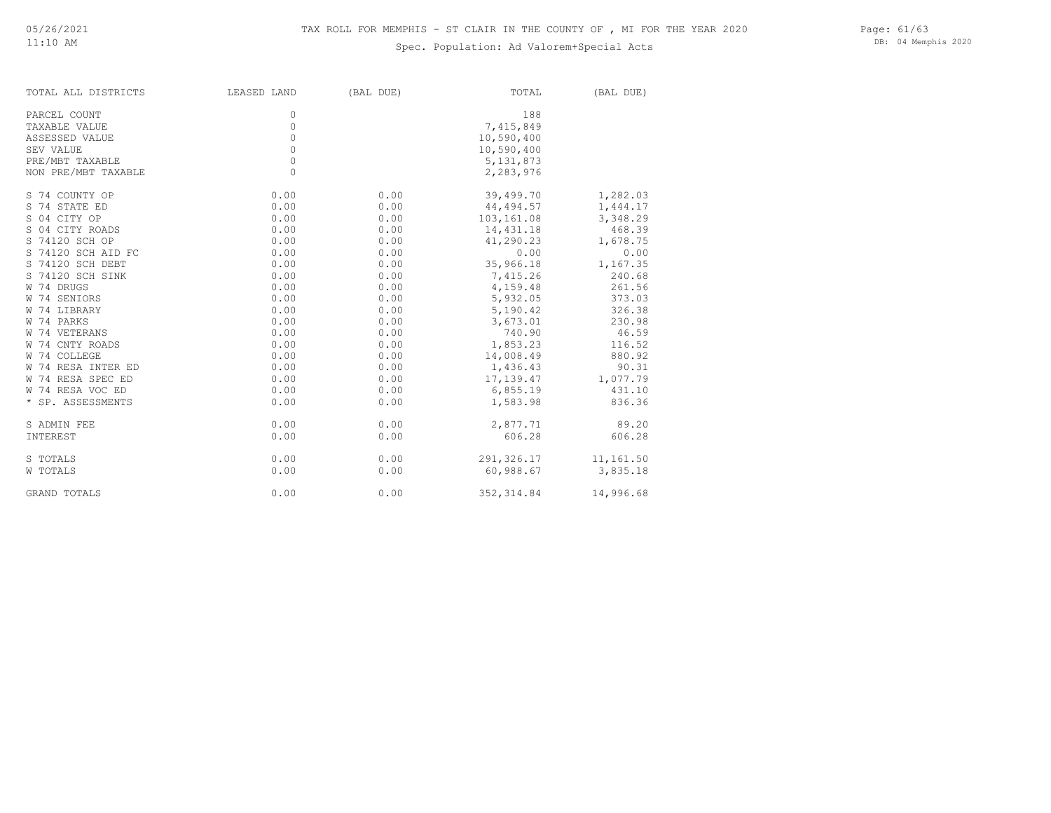TAX ROLL FOR MEMPHIS - ST CLAIR IN THE COUNTY OF , MI FOR THE YEAR 2020

Spec. Population: Ad Valorem+Special Acts

| TOTAL ALL DISTRICTS | LEASED LAND | (BAL DUE) | TOTAL | (BAL DUE) |
|---|---|---|---|---|
| PARCEL COUNT | 0 | | 188 | |
| TAXABLE VALUE | 0 | | 7,415,849 | |
| ASSESSED VALUE | 0 | | 10,590,400 | |
| SEV VALUE | 0 | | 10,590,400 | |
| PRE/MBT TAXABLE | 0 | | 5,131,873 | |
| NON PRE/MBT TAXABLE | 0 | | 2,283,976 | |
| S 74 COUNTY OP | 0.00 | 0.00 | 39,499.70 | 1,282.03 |
| S 74 STATE ED | 0.00 | 0.00 | 44,494.57 | 1,444.17 |
| S 04 CITY OP | 0.00 | 0.00 | 103,161.08 | 3,348.29 |
| S 04 CITY ROADS | 0.00 | 0.00 | 14,431.18 | 468.39 |
| S 74120 SCH OP | 0.00 | 0.00 | 41,290.23 | 1,678.75 |
| S 74120 SCH AID FC | 0.00 | 0.00 | 0.00 | 0.00 |
| S 74120 SCH DEBT | 0.00 | 0.00 | 35,966.18 | 1,167.35 |
| S 74120 SCH SINK | 0.00 | 0.00 | 7,415.26 | 240.68 |
| W 74 DRUGS | 0.00 | 0.00 | 4,159.48 | 261.56 |
| W 74 SENIORS | 0.00 | 0.00 | 5,932.05 | 373.03 |
| W 74 LIBRARY | 0.00 | 0.00 | 5,190.42 | 326.38 |
| W 74 PARKS | 0.00 | 0.00 | 3,673.01 | 230.98 |
| W 74 VETERANS | 0.00 | 0.00 | 740.90 | 46.59 |
| W 74 CNTY ROADS | 0.00 | 0.00 | 1,853.23 | 116.52 |
| W 74 COLLEGE | 0.00 | 0.00 | 14,008.49 | 880.92 |
| W 74 RESA INTER ED | 0.00 | 0.00 | 1,436.43 | 90.31 |
| W 74 RESA SPEC ED | 0.00 | 0.00 | 17,139.47 | 1,077.79 |
| W 74 RESA VOC ED | 0.00 | 0.00 | 6,855.19 | 431.10 |
| * SP. ASSESSMENTS | 0.00 | 0.00 | 1,583.98 | 836.36 |
| S ADMIN FEE | 0.00 | 0.00 | 2,877.71 | 89.20 |
| INTEREST | 0.00 | 0.00 | 606.28 | 606.28 |
| S TOTALS | 0.00 | 0.00 | 291,326.17 | 11,161.50 |
| W TOTALS | 0.00 | 0.00 | 60,988.67 | 3,835.18 |
| GRAND TOTALS | 0.00 | 0.00 | 352,314.84 | 14,996.68 |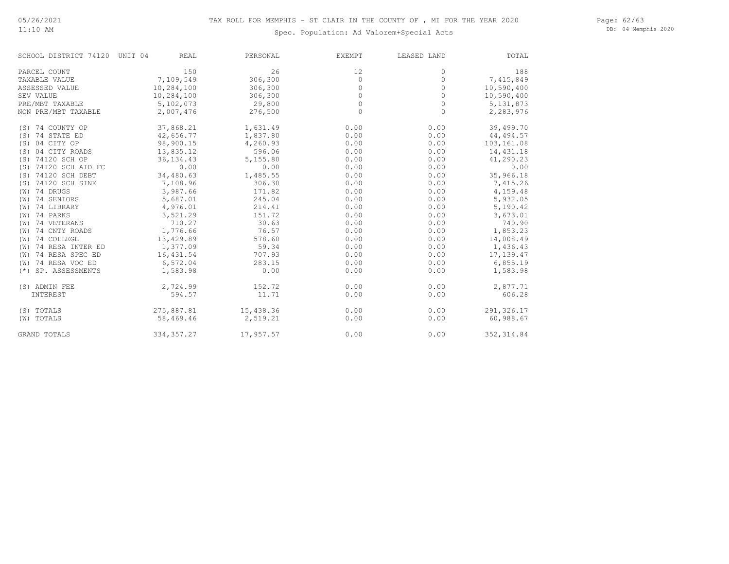# TAX ROLL FOR MEMPHIS - ST CLAIR IN THE COUNTY OF , MI FOR THE YEAR 2020

Spec. Population: Ad Valorem+Special Acts

| SCHOOL DISTRICT 74120 UNIT 04 | REAL | PERSONAL | EXEMPT | LEASED LAND | TOTAL |
|---|---|---|---|---|---|
| PARCEL COUNT | 150 | 26 | 12 | 0 | 188 |
| TAXABLE VALUE | 7,109,549 | 306,300 | 0 | 0 | 7,415,849 |
| ASSESSED VALUE | 10,284,100 | 306,300 | 0 | 0 | 10,590,400 |
| SEV VALUE | 10,284,100 | 306,300 | 0 | 0 | 10,590,400 |
| PRE/MBT TAXABLE | 5,102,073 | 29,800 | 0 | 0 | 5,131,873 |
| NON PRE/MBT TAXABLE | 2,007,476 | 276,500 | 0 | 0 | 2,283,976 |
| (S) 74 COUNTY OP | 37,868.21 | 1,631.49 | 0.00 | 0.00 | 39,499.70 |
| (S) 74 STATE ED | 42,656.77 | 1,837.80 | 0.00 | 0.00 | 44,494.57 |
| (S) 04 CITY OP | 98,900.15 | 4,260.93 | 0.00 | 0.00 | 103,161.08 |
| (S) 04 CITY ROADS | 13,835.12 | 596.06 | 0.00 | 0.00 | 14,431.18 |
| (S) 74120 SCH OP | 36,134.43 | 5,155.80 | 0.00 | 0.00 | 41,290.23 |
| (S) 74120 SCH AID FC | 0.00 | 0.00 | 0.00 | 0.00 | 0.00 |
| (S) 74120 SCH DEBT | 34,480.63 | 1,485.55 | 0.00 | 0.00 | 35,966.18 |
| (S) 74120 SCH SINK | 7,108.96 | 306.30 | 0.00 | 0.00 | 7,415.26 |
| (W) 74 DRUGS | 3,987.66 | 171.82 | 0.00 | 0.00 | 4,159.48 |
| (W) 74 SENIORS | 5,687.01 | 245.04 | 0.00 | 0.00 | 5,932.05 |
| (W) 74 LIBRARY | 4,976.01 | 214.41 | 0.00 | 0.00 | 5,190.42 |
| (W) 74 PARKS | 3,521.29 | 151.72 | 0.00 | 0.00 | 3,673.01 |
| (W) 74 VETERANS | 710.27 | 30.63 | 0.00 | 0.00 | 740.90 |
| (W) 74 CNTY ROADS | 1,776.66 | 76.57 | 0.00 | 0.00 | 1,853.23 |
| (W) 74 COLLEGE | 13,429.89 | 578.60 | 0.00 | 0.00 | 14,008.49 |
| (W) 74 RESA INTER ED | 1,377.09 | 59.34 | 0.00 | 0.00 | 1,436.43 |
| (W) 74 RESA SPEC ED | 16,431.54 | 707.93 | 0.00 | 0.00 | 17,139.47 |
| (W) 74 RESA VOC ED | 6,572.04 | 283.15 | 0.00 | 0.00 | 6,855.19 |
| (*) SP. ASSESSMENTS | 1,583.98 | 0.00 | 0.00 | 0.00 | 1,583.98 |
| (S) ADMIN FEE | 2,724.99 | 152.72 | 0.00 | 0.00 | 2,877.71 |
| INTEREST | 594.57 | 11.71 | 0.00 | 0.00 | 606.28 |
| (S) TOTALS | 275,887.81 | 15,438.36 | 0.00 | 0.00 | 291,326.17 |
| (W) TOTALS | 58,469.46 | 2,519.21 | 0.00 | 0.00 | 60,988.67 |
| GRAND TOTALS | 334,357.27 | 17,957.57 | 0.00 | 0.00 | 352,314.84 |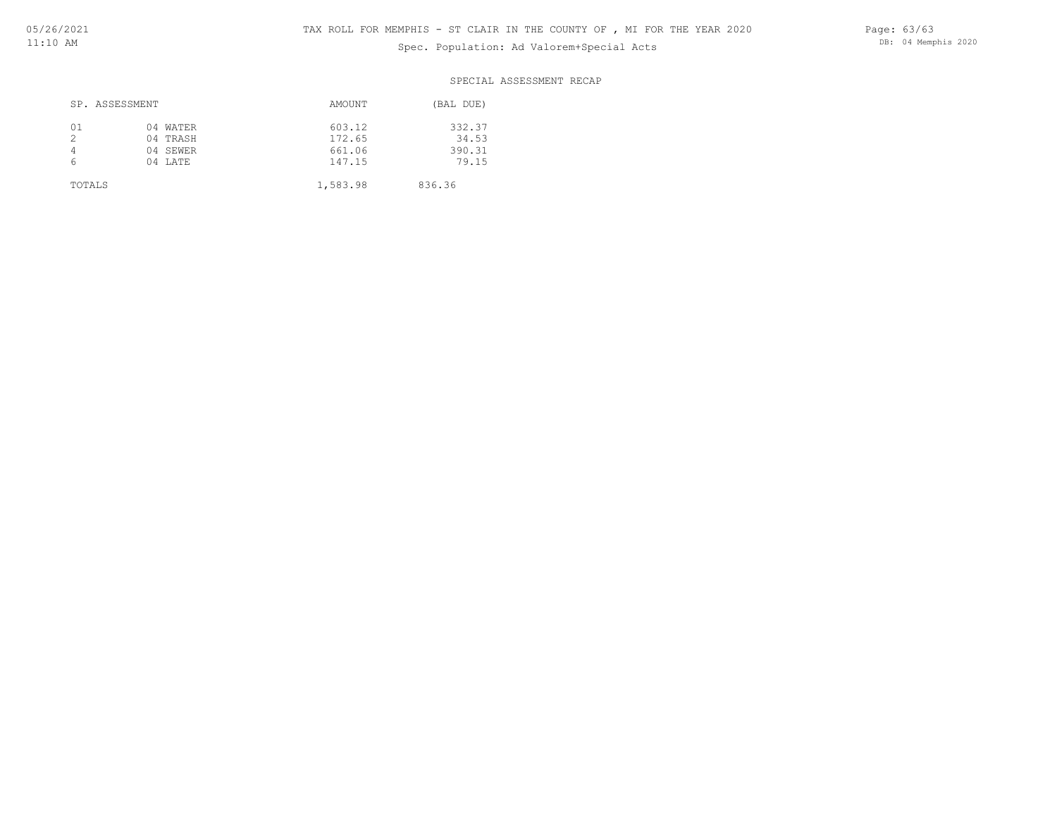## SPECIAL ASSESSMENT RECAP

| SP. ASSESSMENT | | AMOUNT | (BAL DUE) |
|---|---|---|---|
| 01 | 04 WATER | 603.12 | 332.37 |
| 2 | 04 TRASH | 172.65 | 34.53 |
| 4 | 04 SEWER | 661.06 | 390.31 |
| 6 | 04 LATE | 147.15 | 79.15 |
| TOTALS | | 1,583.98 | 836.36 |